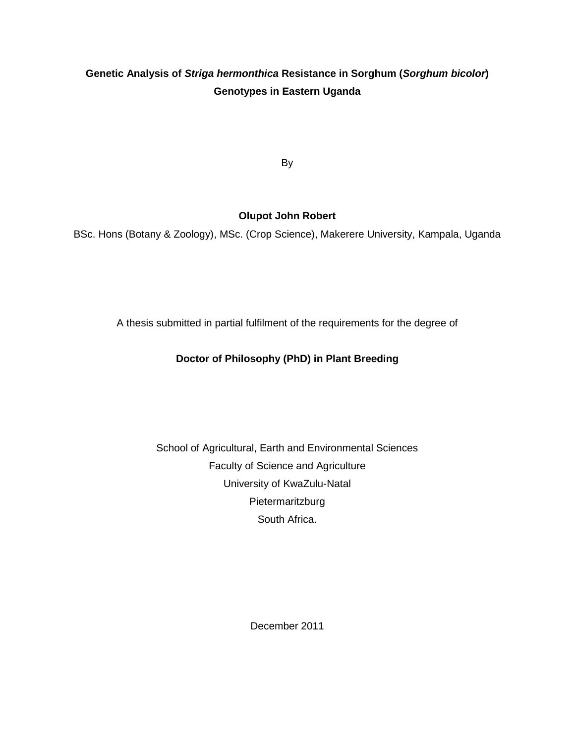# Genetic Analysis of *Striga hermonthica* Resistance in Sorghum (*Sorghum bicolor*) Genotypes in Eastern Uganda

By

**Olupot John Robert**

BSc. Hons (Botany & Zoology), MSc. (Crop Science), Makerere University, Kampala, Uganda

A thesis submitted in partial fulfilment of the requirements for the degree of

**Doctor of Philosophy (PhD) in Plant Breeding**

School of Agricultural, Earth and Environmental Sciences
Faculty of Science and Agriculture
University of KwaZulu-Natal
Pietermaritzburg
South Africa.

December 2011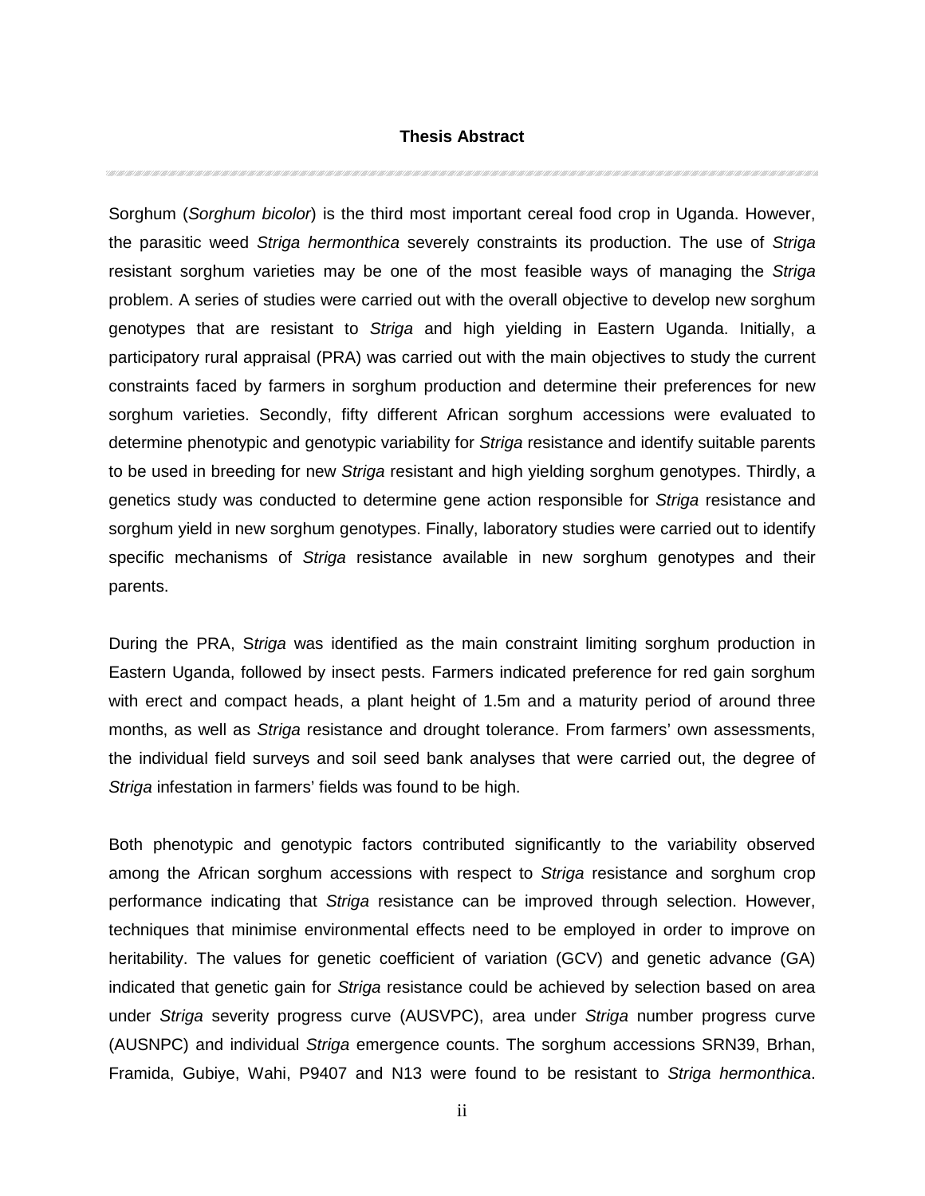**Thesis Abstract**

Sorghum (*Sorghum bicolor*) is the third most important cereal food crop in Uganda. However, the parasitic weed *Striga hermonthica* severely constraints its production. The use of *Striga* resistant sorghum varieties may be one of the most feasible ways of managing the *Striga* problem. A series of studies were carried out with the overall objective to develop new sorghum genotypes that are resistant to *Striga* and high yielding in Eastern Uganda. Initially, a participatory rural appraisal (PRA) was carried out with the main objectives to study the current constraints faced by farmers in sorghum production and determine their preferences for new sorghum varieties. Secondly, fifty different African sorghum accessions were evaluated to determine phenotypic and genotypic variability for *Striga* resistance and identify suitable parents to be used in breeding for new *Striga* resistant and high yielding sorghum genotypes. Thirdly, a genetics study was conducted to determine gene action responsible for *Striga* resistance and sorghum yield in new sorghum genotypes. Finally, laboratory studies were carried out to identify specific mechanisms of *Striga* resistance available in new sorghum genotypes and their parents.

During the PRA, S*triga* was identified as the main constraint limiting sorghum production in Eastern Uganda, followed by insect pests. Farmers indicated preference for red gain sorghum with erect and compact heads, a plant height of 1.5m and a maturity period of around three months, as well as *Striga* resistance and drought tolerance. From farmers' own assessments, the individual field surveys and soil seed bank analyses that were carried out, the degree of *Striga* infestation in farmers' fields was found to be high.

Both phenotypic and genotypic factors contributed significantly to the variability observed among the African sorghum accessions with respect to *Striga* resistance and sorghum crop performance indicating that *Striga* resistance can be improved through selection. However, techniques that minimise environmental effects need to be employed in order to improve on heritability. The values for genetic coefficient of variation (GCV) and genetic advance (GA) indicated that genetic gain for *Striga* resistance could be achieved by selection based on area under *Striga* severity progress curve (AUSVPC), area under *Striga* number progress curve (AUSNPC) and individual *Striga* emergence counts. The sorghum accessions SRN39, Brhan, Framida, Gubiye, Wahi, P9407 and N13 were found to be resistant to *Striga hermonthica*.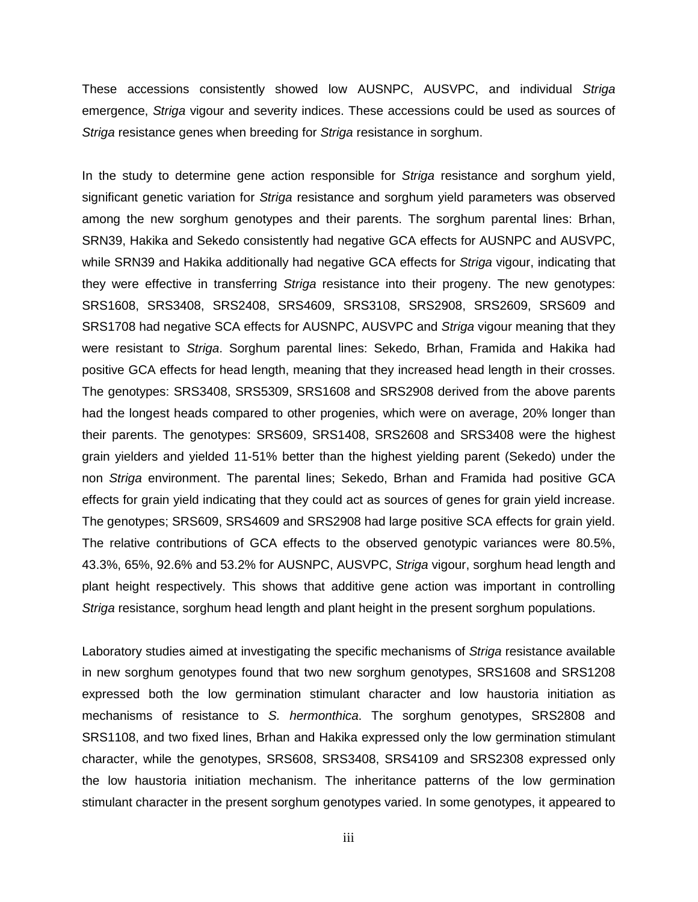These accessions consistently showed low AUSNPC, AUSVPC, and individual *Striga* emergence, *Striga* vigour and severity indices. These accessions could be used as sources of *Striga* resistance genes when breeding for *Striga* resistance in sorghum.

In the study to determine gene action responsible for *Striga* resistance and sorghum yield, significant genetic variation for *Striga* resistance and sorghum yield parameters was observed among the new sorghum genotypes and their parents. The sorghum parental lines: Brhan, SRN39, Hakika and Sekedo consistently had negative GCA effects for AUSNPC and AUSVPC, while SRN39 and Hakika additionally had negative GCA effects for *Striga* vigour, indicating that they were effective in transferring *Striga* resistance into their progeny. The new genotypes: SRS1608, SRS3408, SRS2408, SRS4609, SRS3108, SRS2908, SRS2609, SRS609 and SRS1708 had negative SCA effects for AUSNPC, AUSVPC and *Striga* vigour meaning that they were resistant to *Striga*. Sorghum parental lines: Sekedo, Brhan, Framida and Hakika had positive GCA effects for head length, meaning that they increased head length in their crosses. The genotypes: SRS3408, SRS5309, SRS1608 and SRS2908 derived from the above parents had the longest heads compared to other progenies, which were on average, 20% longer than their parents. The genotypes: SRS609, SRS1408, SRS2608 and SRS3408 were the highest grain yielders and yielded 11-51% better than the highest yielding parent (Sekedo) under the non *Striga* environment. The parental lines; Sekedo, Brhan and Framida had positive GCA effects for grain yield indicating that they could act as sources of genes for grain yield increase. The genotypes; SRS609, SRS4609 and SRS2908 had large positive SCA effects for grain yield. The relative contributions of GCA effects to the observed genotypic variances were 80.5%, 43.3%, 65%, 92.6% and 53.2% for AUSNPC, AUSVPC, *Striga* vigour, sorghum head length and plant height respectively. This shows that additive gene action was important in controlling *Striga* resistance, sorghum head length and plant height in the present sorghum populations.

Laboratory studies aimed at investigating the specific mechanisms of *Striga* resistance available in new sorghum genotypes found that two new sorghum genotypes, SRS1608 and SRS1208 expressed both the low germination stimulant character and low haustoria initiation as mechanisms of resistance to *S. hermonthica*. The sorghum genotypes, SRS2808 and SRS1108, and two fixed lines, Brhan and Hakika expressed only the low germination stimulant character, while the genotypes, SRS608, SRS3408, SRS4109 and SRS2308 expressed only the low haustoria initiation mechanism. The inheritance patterns of the low germination stimulant character in the present sorghum genotypes varied. In some genotypes, it appeared to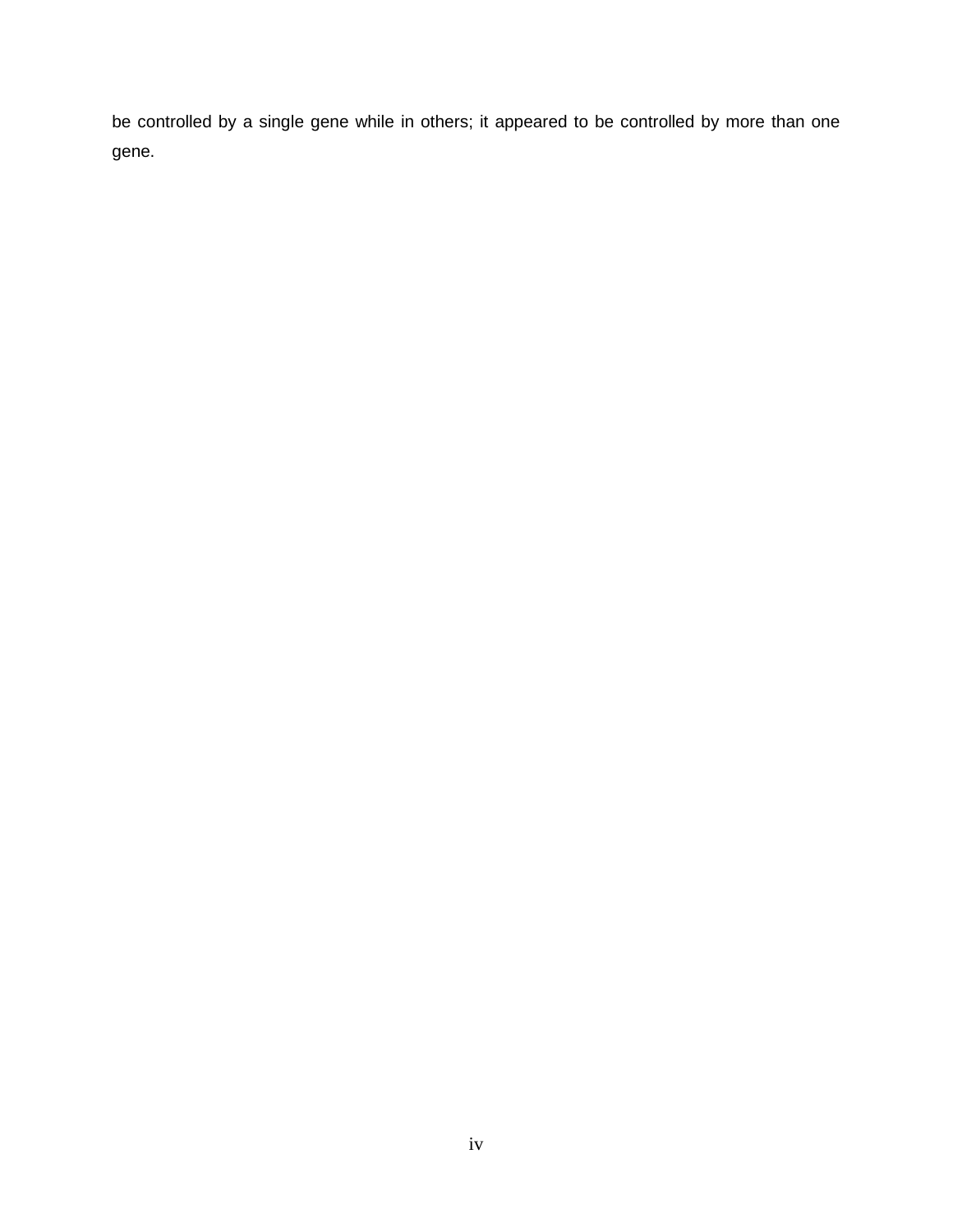be controlled by a single gene while in others; it appeared to be controlled by more than one gene.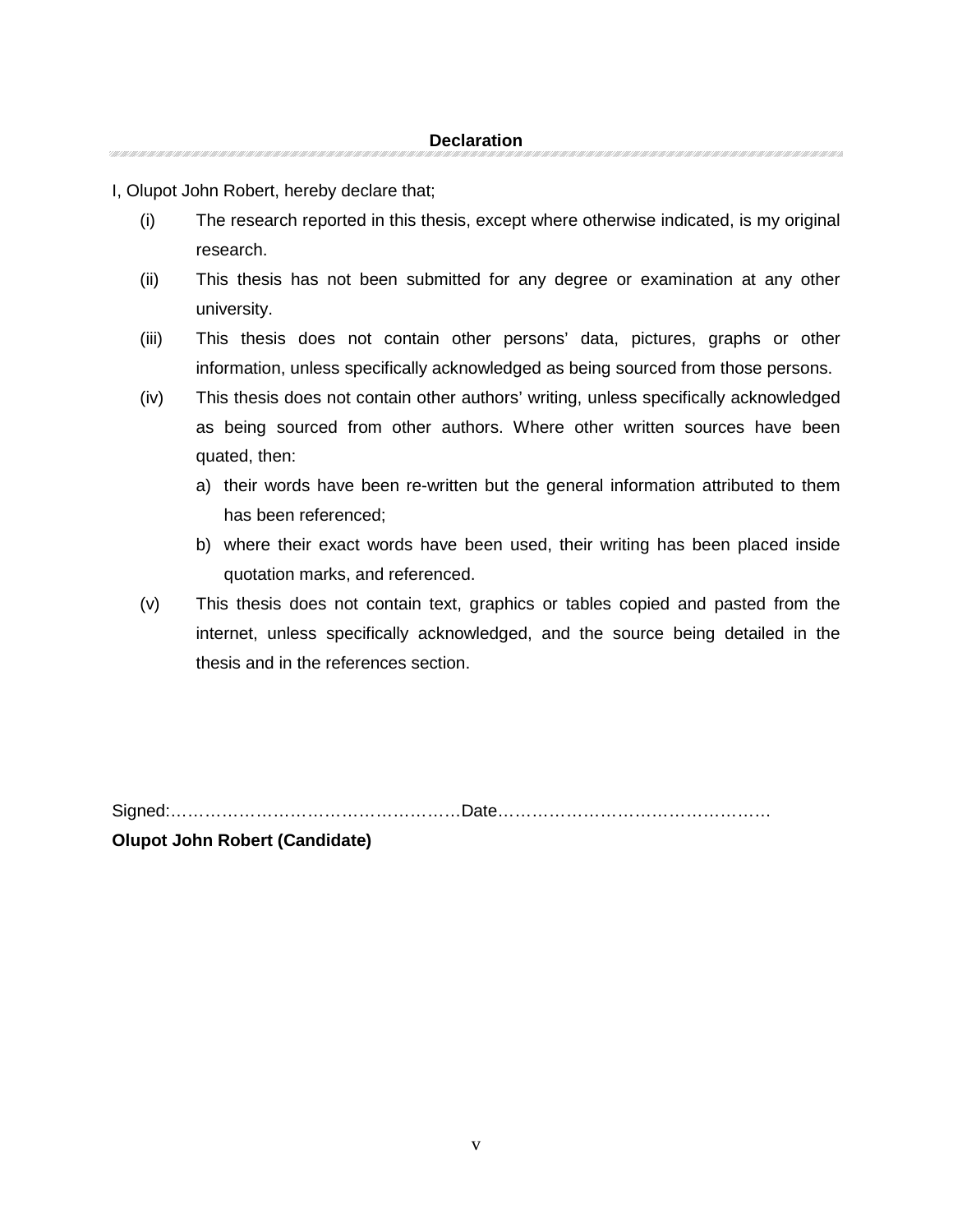## Declaration

I, Olupot John Robert, hereby declare that;

(i) The research reported in this thesis, except where otherwise indicated, is my original research.

(ii) This thesis has not been submitted for any degree or examination at any other university.

(iii) This thesis does not contain other persons' data, pictures, graphs or other information, unless specifically acknowledged as being sourced from those persons.

(iv) This thesis does not contain other authors' writing, unless specifically acknowledged as being sourced from other authors. Where other written sources have been quated, then:

   a) their words have been re-written but the general information attributed to them has been referenced;
   
   b) where their exact words have been used, their writing has been placed inside quotation marks, and referenced.

(v) This thesis does not contain text, graphics or tables copied and pasted from the internet, unless specifically acknowledged, and the source being detailed in the thesis and in the references section.

Signed:……………………………………………Date…………………………………………

**Olupot John Robert (Candidate)**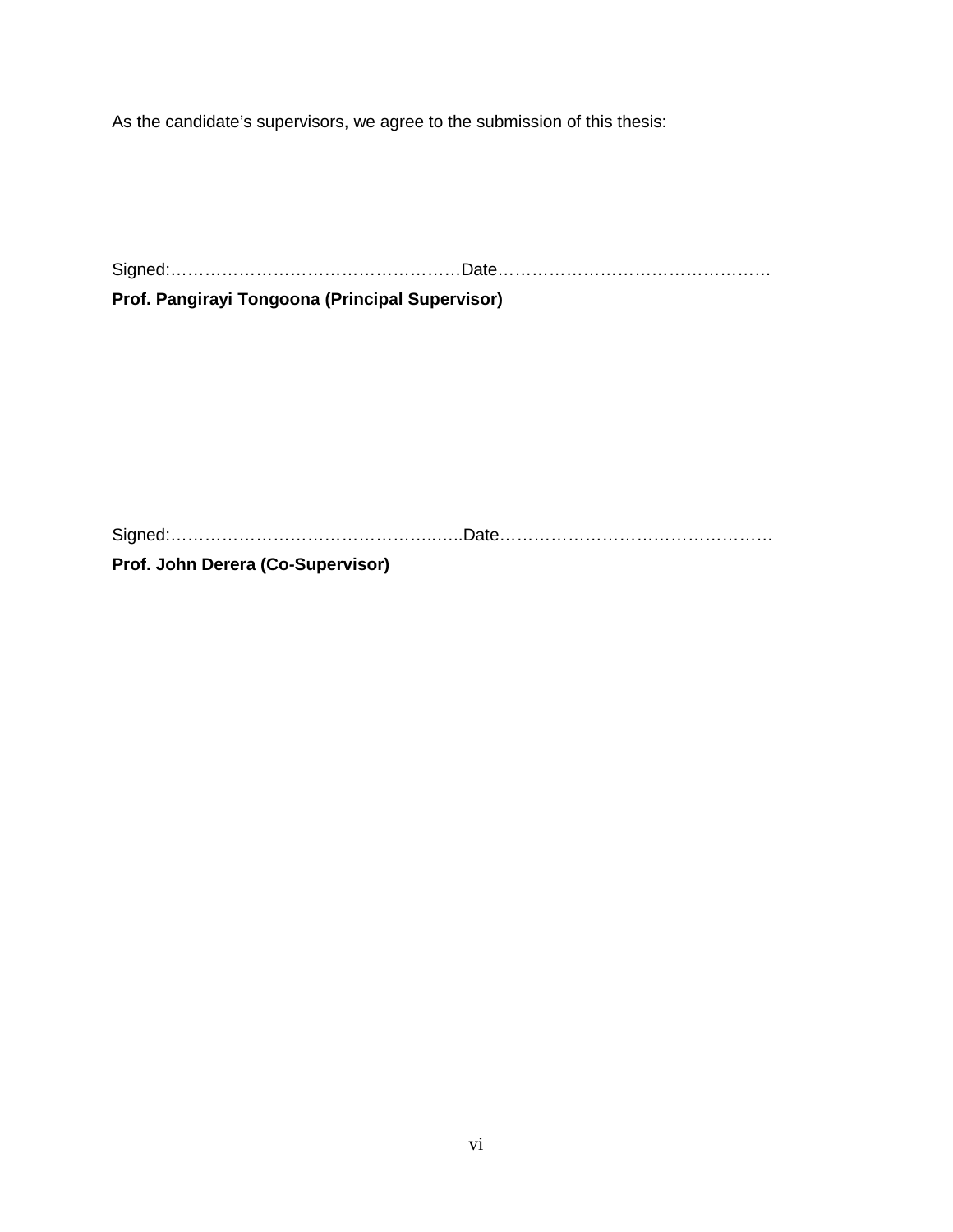As the candidate's supervisors, we agree to the submission of this thesis:

Signed:……………………………………………Date…………………………………………

**Prof. Pangirayi Tongoona (Principal Supervisor)**

Signed:…………………………………………..…..Date…………………………………………

**Prof. John Derera (Co-Supervisor)**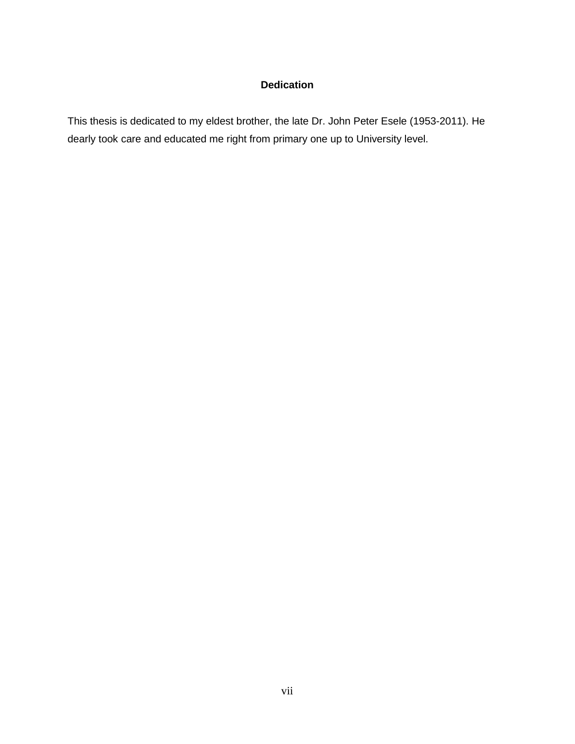## Dedication

This thesis is dedicated to my eldest brother, the late Dr. John Peter Esele (1953-2011). He dearly took care and educated me right from primary one up to University level.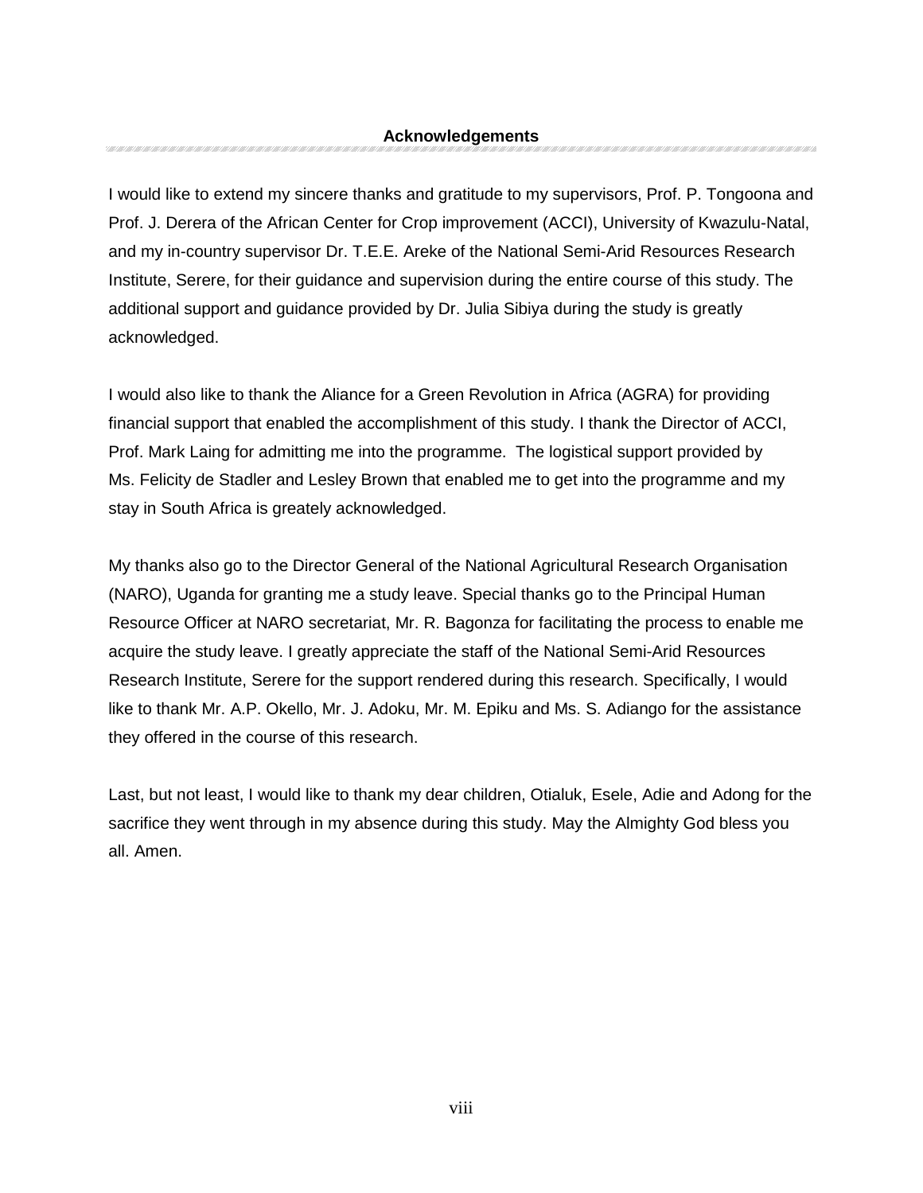# Acknowledgements

I would like to extend my sincere thanks and gratitude to my supervisors, Prof. P. Tongoona and Prof. J. Derera of the African Center for Crop improvement (ACCI), University of Kwazulu-Natal, and my in-country supervisor Dr. T.E.E. Areke of the National Semi-Arid Resources Research Institute, Serere, for their guidance and supervision during the entire course of this study. The additional support and guidance provided by Dr. Julia Sibiya during the study is greatly acknowledged.

I would also like to thank the Aliance for a Green Revolution in Africa (AGRA) for providing financial support that enabled the accomplishment of this study. I thank the Director of ACCI, Prof. Mark Laing for admitting me into the programme. The logistical support provided by Ms. Felicity de Stadler and Lesley Brown that enabled me to get into the programme and my stay in South Africa is greately acknowledged.

My thanks also go to the Director General of the National Agricultural Research Organisation (NARO), Uganda for granting me a study leave. Special thanks go to the Principal Human Resource Officer at NARO secretariat, Mr. R. Bagonza for facilitating the process to enable me acquire the study leave. I greatly appreciate the staff of the National Semi-Arid Resources Research Institute, Serere for the support rendered during this research. Specifically, I would like to thank Mr. A.P. Okello, Mr. J. Adoku, Mr. M. Epiku and Ms. S. Adiango for the assistance they offered in the course of this research.

Last, but not least, I would like to thank my dear children, Otialuk, Esele, Adie and Adong for the sacrifice they went through in my absence during this study. May the Almighty God bless you all. Amen.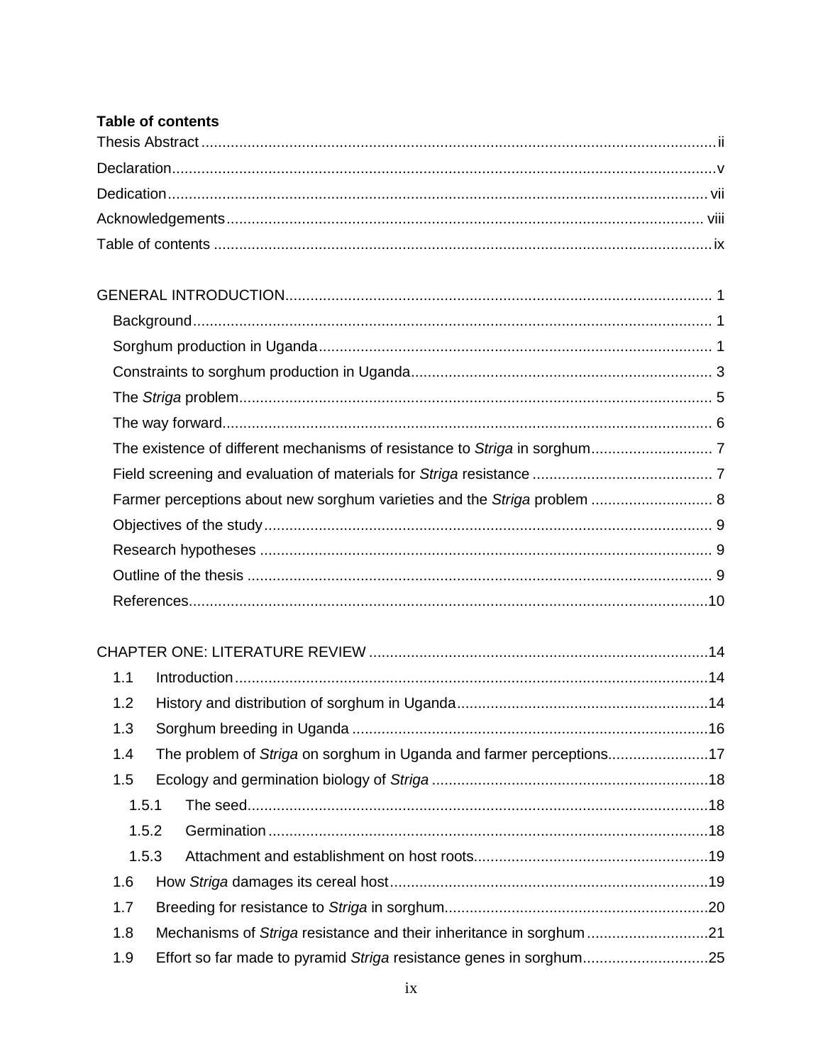**Table of contents**

Thesis Abstract ........................................................................................................................ii

Declaration..............................................................................................................................v

Dedication.............................................................................................................................vii

Acknowledgements................................................................................................................viii

Table of contents ....................................................................................................................ix

GENERAL INTRODUCTION..................................................................................................... 1

- Background........................................................................................................................ 1
- Sorghum production in Uganda.......................................................................................... 1
- Constraints to sorghum production in Uganda.................................................................... 3
- The *Striga* problem.............................................................................................................. 5
- The way forward.................................................................................................................. 6
- The existence of different mechanisms of resistance to *Striga* in sorghum............................ 7
- Field screening and evaluation of materials for *Striga* resistance .......................................... 7
- Farmer perceptions about new sorghum varieties and the *Striga* problem ............................ 8
- Objectives of the study........................................................................................................ 9
- Research hypotheses ......................................................................................................... 9
- Outline of the thesis ............................................................................................................ 9
- References.........................................................................................................................10

CHAPTER ONE: LITERATURE REVIEW ................................................................................14

- 1.1 Introduction..............................................................................................................14
- 1.2 History and distribution of sorghum in Uganda.........................................................14
- 1.3 Sorghum breeding in Uganda ..................................................................................16
- 1.4 The problem of *Striga* on sorghum in Uganda and farmer perceptions......................17
- 1.5 Ecology and germination biology of *Striga* ...............................................................18
  - 1.5.1 The seed...........................................................................................................18
  - 1.5.2 Germination ......................................................................................................18
  - 1.5.3 Attachment and establishment on host roots......................................................19
- 1.6 How *Striga* damages its cereal host.........................................................................19
- 1.7 Breeding for resistance to *Striga* in sorghum............................................................20
- 1.8 Mechanisms of *Striga* resistance and their inheritance in sorghum ...........................21
- 1.9 Effort so far made to pyramid *Striga* resistance genes in sorghum............................25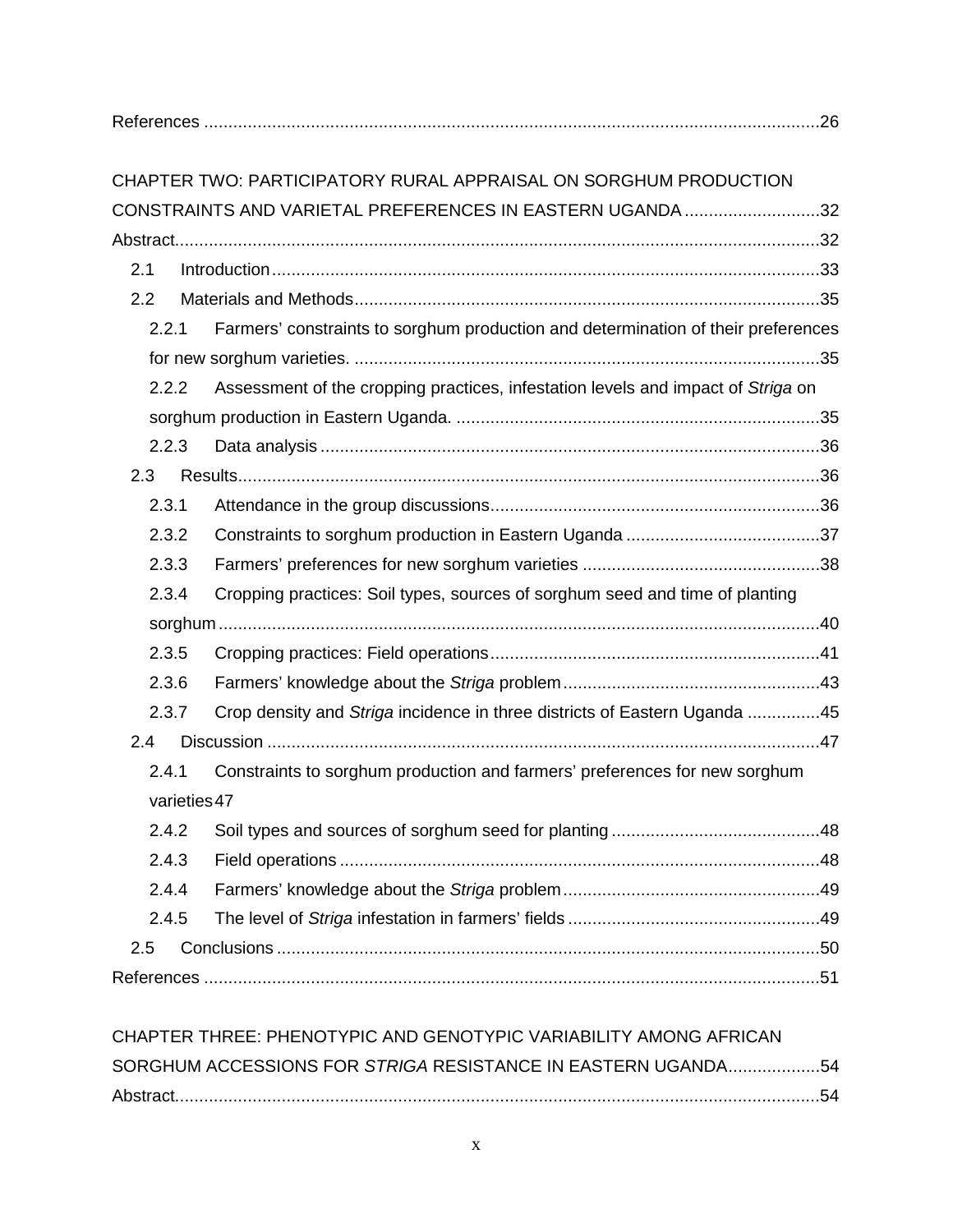References ....................................................................................................................26

CHAPTER TWO: PARTICIPATORY RURAL APPRAISAL ON SORGHUM PRODUCTION CONSTRAINTS AND VARIETAL PREFERENCES IN EASTERN UGANDA ............................32

Abstract.........................................................................................................................32

2.1 Introduction .................................................................................................................33

2.2 Materials and Methods................................................................................................35

2.2.1 Farmers' constraints to sorghum production and determination of their preferences for new sorghum varieties. ...............................................................................................35

2.2.2 Assessment of the cropping practices, infestation levels and impact of *Striga* on sorghum production in Eastern Uganda. ..........................................................................35

2.2.3 Data analysis ......................................................................................................36

2.3 Results.........................................................................................................................36

2.3.1 Attendance in the group discussions...................................................................36

2.3.2 Constraints to sorghum production in Eastern Uganda ........................................37

2.3.3 Farmers' preferences for new sorghum varieties .................................................38

2.3.4 Cropping practices: Soil types, sources of sorghum seed and time of planting sorghum ...........................................................................................................................40

2.3.5 Cropping practices: Field operations...................................................................41

2.3.6 Farmers' knowledge about the *Striga* problem.....................................................43

2.3.7 Crop density and *Striga* incidence in three districts of Eastern Uganda ...............45

2.4 Discussion ..................................................................................................................47

2.4.1 Constraints to sorghum production and farmers' preferences for new sorghum varieties 47

2.4.2 Soil types and sources of sorghum seed for planting ...........................................48

2.4.3 Field operations ..................................................................................................48

2.4.4 Farmers' knowledge about the *Striga* problem.....................................................49

2.4.5 The level of *Striga* infestation in farmers' fields ....................................................49

2.5 Conclusions ................................................................................................................50

References ....................................................................................................................51

CHAPTER THREE: PHENOTYPIC AND GENOTYPIC VARIABILITY AMONG AFRICAN SORGHUM ACCESSIONS FOR *STRIGA* RESISTANCE IN EASTERN UGANDA...................54

Abstract.........................................................................................................................54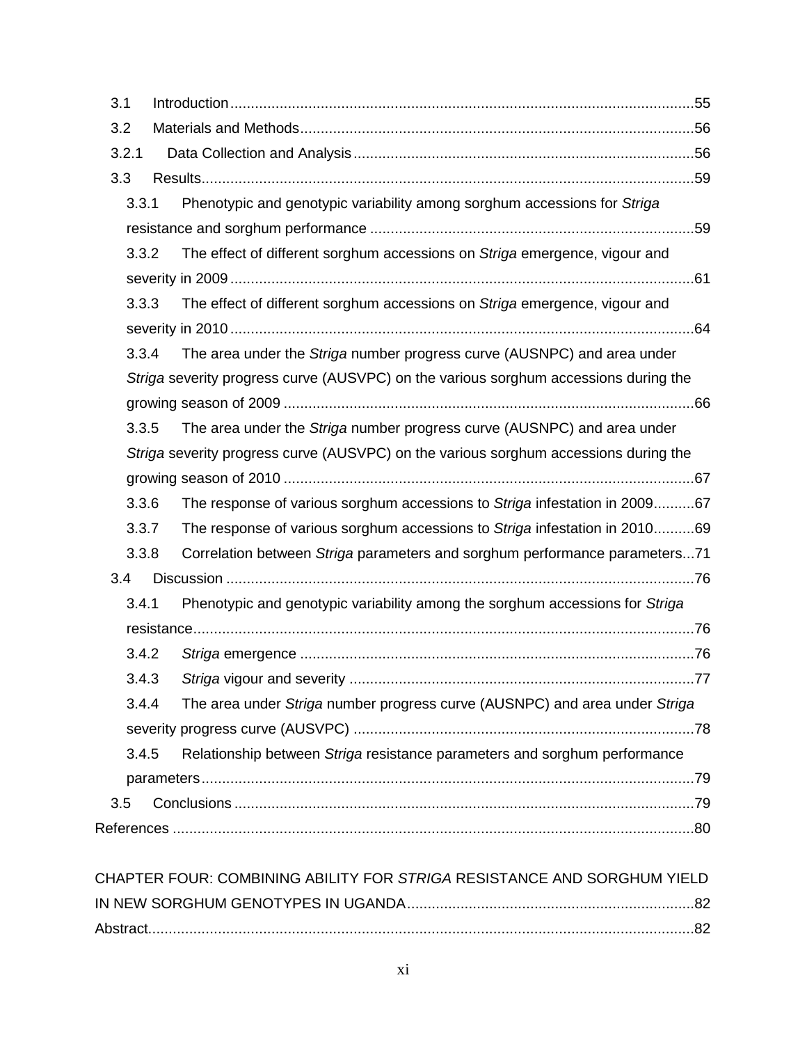3.1 Introduction ..... 55

3.2 Materials and Methods ..... 56

3.2.1 Data Collection and Analysis ..... 56

3.3 Results ..... 59

3.3.1 Phenotypic and genotypic variability among sorghum accessions for *Striga* resistance and sorghum performance ..... 59

3.3.2 The effect of different sorghum accessions on *Striga* emergence, vigour and severity in 2009 ..... 61

3.3.3 The effect of different sorghum accessions on *Striga* emergence, vigour and severity in 2010 ..... 64

3.3.4 The area under the *Striga* number progress curve (AUSNPC) and area under *Striga* severity progress curve (AUSVPC) on the various sorghum accessions during the growing season of 2009 ..... 66

3.3.5 The area under the *Striga* number progress curve (AUSNPC) and area under *Striga* severity progress curve (AUSVPC) on the various sorghum accessions during the growing season of 2010 ..... 67

3.3.6 The response of various sorghum accessions to *Striga* infestation in 2009 ..... 67

3.3.7 The response of various sorghum accessions to *Striga* infestation in 2010 ..... 69

3.3.8 Correlation between *Striga* parameters and sorghum performance parameters ... 71

3.4 Discussion ..... 76

3.4.1 Phenotypic and genotypic variability among the sorghum accessions for *Striga* resistance ..... 76

3.4.2 *Striga* emergence ..... 76

3.4.3 *Striga* vigour and severity ..... 77

3.4.4 The area under *Striga* number progress curve (AUSNPC) and area under *Striga* severity progress curve (AUSVPC) ..... 78

3.4.5 Relationship between *Striga* resistance parameters and sorghum performance parameters ..... 79

3.5 Conclusions ..... 79

References ..... 80

CHAPTER FOUR: COMBINING ABILITY FOR *STRIGA* RESISTANCE AND SORGHUM YIELD IN NEW SORGHUM GENOTYPES IN UGANDA ..... 82

Abstract ..... 82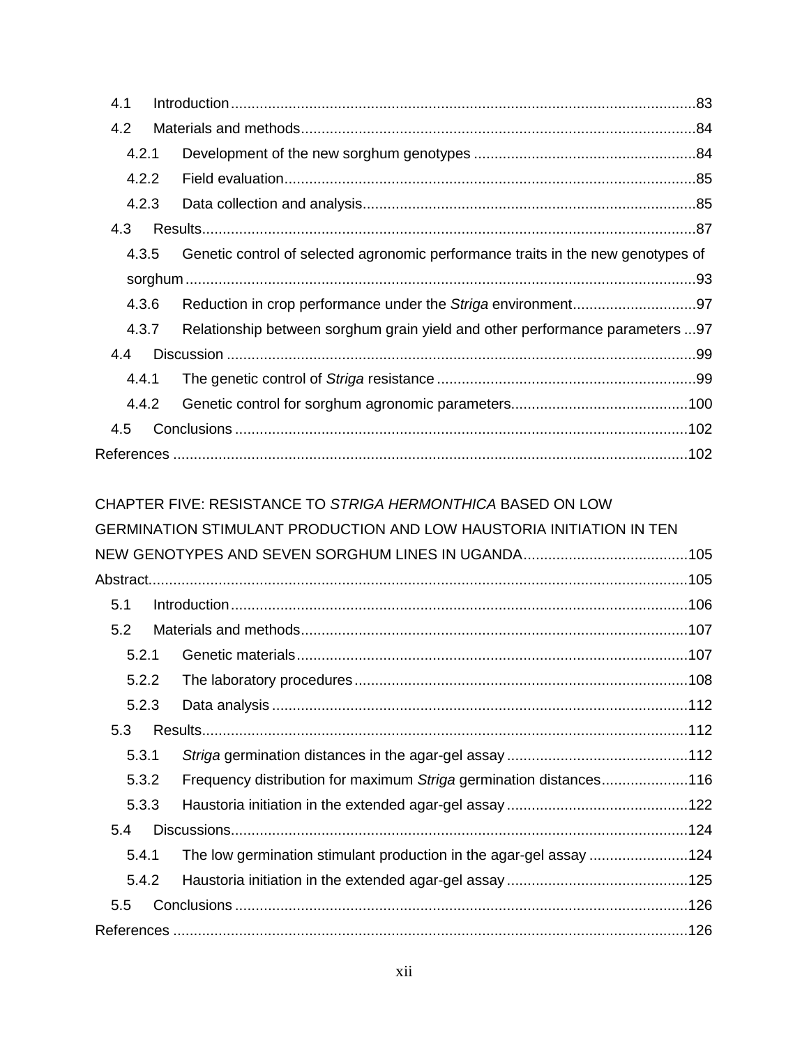4.1 Introduction ........................................................................................................83

4.2 Materials and methods ......................................................................................84

4.2.1 Development of the new sorghum genotypes ................................................84

4.2.2 Field evaluation ..............................................................................................85

4.2.3 Data collection and analysis ...........................................................................85

4.3 Results ...............................................................................................................87

4.3.5 Genetic control of selected agronomic performance traits in the new genotypes of sorghum ..........................................................................................................93

4.3.6 Reduction in crop performance under the *Striga* environment .........................97

4.3.7 Relationship between sorghum grain yield and other performance parameters ...97

4.4 Discussion .........................................................................................................99

4.4.1 The genetic control of *Striga* resistance .........................................................99

4.4.2 Genetic control for sorghum agronomic parameters.......................................100

4.5 Conclusions .......................................................................................................102

References ...............................................................................................................102

CHAPTER FIVE: RESISTANCE TO *STRIGA HERMONTHICA* BASED ON LOW GERMINATION STIMULANT PRODUCTION AND LOW HAUSTORIA INITIATION IN TEN NEW GENOTYPES AND SEVEN SORGHUM LINES IN UGANDA .......................................105

Abstract ...................................................................................................................105

5.1 Introduction .......................................................................................................106

5.2 Materials and methods ......................................................................................107

5.2.1 Genetic materials ...........................................................................................107

5.2.2 The laboratory procedures .............................................................................108

5.2.3 Data analysis ..................................................................................................112

5.3 Results ...............................................................................................................112

5.3.1 *Striga* germination distances in the agar-gel assay .......................................112

5.3.2 Frequency distribution for maximum *Striga* germination distances ..................116

5.3.3 Haustoria initiation in the extended agar-gel assay .........................................122

5.4 Discussions ........................................................................................................124

5.4.1 The low germination stimulant production in the agar-gel assay .....................124

5.4.2 Haustoria initiation in the extended agar-gel assay .........................................125

5.5 Conclusions .......................................................................................................126

References ...............................................................................................................126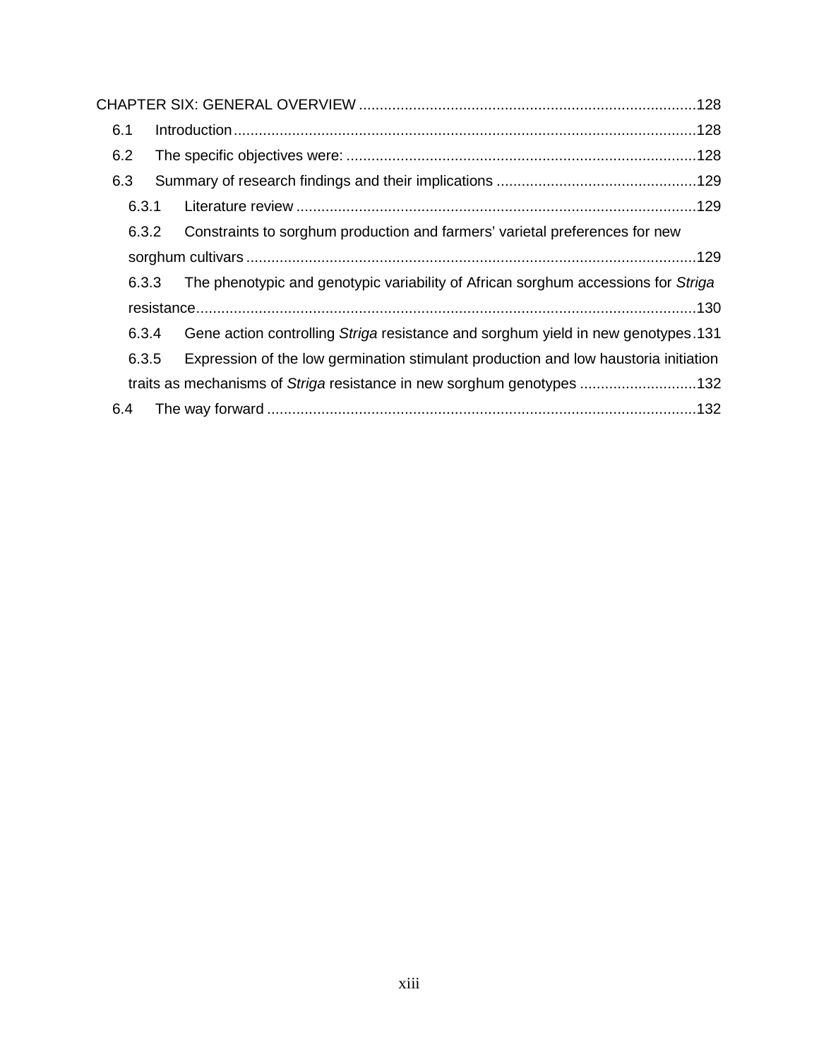CHAPTER SIX: GENERAL OVERVIEW ....................................................................................128

6.1 Introduction ....................................................................................................................128

6.2 The specific objectives were: ...........................................................................................128

6.3 Summary of research findings and their implications ..................................................129

6.3.1 Literature review ........................................................................................................129

6.3.2 Constraints to sorghum production and farmers' varietal preferences for new sorghum cultivars ..........................................................................................................................129

6.3.3 The phenotypic and genotypic variability of African sorghum accessions for *Striga* resistance.........................................................................................................................130

6.3.4 Gene action controlling *Striga* resistance and sorghum yield in new genotypes .131

6.3.5 Expression of the low germination stimulant production and low haustoria initiation traits as mechanisms of *Striga* resistance in new sorghum genotypes ............................132

6.4 The way forward .............................................................................................................132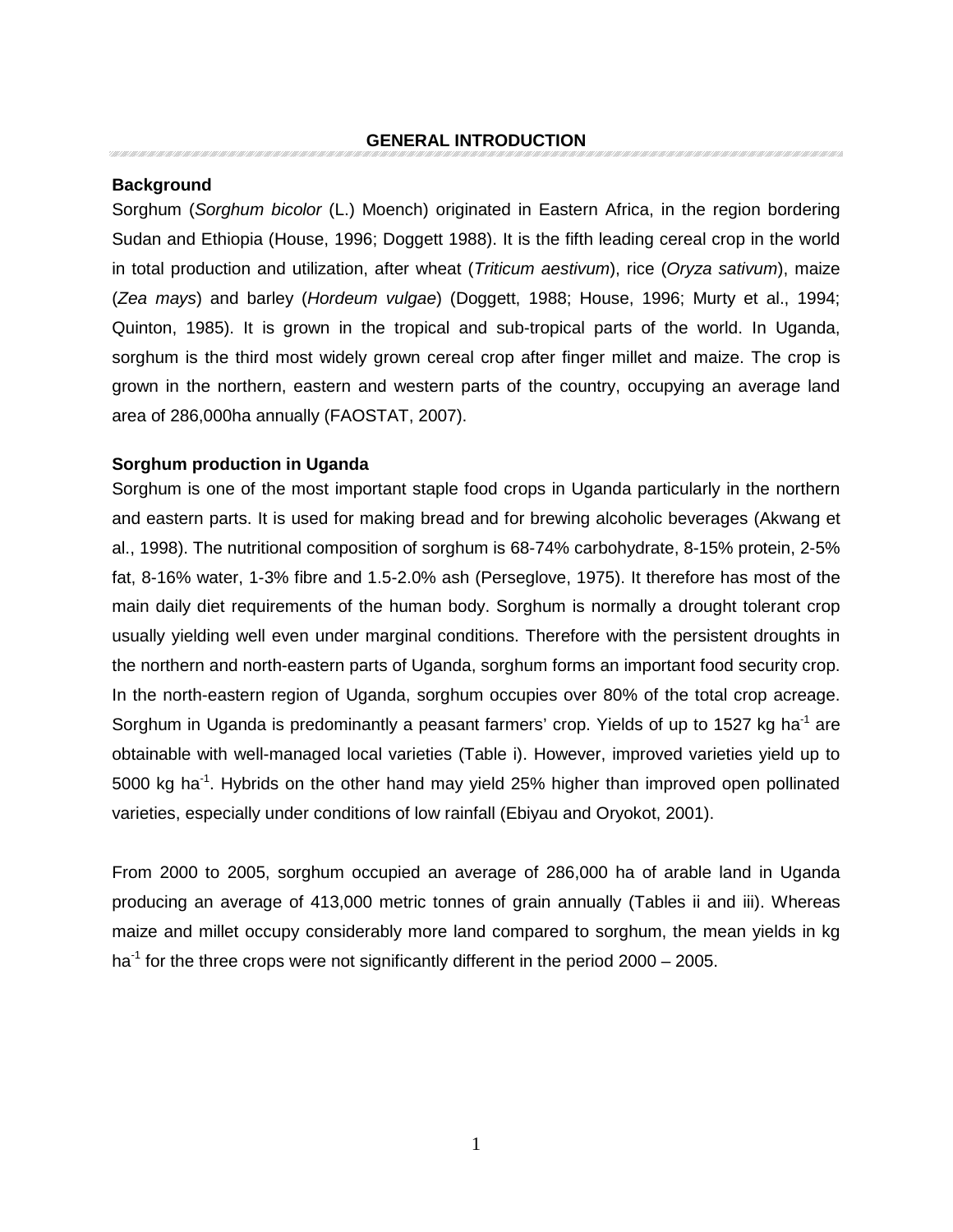# GENERAL INTRODUCTION

### Background

Sorghum (*Sorghum bicolor* (L.) Moench) originated in Eastern Africa, in the region bordering Sudan and Ethiopia (House, 1996; Doggett 1988). It is the fifth leading cereal crop in the world in total production and utilization, after wheat (*Triticum aestivum*), rice (*Oryza sativum*), maize (*Zea mays*) and barley (*Hordeum vulgae*) (Doggett, 1988; House, 1996; Murty et al., 1994; Quinton, 1985). It is grown in the tropical and sub-tropical parts of the world. In Uganda, sorghum is the third most widely grown cereal crop after finger millet and maize. The crop is grown in the northern, eastern and western parts of the country, occupying an average land area of 286,000ha annually (FAOSTAT, 2007).

### Sorghum production in Uganda

Sorghum is one of the most important staple food crops in Uganda particularly in the northern and eastern parts. It is used for making bread and for brewing alcoholic beverages (Akwang et al., 1998). The nutritional composition of sorghum is 68-74% carbohydrate, 8-15% protein, 2-5% fat, 8-16% water, 1-3% fibre and 1.5-2.0% ash (Perseglove, 1975). It therefore has most of the main daily diet requirements of the human body. Sorghum is normally a drought tolerant crop usually yielding well even under marginal conditions. Therefore with the persistent droughts in the northern and north-eastern parts of Uganda, sorghum forms an important food security crop. In the north-eastern region of Uganda, sorghum occupies over 80% of the total crop acreage. Sorghum in Uganda is predominantly a peasant farmers' crop. Yields of up to 1527 kg $ha^{-1}$ are obtainable with well-managed local varieties (Table i). However, improved varieties yield up to 5000 kg $ha^{-1}$. Hybrids on the other hand may yield 25% higher than improved open pollinated varieties, especially under conditions of low rainfall (Ebiyau and Oryokot, 2001).

From 2000 to 2005, sorghum occupied an average of 286,000 ha of arable land in Uganda producing an average of 413,000 metric tonnes of grain annually (Tables ii and iii). Whereas maize and millet occupy considerably more land compared to sorghum, the mean yields in kg $ha^{-1}$ for the three crops were not significantly different in the period 2000 – 2005.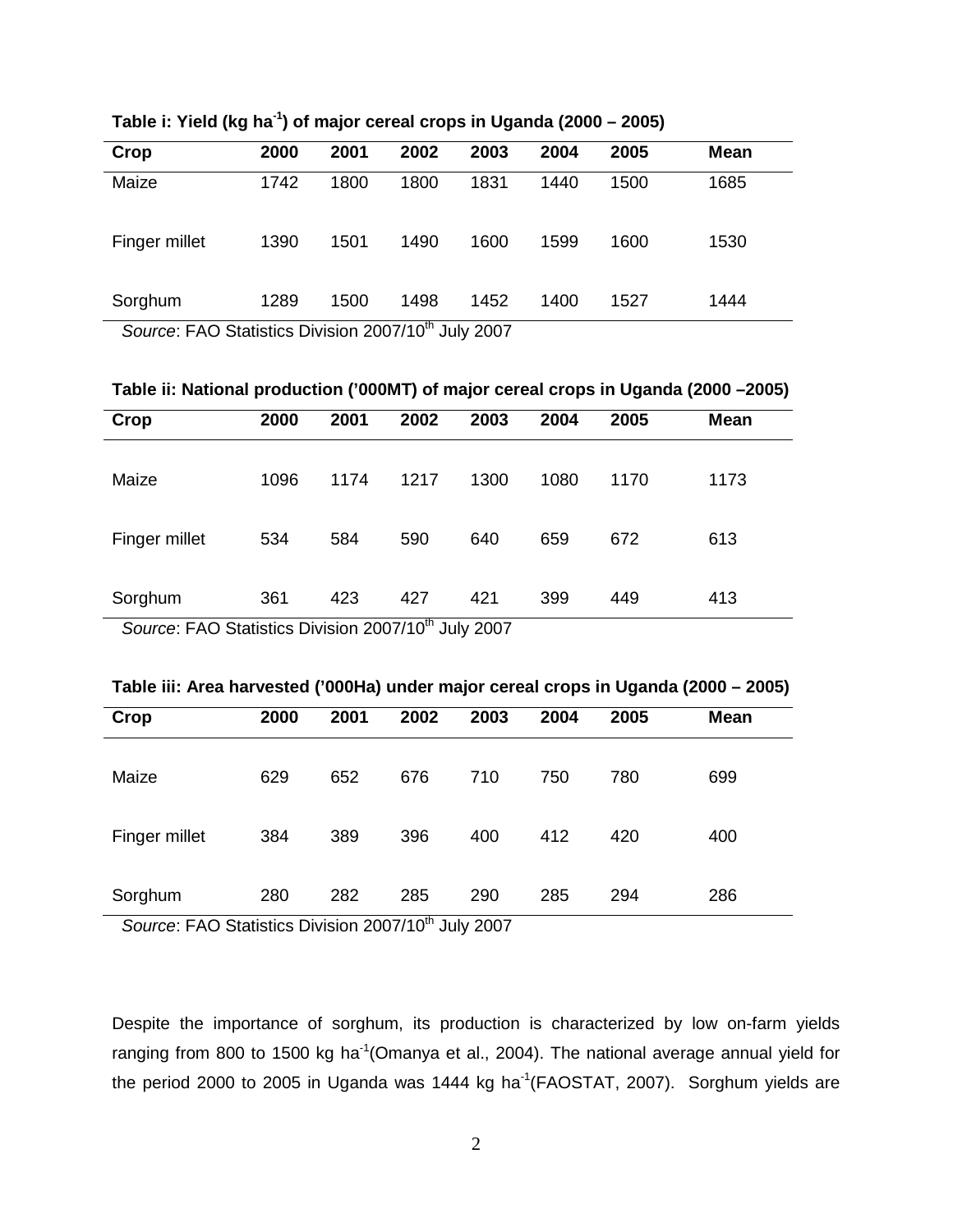**Table i: Yield (kg ha$^{-1}$) of major cereal crops in Uganda (2000 – 2005)**

| Crop | 2000 | 2001 | 2002 | 2003 | 2004 | 2005 | Mean |
|---|---|---|---|---|---|---|---|
| Maize | 1742 | 1800 | 1800 | 1831 | 1440 | 1500 | 1685 |
| Finger millet | 1390 | 1501 | 1490 | 1600 | 1599 | 1600 | 1530 |
| Sorghum | 1289 | 1500 | 1498 | 1452 | 1400 | 1527 | 1444 |

*Source*: FAO Statistics Division 2007/10$^{th}$ July 2007

**Table ii: National production ('000MT) of major cereal crops in Uganda (2000 –2005)**

| Crop | 2000 | 2001 | 2002 | 2003 | 2004 | 2005 | Mean |
|---|---|---|---|---|---|---|---|
| Maize | 1096 | 1174 | 1217 | 1300 | 1080 | 1170 | 1173 |
| Finger millet | 534 | 584 | 590 | 640 | 659 | 672 | 613 |
| Sorghum | 361 | 423 | 427 | 421 | 399 | 449 | 413 |

*Source*: FAO Statistics Division 2007/10$^{th}$ July 2007

**Table iii: Area harvested ('000Ha) under major cereal crops in Uganda (2000 – 2005)**

| Crop | 2000 | 2001 | 2002 | 2003 | 2004 | 2005 | Mean |
|---|---|---|---|---|---|---|---|
| Maize | 629 | 652 | 676 | 710 | 750 | 780 | 699 |
| Finger millet | 384 | 389 | 396 | 400 | 412 | 420 | 400 |
| Sorghum | 280 | 282 | 285 | 290 | 285 | 294 | 286 |

*Source*: FAO Statistics Division 2007/10$^{th}$ July 2007

Despite the importance of sorghum, its production is characterized by low on-farm yields ranging from 800 to 1500 kg ha$^{-1}$(Omanya et al., 2004). The national average annual yield for the period 2000 to 2005 in Uganda was 1444 kg ha$^{-1}$(FAOSTAT, 2007). Sorghum yields are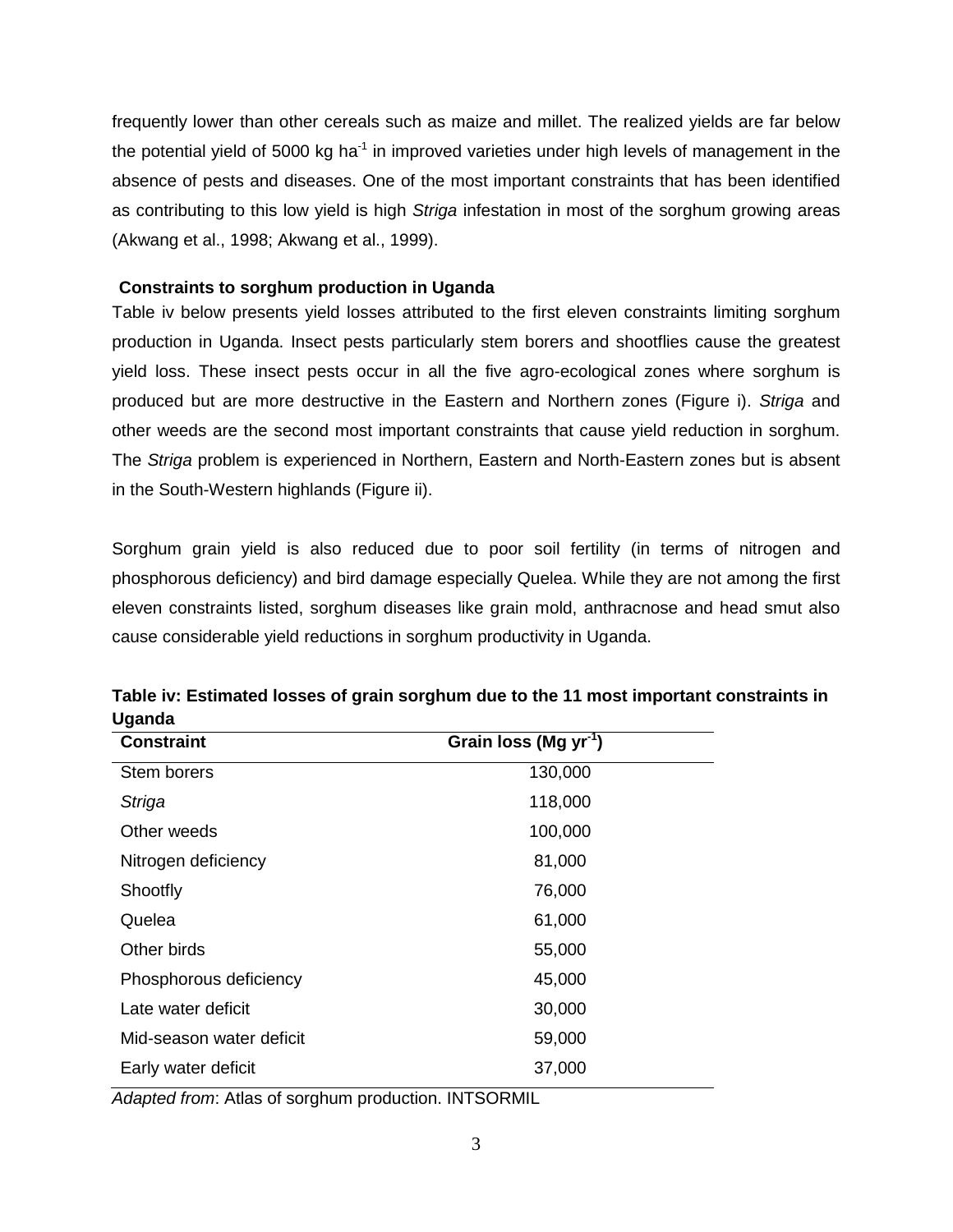frequently lower than other cereals such as maize and millet. The realized yields are far below the potential yield of 5000 kg $ha^{-1}$ in improved varieties under high levels of management in the absence of pests and diseases. One of the most important constraints that has been identified as contributing to this low yield is high *Striga* infestation in most of the sorghum growing areas (Akwang et al., 1998; Akwang et al., 1999).

### Constraints to sorghum production in Uganda

Table iv below presents yield losses attributed to the first eleven constraints limiting sorghum production in Uganda. Insect pests particularly stem borers and shootflies cause the greatest yield loss. These insect pests occur in all the five agro-ecological zones where sorghum is produced but are more destructive in the Eastern and Northern zones (Figure i). *Striga* and other weeds are the second most important constraints that cause yield reduction in sorghum. The *Striga* problem is experienced in Northern, Eastern and North-Eastern zones but is absent in the South-Western highlands (Figure ii).

Sorghum grain yield is also reduced due to poor soil fertility (in terms of nitrogen and phosphorous deficiency) and bird damage especially Quelea. While they are not among the first eleven constraints listed, sorghum diseases like grain mold, anthracnose and head smut also cause considerable yield reductions in sorghum productivity in Uganda.

**Table iv: Estimated losses of grain sorghum due to the 11 most important constraints in Uganda**

| Constraint | Grain loss (Mg $yr^{-1}$) |
|---|---|
| Stem borers | 130,000 |
| *Striga* | 118,000 |
| Other weeds | 100,000 |
| Nitrogen deficiency | 81,000 |
| Shootfly | 76,000 |
| Quelea | 61,000 |
| Other birds | 55,000 |
| Phosphorous deficiency | 45,000 |
| Late water deficit | 30,000 |
| Mid-season water deficit | 59,000 |
| Early water deficit | 37,000 |

*Adapted from*: Atlas of sorghum production. INTSORMIL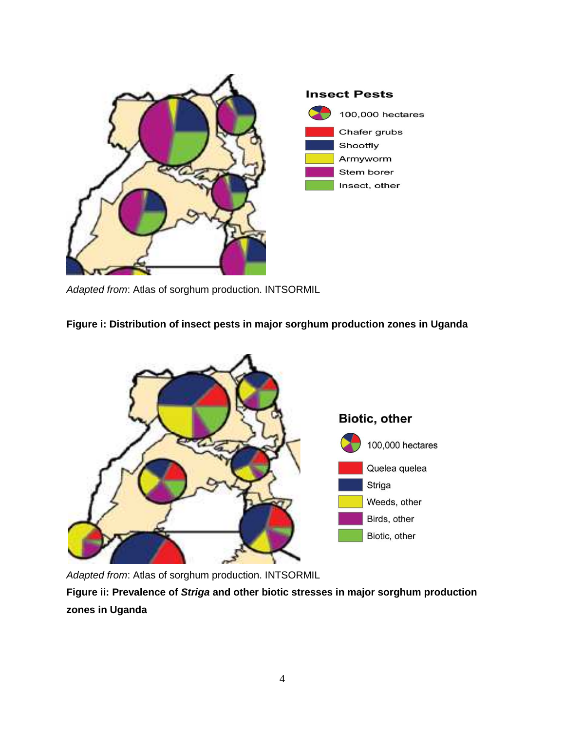Insect Pests

100,000 hectares

Chafer grubs

Shootfly

Armyworm

Stem borer

Insect, other

*Adapted from*: Atlas of sorghum production. INTSORMIL

**Figure i: Distribution of insect pests in major sorghum production zones in Uganda**

Biotic, other

100,000 hectares

Quelea quelea

Striga

Weeds, other

Birds, other

Biotic, other

*Adapted from*: Atlas of sorghum production. INTSORMIL

**Figure ii: Prevalence of *Striga* and other biotic stresses in major sorghum production zones in Uganda**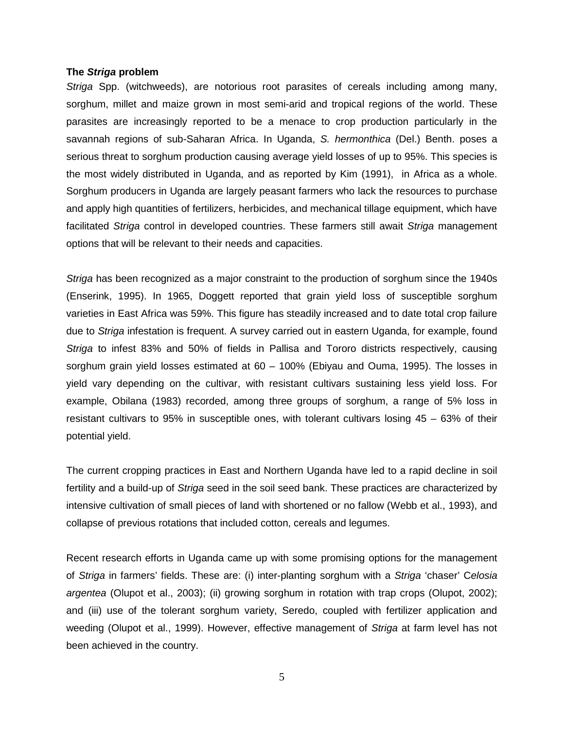**The *Striga* problem**

*Striga* Spp. (witchweeds), are notorious root parasites of cereals including among many, sorghum, millet and maize grown in most semi-arid and tropical regions of the world. These parasites are increasingly reported to be a menace to crop production particularly in the savannah regions of sub-Saharan Africa. In Uganda, *S. hermonthica* (Del.) Benth. poses a serious threat to sorghum production causing average yield losses of up to 95%. This species is the most widely distributed in Uganda, and as reported by Kim (1991), in Africa as a whole. Sorghum producers in Uganda are largely peasant farmers who lack the resources to purchase and apply high quantities of fertilizers, herbicides, and mechanical tillage equipment, which have facilitated *Striga* control in developed countries. These farmers still await *Striga* management options that will be relevant to their needs and capacities.

*Striga* has been recognized as a major constraint to the production of sorghum since the 1940s (Enserink, 1995). In 1965, Doggett reported that grain yield loss of susceptible sorghum varieties in East Africa was 59%. This figure has steadily increased and to date total crop failure due to *Striga* infestation is frequent. A survey carried out in eastern Uganda, for example, found *Striga* to infest 83% and 50% of fields in Pallisa and Tororo districts respectively, causing sorghum grain yield losses estimated at 60 – 100% (Ebiyau and Ouma, 1995). The losses in yield vary depending on the cultivar, with resistant cultivars sustaining less yield loss. For example, Obilana (1983) recorded, among three groups of sorghum, a range of 5% loss in resistant cultivars to 95% in susceptible ones, with tolerant cultivars losing 45 – 63% of their potential yield.

The current cropping practices in East and Northern Uganda have led to a rapid decline in soil fertility and a build-up of *Striga* seed in the soil seed bank. These practices are characterized by intensive cultivation of small pieces of land with shortened or no fallow (Webb et al., 1993), and collapse of previous rotations that included cotton, cereals and legumes.

Recent research efforts in Uganda came up with some promising options for the management of *Striga* in farmers' fields. These are: (i) inter-planting sorghum with a *Striga* 'chaser' C*elosia argentea* (Olupot et al., 2003); (ii) growing sorghum in rotation with trap crops (Olupot, 2002); and (iii) use of the tolerant sorghum variety, Seredo, coupled with fertilizer application and weeding (Olupot et al., 1999). However, effective management of *Striga* at farm level has not been achieved in the country.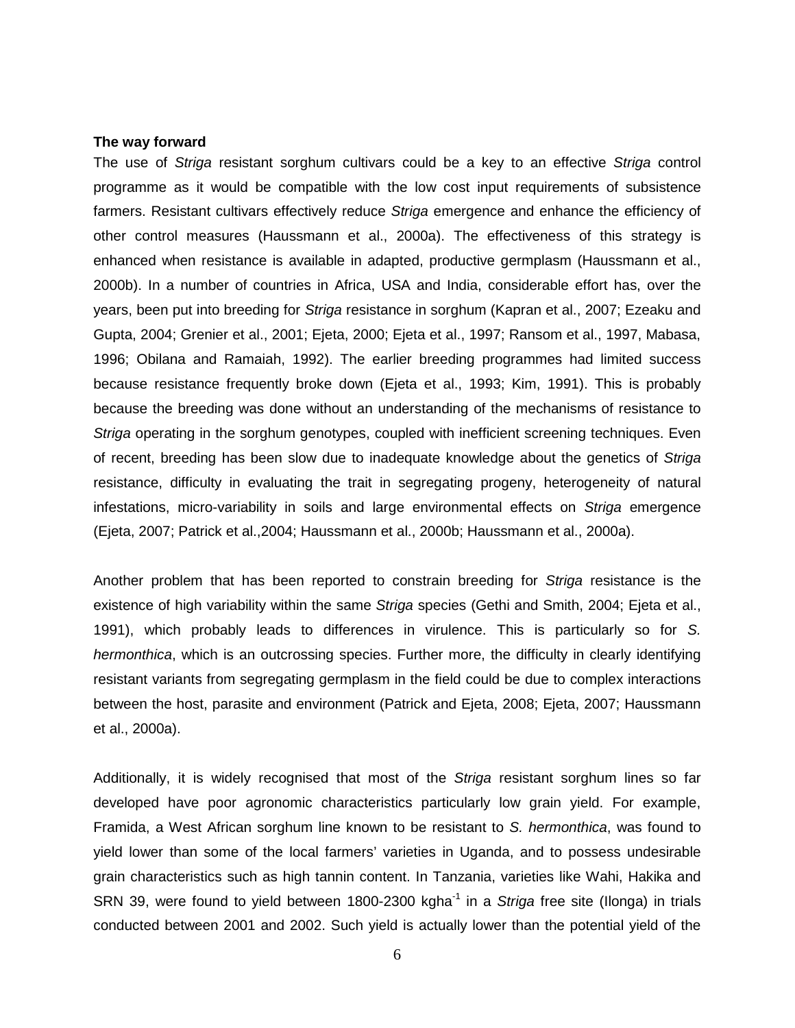**The way forward**

The use of *Striga* resistant sorghum cultivars could be a key to an effective *Striga* control programme as it would be compatible with the low cost input requirements of subsistence farmers. Resistant cultivars effectively reduce *Striga* emergence and enhance the efficiency of other control measures (Haussmann et al., 2000a). The effectiveness of this strategy is enhanced when resistance is available in adapted, productive germplasm (Haussmann et al., 2000b). In a number of countries in Africa, USA and India, considerable effort has, over the years, been put into breeding for *Striga* resistance in sorghum (Kapran et al., 2007; Ezeaku and Gupta, 2004; Grenier et al., 2001; Ejeta, 2000; Ejeta et al., 1997; Ransom et al., 1997, Mabasa, 1996; Obilana and Ramaiah, 1992). The earlier breeding programmes had limited success because resistance frequently broke down (Ejeta et al., 1993; Kim, 1991). This is probably because the breeding was done without an understanding of the mechanisms of resistance to *Striga* operating in the sorghum genotypes, coupled with inefficient screening techniques. Even of recent, breeding has been slow due to inadequate knowledge about the genetics of *Striga* resistance, difficulty in evaluating the trait in segregating progeny, heterogeneity of natural infestations, micro-variability in soils and large environmental effects on *Striga* emergence (Ejeta, 2007; Patrick et al.,2004; Haussmann et al., 2000b; Haussmann et al., 2000a).

Another problem that has been reported to constrain breeding for *Striga* resistance is the existence of high variability within the same *Striga* species (Gethi and Smith, 2004; Ejeta et al., 1991), which probably leads to differences in virulence. This is particularly so for *S. hermonthica*, which is an outcrossing species. Further more, the difficulty in clearly identifying resistant variants from segregating germplasm in the field could be due to complex interactions between the host, parasite and environment (Patrick and Ejeta, 2008; Ejeta, 2007; Haussmann et al., 2000a).

Additionally, it is widely recognised that most of the *Striga* resistant sorghum lines so far developed have poor agronomic characteristics particularly low grain yield. For example, Framida, a West African sorghum line known to be resistant to *S. hermonthica*, was found to yield lower than some of the local farmers' varieties in Uganda, and to possess undesirable grain characteristics such as high tannin content. In Tanzania, varieties like Wahi, Hakika and SRN 39, were found to yield between 1800-2300 $kgha^{-1}$ in a *Striga* free site (Ilonga) in trials conducted between 2001 and 2002. Such yield is actually lower than the potential yield of the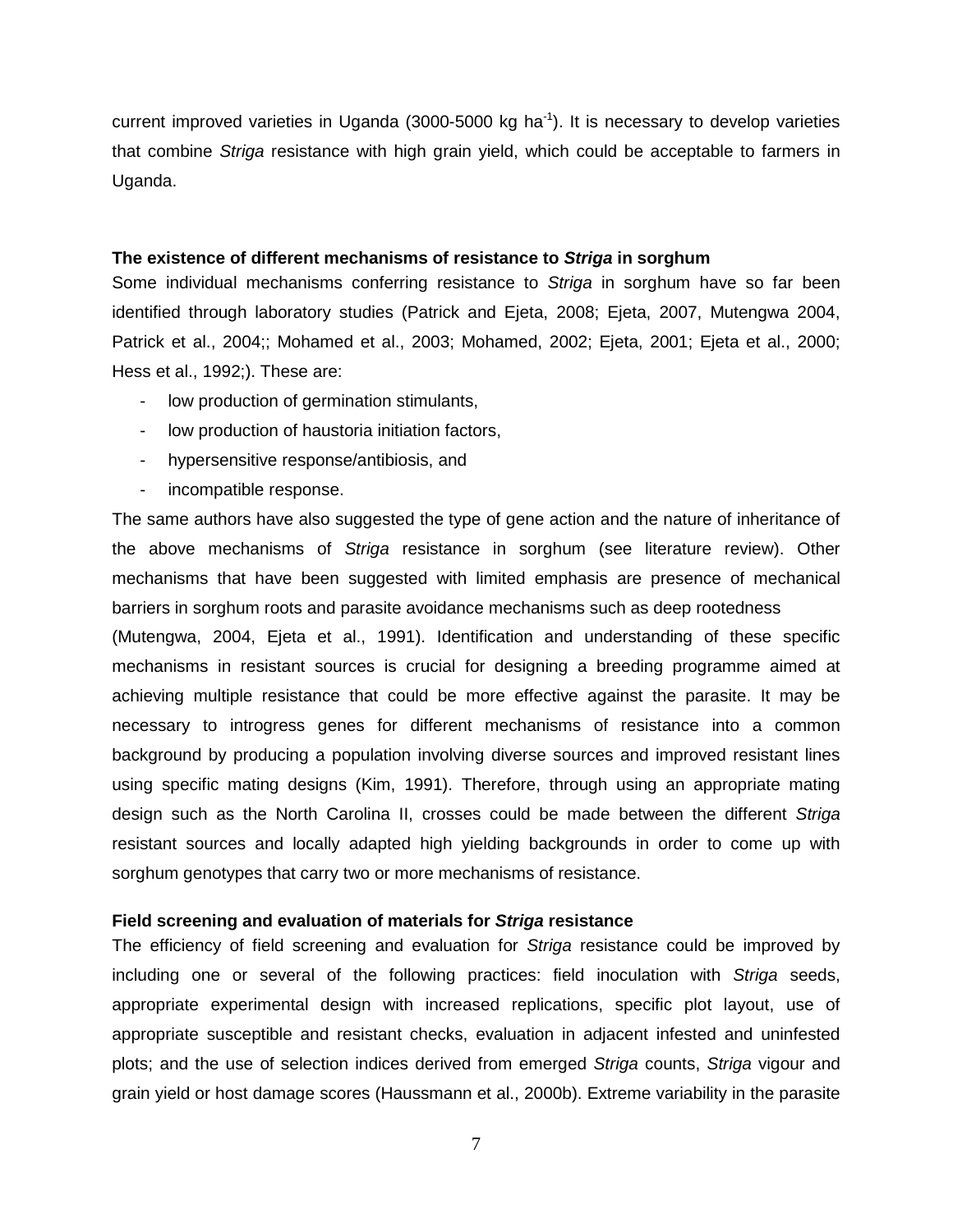current improved varieties in Uganda (3000-5000 kg ha$^{-1}$). It is necessary to develop varieties that combine *Striga* resistance with high grain yield, which could be acceptable to farmers in Uganda.

### The existence of different mechanisms of resistance to *Striga* in sorghum

Some individual mechanisms conferring resistance to *Striga* in sorghum have so far been identified through laboratory studies (Patrick and Ejeta, 2008; Ejeta, 2007, Mutengwa 2004, Patrick et al., 2004;; Mohamed et al., 2003; Mohamed, 2002; Ejeta, 2001; Ejeta et al., 2000; Hess et al., 1992;). These are:

- low production of germination stimulants,
- low production of haustoria initiation factors,
- hypersensitive response/antibiosis, and
- incompatible response.

The same authors have also suggested the type of gene action and the nature of inheritance of the above mechanisms of *Striga* resistance in sorghum (see literature review). Other mechanisms that have been suggested with limited emphasis are presence of mechanical barriers in sorghum roots and parasite avoidance mechanisms such as deep rootedness (Mutengwa, 2004, Ejeta et al., 1991). Identification and understanding of these specific mechanisms in resistant sources is crucial for designing a breeding programme aimed at achieving multiple resistance that could be more effective against the parasite. It may be necessary to introgress genes for different mechanisms of resistance into a common background by producing a population involving diverse sources and improved resistant lines using specific mating designs (Kim, 1991). Therefore, through using an appropriate mating design such as the North Carolina II, crosses could be made between the different *Striga* resistant sources and locally adapted high yielding backgrounds in order to come up with sorghum genotypes that carry two or more mechanisms of resistance.

### Field screening and evaluation of materials for *Striga* resistance

The efficiency of field screening and evaluation for *Striga* resistance could be improved by including one or several of the following practices: field inoculation with *Striga* seeds, appropriate experimental design with increased replications, specific plot layout, use of appropriate susceptible and resistant checks, evaluation in adjacent infested and uninfested plots; and the use of selection indices derived from emerged *Striga* counts, *Striga* vigour and grain yield or host damage scores (Haussmann et al., 2000b). Extreme variability in the parasite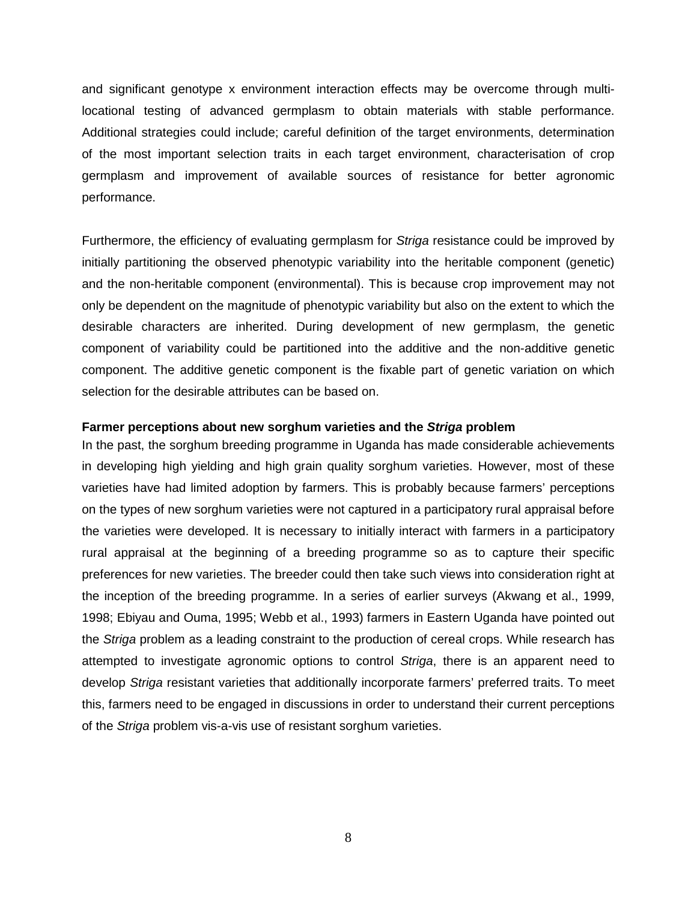and significant genotype x environment interaction effects may be overcome through multi-locational testing of advanced germplasm to obtain materials with stable performance. Additional strategies could include; careful definition of the target environments, determination of the most important selection traits in each target environment, characterisation of crop germplasm and improvement of available sources of resistance for better agronomic performance.

Furthermore, the efficiency of evaluating germplasm for *Striga* resistance could be improved by initially partitioning the observed phenotypic variability into the heritable component (genetic) and the non-heritable component (environmental). This is because crop improvement may not only be dependent on the magnitude of phenotypic variability but also on the extent to which the desirable characters are inherited. During development of new germplasm, the genetic component of variability could be partitioned into the additive and the non-additive genetic component. The additive genetic component is the fixable part of genetic variation on which selection for the desirable attributes can be based on.

**Farmer perceptions about new sorghum varieties and the *Striga* problem**

In the past, the sorghum breeding programme in Uganda has made considerable achievements in developing high yielding and high grain quality sorghum varieties. However, most of these varieties have had limited adoption by farmers. This is probably because farmers' perceptions on the types of new sorghum varieties were not captured in a participatory rural appraisal before the varieties were developed. It is necessary to initially interact with farmers in a participatory rural appraisal at the beginning of a breeding programme so as to capture their specific preferences for new varieties. The breeder could then take such views into consideration right at the inception of the breeding programme. In a series of earlier surveys (Akwang et al., 1999, 1998; Ebiyau and Ouma, 1995; Webb et al., 1993) farmers in Eastern Uganda have pointed out the *Striga* problem as a leading constraint to the production of cereal crops. While research has attempted to investigate agronomic options to control *Striga*, there is an apparent need to develop *Striga* resistant varieties that additionally incorporate farmers' preferred traits. To meet this, farmers need to be engaged in discussions in order to understand their current perceptions of the *Striga* problem vis-a-vis use of resistant sorghum varieties.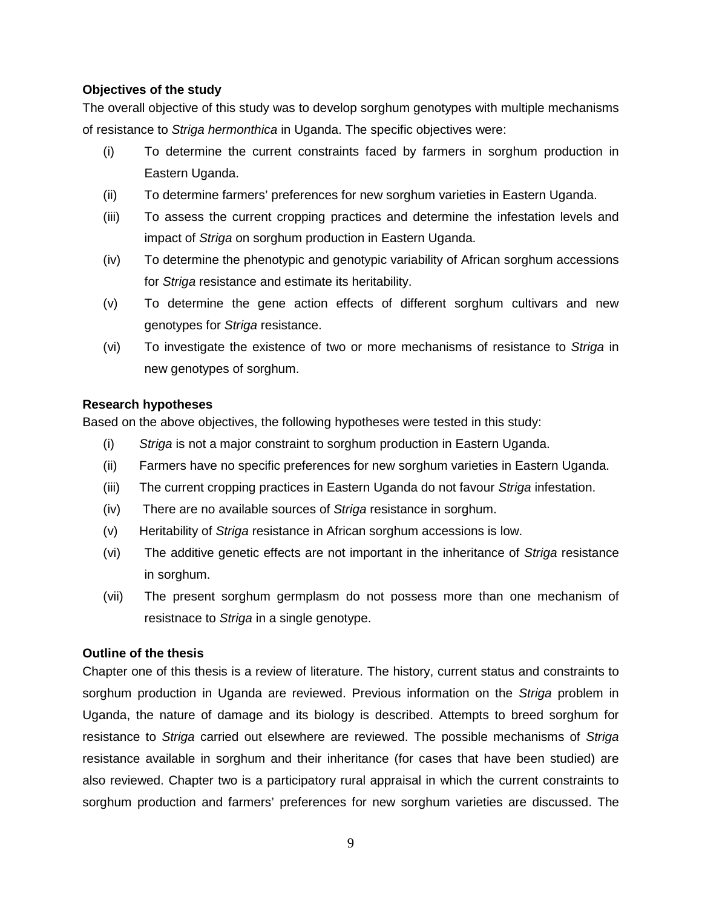**Objectives of the study**

The overall objective of this study was to develop sorghum genotypes with multiple mechanisms of resistance to *Striga hermonthica* in Uganda. The specific objectives were:

- (i) To determine the current constraints faced by farmers in sorghum production in Eastern Uganda.
- (ii) To determine farmers' preferences for new sorghum varieties in Eastern Uganda.
- (iii) To assess the current cropping practices and determine the infestation levels and impact of *Striga* on sorghum production in Eastern Uganda.
- (iv) To determine the phenotypic and genotypic variability of African sorghum accessions for *Striga* resistance and estimate its heritability.
- (v) To determine the gene action effects of different sorghum cultivars and new genotypes for *Striga* resistance.
- (vi) To investigate the existence of two or more mechanisms of resistance to *Striga* in new genotypes of sorghum.

**Research hypotheses**

Based on the above objectives, the following hypotheses were tested in this study:

- (i) *Striga* is not a major constraint to sorghum production in Eastern Uganda.
- (ii) Farmers have no specific preferences for new sorghum varieties in Eastern Uganda.
- (iii) The current cropping practices in Eastern Uganda do not favour *Striga* infestation.
- (iv) There are no available sources of *Striga* resistance in sorghum.
- (v) Heritability of *Striga* resistance in African sorghum accessions is low.
- (vi) The additive genetic effects are not important in the inheritance of *Striga* resistance in sorghum.
- (vii) The present sorghum germplasm do not possess more than one mechanism of resistnace to *Striga* in a single genotype.

**Outline of the thesis**

Chapter one of this thesis is a review of literature. The history, current status and constraints to sorghum production in Uganda are reviewed. Previous information on the *Striga* problem in Uganda, the nature of damage and its biology is described. Attempts to breed sorghum for resistance to *Striga* carried out elsewhere are reviewed. The possible mechanisms of *Striga* resistance available in sorghum and their inheritance (for cases that have been studied) are also reviewed. Chapter two is a participatory rural appraisal in which the current constraints to sorghum production and farmers' preferences for new sorghum varieties are discussed. The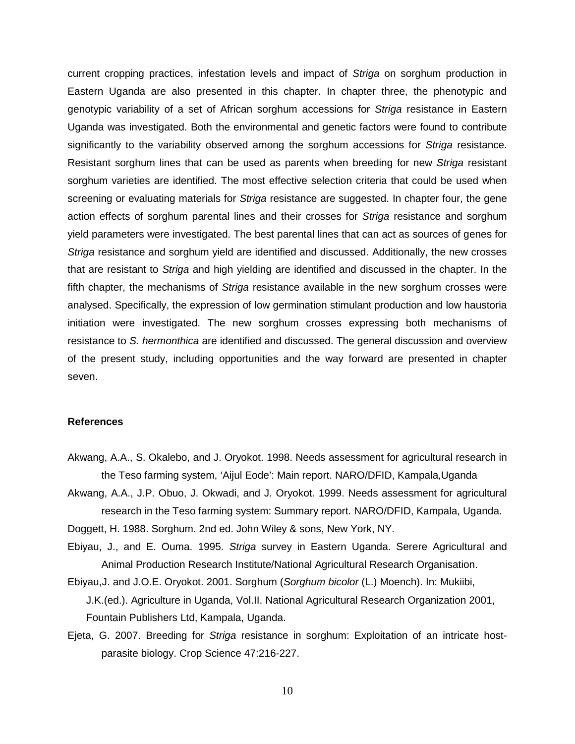current cropping practices, infestation levels and impact of *Striga* on sorghum production in Eastern Uganda are also presented in this chapter. In chapter three, the phenotypic and genotypic variability of a set of African sorghum accessions for *Striga* resistance in Eastern Uganda was investigated. Both the environmental and genetic factors were found to contribute significantly to the variability observed among the sorghum accessions for *Striga* resistance. Resistant sorghum lines that can be used as parents when breeding for new *Striga* resistant sorghum varieties are identified. The most effective selection criteria that could be used when screening or evaluating materials for *Striga* resistance are suggested. In chapter four, the gene action effects of sorghum parental lines and their crosses for *Striga* resistance and sorghum yield parameters were investigated. The best parental lines that can act as sources of genes for *Striga* resistance and sorghum yield are identified and discussed. Additionally, the new crosses that are resistant to *Striga* and high yielding are identified and discussed in the chapter. In the fifth chapter, the mechanisms of *Striga* resistance available in the new sorghum crosses were analysed. Specifically, the expression of low germination stimulant production and low haustoria initiation were investigated. The new sorghum crosses expressing both mechanisms of resistance to *S. hermonthica* are identified and discussed. The general discussion and overview of the present study, including opportunities and the way forward are presented in chapter seven.

**References**

Akwang, A.A., S. Okalebo, and J. Oryokot. 1998. Needs assessment for agricultural research in the Teso farming system, 'Aijul Eode': Main report. NARO/DFID, Kampala,Uganda

Akwang, A.A., J.P. Obuo, J. Okwadi, and J. Oryokot. 1999. Needs assessment for agricultural research in the Teso farming system: Summary report. NARO/DFID, Kampala, Uganda.

Doggett, H. 1988. Sorghum. 2nd ed. John Wiley & sons, New York, NY.

Ebiyau, J., and E. Ouma. 1995. *Striga* survey in Eastern Uganda. Serere Agricultural and Animal Production Research Institute/National Agricultural Research Organisation.

Ebiyau,J. and J.O.E. Oryokot. 2001. Sorghum (*Sorghum bicolor* (L.) Moench). In: Mukiibi, J.K.(ed.). Agriculture in Uganda, Vol.II. National Agricultural Research Organization 2001, Fountain Publishers Ltd, Kampala, Uganda.

Ejeta, G. 2007. Breeding for *Striga* resistance in sorghum: Exploitation of an intricate host-parasite biology. Crop Science 47:216-227.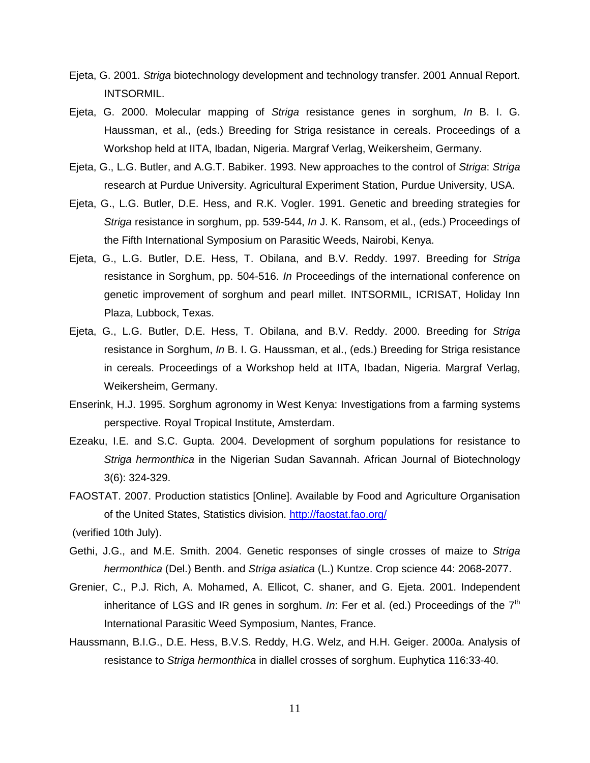Ejeta, G. 2001. *Striga* biotechnology development and technology transfer. 2001 Annual Report. INTSORMIL.

Ejeta, G. 2000. Molecular mapping of *Striga* resistance genes in sorghum, *In* B. I. G. Haussman, et al., (eds.) Breeding for Striga resistance in cereals. Proceedings of a Workshop held at IITA, Ibadan, Nigeria. Margraf Verlag, Weikersheim, Germany.

Ejeta, G., L.G. Butler, and A.G.T. Babiker. 1993. New approaches to the control of *Striga*: *Striga* research at Purdue University. Agricultural Experiment Station, Purdue University, USA.

Ejeta, G., L.G. Butler, D.E. Hess, and R.K. Vogler. 1991. Genetic and breeding strategies for *Striga* resistance in sorghum, pp. 539-544, *In* J. K. Ransom, et al., (eds.) Proceedings of the Fifth International Symposium on Parasitic Weeds, Nairobi, Kenya.

Ejeta, G., L.G. Butler, D.E. Hess, T. Obilana, and B.V. Reddy. 1997. Breeding for *Striga* resistance in Sorghum, pp. 504-516. *In* Proceedings of the international conference on genetic improvement of sorghum and pearl millet. INTSORMIL, ICRISAT, Holiday Inn Plaza, Lubbock, Texas.

Ejeta, G., L.G. Butler, D.E. Hess, T. Obilana, and B.V. Reddy. 2000. Breeding for *Striga* resistance in Sorghum, *In* B. I. G. Haussman, et al., (eds.) Breeding for Striga resistance in cereals. Proceedings of a Workshop held at IITA, Ibadan, Nigeria. Margraf Verlag, Weikersheim, Germany.

Enserink, H.J. 1995. Sorghum agronomy in West Kenya: Investigations from a farming systems perspective. Royal Tropical Institute, Amsterdam.

Ezeaku, I.E. and S.C. Gupta. 2004. Development of sorghum populations for resistance to *Striga hermonthica* in the Nigerian Sudan Savannah. African Journal of Biotechnology 3(6): 324-329.

FAOSTAT. 2007. Production statistics [Online]. Available by Food and Agriculture Organisation of the United States, Statistics division. http://faostat.fao.org/ (verified 10th July).

Gethi, J.G., and M.E. Smith. 2004. Genetic responses of single crosses of maize to *Striga hermonthica* (Del.) Benth. and *Striga asiatica* (L.) Kuntze. Crop science 44: 2068-2077.

Grenier, C., P.J. Rich, A. Mohamed, A. Ellicot, C. shaner, and G. Ejeta. 2001. Independent inheritance of LGS and IR genes in sorghum. *In*: Fer et al. (ed.) Proceedings of the 7th International Parasitic Weed Symposium, Nantes, France.

Haussmann, B.I.G., D.E. Hess, B.V.S. Reddy, H.G. Welz, and H.H. Geiger. 2000a. Analysis of resistance to *Striga hermonthica* in diallel crosses of sorghum. Euphytica 116:33-40.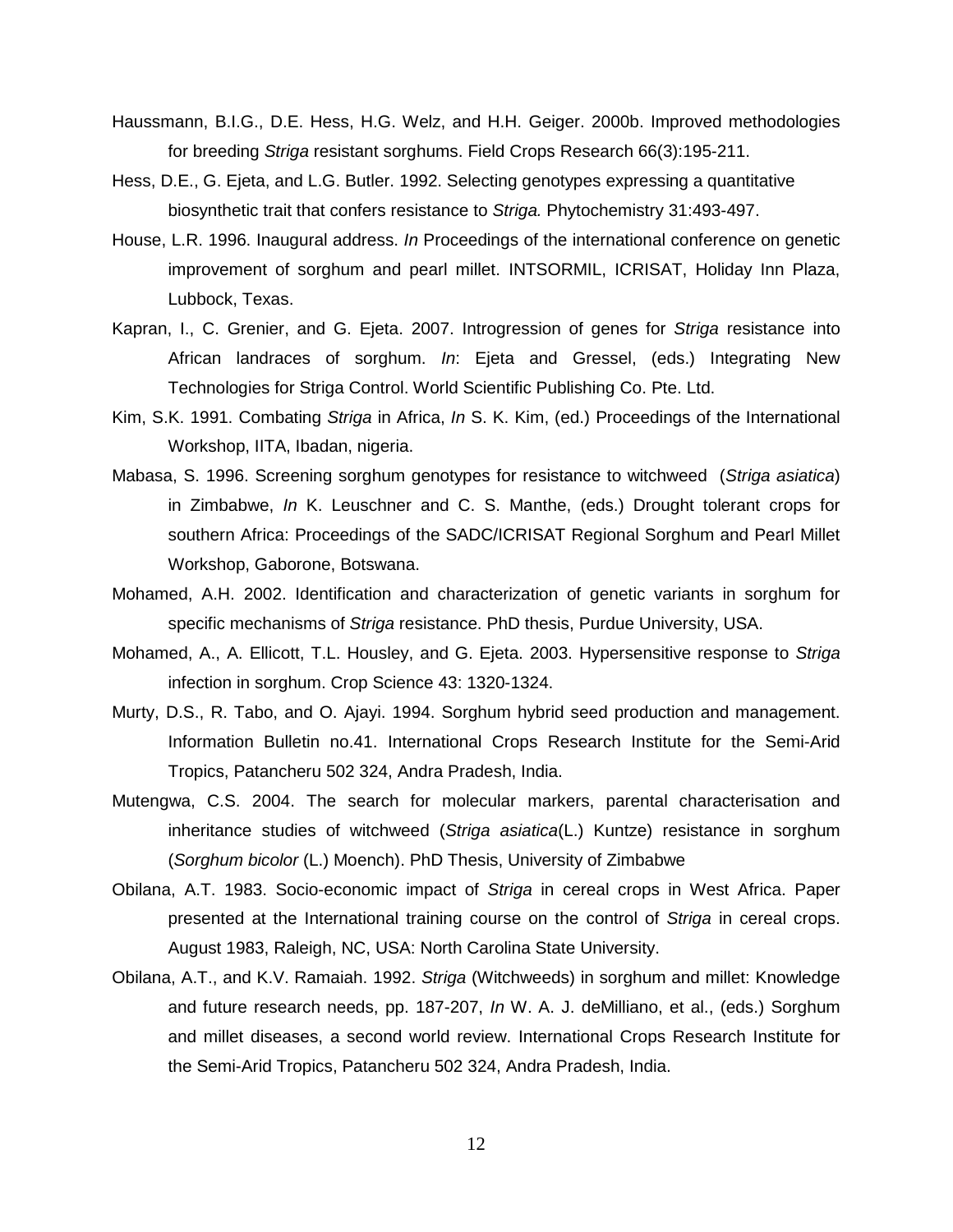Haussmann, B.I.G., D.E. Hess, H.G. Welz, and H.H. Geiger. 2000b. Improved methodologies for breeding *Striga* resistant sorghums. Field Crops Research 66(3):195-211.

Hess, D.E., G. Ejeta, and L.G. Butler. 1992. Selecting genotypes expressing a quantitative biosynthetic trait that confers resistance to *Striga.* Phytochemistry 31:493-497.

House, L.R. 1996. Inaugural address. *In* Proceedings of the international conference on genetic improvement of sorghum and pearl millet. INTSORMIL, ICRISAT, Holiday Inn Plaza, Lubbock, Texas.

Kapran, I., C. Grenier, and G. Ejeta. 2007. Introgression of genes for *Striga* resistance into African landraces of sorghum. *In*: Ejeta and Gressel, (eds.) Integrating New Technologies for Striga Control. World Scientific Publishing Co. Pte. Ltd.

Kim, S.K. 1991. Combating *Striga* in Africa, *In* S. K. Kim, (ed.) Proceedings of the International Workshop, IITA, Ibadan, nigeria.

Mabasa, S. 1996. Screening sorghum genotypes for resistance to witchweed (*Striga asiatica*) in Zimbabwe, *In* K. Leuschner and C. S. Manthe, (eds.) Drought tolerant crops for southern Africa: Proceedings of the SADC/ICRISAT Regional Sorghum and Pearl Millet Workshop, Gaborone, Botswana.

Mohamed, A.H. 2002. Identification and characterization of genetic variants in sorghum for specific mechanisms of *Striga* resistance. PhD thesis, Purdue University, USA.

Mohamed, A., A. Ellicott, T.L. Housley, and G. Ejeta. 2003. Hypersensitive response to *Striga* infection in sorghum. Crop Science 43: 1320-1324.

Murty, D.S., R. Tabo, and O. Ajayi. 1994. Sorghum hybrid seed production and management. Information Bulletin no.41. International Crops Research Institute for the Semi-Arid Tropics, Patancheru 502 324, Andra Pradesh, India.

Mutengwa, C.S. 2004. The search for molecular markers, parental characterisation and inheritance studies of witchweed (*Striga asiatica*(L.) Kuntze) resistance in sorghum (*Sorghum bicolor* (L.) Moench). PhD Thesis, University of Zimbabwe

Obilana, A.T. 1983. Socio-economic impact of *Striga* in cereal crops in West Africa. Paper presented at the International training course on the control of *Striga* in cereal crops. August 1983, Raleigh, NC, USA: North Carolina State University.

Obilana, A.T., and K.V. Ramaiah. 1992. *Striga* (Witchweeds) in sorghum and millet: Knowledge and future research needs, pp. 187-207, *In* W. A. J. deMilliano, et al., (eds.) Sorghum and millet diseases, a second world review. International Crops Research Institute for the Semi-Arid Tropics, Patancheru 502 324, Andra Pradesh, India.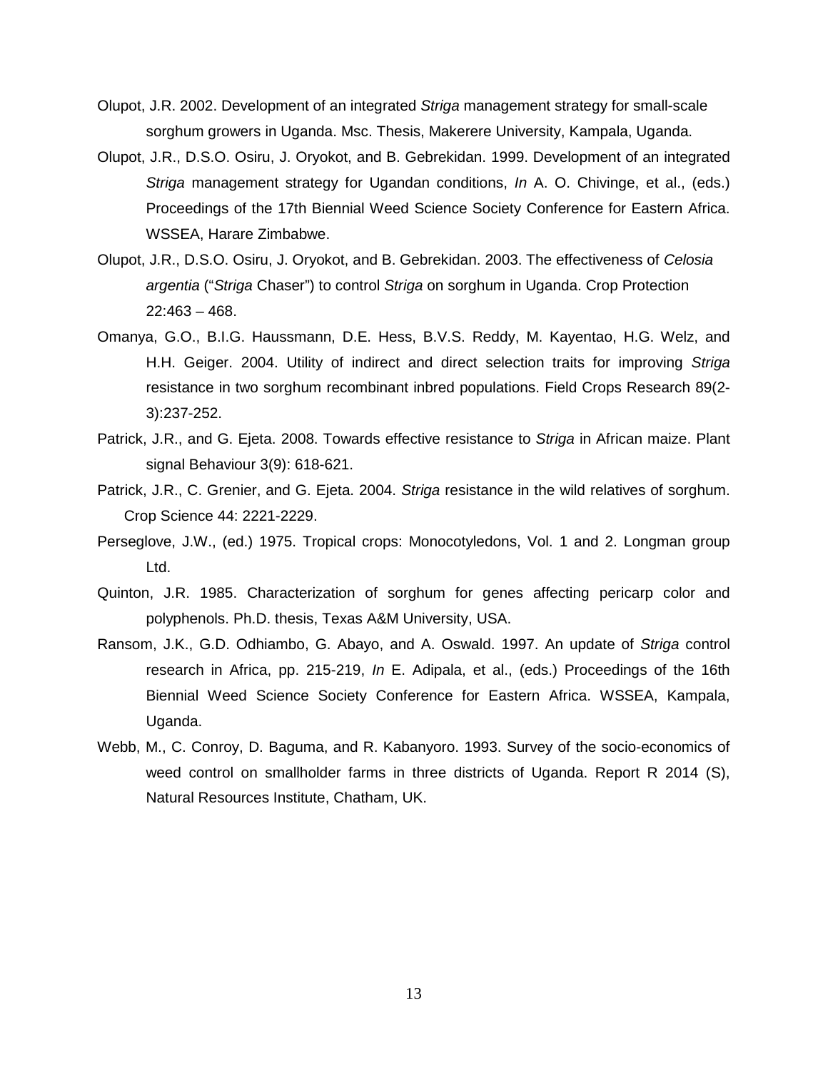Olupot, J.R. 2002. Development of an integrated *Striga* management strategy for small-scale sorghum growers in Uganda. Msc. Thesis, Makerere University, Kampala, Uganda.

Olupot, J.R., D.S.O. Osiru, J. Oryokot, and B. Gebrekidan. 1999. Development of an integrated *Striga* management strategy for Ugandan conditions, *In* A. O. Chivinge, et al., (eds.) Proceedings of the 17th Biennial Weed Science Society Conference for Eastern Africa. WSSEA, Harare Zimbabwe.

Olupot, J.R., D.S.O. Osiru, J. Oryokot, and B. Gebrekidan. 2003. The effectiveness of *Celosia argentia* ("*Striga* Chaser") to control *Striga* on sorghum in Uganda. Crop Protection 22:463 – 468.

Omanya, G.O., B.I.G. Haussmann, D.E. Hess, B.V.S. Reddy, M. Kayentao, H.G. Welz, and H.H. Geiger. 2004. Utility of indirect and direct selection traits for improving *Striga* resistance in two sorghum recombinant inbred populations. Field Crops Research 89(2-3):237-252.

Patrick, J.R., and G. Ejeta. 2008. Towards effective resistance to *Striga* in African maize. Plant signal Behaviour 3(9): 618-621.

Patrick, J.R., C. Grenier, and G. Ejeta. 2004. *Striga* resistance in the wild relatives of sorghum. Crop Science 44: 2221-2229.

Perseglove, J.W., (ed.) 1975. Tropical crops: Monocotyledons, Vol. 1 and 2. Longman group Ltd.

Quinton, J.R. 1985. Characterization of sorghum for genes affecting pericarp color and polyphenols. Ph.D. thesis, Texas A&M University, USA.

Ransom, J.K., G.D. Odhiambo, G. Abayo, and A. Oswald. 1997. An update of *Striga* control research in Africa, pp. 215-219, *In* E. Adipala, et al., (eds.) Proceedings of the 16th Biennial Weed Science Society Conference for Eastern Africa. WSSEA, Kampala, Uganda.

Webb, M., C. Conroy, D. Baguma, and R. Kabanyoro. 1993. Survey of the socio-economics of weed control on smallholder farms in three districts of Uganda. Report R 2014 (S), Natural Resources Institute, Chatham, UK.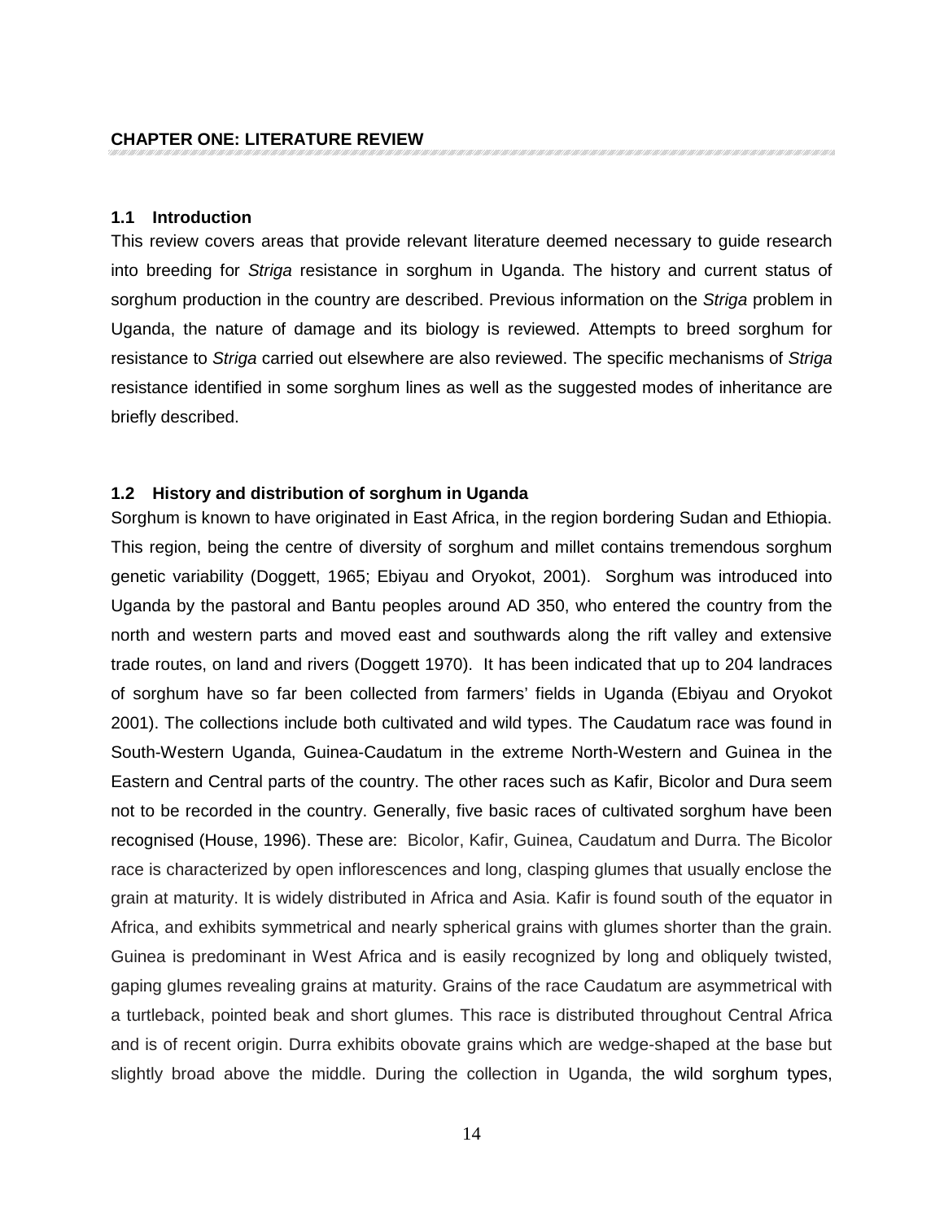# CHAPTER ONE: LITERATURE REVIEW

## 1.1 Introduction

This review covers areas that provide relevant literature deemed necessary to guide research into breeding for *Striga* resistance in sorghum in Uganda. The history and current status of sorghum production in the country are described. Previous information on the *Striga* problem in Uganda, the nature of damage and its biology is reviewed. Attempts to breed sorghum for resistance to *Striga* carried out elsewhere are also reviewed. The specific mechanisms of *Striga* resistance identified in some sorghum lines as well as the suggested modes of inheritance are briefly described.

## 1.2 History and distribution of sorghum in Uganda

Sorghum is known to have originated in East Africa, in the region bordering Sudan and Ethiopia. This region, being the centre of diversity of sorghum and millet contains tremendous sorghum genetic variability (Doggett, 1965; Ebiyau and Oryokot, 2001). Sorghum was introduced into Uganda by the pastoral and Bantu peoples around AD 350, who entered the country from the north and western parts and moved east and southwards along the rift valley and extensive trade routes, on land and rivers (Doggett 1970). It has been indicated that up to 204 landraces of sorghum have so far been collected from farmers' fields in Uganda (Ebiyau and Oryokot 2001). The collections include both cultivated and wild types. The Caudatum race was found in South-Western Uganda, Guinea-Caudatum in the extreme North-Western and Guinea in the Eastern and Central parts of the country. The other races such as Kafir, Bicolor and Dura seem not to be recorded in the country. Generally, five basic races of cultivated sorghum have been recognised (House, 1996). These are: Bicolor, Kafir, Guinea, Caudatum and Durra. The Bicolor race is characterized by open inflorescences and long, clasping glumes that usually enclose the grain at maturity. It is widely distributed in Africa and Asia. Kafir is found south of the equator in Africa, and exhibits symmetrical and nearly spherical grains with glumes shorter than the grain. Guinea is predominant in West Africa and is easily recognized by long and obliquely twisted, gaping glumes revealing grains at maturity. Grains of the race Caudatum are asymmetrical with a turtleback, pointed beak and short glumes. This race is distributed throughout Central Africa and is of recent origin. Durra exhibits obovate grains which are wedge-shaped at the base but slightly broad above the middle. During the collection in Uganda, the wild sorghum types,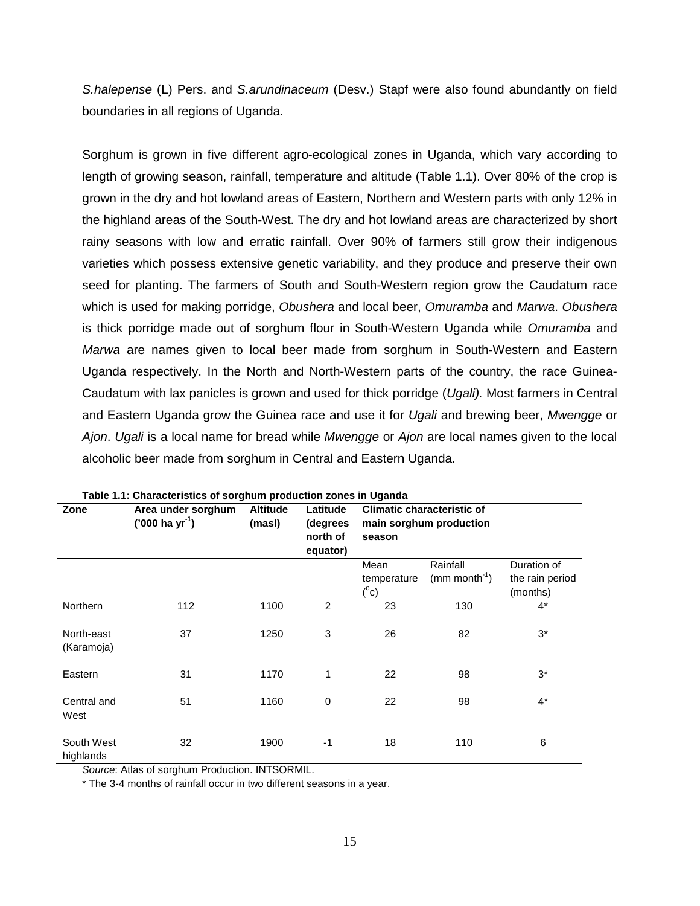*S.halepense* (L) Pers. and *S.arundinaceum* (Desv.) Stapf were also found abundantly on field boundaries in all regions of Uganda.

Sorghum is grown in five different agro-ecological zones in Uganda, which vary according to length of growing season, rainfall, temperature and altitude (Table 1.1). Over 80% of the crop is grown in the dry and hot lowland areas of Eastern, Northern and Western parts with only 12% in the highland areas of the South-West. The dry and hot lowland areas are characterized by short rainy seasons with low and erratic rainfall. Over 90% of farmers still grow their indigenous varieties which possess extensive genetic variability, and they produce and preserve their own seed for planting. The farmers of South and South-Western region grow the Caudatum race which is used for making porridge, *Obushera* and local beer, *Omuramba* and *Marwa*. *Obushera* is thick porridge made out of sorghum flour in South-Western Uganda while *Omuramba* and *Marwa* are names given to local beer made from sorghum in South-Western and Eastern Uganda respectively. In the North and North-Western parts of the country, the race Guinea-Caudatum with lax panicles is grown and used for thick porridge (*Ugali).* Most farmers in Central and Eastern Uganda grow the Guinea race and use it for *Ugali* and brewing beer, *Mwengge* or *Ajon*. *Ugali* is a local name for bread while *Mwengge* or *Ajon* are local names given to the local alcoholic beer made from sorghum in Central and Eastern Uganda.

**Table 1.1: Characteristics of sorghum production zones in Uganda**

| Zone | Area under sorghum ('000 ha $yr^{-1}$) | Altitude (masl) | Latitude (degrees north of equator) | Climatic characteristic of main sorghum production season | | |
|---|---|---|---|---|---|---|
| | | | | Mean temperature ($^{o}$c) | Rainfall (mm $month^{-1}$) | Duration of the rain period (months) |
| Northern | 112 | 1100 | 2 | 23 | 130 | 4* |
| North-east (Karamoja) | 37 | 1250 | 3 | 26 | 82 | 3* |
| Eastern | 31 | 1170 | 1 | 22 | 98 | 3* |
| Central and West | 51 | 1160 | 0 | 22 | 98 | 4* |
| South West highlands | 32 | 1900 | -1 | 18 | 110 | 6 |

*Source*: Atlas of sorghum Production. INTSORMIL.

* The 3-4 months of rainfall occur in two different seasons in a year.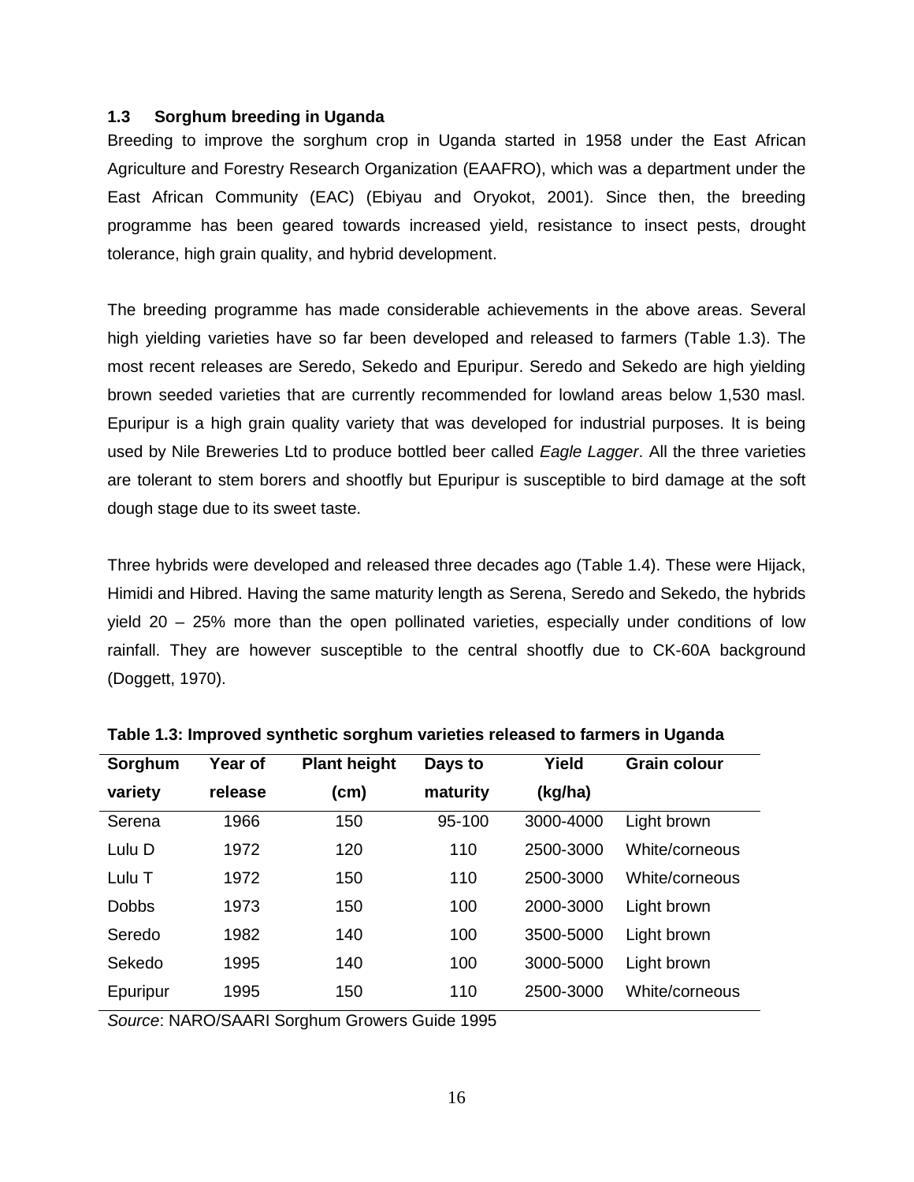### 1.3 Sorghum breeding in Uganda

Breeding to improve the sorghum crop in Uganda started in 1958 under the East African Agriculture and Forestry Research Organization (EAAFRO), which was a department under the East African Community (EAC) (Ebiyau and Oryokot, 2001). Since then, the breeding programme has been geared towards increased yield, resistance to insect pests, drought tolerance, high grain quality, and hybrid development.

The breeding programme has made considerable achievements in the above areas. Several high yielding varieties have so far been developed and released to farmers (Table 1.3). The most recent releases are Seredo, Sekedo and Epuripur. Seredo and Sekedo are high yielding brown seeded varieties that are currently recommended for lowland areas below 1,530 masl. Epuripur is a high grain quality variety that was developed for industrial purposes. It is being used by Nile Breweries Ltd to produce bottled beer called *Eagle Lagger*. All the three varieties are tolerant to stem borers and shootfly but Epuripur is susceptible to bird damage at the soft dough stage due to its sweet taste.

Three hybrids were developed and released three decades ago (Table 1.4). These were Hijack, Himidi and Hibred. Having the same maturity length as Serena, Seredo and Sekedo, the hybrids yield 20 – 25% more than the open pollinated varieties, especially under conditions of low rainfall. They are however susceptible to the central shootfly due to CK-60A background (Doggett, 1970).

**Table 1.3: Improved synthetic sorghum varieties released to farmers in Uganda**

| Sorghum variety | Year of release | Plant height (cm) | Days to maturity | Yield (kg/ha) | Grain colour |
|---|---|---|---|---|---|
| Serena | 1966 | 150 | 95-100 | 3000-4000 | Light brown |
| Lulu D | 1972 | 120 | 110 | 2500-3000 | White/corneous |
| Lulu T | 1972 | 150 | 110 | 2500-3000 | White/corneous |
| Dobbs | 1973 | 150 | 100 | 2000-3000 | Light brown |
| Seredo | 1982 | 140 | 100 | 3500-5000 | Light brown |
| Sekedo | 1995 | 140 | 100 | 3000-5000 | Light brown |
| Epuripur | 1995 | 150 | 110 | 2500-3000 | White/corneous |

*Source*: NARO/SAARI Sorghum Growers Guide 1995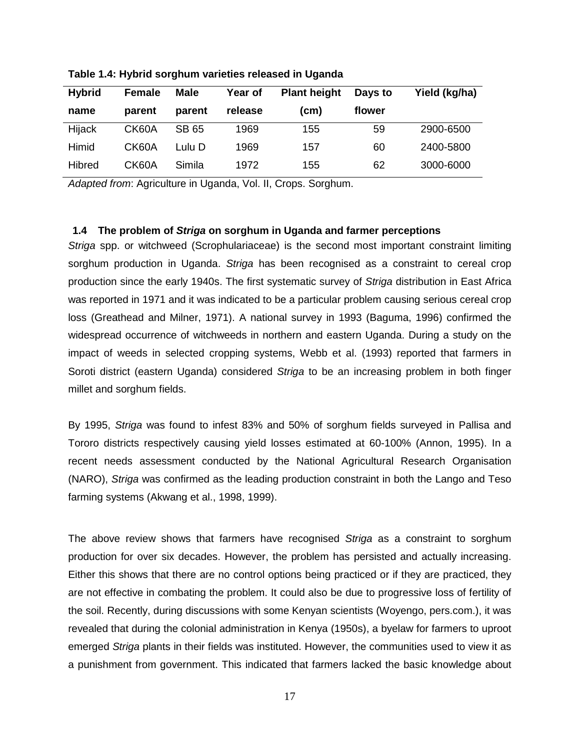**Table 1.4: Hybrid sorghum varieties released in Uganda**

| Hybrid name | Female parent | Male parent | Year of release | Plant height (cm) | Days to flower | Yield (kg/ha) |
|---|---|---|---|---|---|---|
| Hijack | CK60A | SB 65 | 1969 | 155 | 59 | 2900-6500 |
| Himid | CK60A | Lulu D | 1969 | 157 | 60 | 2400-5800 |
| Hibred | CK60A | Simila | 1972 | 155 | 62 | 3000-6000 |

*Adapted from*: Agriculture in Uganda, Vol. II, Crops. Sorghum.

### 1.4 The problem of *Striga* on sorghum in Uganda and farmer perceptions

*Striga* spp. or witchweed (Scrophulariaceae) is the second most important constraint limiting sorghum production in Uganda. *Striga* has been recognised as a constraint to cereal crop production since the early 1940s. The first systematic survey of *Striga* distribution in East Africa was reported in 1971 and it was indicated to be a particular problem causing serious cereal crop loss (Greathead and Milner, 1971). A national survey in 1993 (Baguma, 1996) confirmed the widespread occurrence of witchweeds in northern and eastern Uganda. During a study on the impact of weeds in selected cropping systems, Webb et al. (1993) reported that farmers in Soroti district (eastern Uganda) considered *Striga* to be an increasing problem in both finger millet and sorghum fields.

By 1995, *Striga* was found to infest 83% and 50% of sorghum fields surveyed in Pallisa and Tororo districts respectively causing yield losses estimated at 60-100% (Annon, 1995). In a recent needs assessment conducted by the National Agricultural Research Organisation (NARO), *Striga* was confirmed as the leading production constraint in both the Lango and Teso farming systems (Akwang et al., 1998, 1999).

The above review shows that farmers have recognised *Striga* as a constraint to sorghum production for over six decades. However, the problem has persisted and actually increasing. Either this shows that there are no control options being practiced or if they are practiced, they are not effective in combating the problem. It could also be due to progressive loss of fertility of the soil. Recently, during discussions with some Kenyan scientists (Woyengo, pers.com.), it was revealed that during the colonial administration in Kenya (1950s), a byelaw for farmers to uproot emerged *Striga* plants in their fields was instituted. However, the communities used to view it as a punishment from government. This indicated that farmers lacked the basic knowledge about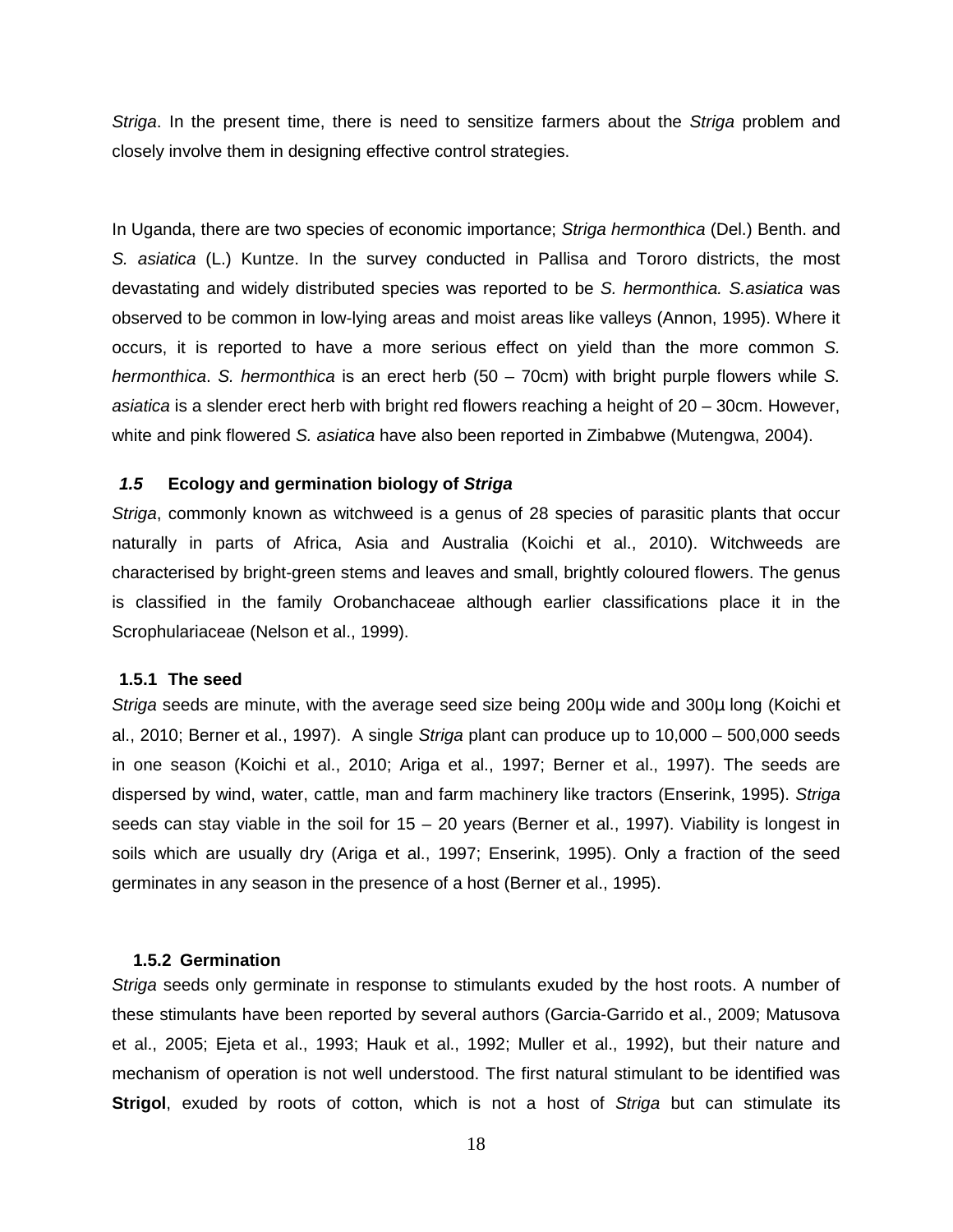*Striga*. In the present time, there is need to sensitize farmers about the *Striga* problem and closely involve them in designing effective control strategies.

In Uganda, there are two species of economic importance; *Striga hermonthica* (Del.) Benth. and *S. asiatica* (L.) Kuntze. In the survey conducted in Pallisa and Tororo districts, the most devastating and widely distributed species was reported to be *S. hermonthica. S.asiatica* was observed to be common in low-lying areas and moist areas like valleys (Annon, 1995). Where it occurs, it is reported to have a more serious effect on yield than the more common *S. hermonthica*. *S. hermonthica* is an erect herb (50 – 70cm) with bright purple flowers while *S. asiatica* is a slender erect herb with bright red flowers reaching a height of 20 – 30cm. However, white and pink flowered *S. asiatica* have also been reported in Zimbabwe (Mutengwa, 2004).

## *1.5* Ecology and germination biology of *Striga*

*Striga*, commonly known as witchweed is a genus of 28 species of parasitic plants that occur naturally in parts of Africa, Asia and Australia (Koichi et al., 2010). Witchweeds are characterised by bright-green stems and leaves and small, brightly coloured flowers. The genus is classified in the family Orobanchaceae although earlier classifications place it in the Scrophulariaceae (Nelson et al., 1999).

### 1.5.1 The seed

*Striga* seeds are minute, with the average seed size being 200µ wide and 300µ long (Koichi et al., 2010; Berner et al., 1997). A single *Striga* plant can produce up to 10,000 – 500,000 seeds in one season (Koichi et al., 2010; Ariga et al., 1997; Berner et al., 1997). The seeds are dispersed by wind, water, cattle, man and farm machinery like tractors (Enserink, 1995). *Striga* seeds can stay viable in the soil for 15 – 20 years (Berner et al., 1997). Viability is longest in soils which are usually dry (Ariga et al., 1997; Enserink, 1995). Only a fraction of the seed germinates in any season in the presence of a host (Berner et al., 1995).

### 1.5.2 Germination

*Striga* seeds only germinate in response to stimulants exuded by the host roots. A number of these stimulants have been reported by several authors (Garcia-Garrido et al., 2009; Matusova et al., 2005; Ejeta et al., 1993; Hauk et al., 1992; Muller et al., 1992), but their nature and mechanism of operation is not well understood. The first natural stimulant to be identified was **Strigol**, exuded by roots of cotton, which is not a host of *Striga* but can stimulate its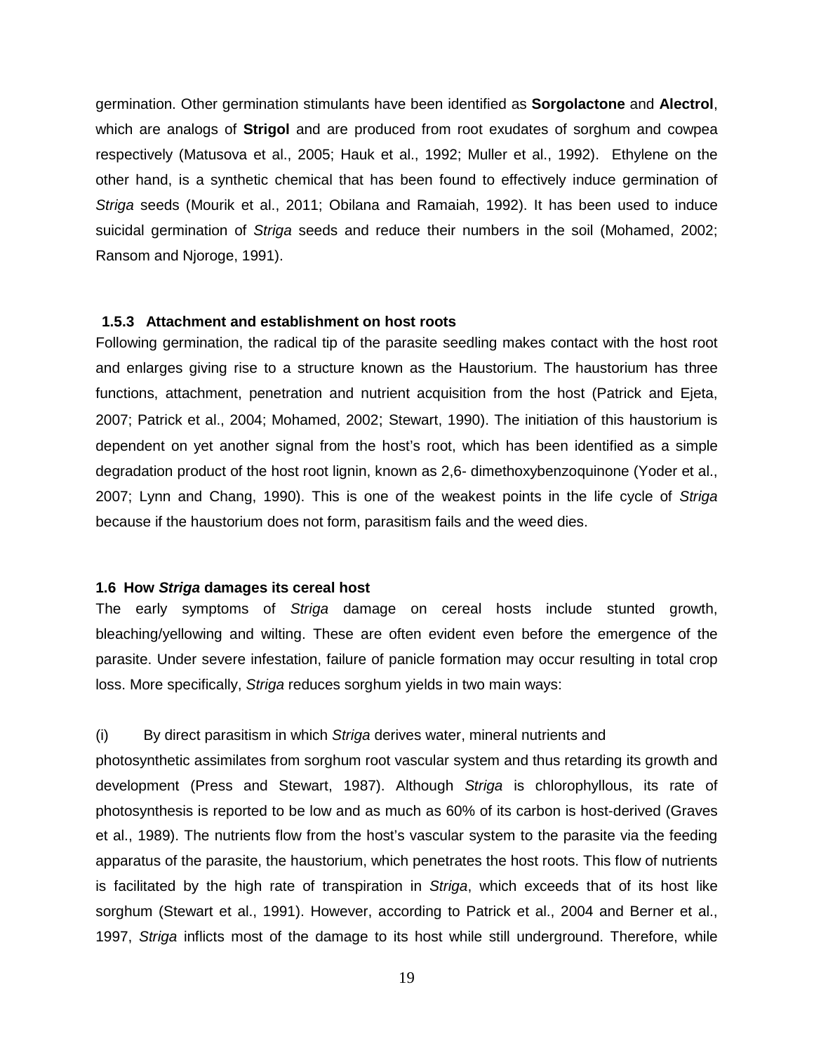germination. Other germination stimulants have been identified as **Sorgolactone** and **Alectrol**, which are analogs of **Strigol** and are produced from root exudates of sorghum and cowpea respectively (Matusova et al., 2005; Hauk et al., 1992; Muller et al., 1992). Ethylene on the other hand, is a synthetic chemical that has been found to effectively induce germination of *Striga* seeds (Mourik et al., 2011; Obilana and Ramaiah, 1992). It has been used to induce suicidal germination of *Striga* seeds and reduce their numbers in the soil (Mohamed, 2002; Ransom and Njoroge, 1991).

### 1.5.3 Attachment and establishment on host roots

Following germination, the radical tip of the parasite seedling makes contact with the host root and enlarges giving rise to a structure known as the Haustorium. The haustorium has three functions, attachment, penetration and nutrient acquisition from the host (Patrick and Ejeta, 2007; Patrick et al., 2004; Mohamed, 2002; Stewart, 1990). The initiation of this haustorium is dependent on yet another signal from the host's root, which has been identified as a simple degradation product of the host root lignin, known as 2,6- dimethoxybenzoquinone (Yoder et al., 2007; Lynn and Chang, 1990). This is one of the weakest points in the life cycle of *Striga* because if the haustorium does not form, parasitism fails and the weed dies.

## 1.6 How *Striga* damages its cereal host

The early symptoms of *Striga* damage on cereal hosts include stunted growth, bleaching/yellowing and wilting. These are often evident even before the emergence of the parasite. Under severe infestation, failure of panicle formation may occur resulting in total crop loss. More specifically, *Striga* reduces sorghum yields in two main ways:

(i) By direct parasitism in which *Striga* derives water, mineral nutrients and photosynthetic assimilates from sorghum root vascular system and thus retarding its growth and development (Press and Stewart, 1987). Although *Striga* is chlorophyllous, its rate of photosynthesis is reported to be low and as much as 60% of its carbon is host-derived (Graves et al., 1989). The nutrients flow from the host's vascular system to the parasite via the feeding apparatus of the parasite, the haustorium, which penetrates the host roots. This flow of nutrients is facilitated by the high rate of transpiration in *Striga*, which exceeds that of its host like sorghum (Stewart et al., 1991). However, according to Patrick et al., 2004 and Berner et al., 1997, *Striga* inflicts most of the damage to its host while still underground. Therefore, while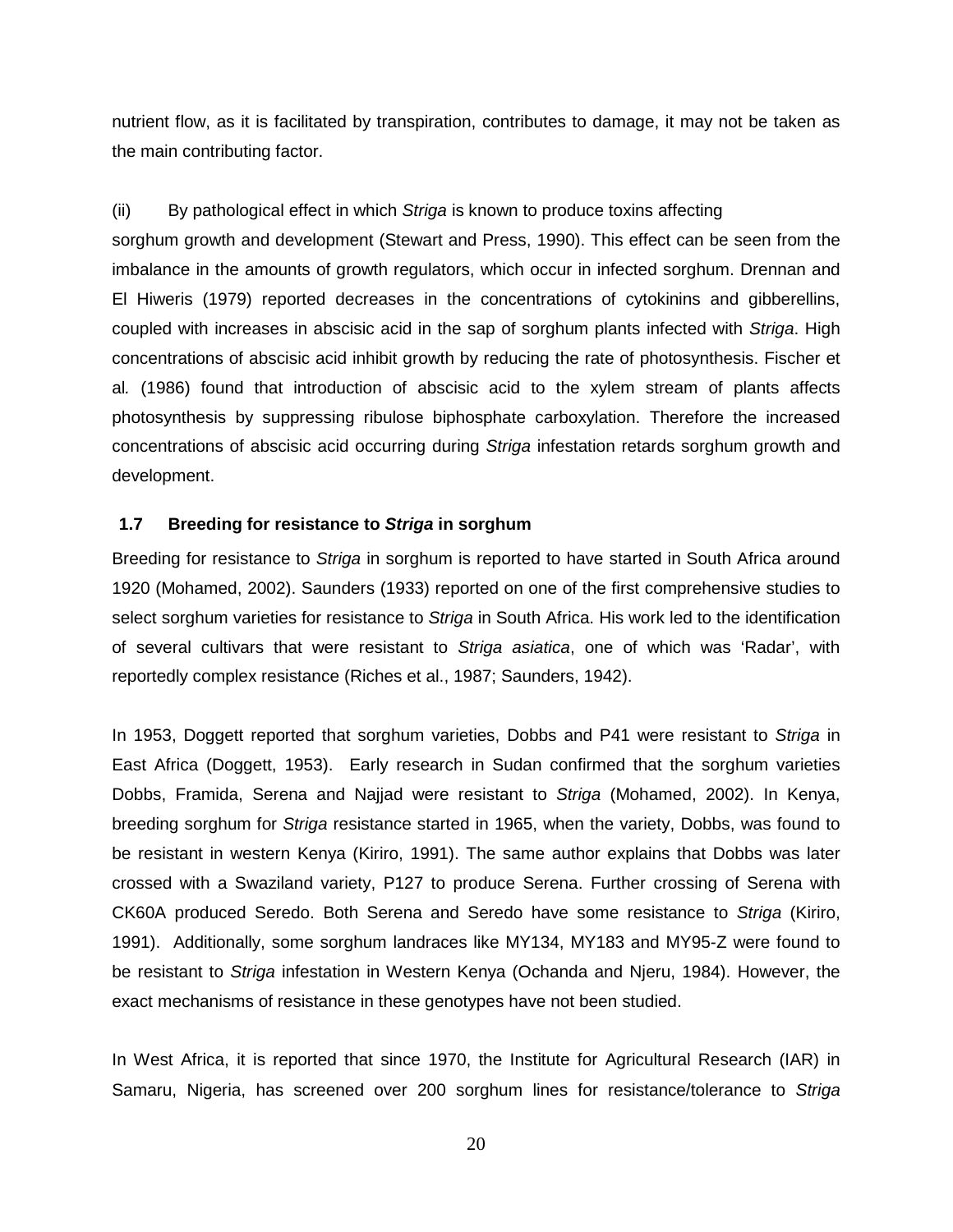nutrient flow, as it is facilitated by transpiration, contributes to damage, it may not be taken as the main contributing factor.

(ii) By pathological effect in which *Striga* is known to produce toxins affecting sorghum growth and development (Stewart and Press, 1990). This effect can be seen from the imbalance in the amounts of growth regulators, which occur in infected sorghum. Drennan and El Hiweris (1979) reported decreases in the concentrations of cytokinins and gibberellins, coupled with increases in abscisic acid in the sap of sorghum plants infected with *Striga*. High concentrations of abscisic acid inhibit growth by reducing the rate of photosynthesis. Fischer et al*.* (1986) found that introduction of abscisic acid to the xylem stream of plants affects photosynthesis by suppressing ribulose biphosphate carboxylation. Therefore the increased concentrations of abscisic acid occurring during *Striga* infestation retards sorghum growth and development.

## 1.7 Breeding for resistance to *Striga* in sorghum

Breeding for resistance to *Striga* in sorghum is reported to have started in South Africa around 1920 (Mohamed, 2002). Saunders (1933) reported on one of the first comprehensive studies to select sorghum varieties for resistance to *Striga* in South Africa. His work led to the identification of several cultivars that were resistant to *Striga asiatica*, one of which was 'Radar', with reportedly complex resistance (Riches et al., 1987; Saunders, 1942).

In 1953, Doggett reported that sorghum varieties, Dobbs and P41 were resistant to *Striga* in East Africa (Doggett, 1953). Early research in Sudan confirmed that the sorghum varieties Dobbs, Framida, Serena and Najjad were resistant to *Striga* (Mohamed, 2002). In Kenya, breeding sorghum for *Striga* resistance started in 1965, when the variety, Dobbs, was found to be resistant in western Kenya (Kiriro, 1991). The same author explains that Dobbs was later crossed with a Swaziland variety, P127 to produce Serena. Further crossing of Serena with CK60A produced Seredo. Both Serena and Seredo have some resistance to *Striga* (Kiriro, 1991). Additionally, some sorghum landraces like MY134, MY183 and MY95-Z were found to be resistant to *Striga* infestation in Western Kenya (Ochanda and Njeru, 1984). However, the exact mechanisms of resistance in these genotypes have not been studied.

In West Africa, it is reported that since 1970, the Institute for Agricultural Research (IAR) in Samaru, Nigeria, has screened over 200 sorghum lines for resistance/tolerance to *Striga*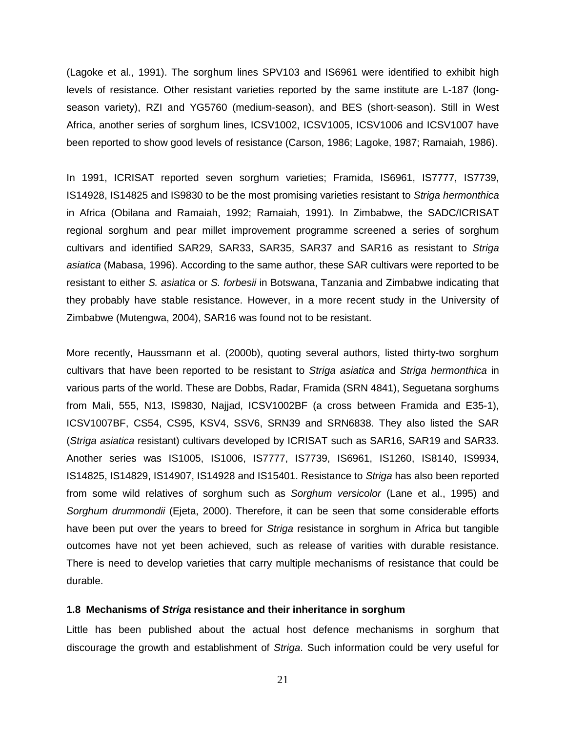(Lagoke et al., 1991). The sorghum lines SPV103 and IS6961 were identified to exhibit high levels of resistance. Other resistant varieties reported by the same institute are L-187 (long-season variety), RZI and YG5760 (medium-season), and BES (short-season). Still in West Africa, another series of sorghum lines, ICSV1002, ICSV1005, ICSV1006 and ICSV1007 have been reported to show good levels of resistance (Carson, 1986; Lagoke, 1987; Ramaiah, 1986).

In 1991, ICRISAT reported seven sorghum varieties; Framida, IS6961, IS7777, IS7739, IS14928, IS14825 and IS9830 to be the most promising varieties resistant to *Striga hermonthica* in Africa (Obilana and Ramaiah, 1992; Ramaiah, 1991). In Zimbabwe, the SADC/ICRISAT regional sorghum and pear millet improvement programme screened a series of sorghum cultivars and identified SAR29, SAR33, SAR35, SAR37 and SAR16 as resistant to *Striga asiatica* (Mabasa, 1996). According to the same author, these SAR cultivars were reported to be resistant to either *S. asiatica* or *S. forbesii* in Botswana, Tanzania and Zimbabwe indicating that they probably have stable resistance. However, in a more recent study in the University of Zimbabwe (Mutengwa, 2004), SAR16 was found not to be resistant.

More recently, Haussmann et al. (2000b), quoting several authors, listed thirty-two sorghum cultivars that have been reported to be resistant to *Striga asiatica* and *Striga hermonthica* in various parts of the world. These are Dobbs, Radar, Framida (SRN 4841), Seguetana sorghums from Mali, 555, N13, IS9830, Najjad, ICSV1002BF (a cross between Framida and E35-1), ICSV1007BF, CS54, CS95, KSV4, SSV6, SRN39 and SRN6838. They also listed the SAR (*Striga asiatica* resistant) cultivars developed by ICRISAT such as SAR16, SAR19 and SAR33. Another series was IS1005, IS1006, IS7777, IS7739, IS6961, IS1260, IS8140, IS9934, IS14825, IS14829, IS14907, IS14928 and IS15401. Resistance to *Striga* has also been reported from some wild relatives of sorghum such as *Sorghum versicolor* (Lane et al., 1995) and *Sorghum drummondii* (Ejeta, 2000). Therefore, it can be seen that some considerable efforts have been put over the years to breed for *Striga* resistance in sorghum in Africa but tangible outcomes have not yet been achieved, such as release of varities with durable resistance. There is need to develop varieties that carry multiple mechanisms of resistance that could be durable.

### 1.8 Mechanisms of *Striga* resistance and their inheritance in sorghum

Little has been published about the actual host defence mechanisms in sorghum that discourage the growth and establishment of *Striga*. Such information could be very useful for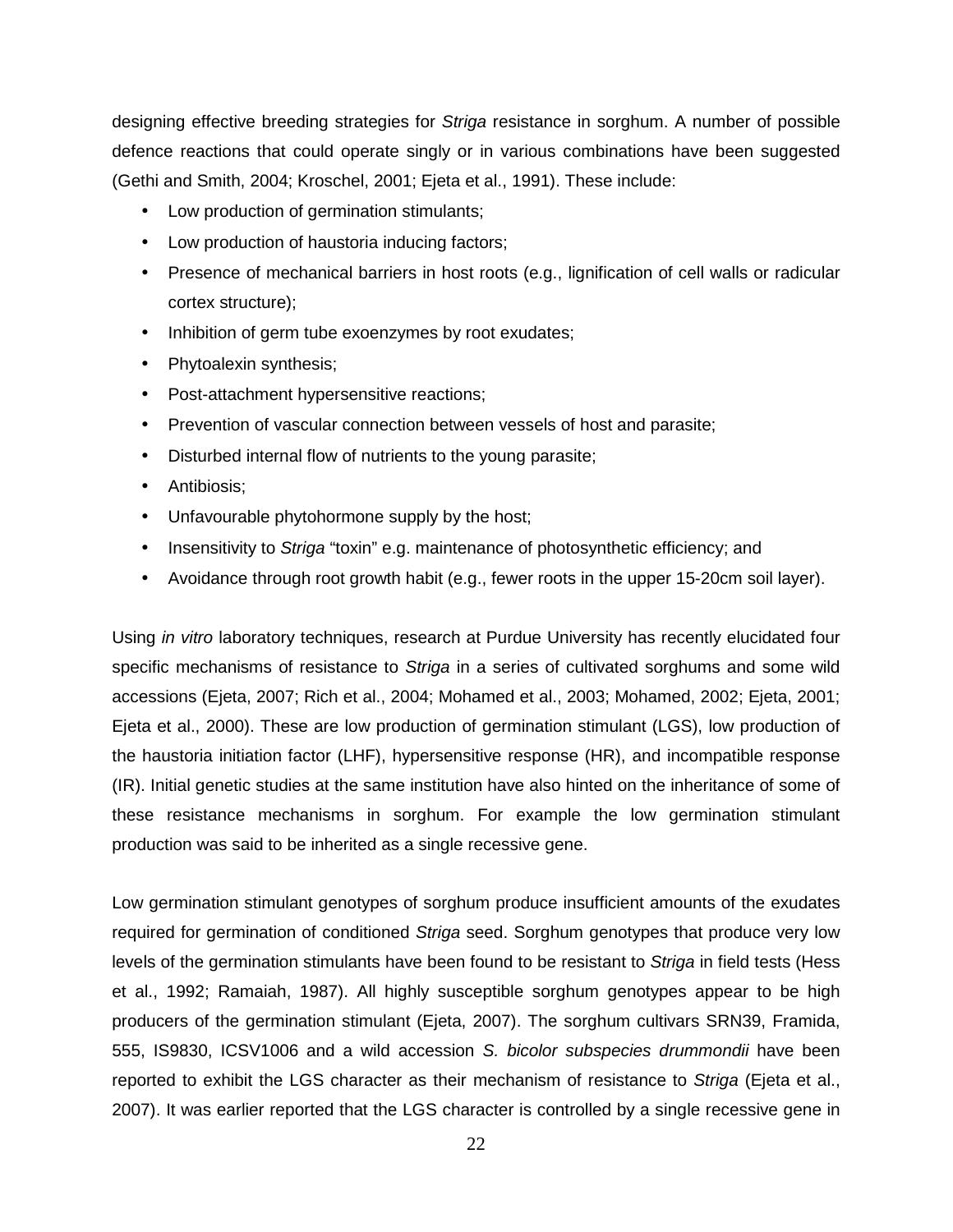designing effective breeding strategies for *Striga* resistance in sorghum. A number of possible defence reactions that could operate singly or in various combinations have been suggested (Gethi and Smith, 2004; Kroschel, 2001; Ejeta et al., 1991). These include:

- Low production of germination stimulants;
- Low production of haustoria inducing factors;
- Presence of mechanical barriers in host roots (e.g., lignification of cell walls or radicular cortex structure);
- Inhibition of germ tube exoenzymes by root exudates;
- Phytoalexin synthesis;
- Post-attachment hypersensitive reactions;
- Prevention of vascular connection between vessels of host and parasite;
- Disturbed internal flow of nutrients to the young parasite;
- Antibiosis;
- Unfavourable phytohormone supply by the host;
- Insensitivity to *Striga* "toxin" e.g. maintenance of photosynthetic efficiency; and
- Avoidance through root growth habit (e.g., fewer roots in the upper 15-20cm soil layer).

Using *in vitro* laboratory techniques, research at Purdue University has recently elucidated four specific mechanisms of resistance to *Striga* in a series of cultivated sorghums and some wild accessions (Ejeta, 2007; Rich et al., 2004; Mohamed et al., 2003; Mohamed, 2002; Ejeta, 2001; Ejeta et al., 2000). These are low production of germination stimulant (LGS), low production of the haustoria initiation factor (LHF), hypersensitive response (HR), and incompatible response (IR). Initial genetic studies at the same institution have also hinted on the inheritance of some of these resistance mechanisms in sorghum. For example the low germination stimulant production was said to be inherited as a single recessive gene.

Low germination stimulant genotypes of sorghum produce insufficient amounts of the exudates required for germination of conditioned *Striga* seed. Sorghum genotypes that produce very low levels of the germination stimulants have been found to be resistant to *Striga* in field tests (Hess et al., 1992; Ramaiah, 1987). All highly susceptible sorghum genotypes appear to be high producers of the germination stimulant (Ejeta, 2007). The sorghum cultivars SRN39, Framida, 555, IS9830, ICSV1006 and a wild accession *S. bicolor subspecies drummondii* have been reported to exhibit the LGS character as their mechanism of resistance to *Striga* (Ejeta et al., 2007). It was earlier reported that the LGS character is controlled by a single recessive gene in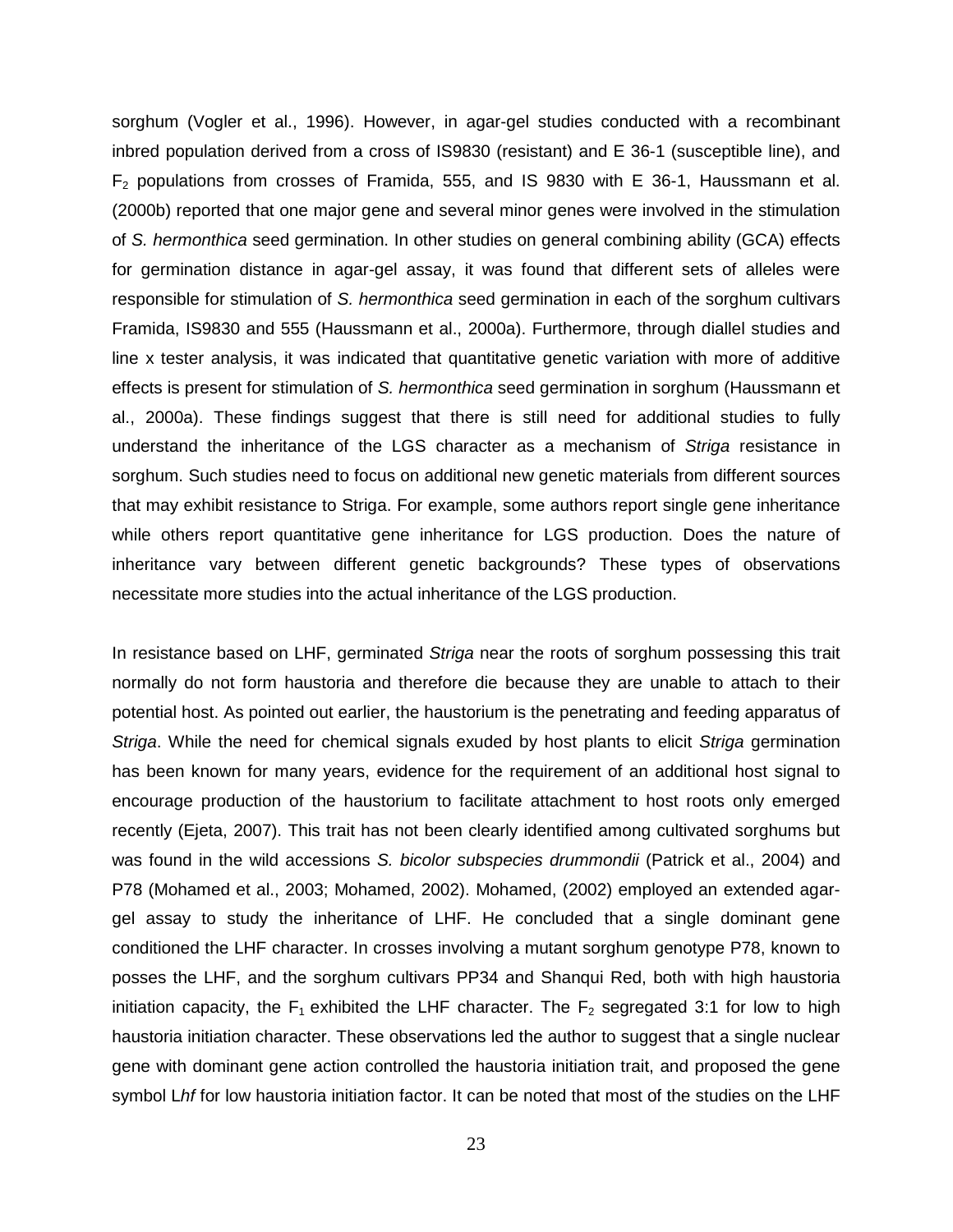sorghum (Vogler et al., 1996). However, in agar-gel studies conducted with a recombinant inbred population derived from a cross of IS9830 (resistant) and E 36-1 (susceptible line), and $F_2$ populations from crosses of Framida, 555, and IS 9830 with E 36-1, Haussmann et al. (2000b) reported that one major gene and several minor genes were involved in the stimulation of *S. hermonthica* seed germination. In other studies on general combining ability (GCA) effects for germination distance in agar-gel assay, it was found that different sets of alleles were responsible for stimulation of *S. hermonthica* seed germination in each of the sorghum cultivars Framida, IS9830 and 555 (Haussmann et al., 2000a). Furthermore, through diallel studies and line x tester analysis, it was indicated that quantitative genetic variation with more of additive effects is present for stimulation of *S. hermonthica* seed germination in sorghum (Haussmann et al., 2000a). These findings suggest that there is still need for additional studies to fully understand the inheritance of the LGS character as a mechanism of *Striga* resistance in sorghum. Such studies need to focus on additional new genetic materials from different sources that may exhibit resistance to Striga. For example, some authors report single gene inheritance while others report quantitative gene inheritance for LGS production. Does the nature of inheritance vary between different genetic backgrounds? These types of observations necessitate more studies into the actual inheritance of the LGS production.

In resistance based on LHF, germinated *Striga* near the roots of sorghum possessing this trait normally do not form haustoria and therefore die because they are unable to attach to their potential host. As pointed out earlier, the haustorium is the penetrating and feeding apparatus of *Striga*. While the need for chemical signals exuded by host plants to elicit *Striga* germination has been known for many years, evidence for the requirement of an additional host signal to encourage production of the haustorium to facilitate attachment to host roots only emerged recently (Ejeta, 2007). This trait has not been clearly identified among cultivated sorghums but was found in the wild accessions *S. bicolor subspecies drummondii* (Patrick et al., 2004) and P78 (Mohamed et al., 2003; Mohamed, 2002). Mohamed, (2002) employed an extended agar-gel assay to study the inheritance of LHF. He concluded that a single dominant gene conditioned the LHF character. In crosses involving a mutant sorghum genotype P78, known to posses the LHF, and the sorghum cultivars PP34 and Shanqui Red, both with high haustoria initiation capacity, the $F_1$ exhibited the LHF character. The $F_2$ segregated 3:1 for low to high haustoria initiation character. These observations led the author to suggest that a single nuclear gene with dominant gene action controlled the haustoria initiation trait, and proposed the gene symbol L*hf* for low haustoria initiation factor. It can be noted that most of the studies on the LHF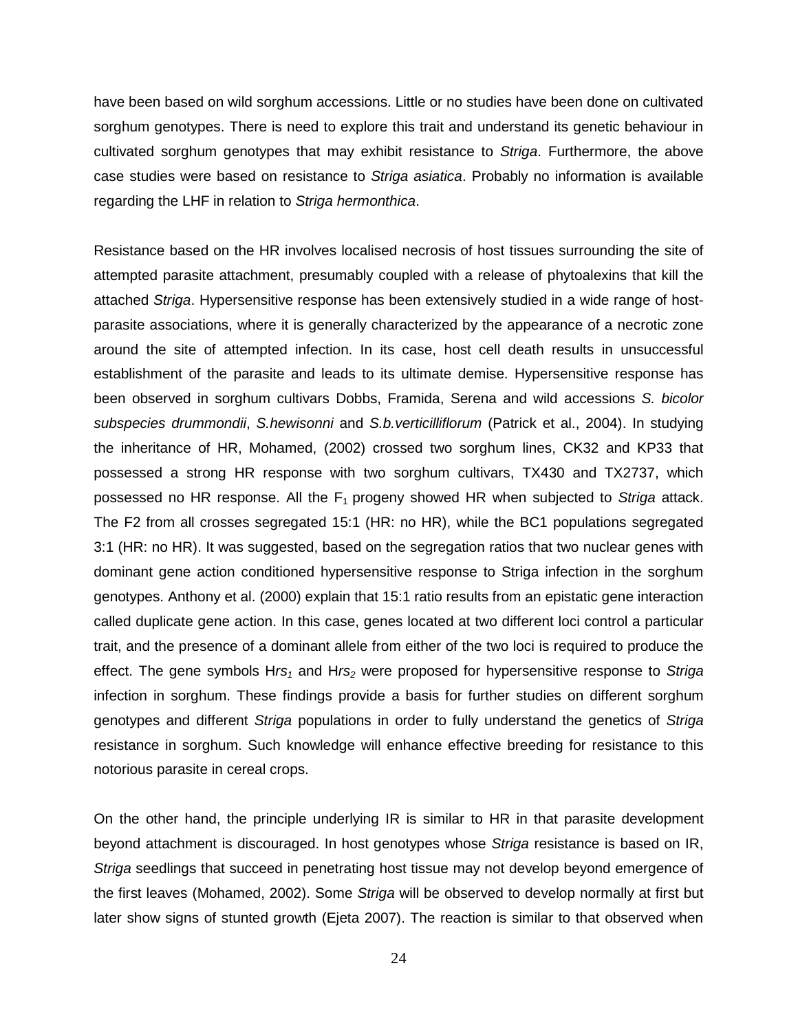have been based on wild sorghum accessions. Little or no studies have been done on cultivated sorghum genotypes. There is need to explore this trait and understand its genetic behaviour in cultivated sorghum genotypes that may exhibit resistance to *Striga*. Furthermore, the above case studies were based on resistance to *Striga asiatica*. Probably no information is available regarding the LHF in relation to *Striga hermonthica*.

Resistance based on the HR involves localised necrosis of host tissues surrounding the site of attempted parasite attachment, presumably coupled with a release of phytoalexins that kill the attached *Striga*. Hypersensitive response has been extensively studied in a wide range of host-parasite associations, where it is generally characterized by the appearance of a necrotic zone around the site of attempted infection. In its case, host cell death results in unsuccessful establishment of the parasite and leads to its ultimate demise. Hypersensitive response has been observed in sorghum cultivars Dobbs, Framida, Serena and wild accessions *S. bicolor subspecies drummondii*, *S.hewisonni* and *S.b.verticilliflorum* (Patrick et al., 2004). In studying the inheritance of HR, Mohamed, (2002) crossed two sorghum lines, CK32 and KP33 that possessed a strong HR response with two sorghum cultivars, TX430 and TX2737, which possessed no HR response. All the $F_1$ progeny showed HR when subjected to *Striga* attack. The F2 from all crosses segregated 15:1 (HR: no HR), while the BC1 populations segregated 3:1 (HR: no HR). It was suggested, based on the segregation ratios that two nuclear genes with dominant gene action conditioned hypersensitive response to Striga infection in the sorghum genotypes. Anthony et al. (2000) explain that 15:1 ratio results from an epistatic gene interaction called duplicate gene action. In this case, genes located at two different loci control a particular trait, and the presence of a dominant allele from either of the two loci is required to produce the effect. The gene symbols H$rs_1$ and H$rs_2$ were proposed for hypersensitive response to *Striga* infection in sorghum. These findings provide a basis for further studies on different sorghum genotypes and different *Striga* populations in order to fully understand the genetics of *Striga* resistance in sorghum. Such knowledge will enhance effective breeding for resistance to this notorious parasite in cereal crops.

On the other hand, the principle underlying IR is similar to HR in that parasite development beyond attachment is discouraged. In host genotypes whose *Striga* resistance is based on IR, *Striga* seedlings that succeed in penetrating host tissue may not develop beyond emergence of the first leaves (Mohamed, 2002). Some *Striga* will be observed to develop normally at first but later show signs of stunted growth (Ejeta 2007). The reaction is similar to that observed when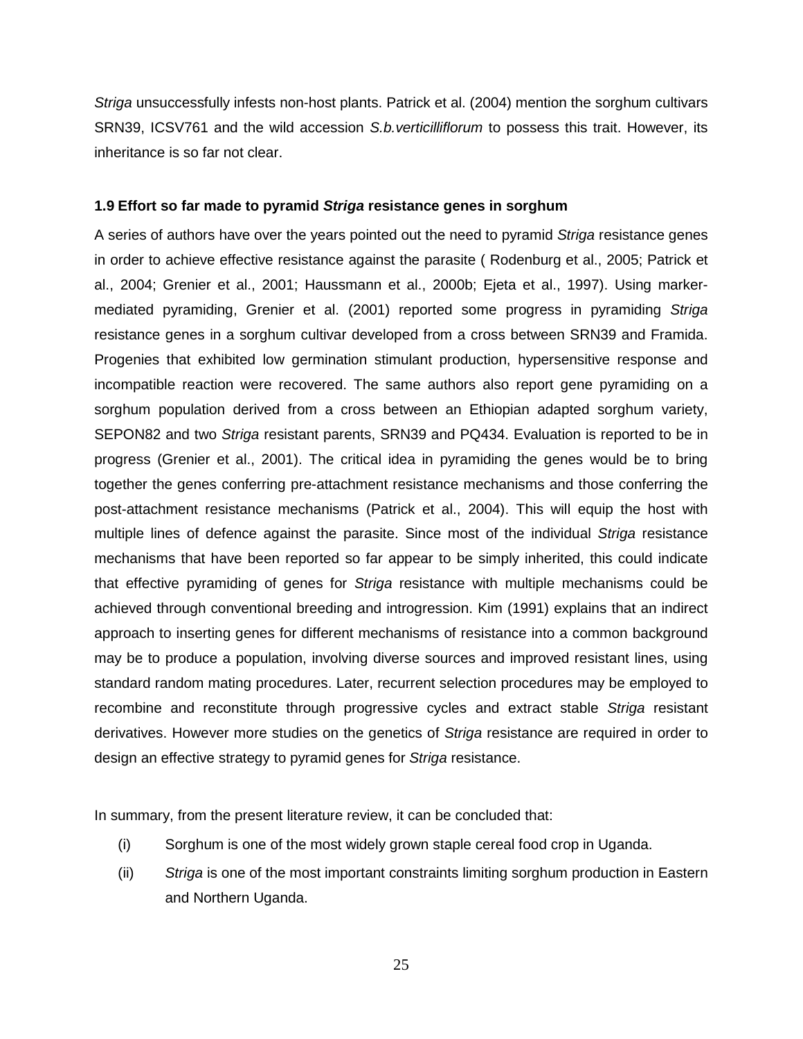*Striga* unsuccessfully infests non-host plants. Patrick et al. (2004) mention the sorghum cultivars SRN39, ICSV761 and the wild accession *S.b.verticilliflorum* to possess this trait. However, its inheritance is so far not clear.

### 1.9 Effort so far made to pyramid *Striga* resistance genes in sorghum

A series of authors have over the years pointed out the need to pyramid *Striga* resistance genes in order to achieve effective resistance against the parasite ( Rodenburg et al., 2005; Patrick et al., 2004; Grenier et al., 2001; Haussmann et al., 2000b; Ejeta et al., 1997). Using marker-mediated pyramiding, Grenier et al. (2001) reported some progress in pyramiding *Striga* resistance genes in a sorghum cultivar developed from a cross between SRN39 and Framida. Progenies that exhibited low germination stimulant production, hypersensitive response and incompatible reaction were recovered. The same authors also report gene pyramiding on a sorghum population derived from a cross between an Ethiopian adapted sorghum variety, SEPON82 and two *Striga* resistant parents, SRN39 and PQ434. Evaluation is reported to be in progress (Grenier et al., 2001). The critical idea in pyramiding the genes would be to bring together the genes conferring pre-attachment resistance mechanisms and those conferring the post-attachment resistance mechanisms (Patrick et al., 2004). This will equip the host with multiple lines of defence against the parasite. Since most of the individual *Striga* resistance mechanisms that have been reported so far appear to be simply inherited, this could indicate that effective pyramiding of genes for *Striga* resistance with multiple mechanisms could be achieved through conventional breeding and introgression. Kim (1991) explains that an indirect approach to inserting genes for different mechanisms of resistance into a common background may be to produce a population, involving diverse sources and improved resistant lines, using standard random mating procedures. Later, recurrent selection procedures may be employed to recombine and reconstitute through progressive cycles and extract stable *Striga* resistant derivatives. However more studies on the genetics of *Striga* resistance are required in order to design an effective strategy to pyramid genes for *Striga* resistance.

In summary, from the present literature review, it can be concluded that:

(i) Sorghum is one of the most widely grown staple cereal food crop in Uganda.

(ii) *Striga* is one of the most important constraints limiting sorghum production in Eastern and Northern Uganda.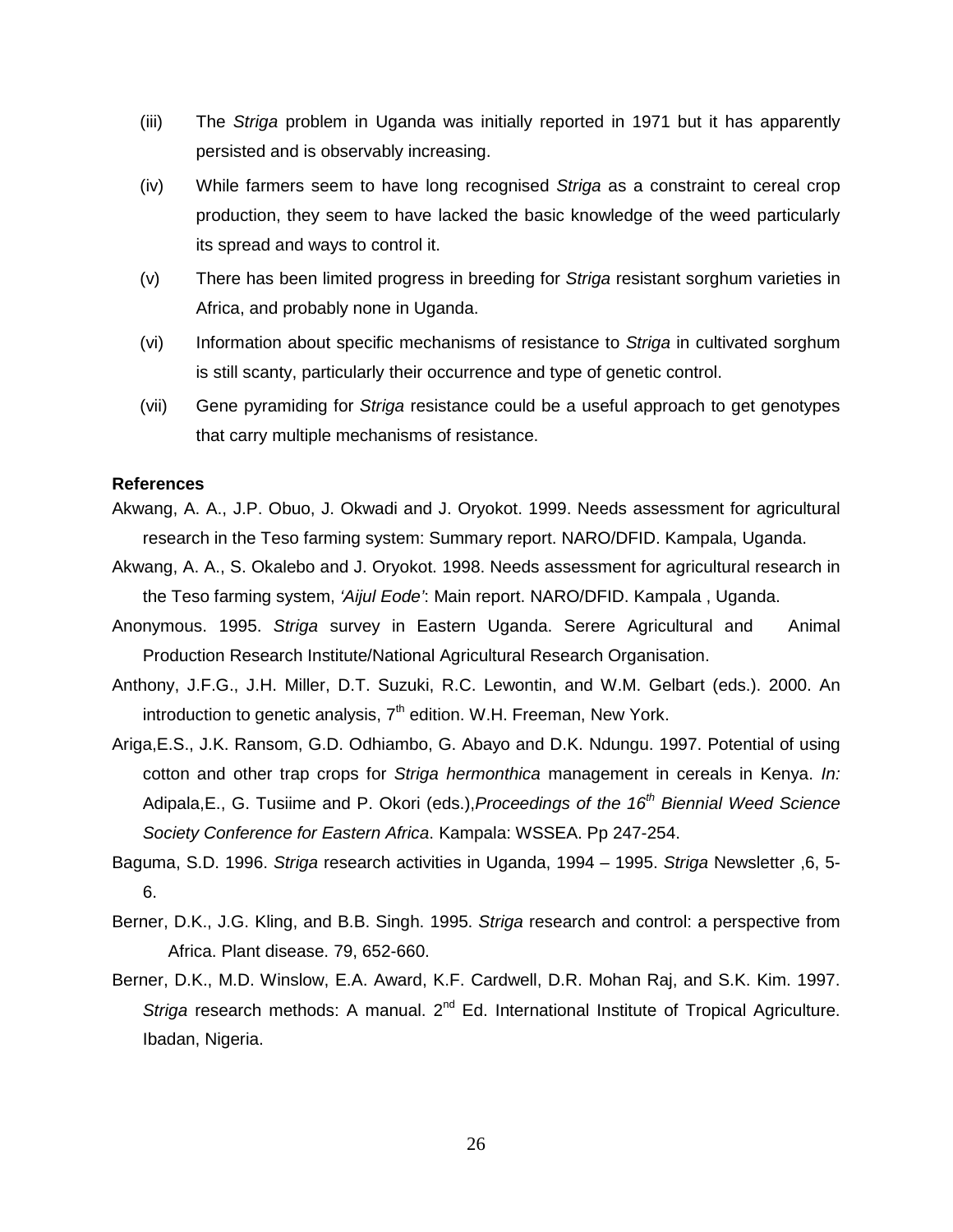(iii) The *Striga* problem in Uganda was initially reported in 1971 but it has apparently persisted and is observably increasing.

(iv) While farmers seem to have long recognised *Striga* as a constraint to cereal crop production, they seem to have lacked the basic knowledge of the weed particularly its spread and ways to control it.

(v) There has been limited progress in breeding for *Striga* resistant sorghum varieties in Africa, and probably none in Uganda.

(vi) Information about specific mechanisms of resistance to *Striga* in cultivated sorghum is still scanty, particularly their occurrence and type of genetic control.

(vii) Gene pyramiding for *Striga* resistance could be a useful approach to get genotypes that carry multiple mechanisms of resistance.

**References**

Akwang, A. A., J.P. Obuo, J. Okwadi and J. Oryokot. 1999. Needs assessment for agricultural research in the Teso farming system: Summary report. NARO/DFID. Kampala, Uganda.

Akwang, A. A., S. Okalebo and J. Oryokot. 1998. Needs assessment for agricultural research in the Teso farming system, *'Aijul Eode'*: Main report. NARO/DFID. Kampala , Uganda.

Anonymous. 1995. *Striga* survey in Eastern Uganda. Serere Agricultural and Animal Production Research Institute/National Agricultural Research Organisation.

Anthony, J.F.G., J.H. Miller, D.T. Suzuki, R.C. Lewontin, and W.M. Gelbart (eds.). 2000. An introduction to genetic analysis, 7th edition. W.H. Freeman, New York.

Ariga,E.S., J.K. Ransom, G.D. Odhiambo, G. Abayo and D.K. Ndungu. 1997. Potential of using cotton and other trap crops for *Striga hermonthica* management in cereals in Kenya. *In:* Adipala,E., G. Tusiime and P. Okori (eds.),*Proceedings of the 16th Biennial Weed Science Society Conference for Eastern Africa*. Kampala: WSSEA. Pp 247-254.

Baguma, S.D. 1996. *Striga* research activities in Uganda, 1994 – 1995. *Striga* Newsletter ,6, 5-6.

Berner, D.K., J.G. Kling, and B.B. Singh. 1995. *Striga* research and control: a perspective from Africa. Plant disease. 79, 652-660.

Berner, D.K., M.D. Winslow, E.A. Award, K.F. Cardwell, D.R. Mohan Raj, and S.K. Kim. 1997. *Striga* research methods: A manual. 2nd Ed. International Institute of Tropical Agriculture. Ibadan, Nigeria.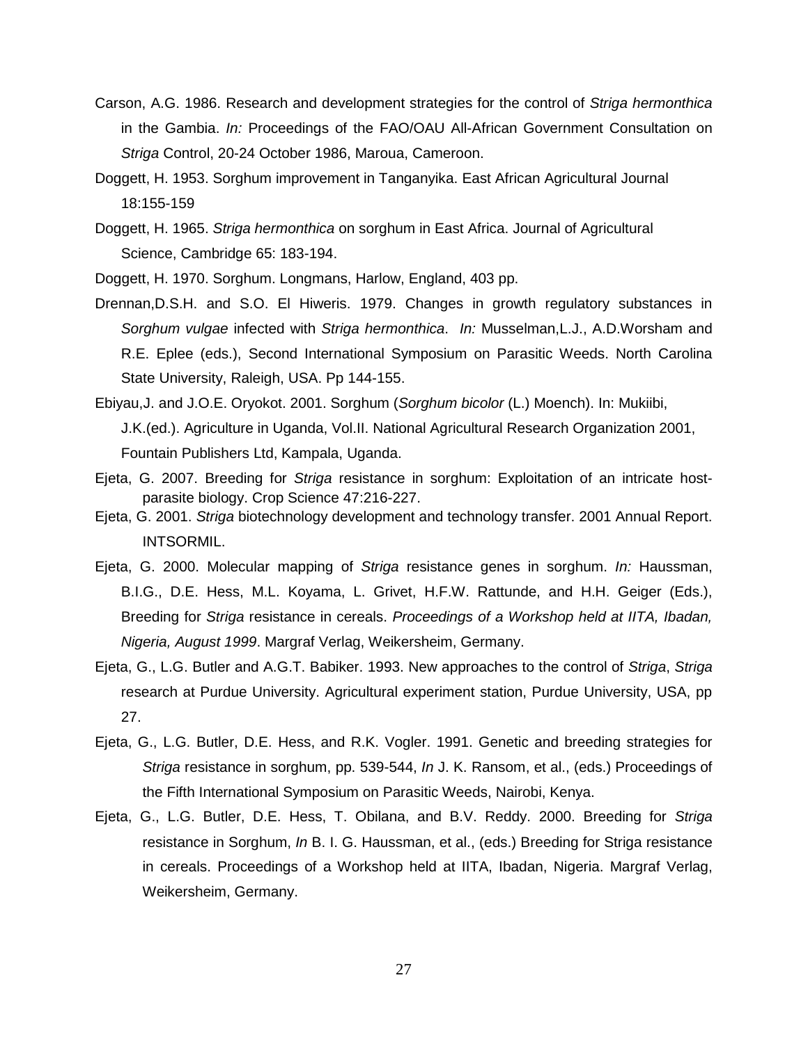Carson, A.G. 1986. Research and development strategies for the control of *Striga hermonthica* in the Gambia. *In:* Proceedings of the FAO/OAU All-African Government Consultation on *Striga* Control, 20-24 October 1986, Maroua, Cameroon.

Doggett, H. 1953. Sorghum improvement in Tanganyika. East African Agricultural Journal 18:155-159

Doggett, H. 1965. *Striga hermonthica* on sorghum in East Africa. Journal of Agricultural Science, Cambridge 65: 183-194.

Doggett, H. 1970. Sorghum. Longmans, Harlow, England, 403 pp.

Drennan,D.S.H. and S.O. El Hiweris. 1979. Changes in growth regulatory substances in *Sorghum vulgae* infected with *Striga hermonthica*. *In:* Musselman,L.J., A.D.Worsham and R.E. Eplee (eds.), Second International Symposium on Parasitic Weeds. North Carolina State University, Raleigh, USA. Pp 144-155.

Ebiyau,J. and J.O.E. Oryokot. 2001. Sorghum (*Sorghum bicolor* (L.) Moench). In: Mukiibi, J.K.(ed.). Agriculture in Uganda, Vol.II. National Agricultural Research Organization 2001, Fountain Publishers Ltd, Kampala, Uganda.

Ejeta, G. 2007. Breeding for *Striga* resistance in sorghum: Exploitation of an intricate host-parasite biology. Crop Science 47:216-227.

Ejeta, G. 2001. *Striga* biotechnology development and technology transfer. 2001 Annual Report. INTSORMIL.

Ejeta, G. 2000. Molecular mapping of *Striga* resistance genes in sorghum. *In:* Haussman, B.I.G., D.E. Hess, M.L. Koyama, L. Grivet, H.F.W. Rattunde, and H.H. Geiger (Eds.), Breeding for *Striga* resistance in cereals. *Proceedings of a Workshop held at IITA, Ibadan, Nigeria, August 1999*. Margraf Verlag, Weikersheim, Germany.

Ejeta, G., L.G. Butler and A.G.T. Babiker. 1993. New approaches to the control of *Striga*, *Striga* research at Purdue University. Agricultural experiment station, Purdue University, USA, pp 27.

Ejeta, G., L.G. Butler, D.E. Hess, and R.K. Vogler. 1991. Genetic and breeding strategies for *Striga* resistance in sorghum, pp. 539-544, *In* J. K. Ransom, et al., (eds.) Proceedings of the Fifth International Symposium on Parasitic Weeds, Nairobi, Kenya.

Ejeta, G., L.G. Butler, D.E. Hess, T. Obilana, and B.V. Reddy. 2000. Breeding for *Striga* resistance in Sorghum, *In* B. I. G. Haussman, et al., (eds.) Breeding for Striga resistance in cereals. Proceedings of a Workshop held at IITA, Ibadan, Nigeria. Margraf Verlag, Weikersheim, Germany.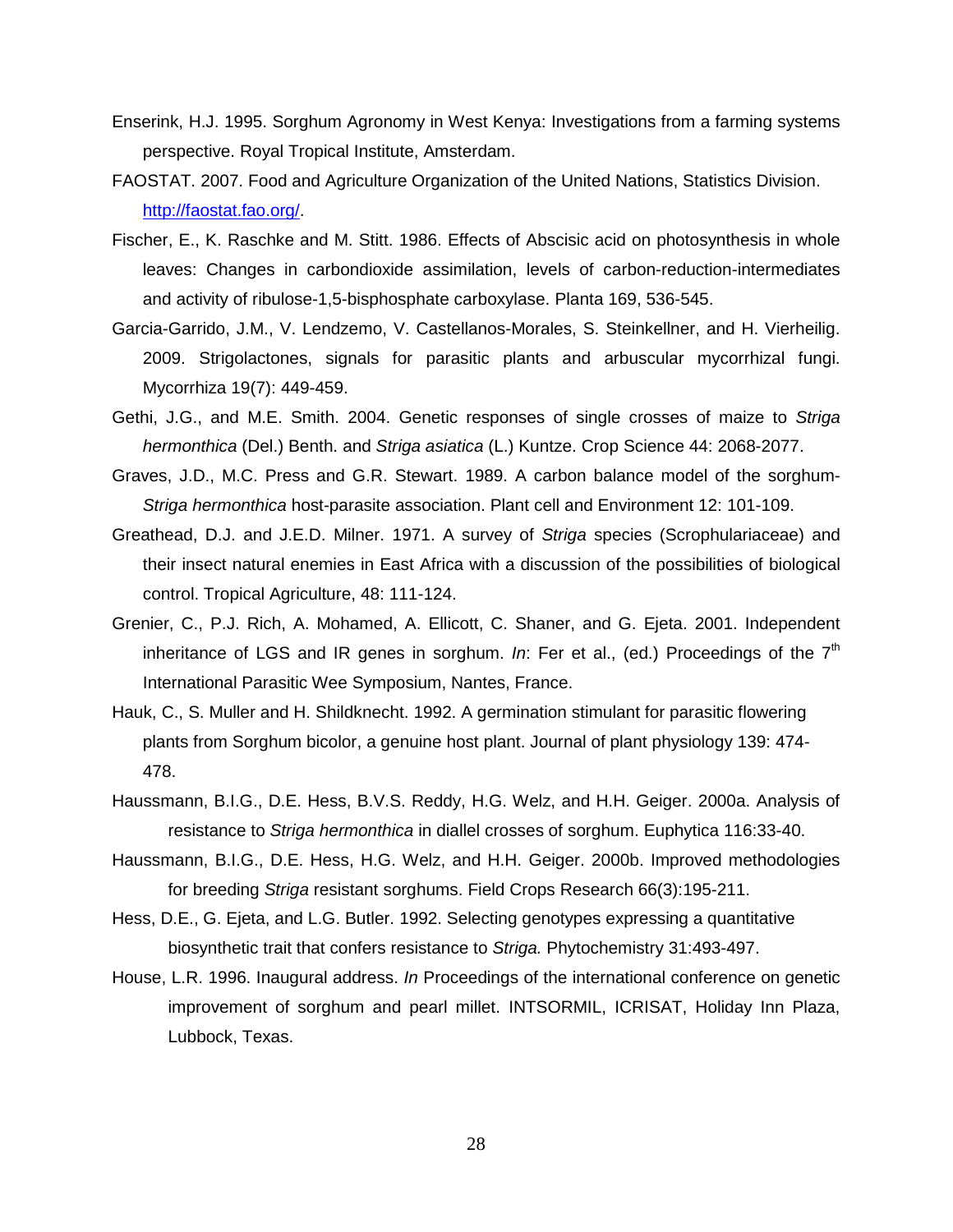Enserink, H.J. 1995. Sorghum Agronomy in West Kenya: Investigations from a farming systems perspective. Royal Tropical Institute, Amsterdam.

FAOSTAT. 2007. Food and Agriculture Organization of the United Nations, Statistics Division. http://faostat.fao.org/.

Fischer, E., K. Raschke and M. Stitt. 1986. Effects of Abscisic acid on photosynthesis in whole leaves: Changes in carbondioxide assimilation, levels of carbon-reduction-intermediates and activity of ribulose-1,5-bisphosphate carboxylase. Planta 169, 536-545.

Garcia-Garrido, J.M., V. Lendzemo, V. Castellanos-Morales, S. Steinkellner, and H. Vierheilig. 2009. Strigolactones, signals for parasitic plants and arbuscular mycorrhizal fungi. Mycorrhiza 19(7): 449-459.

Gethi, J.G., and M.E. Smith. 2004. Genetic responses of single crosses of maize to *Striga hermonthica* (Del.) Benth. and *Striga asiatica* (L.) Kuntze. Crop Science 44: 2068-2077.

Graves, J.D., M.C. Press and G.R. Stewart. 1989. A carbon balance model of the sorghum-*Striga hermonthica* host-parasite association. Plant cell and Environment 12: 101-109.

Greathead, D.J. and J.E.D. Milner. 1971. A survey of *Striga* species (Scrophulariaceae) and their insect natural enemies in East Africa with a discussion of the possibilities of biological control. Tropical Agriculture, 48: 111-124.

Grenier, C., P.J. Rich, A. Mohamed, A. Ellicott, C. Shaner, and G. Ejeta. 2001. Independent inheritance of LGS and IR genes in sorghum. *In*: Fer et al., (ed.) Proceedings of the 7th International Parasitic Wee Symposium, Nantes, France.

Hauk, C., S. Muller and H. Shildknecht. 1992. A germination stimulant for parasitic flowering plants from Sorghum bicolor, a genuine host plant. Journal of plant physiology 139: 474-478.

Haussmann, B.I.G., D.E. Hess, B.V.S. Reddy, H.G. Welz, and H.H. Geiger. 2000a. Analysis of resistance to *Striga hermonthica* in diallel crosses of sorghum. Euphytica 116:33-40.

Haussmann, B.I.G., D.E. Hess, H.G. Welz, and H.H. Geiger. 2000b. Improved methodologies for breeding *Striga* resistant sorghums. Field Crops Research 66(3):195-211.

Hess, D.E., G. Ejeta, and L.G. Butler. 1992. Selecting genotypes expressing a quantitative biosynthetic trait that confers resistance to *Striga.* Phytochemistry 31:493-497.

House, L.R. 1996. Inaugural address. *In* Proceedings of the international conference on genetic improvement of sorghum and pearl millet. INTSORMIL, ICRISAT, Holiday Inn Plaza, Lubbock, Texas.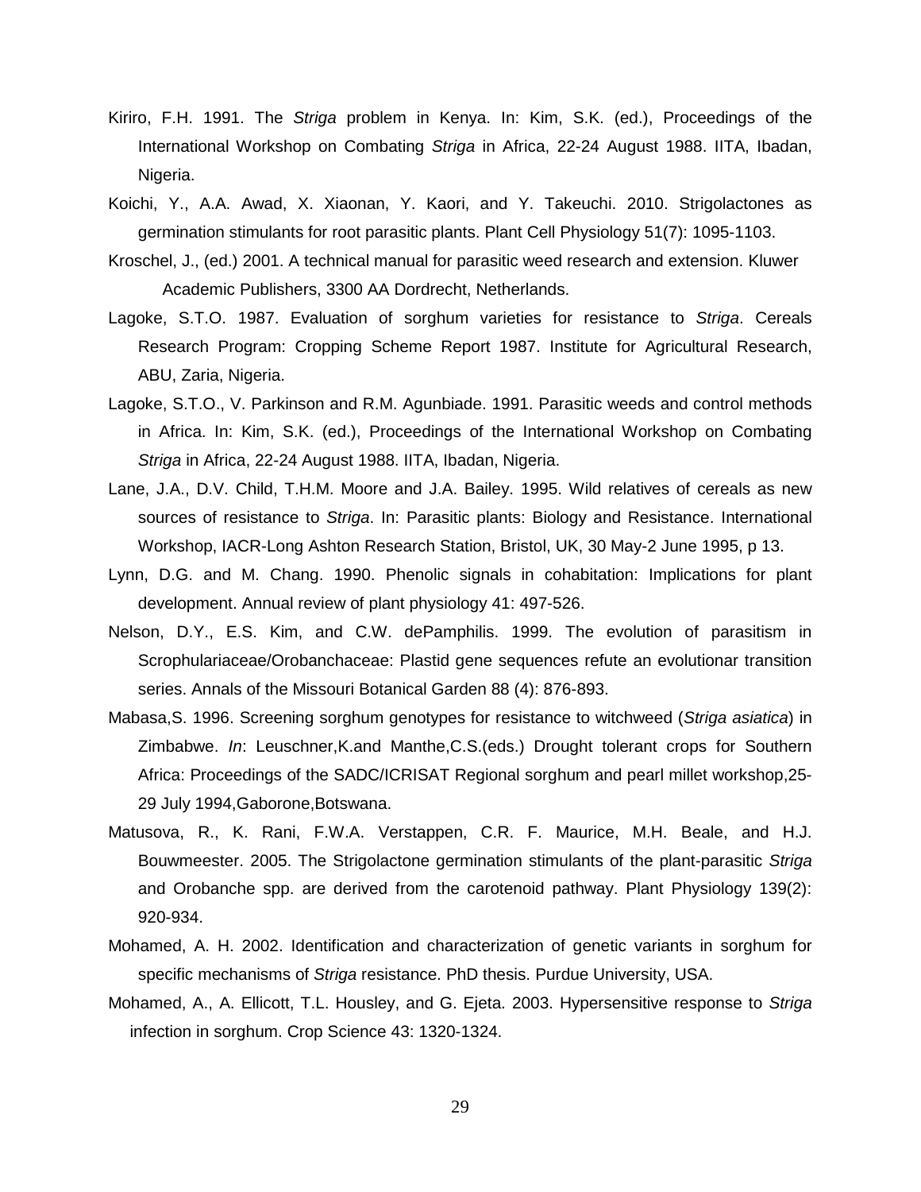Kiriro, F.H. 1991. The *Striga* problem in Kenya. In: Kim, S.K. (ed.), Proceedings of the International Workshop on Combating *Striga* in Africa, 22-24 August 1988. IITA, Ibadan, Nigeria.

Koichi, Y., A.A. Awad, X. Xiaonan, Y. Kaori, and Y. Takeuchi. 2010. Strigolactones as germination stimulants for root parasitic plants. Plant Cell Physiology 51(7): 1095-1103.

Kroschel, J., (ed.) 2001. A technical manual for parasitic weed research and extension. Kluwer Academic Publishers, 3300 AA Dordrecht, Netherlands.

Lagoke, S.T.O. 1987. Evaluation of sorghum varieties for resistance to *Striga*. Cereals Research Program: Cropping Scheme Report 1987. Institute for Agricultural Research, ABU, Zaria, Nigeria.

Lagoke, S.T.O., V. Parkinson and R.M. Agunbiade. 1991. Parasitic weeds and control methods in Africa. In: Kim, S.K. (ed.), Proceedings of the International Workshop on Combating *Striga* in Africa, 22-24 August 1988. IITA, Ibadan, Nigeria.

Lane, J.A., D.V. Child, T.H.M. Moore and J.A. Bailey. 1995. Wild relatives of cereals as new sources of resistance to *Striga*. In: Parasitic plants: Biology and Resistance. International Workshop, IACR-Long Ashton Research Station, Bristol, UK, 30 May-2 June 1995, p 13.

Lynn, D.G. and M. Chang. 1990. Phenolic signals in cohabitation: Implications for plant development. Annual review of plant physiology 41: 497-526.

Nelson, D.Y., E.S. Kim, and C.W. dePamphilis. 1999. The evolution of parasitism in Scrophulariaceae/Orobanchaceae: Plastid gene sequences refute an evolutionar transition series. Annals of the Missouri Botanical Garden 88 (4): 876-893.

Mabasa,S. 1996. Screening sorghum genotypes for resistance to witchweed (*Striga asiatica*) in Zimbabwe. *In*: Leuschner,K.and Manthe,C.S.(eds.) Drought tolerant crops for Southern Africa: Proceedings of the SADC/ICRISAT Regional sorghum and pearl millet workshop,25-29 July 1994,Gaborone,Botswana.

Matusova, R., K. Rani, F.W.A. Verstappen, C.R. F. Maurice, M.H. Beale, and H.J. Bouwmeester. 2005. The Strigolactone germination stimulants of the plant-parasitic *Striga* and Orobanche spp. are derived from the carotenoid pathway. Plant Physiology 139(2): 920-934.

Mohamed, A. H. 2002. Identification and characterization of genetic variants in sorghum for specific mechanisms of *Striga* resistance. PhD thesis. Purdue University, USA.

Mohamed, A., A. Ellicott, T.L. Housley, and G. Ejeta. 2003. Hypersensitive response to *Striga* infection in sorghum. Crop Science 43: 1320-1324.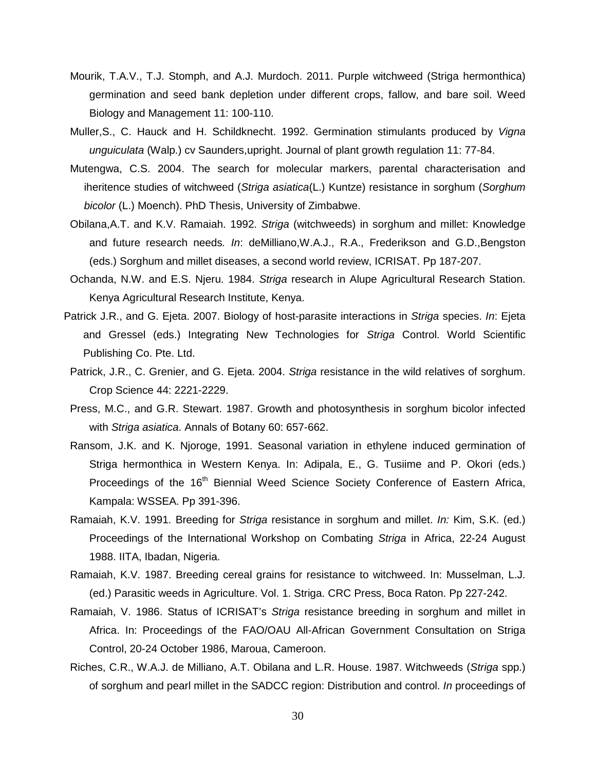Mourik, T.A.V., T.J. Stomph, and A.J. Murdoch. 2011. Purple witchweed (Striga hermonthica) germination and seed bank depletion under different crops, fallow, and bare soil. Weed Biology and Management 11: 100-110.

Muller,S., C. Hauck and H. Schildknecht. 1992. Germination stimulants produced by *Vigna unguiculata* (Walp.) cv Saunders,upright. Journal of plant growth regulation 11: 77-84.

Mutengwa, C.S. 2004. The search for molecular markers, parental characterisation and iheritence studies of witchweed (*Striga asiatica*(L.) Kuntze) resistance in sorghum (*Sorghum bicolor* (L.) Moench). PhD Thesis, University of Zimbabwe.

Obilana,A.T. and K.V. Ramaiah. 1992. *Striga* (witchweeds) in sorghum and millet: Knowledge and future research needs. *In*: deMilliano,W.A.J., R.A., Frederikson and G.D.,Bengston (eds.) Sorghum and millet diseases, a second world review, ICRISAT. Pp 187-207.

Ochanda, N.W. and E.S. Njeru. 1984. *Striga* research in Alupe Agricultural Research Station. Kenya Agricultural Research Institute, Kenya.

Patrick J.R., and G. Ejeta. 2007. Biology of host-parasite interactions in *Striga* species. *In*: Ejeta and Gressel (eds.) Integrating New Technologies for *Striga* Control. World Scientific Publishing Co. Pte. Ltd.

Patrick, J.R., C. Grenier, and G. Ejeta. 2004. *Striga* resistance in the wild relatives of sorghum. Crop Science 44: 2221-2229.

Press, M.C., and G.R. Stewart. 1987. Growth and photosynthesis in sorghum bicolor infected with *Striga asiatica*. Annals of Botany 60: 657-662.

Ransom, J.K. and K. Njoroge, 1991. Seasonal variation in ethylene induced germination of Striga hermonthica in Western Kenya. In: Adipala, E., G. Tusiime and P. Okori (eds.) Proceedings of the 16th Biennial Weed Science Society Conference of Eastern Africa, Kampala: WSSEA. Pp 391-396.

Ramaiah, K.V. 1991. Breeding for *Striga* resistance in sorghum and millet. *In:* Kim, S.K. (ed.) Proceedings of the International Workshop on Combating *Striga* in Africa, 22-24 August 1988. IITA, Ibadan, Nigeria.

Ramaiah, K.V. 1987. Breeding cereal grains for resistance to witchweed. In: Musselman, L.J. (ed.) Parasitic weeds in Agriculture. Vol. 1. Striga. CRC Press, Boca Raton. Pp 227-242.

Ramaiah, V. 1986. Status of ICRISAT's *Striga* resistance breeding in sorghum and millet in Africa. In: Proceedings of the FAO/OAU All-African Government Consultation on Striga Control, 20-24 October 1986, Maroua, Cameroon.

Riches, C.R., W.A.J. de Milliano, A.T. Obilana and L.R. House. 1987. Witchweeds (*Striga* spp.) of sorghum and pearl millet in the SADCC region: Distribution and control. *In* proceedings of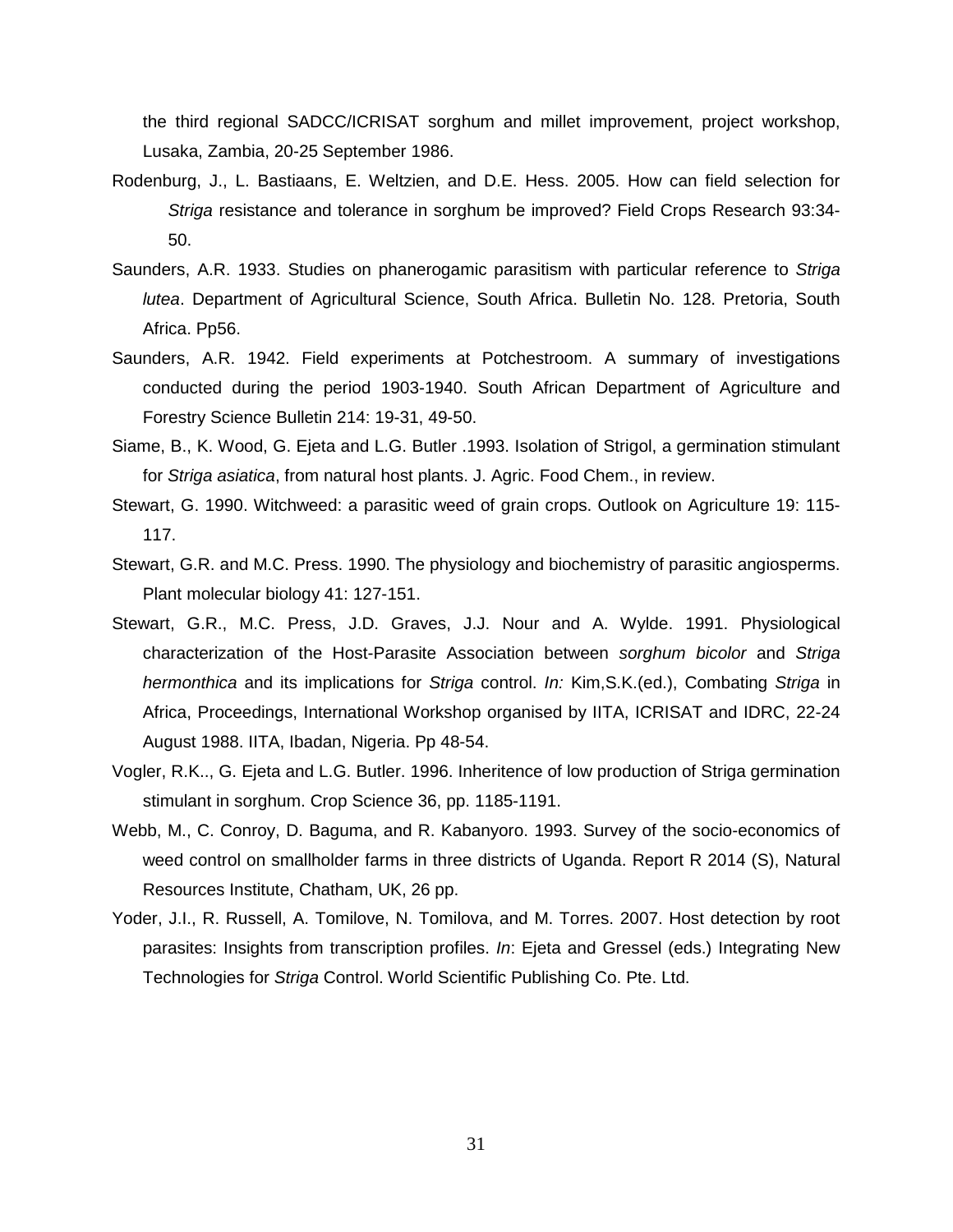the third regional SADCC/ICRISAT sorghum and millet improvement, project workshop, Lusaka, Zambia, 20-25 September 1986.

Rodenburg, J., L. Bastiaans, E. Weltzien, and D.E. Hess. 2005. How can field selection for *Striga* resistance and tolerance in sorghum be improved? Field Crops Research 93:34-50.

Saunders, A.R. 1933. Studies on phanerogamic parasitism with particular reference to *Striga lutea*. Department of Agricultural Science, South Africa. Bulletin No. 128. Pretoria, South Africa. Pp56.

Saunders, A.R. 1942. Field experiments at Potchestroom. A summary of investigations conducted during the period 1903-1940. South African Department of Agriculture and Forestry Science Bulletin 214: 19-31, 49-50.

Siame, B., K. Wood, G. Ejeta and L.G. Butler .1993. Isolation of Strigol, a germination stimulant for *Striga asiatica*, from natural host plants. J. Agric. Food Chem., in review.

Stewart, G. 1990. Witchweed: a parasitic weed of grain crops. Outlook on Agriculture 19: 115-117.

Stewart, G.R. and M.C. Press. 1990. The physiology and biochemistry of parasitic angiosperms. Plant molecular biology 41: 127-151.

Stewart, G.R., M.C. Press, J.D. Graves, J.J. Nour and A. Wylde. 1991. Physiological characterization of the Host-Parasite Association between *sorghum bicolor* and *Striga hermonthica* and its implications for *Striga* control. *In:* Kim,S.K.(ed.), Combating *Striga* in Africa, Proceedings, International Workshop organised by IITA, ICRISAT and IDRC, 22-24 August 1988. IITA, Ibadan, Nigeria. Pp 48-54.

Vogler, R.K.., G. Ejeta and L.G. Butler. 1996. Inheritence of low production of Striga germination stimulant in sorghum. Crop Science 36, pp. 1185-1191.

Webb, M., C. Conroy, D. Baguma, and R. Kabanyoro. 1993. Survey of the socio-economics of weed control on smallholder farms in three districts of Uganda. Report R 2014 (S), Natural Resources Institute, Chatham, UK, 26 pp.

Yoder, J.I., R. Russell, A. Tomilove, N. Tomilova, and M. Torres. 2007. Host detection by root parasites: Insights from transcription profiles. *In*: Ejeta and Gressel (eds.) Integrating New Technologies for *Striga* Control. World Scientific Publishing Co. Pte. Ltd.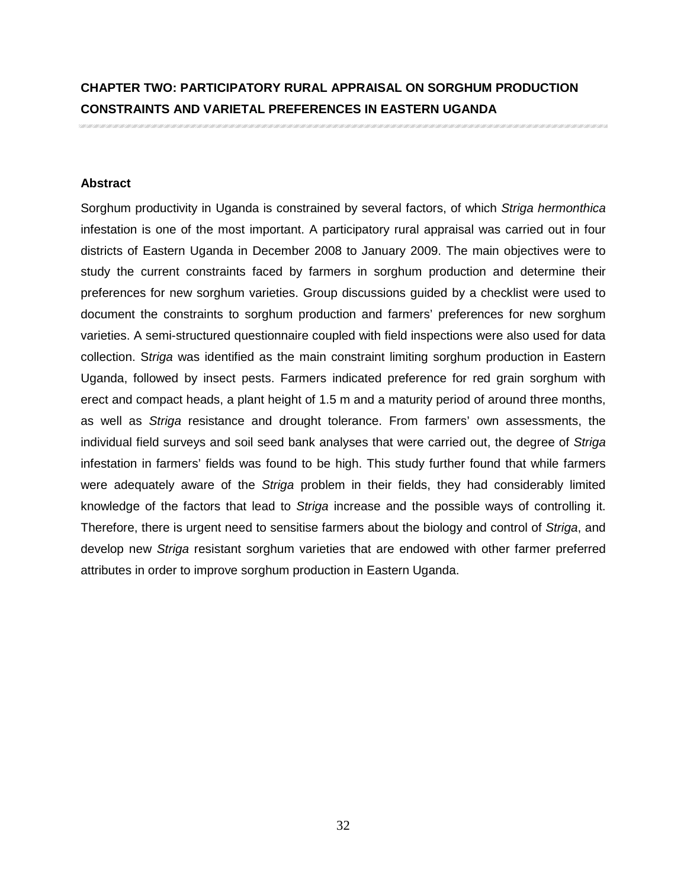# CHAPTER TWO: PARTICIPATORY RURAL APPRAISAL ON SORGHUM PRODUCTION CONSTRAINTS AND VARIETAL PREFERENCES IN EASTERN UGANDA

## Abstract

Sorghum productivity in Uganda is constrained by several factors, of which *Striga hermonthica* infestation is one of the most important. A participatory rural appraisal was carried out in four districts of Eastern Uganda in December 2008 to January 2009. The main objectives were to study the current constraints faced by farmers in sorghum production and determine their preferences for new sorghum varieties. Group discussions guided by a checklist were used to document the constraints to sorghum production and farmers' preferences for new sorghum varieties. A semi-structured questionnaire coupled with field inspections were also used for data collection. S*triga* was identified as the main constraint limiting sorghum production in Eastern Uganda, followed by insect pests. Farmers indicated preference for red grain sorghum with erect and compact heads, a plant height of 1.5 m and a maturity period of around three months, as well as *Striga* resistance and drought tolerance. From farmers' own assessments, the individual field surveys and soil seed bank analyses that were carried out, the degree of *Striga* infestation in farmers' fields was found to be high. This study further found that while farmers were adequately aware of the *Striga* problem in their fields, they had considerably limited knowledge of the factors that lead to *Striga* increase and the possible ways of controlling it. Therefore, there is urgent need to sensitise farmers about the biology and control of *Striga*, and develop new *Striga* resistant sorghum varieties that are endowed with other farmer preferred attributes in order to improve sorghum production in Eastern Uganda.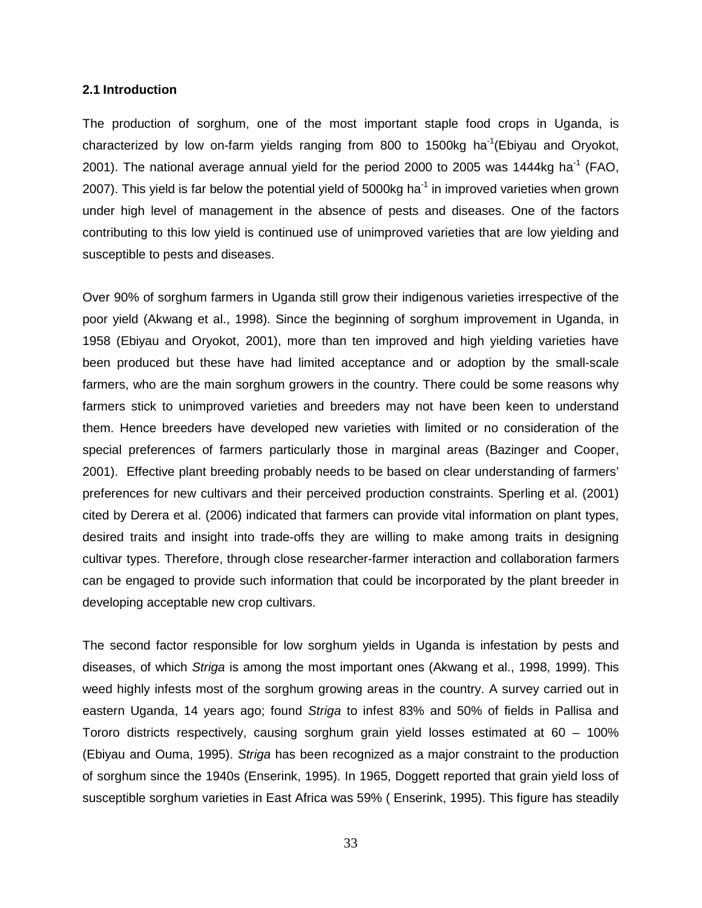## 2.1 Introduction

The production of sorghum, one of the most important staple food crops in Uganda, is characterized by low on-farm yields ranging from 800 to 1500kg ha$^{-1}$(Ebiyau and Oryokot, 2001). The national average annual yield for the period 2000 to 2005 was 1444kg ha$^{-1}$ (FAO, 2007). This yield is far below the potential yield of 5000kg ha$^{-1}$ in improved varieties when grown under high level of management in the absence of pests and diseases. One of the factors contributing to this low yield is continued use of unimproved varieties that are low yielding and susceptible to pests and diseases.

Over 90% of sorghum farmers in Uganda still grow their indigenous varieties irrespective of the poor yield (Akwang et al., 1998). Since the beginning of sorghum improvement in Uganda, in 1958 (Ebiyau and Oryokot, 2001), more than ten improved and high yielding varieties have been produced but these have had limited acceptance and or adoption by the small-scale farmers, who are the main sorghum growers in the country. There could be some reasons why farmers stick to unimproved varieties and breeders may not have been keen to understand them. Hence breeders have developed new varieties with limited or no consideration of the special preferences of farmers particularly those in marginal areas (Bazinger and Cooper, 2001). Effective plant breeding probably needs to be based on clear understanding of farmers' preferences for new cultivars and their perceived production constraints. Sperling et al. (2001) cited by Derera et al. (2006) indicated that farmers can provide vital information on plant types, desired traits and insight into trade-offs they are willing to make among traits in designing cultivar types. Therefore, through close researcher-farmer interaction and collaboration farmers can be engaged to provide such information that could be incorporated by the plant breeder in developing acceptable new crop cultivars.

The second factor responsible for low sorghum yields in Uganda is infestation by pests and diseases, of which *Striga* is among the most important ones (Akwang et al., 1998, 1999). This weed highly infests most of the sorghum growing areas in the country. A survey carried out in eastern Uganda, 14 years ago; found *Striga* to infest 83% and 50% of fields in Pallisa and Tororo districts respectively, causing sorghum grain yield losses estimated at 60 – 100% (Ebiyau and Ouma, 1995). *Striga* has been recognized as a major constraint to the production of sorghum since the 1940s (Enserink, 1995). In 1965, Doggett reported that grain yield loss of susceptible sorghum varieties in East Africa was 59% ( Enserink, 1995). This figure has steadily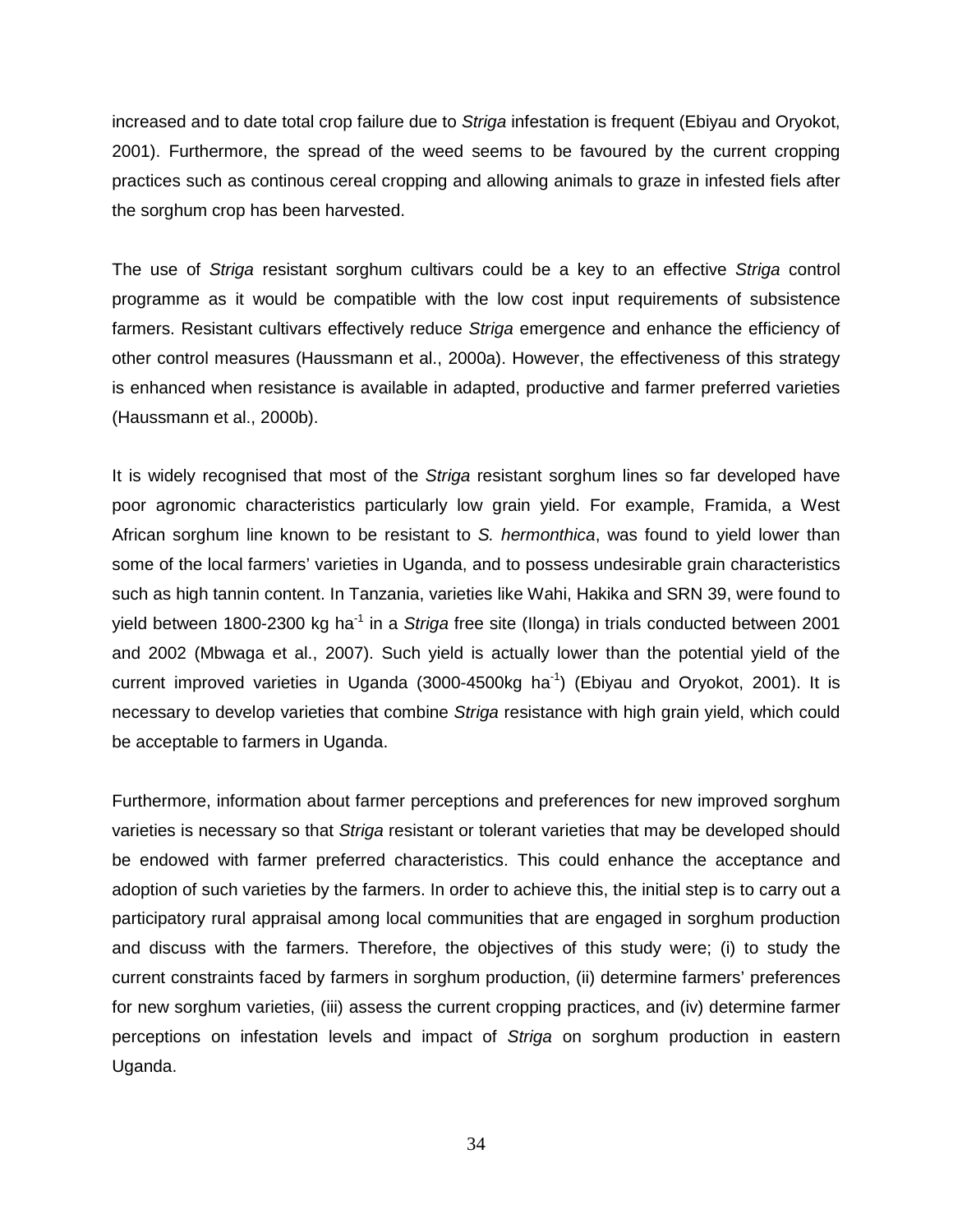increased and to date total crop failure due to *Striga* infestation is frequent (Ebiyau and Oryokot, 2001). Furthermore, the spread of the weed seems to be favoured by the current cropping practices such as continous cereal cropping and allowing animals to graze in infested fiels after the sorghum crop has been harvested.

The use of *Striga* resistant sorghum cultivars could be a key to an effective *Striga* control programme as it would be compatible with the low cost input requirements of subsistence farmers. Resistant cultivars effectively reduce *Striga* emergence and enhance the efficiency of other control measures (Haussmann et al., 2000a). However, the effectiveness of this strategy is enhanced when resistance is available in adapted, productive and farmer preferred varieties (Haussmann et al., 2000b).

It is widely recognised that most of the *Striga* resistant sorghum lines so far developed have poor agronomic characteristics particularly low grain yield. For example, Framida, a West African sorghum line known to be resistant to *S. hermonthica*, was found to yield lower than some of the local farmers' varieties in Uganda, and to possess undesirable grain characteristics such as high tannin content. In Tanzania, varieties like Wahi, Hakika and SRN 39, were found to yield between 1800-2300 kg $ha^{-1}$ in a *Striga* free site (Ilonga) in trials conducted between 2001 and 2002 (Mbwaga et al., 2007). Such yield is actually lower than the potential yield of the current improved varieties in Uganda (3000-4500kg $ha^{-1}$) (Ebiyau and Oryokot, 2001). It is necessary to develop varieties that combine *Striga* resistance with high grain yield, which could be acceptable to farmers in Uganda.

Furthermore, information about farmer perceptions and preferences for new improved sorghum varieties is necessary so that *Striga* resistant or tolerant varieties that may be developed should be endowed with farmer preferred characteristics. This could enhance the acceptance and adoption of such varieties by the farmers. In order to achieve this, the initial step is to carry out a participatory rural appraisal among local communities that are engaged in sorghum production and discuss with the farmers. Therefore, the objectives of this study were; (i) to study the current constraints faced by farmers in sorghum production, (ii) determine farmers' preferences for new sorghum varieties, (iii) assess the current cropping practices, and (iv) determine farmer perceptions on infestation levels and impact of *Striga* on sorghum production in eastern Uganda.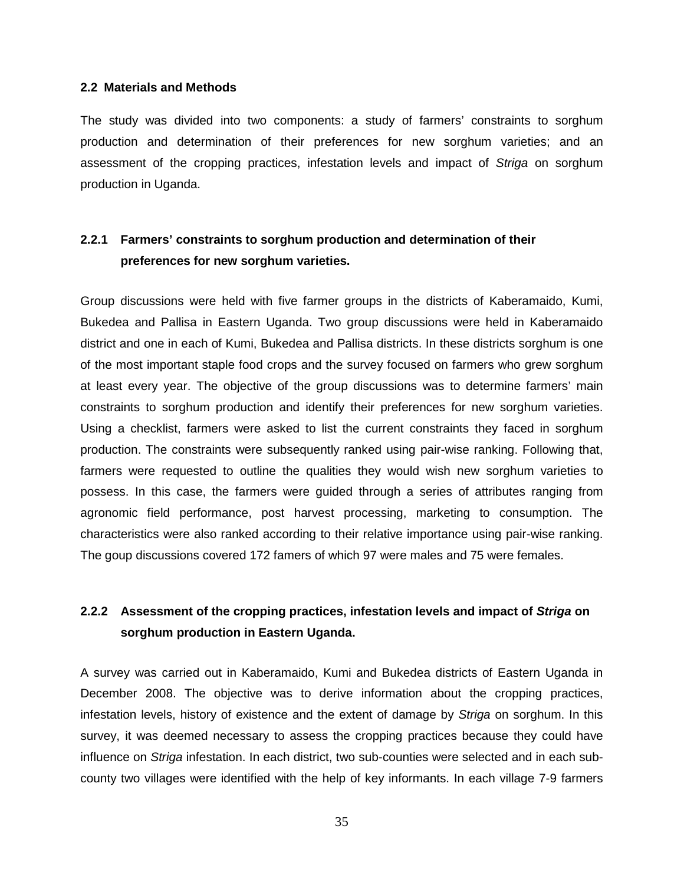## 2.2 Materials and Methods

The study was divided into two components: a study of farmers' constraints to sorghum production and determination of their preferences for new sorghum varieties; and an assessment of the cropping practices, infestation levels and impact of *Striga* on sorghum production in Uganda.

### 2.2.1 Farmers' constraints to sorghum production and determination of their preferences for new sorghum varieties.

Group discussions were held with five farmer groups in the districts of Kaberamaido, Kumi, Bukedea and Pallisa in Eastern Uganda. Two group discussions were held in Kaberamaido district and one in each of Kumi, Bukedea and Pallisa districts. In these districts sorghum is one of the most important staple food crops and the survey focused on farmers who grew sorghum at least every year. The objective of the group discussions was to determine farmers' main constraints to sorghum production and identify their preferences for new sorghum varieties. Using a checklist, farmers were asked to list the current constraints they faced in sorghum production. The constraints were subsequently ranked using pair-wise ranking. Following that, farmers were requested to outline the qualities they would wish new sorghum varieties to possess. In this case, the farmers were guided through a series of attributes ranging from agronomic field performance, post harvest processing, marketing to consumption. The characteristics were also ranked according to their relative importance using pair-wise ranking. The goup discussions covered 172 famers of which 97 were males and 75 were females.

### 2.2.2 Assessment of the cropping practices, infestation levels and impact of *Striga* on sorghum production in Eastern Uganda.

A survey was carried out in Kaberamaido, Kumi and Bukedea districts of Eastern Uganda in December 2008. The objective was to derive information about the cropping practices, infestation levels, history of existence and the extent of damage by *Striga* on sorghum. In this survey, it was deemed necessary to assess the cropping practices because they could have influence on *Striga* infestation. In each district, two sub-counties were selected and in each sub-county two villages were identified with the help of key informants. In each village 7-9 farmers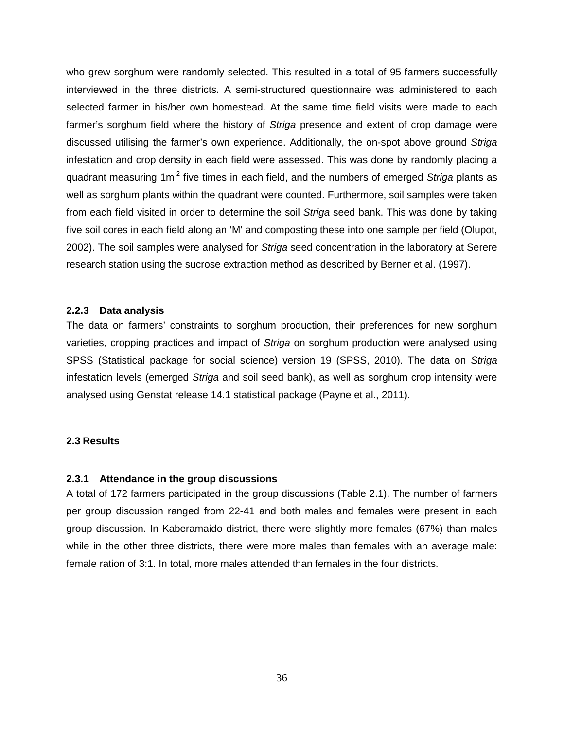who grew sorghum were randomly selected. This resulted in a total of 95 farmers successfully interviewed in the three districts. A semi-structured questionnaire was administered to each selected farmer in his/her own homestead. At the same time field visits were made to each farmer's sorghum field where the history of *Striga* presence and extent of crop damage were discussed utilising the farmer's own experience. Additionally, the on-spot above ground *Striga* infestation and crop density in each field were assessed. This was done by randomly placing a quadrant measuring $1m^{-2}$ five times in each field, and the numbers of emerged *Striga* plants as well as sorghum plants within the quadrant were counted. Furthermore, soil samples were taken from each field visited in order to determine the soil *Striga* seed bank. This was done by taking five soil cores in each field along an 'M' and composting these into one sample per field (Olupot, 2002). The soil samples were analysed for *Striga* seed concentration in the laboratory at Serere research station using the sucrose extraction method as described by Berner et al. (1997).

### 2.2.3 Data analysis

The data on farmers' constraints to sorghum production, their preferences for new sorghum varieties, cropping practices and impact of *Striga* on sorghum production were analysed using SPSS (Statistical package for social science) version 19 (SPSS, 2010). The data on *Striga* infestation levels (emerged *Striga* and soil seed bank), as well as sorghum crop intensity were analysed using Genstat release 14.1 statistical package (Payne et al., 2011).

## 2.3 Results

### 2.3.1 Attendance in the group discussions

A total of 172 farmers participated in the group discussions (Table 2.1). The number of farmers per group discussion ranged from 22-41 and both males and females were present in each group discussion. In Kaberamaido district, there were slightly more females (67%) than males while in the other three districts, there were more males than females with an average male: female ration of 3:1. In total, more males attended than females in the four districts.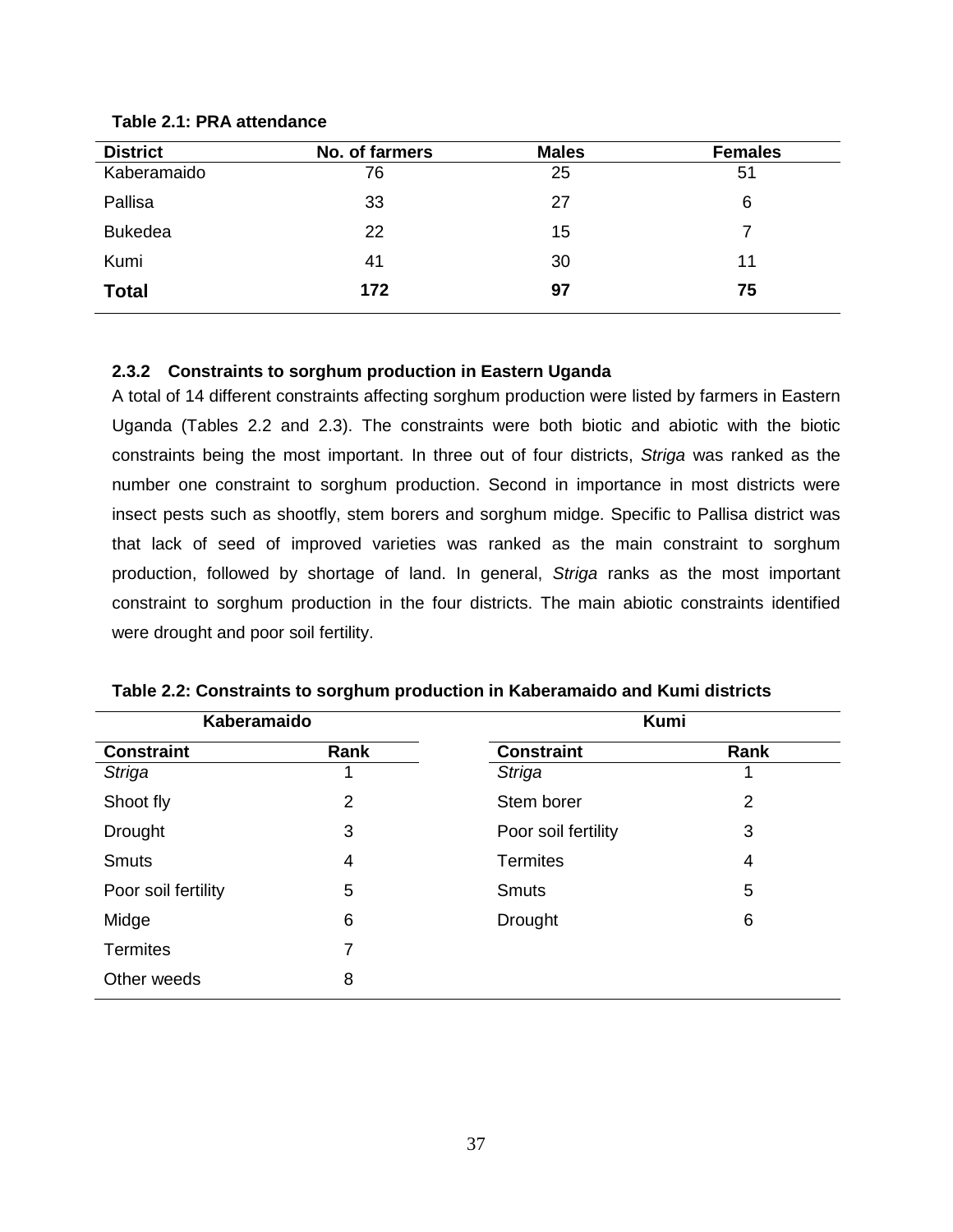**Table 2.1: PRA attendance**

| District | No. of farmers | Males | Females |
|---|---|---|---|
| Kaberamaido | 76 | 25 | 51 |
| Pallisa | 33 | 27 | 6 |
| Bukedea | 22 | 15 | 7 |
| Kumi | 41 | 30 | 11 |
| **Total** | **172** | **97** | **75** |

### 2.3.2 Constraints to sorghum production in Eastern Uganda

A total of 14 different constraints affecting sorghum production were listed by farmers in Eastern Uganda (Tables 2.2 and 2.3). The constraints were both biotic and abiotic with the biotic constraints being the most important. In three out of four districts, *Striga* was ranked as the number one constraint to sorghum production. Second in importance in most districts were insect pests such as shootfly, stem borers and sorghum midge. Specific to Pallisa district was that lack of seed of improved varieties was ranked as the main constraint to sorghum production, followed by shortage of land. In general, *Striga* ranks as the most important constraint to sorghum production in the four districts. The main abiotic constraints identified were drought and poor soil fertility.

**Table 2.2: Constraints to sorghum production in Kaberamaido and Kumi districts**

| Kaberamaido | | Kumi | |
|---|---|---|---|
| **Constraint** | **Rank** | **Constraint** | **Rank** |
| *Striga* | 1 | *Striga* | 1 |
| Shoot fly | 2 | Stem borer | 2 |
| Drought | 3 | Poor soil fertility | 3 |
| Smuts | 4 | Termites | 4 |
| Poor soil fertility | 5 | Smuts | 5 |
| Midge | 6 | Drought | 6 |
| Termites | 7 | | |
| Other weeds | 8 | | |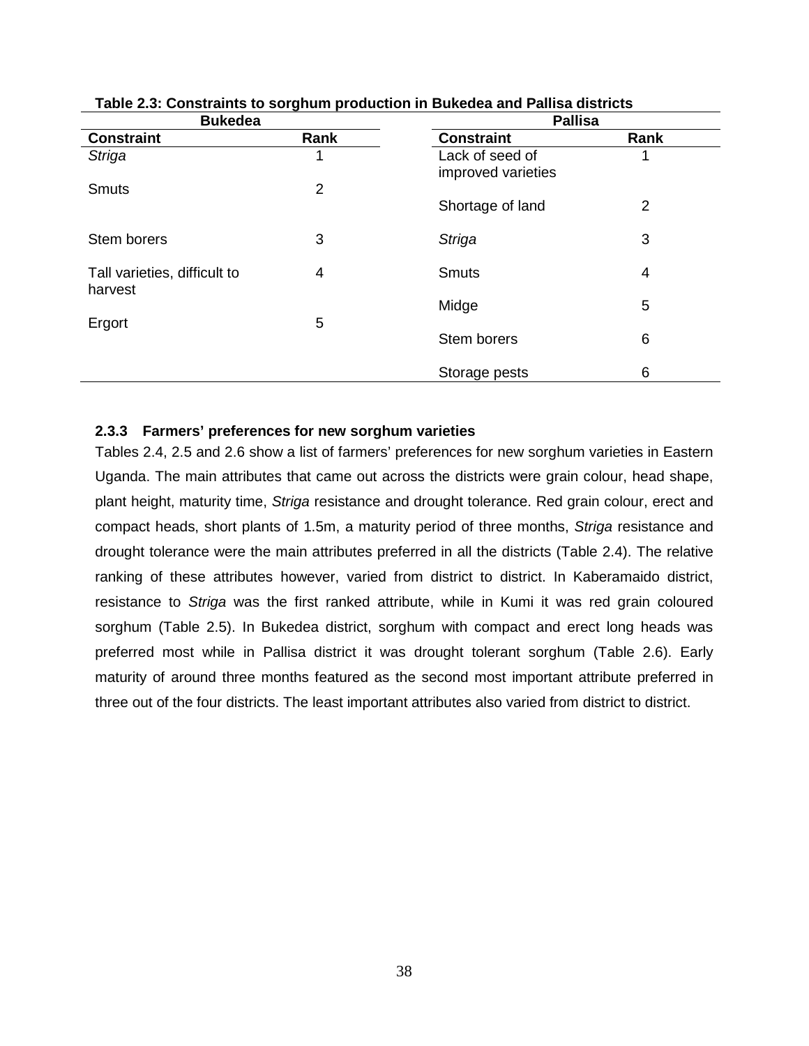**Table 2.3: Constraints to sorghum production in Bukedea and Pallisa districts**

| Bukedea | | Pallisa | |
|---|---|---|---|
| **Constraint** | **Rank** | **Constraint** | **Rank** |
| *Striga* | 1 | Lack of seed of improved varieties | 1 |
| Smuts | 2 | Shortage of land | 2 |
| Stem borers | 3 | *Striga* | 3 |
| Tall varieties, difficult to harvest | 4 | Smuts | 4 |
| Ergort | 5 | Midge | 5 |
| | | Stem borers | 6 |
| | | Storage pests | 6 |

### 2.3.3 Farmers' preferences for new sorghum varieties

Tables 2.4, 2.5 and 2.6 show a list of farmers' preferences for new sorghum varieties in Eastern Uganda. The main attributes that came out across the districts were grain colour, head shape, plant height, maturity time, *Striga* resistance and drought tolerance. Red grain colour, erect and compact heads, short plants of 1.5m, a maturity period of three months, *Striga* resistance and drought tolerance were the main attributes preferred in all the districts (Table 2.4). The relative ranking of these attributes however, varied from district to district. In Kaberamaido district, resistance to *Striga* was the first ranked attribute, while in Kumi it was red grain coloured sorghum (Table 2.5). In Bukedea district, sorghum with compact and erect long heads was preferred most while in Pallisa district it was drought tolerant sorghum (Table 2.6). Early maturity of around three months featured as the second most important attribute preferred in three out of the four districts. The least important attributes also varied from district to district.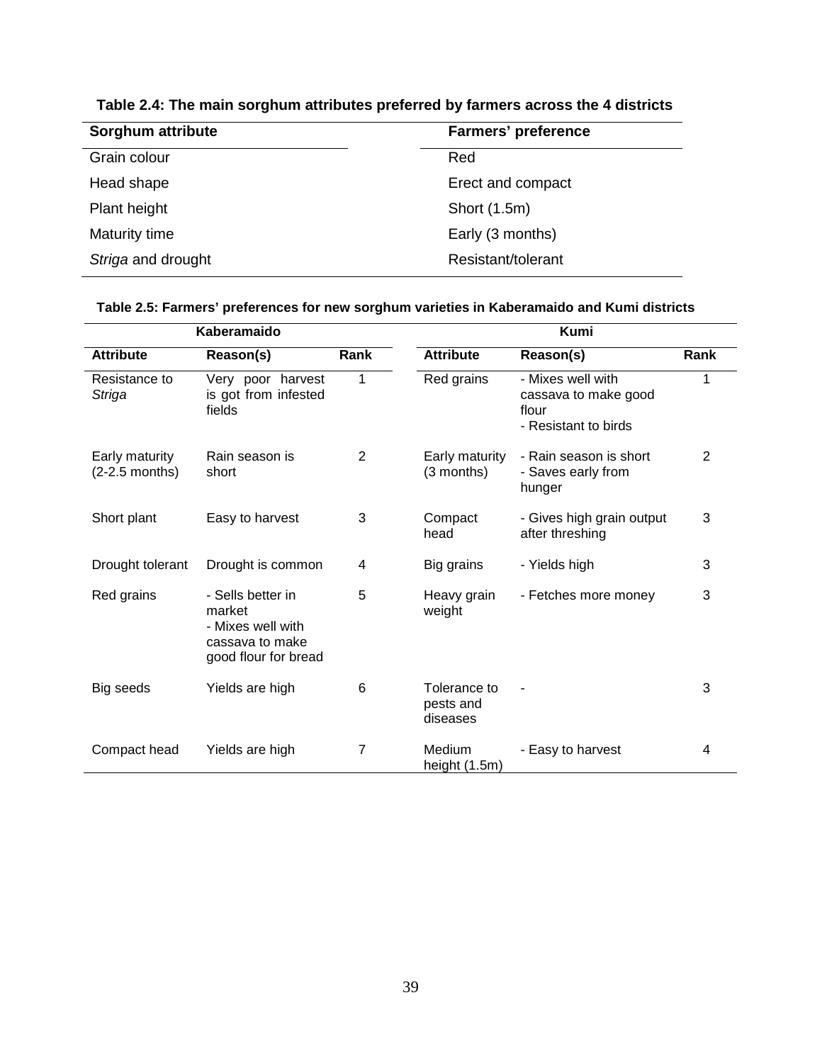**Table 2.4: The main sorghum attributes preferred by farmers across the 4 districts**

| Sorghum attribute | Farmers' preference |
|---|---|
| Grain colour | Red |
| Head shape | Erect and compact |
| Plant height | Short (1.5m) |
| Maturity time | Early (3 months) |
| *Striga* and drought | Resistant/tolerant |

**Table 2.5: Farmers' preferences for new sorghum varieties in Kaberamaido and Kumi districts**

| Kaberamaido | | | Kumi | | |
|---|---|---|---|---|---|
| **Attribute** | **Reason(s)** | **Rank** | **Attribute** | **Reason(s)** | **Rank** |
| Resistance to *Striga* | Very poor harvest is got from infested fields | 1 | Red grains | - Mixes well with cassava to make good flour<br>- Resistant to birds | 1 |
| Early maturity (2-2.5 months) | Rain season is short | 2 | Early maturity (3 months) | - Rain season is short<br>- Saves early from hunger | 2 |
| Short plant | Easy to harvest | 3 | Compact head | - Gives high grain output after threshing | 3 |
| Drought tolerant | Drought is common | 4 | Big grains | - Yields high | 3 |
| Red grains | - Sells better in market<br>- Mixes well with cassava to make good flour for bread | 5 | Heavy grain weight | - Fetches more money | 3 |
| Big seeds | Yields are high | 6 | Tolerance to pests and diseases | - | 3 |
| Compact head | Yields are high | 7 | Medium height (1.5m) | - Easy to harvest | 4 |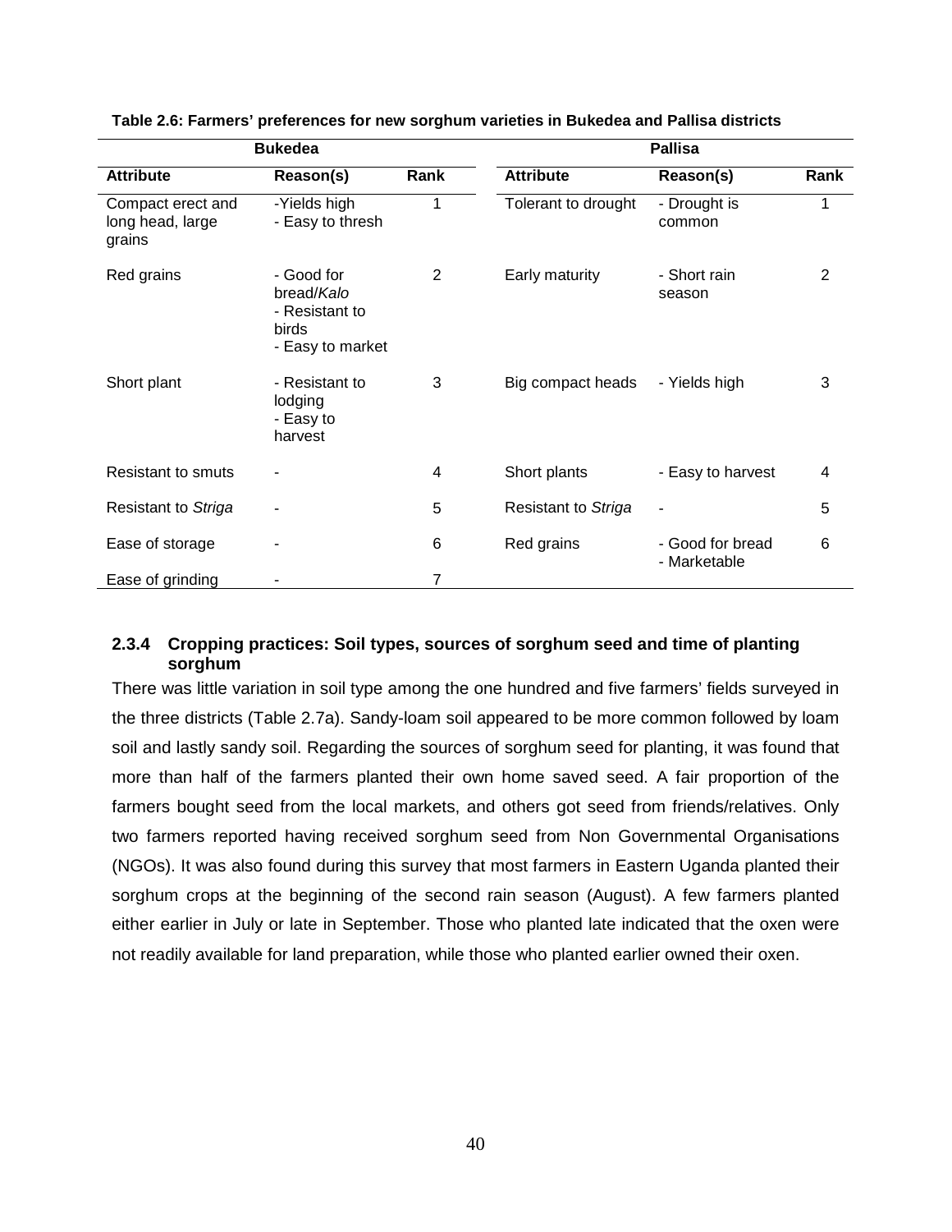**Table 2.6: Farmers' preferences for new sorghum varieties in Bukedea and Pallisa districts**

| Bukedea | | | Pallisa | | |
|---|---|---|---|---|---|
| **Attribute** | **Reason(s)** | **Rank** | **Attribute** | **Reason(s)** | **Rank** |
| Compact erect and long head, large grains | -Yields high<br>- Easy to thresh | 1 | Tolerant to drought | - Drought is common | 1 |
| Red grains | - Good for bread/*Kalo*<br>- Resistant to birds<br>- Easy to market | 2 | Early maturity | - Short rain season | 2 |
| Short plant | - Resistant to lodging<br>- Easy to harvest | 3 | Big compact heads | - Yields high | 3 |
| Resistant to smuts | - | 4 | Short plants | - Easy to harvest | 4 |
| Resistant to *Striga* | - | 5 | Resistant to *Striga* | - | 5 |
| Ease of storage | - | 6 | Red grains | - Good for bread<br>- Marketable | 6 |
| Ease of grinding | - | 7 | | | |

### 2.3.4 Cropping practices: Soil types, sources of sorghum seed and time of planting sorghum

There was little variation in soil type among the one hundred and five farmers' fields surveyed in the three districts (Table 2.7a). Sandy-loam soil appeared to be more common followed by loam soil and lastly sandy soil. Regarding the sources of sorghum seed for planting, it was found that more than half of the farmers planted their own home saved seed. A fair proportion of the farmers bought seed from the local markets, and others got seed from friends/relatives. Only two farmers reported having received sorghum seed from Non Governmental Organisations (NGOs). It was also found during this survey that most farmers in Eastern Uganda planted their sorghum crops at the beginning of the second rain season (August). A few farmers planted either earlier in July or late in September. Those who planted late indicated that the oxen were not readily available for land preparation, while those who planted earlier owned their oxen.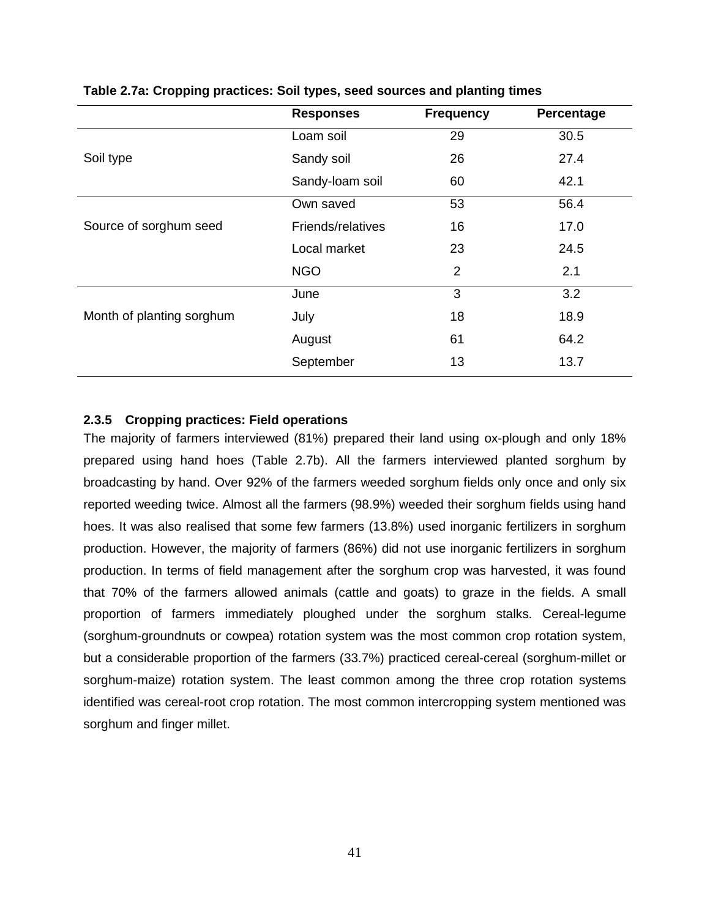**Table 2.7a: Cropping practices: Soil types, seed sources and planting times**

| | Responses | Frequency | Percentage |
|---|---|---|---|
| Soil type | Loam soil | 29 | 30.5 |
| | Sandy soil | 26 | 27.4 |
| | Sandy-loam soil | 60 | 42.1 |
| Source of sorghum seed | Own saved | 53 | 56.4 |
| | Friends/relatives | 16 | 17.0 |
| | Local market | 23 | 24.5 |
| | NGO | 2 | 2.1 |
| Month of planting sorghum | June | 3 | 3.2 |
| | July | 18 | 18.9 |
| | August | 61 | 64.2 |
| | September | 13 | 13.7 |

### 2.3.5 Cropping practices: Field operations

The majority of farmers interviewed (81%) prepared their land using ox-plough and only 18% prepared using hand hoes (Table 2.7b). All the farmers interviewed planted sorghum by broadcasting by hand. Over 92% of the farmers weeded sorghum fields only once and only six reported weeding twice. Almost all the farmers (98.9%) weeded their sorghum fields using hand hoes. It was also realised that some few farmers (13.8%) used inorganic fertilizers in sorghum production. However, the majority of farmers (86%) did not use inorganic fertilizers in sorghum production. In terms of field management after the sorghum crop was harvested, it was found that 70% of the farmers allowed animals (cattle and goats) to graze in the fields. A small proportion of farmers immediately ploughed under the sorghum stalks. Cereal-legume (sorghum-groundnuts or cowpea) rotation system was the most common crop rotation system, but a considerable proportion of the farmers (33.7%) practiced cereal-cereal (sorghum-millet or sorghum-maize) rotation system. The least common among the three crop rotation systems identified was cereal-root crop rotation. The most common intercropping system mentioned was sorghum and finger millet.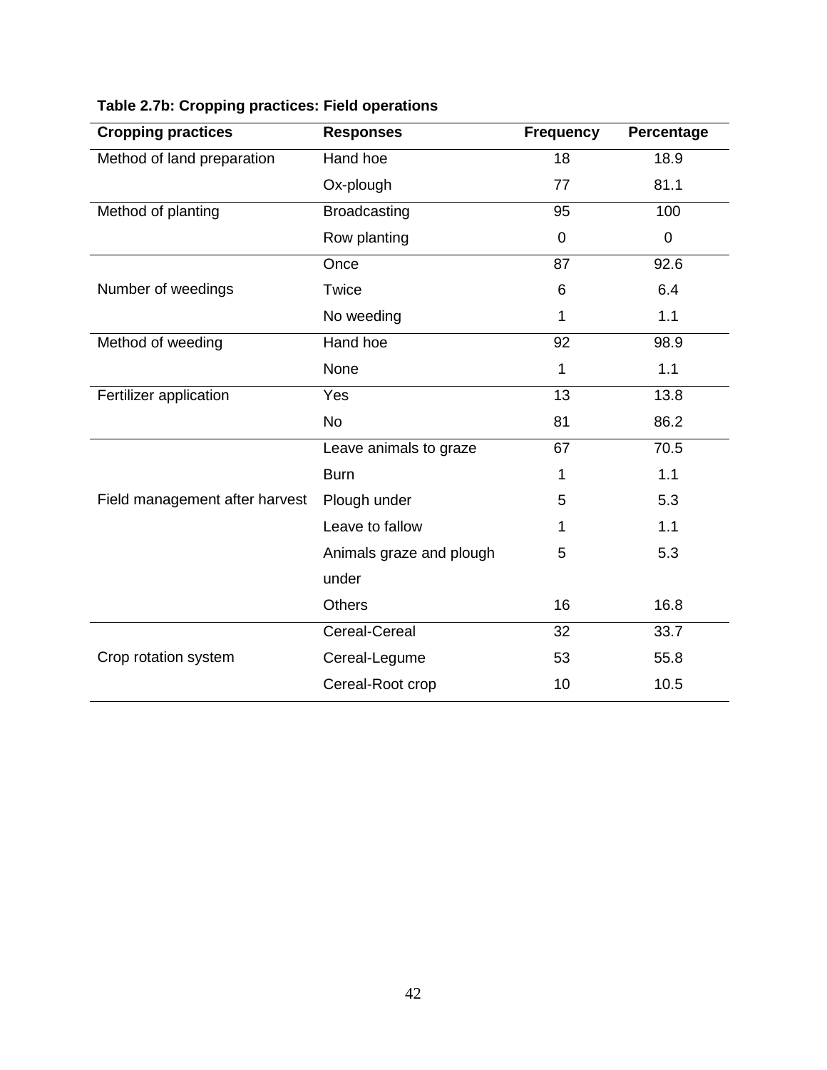**Table 2.7b: Cropping practices: Field operations**

| Cropping practices | Responses | Frequency | Percentage |
|---|---|---|---|
| Method of land preparation | Hand hoe | 18 | 18.9 |
| | Ox-plough | 77 | 81.1 |
| Method of planting | Broadcasting | 95 | 100 |
| | Row planting | 0 | 0 |
| Number of weedings | Once | 87 | 92.6 |
| | Twice | 6 | 6.4 |
| | No weeding | 1 | 1.1 |
| Method of weeding | Hand hoe | 92 | 98.9 |
| | None | 1 | 1.1 |
| Fertilizer application | Yes | 13 | 13.8 |
| | No | 81 | 86.2 |
| Field management after harvest | Leave animals to graze | 67 | 70.5 |
| | Burn | 1 | 1.1 |
| | Plough under | 5 | 5.3 |
| | Leave to fallow | 1 | 1.1 |
| | Animals graze and plough under | 5 | 5.3 |
| | Others | 16 | 16.8 |
| Crop rotation system | Cereal-Cereal | 32 | 33.7 |
| | Cereal-Legume | 53 | 55.8 |
| | Cereal-Root crop | 10 | 10.5 |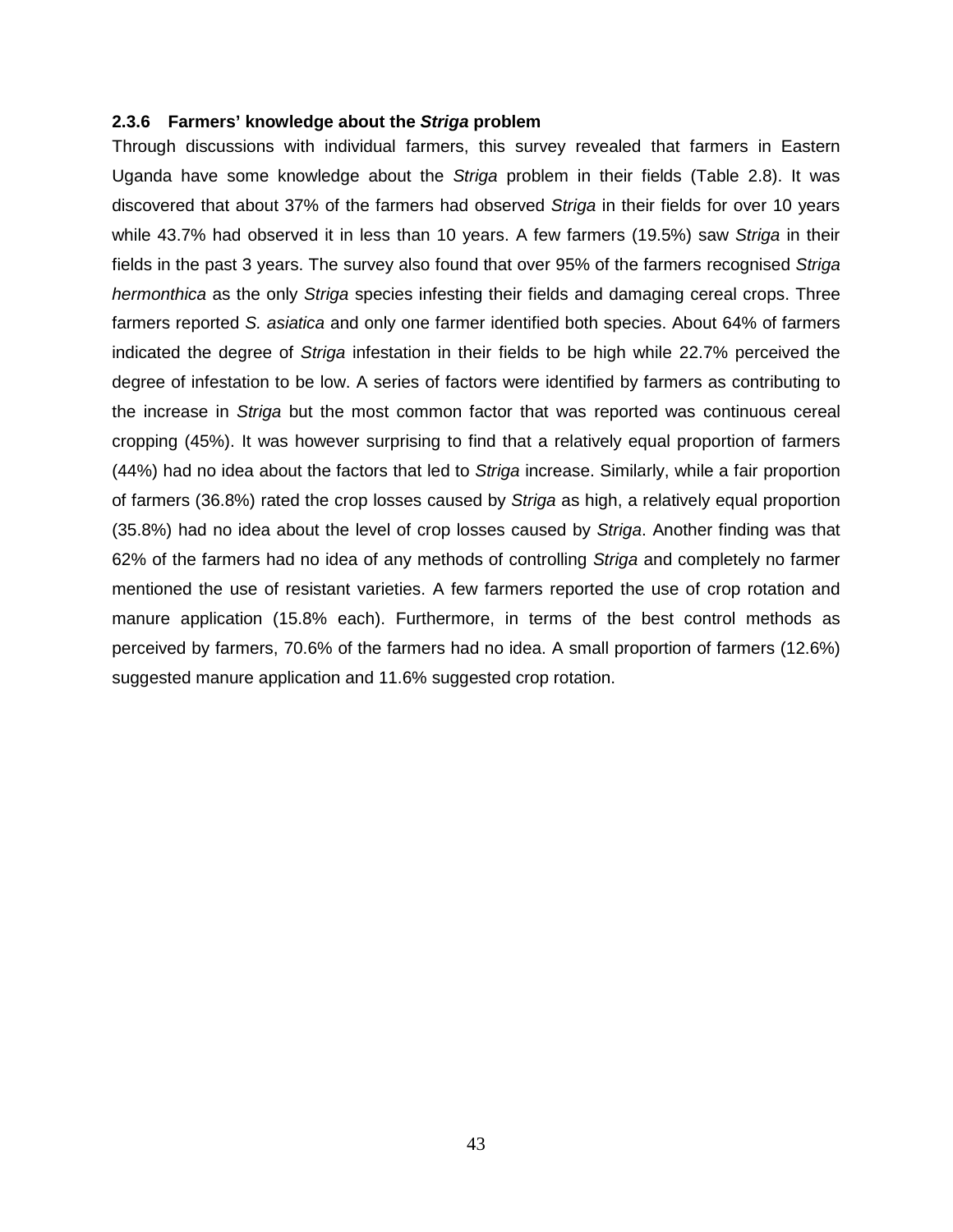### 2.3.6 Farmers' knowledge about the *Striga* problem

Through discussions with individual farmers, this survey revealed that farmers in Eastern Uganda have some knowledge about the *Striga* problem in their fields (Table 2.8). It was discovered that about 37% of the farmers had observed *Striga* in their fields for over 10 years while 43.7% had observed it in less than 10 years. A few farmers (19.5%) saw *Striga* in their fields in the past 3 years. The survey also found that over 95% of the farmers recognised *Striga hermonthica* as the only *Striga* species infesting their fields and damaging cereal crops. Three farmers reported *S. asiatica* and only one farmer identified both species. About 64% of farmers indicated the degree of *Striga* infestation in their fields to be high while 22.7% perceived the degree of infestation to be low. A series of factors were identified by farmers as contributing to the increase in *Striga* but the most common factor that was reported was continuous cereal cropping (45%). It was however surprising to find that a relatively equal proportion of farmers (44%) had no idea about the factors that led to *Striga* increase. Similarly, while a fair proportion of farmers (36.8%) rated the crop losses caused by *Striga* as high, a relatively equal proportion (35.8%) had no idea about the level of crop losses caused by *Striga*. Another finding was that 62% of the farmers had no idea of any methods of controlling *Striga* and completely no farmer mentioned the use of resistant varieties. A few farmers reported the use of crop rotation and manure application (15.8% each). Furthermore, in terms of the best control methods as perceived by farmers, 70.6% of the farmers had no idea. A small proportion of farmers (12.6%) suggested manure application and 11.6% suggested crop rotation.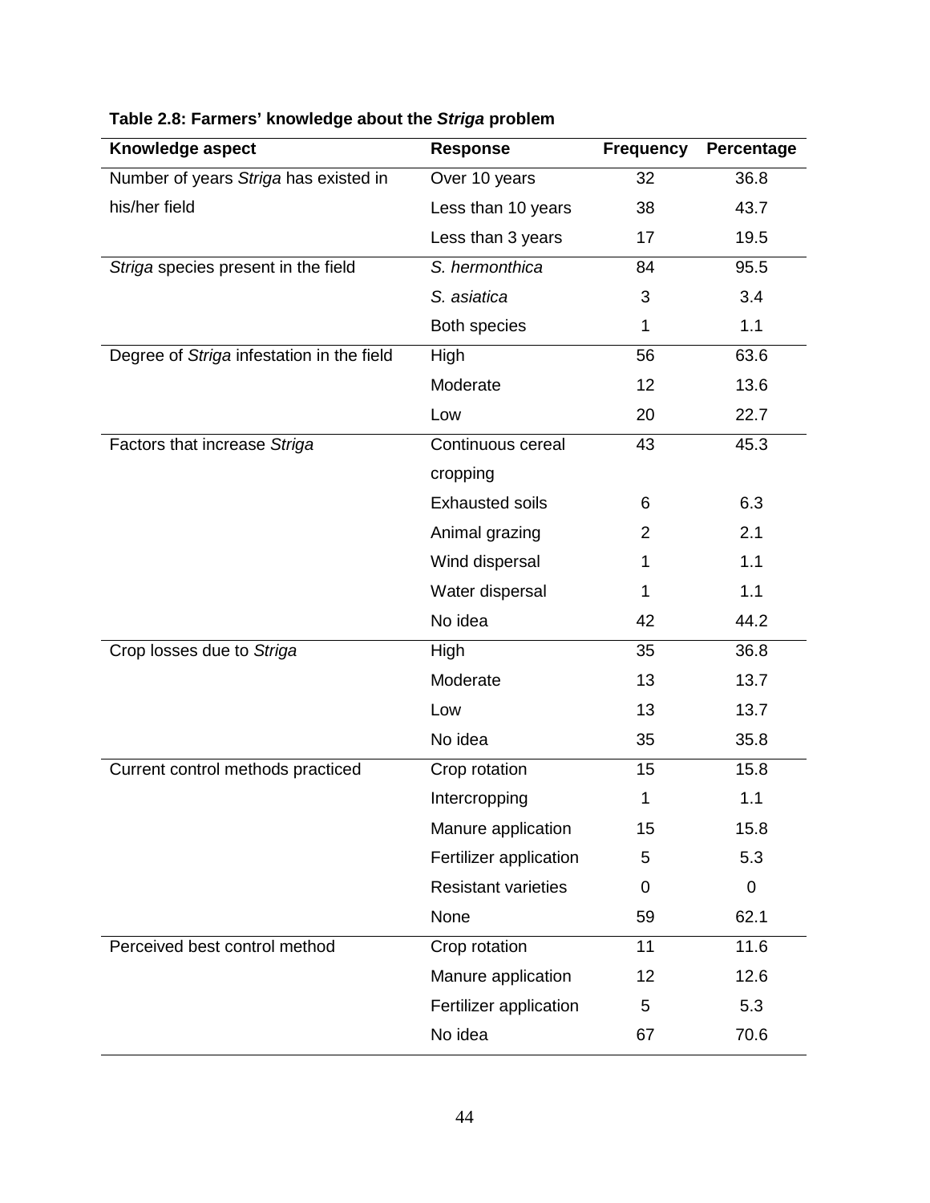**Table 2.8: Farmers' knowledge about the *Striga* problem**

| Knowledge aspect | Response | Frequency | Percentage |
|---|---|---|---|
| Number of years *Striga* has existed in his/her field | Over 10 years | 32 | 36.8 |
| | Less than 10 years | 38 | 43.7 |
| | Less than 3 years | 17 | 19.5 |
| *Striga* species present in the field | *S. hermonthica* | 84 | 95.5 |
| | *S. asiatica* | 3 | 3.4 |
| | Both species | 1 | 1.1 |
| Degree of *Striga* infestation in the field | High | 56 | 63.6 |
| | Moderate | 12 | 13.6 |
| | Low | 20 | 22.7 |
| Factors that increase *Striga* | Continuous cereal cropping | 43 | 45.3 |
| | Exhausted soils | 6 | 6.3 |
| | Animal grazing | 2 | 2.1 |
| | Wind dispersal | 1 | 1.1 |
| | Water dispersal | 1 | 1.1 |
| | No idea | 42 | 44.2 |
| Crop losses due to *Striga* | High | 35 | 36.8 |
| | Moderate | 13 | 13.7 |
| | Low | 13 | 13.7 |
| | No idea | 35 | 35.8 |
| Current control methods practiced | Crop rotation | 15 | 15.8 |
| | Intercropping | 1 | 1.1 |
| | Manure application | 15 | 15.8 |
| | Fertilizer application | 5 | 5.3 |
| | Resistant varieties | 0 | 0 |
| | None | 59 | 62.1 |
| Perceived best control method | Crop rotation | 11 | 11.6 |
| | Manure application | 12 | 12.6 |
| | Fertilizer application | 5 | 5.3 |
| | No idea | 67 | 70.6 |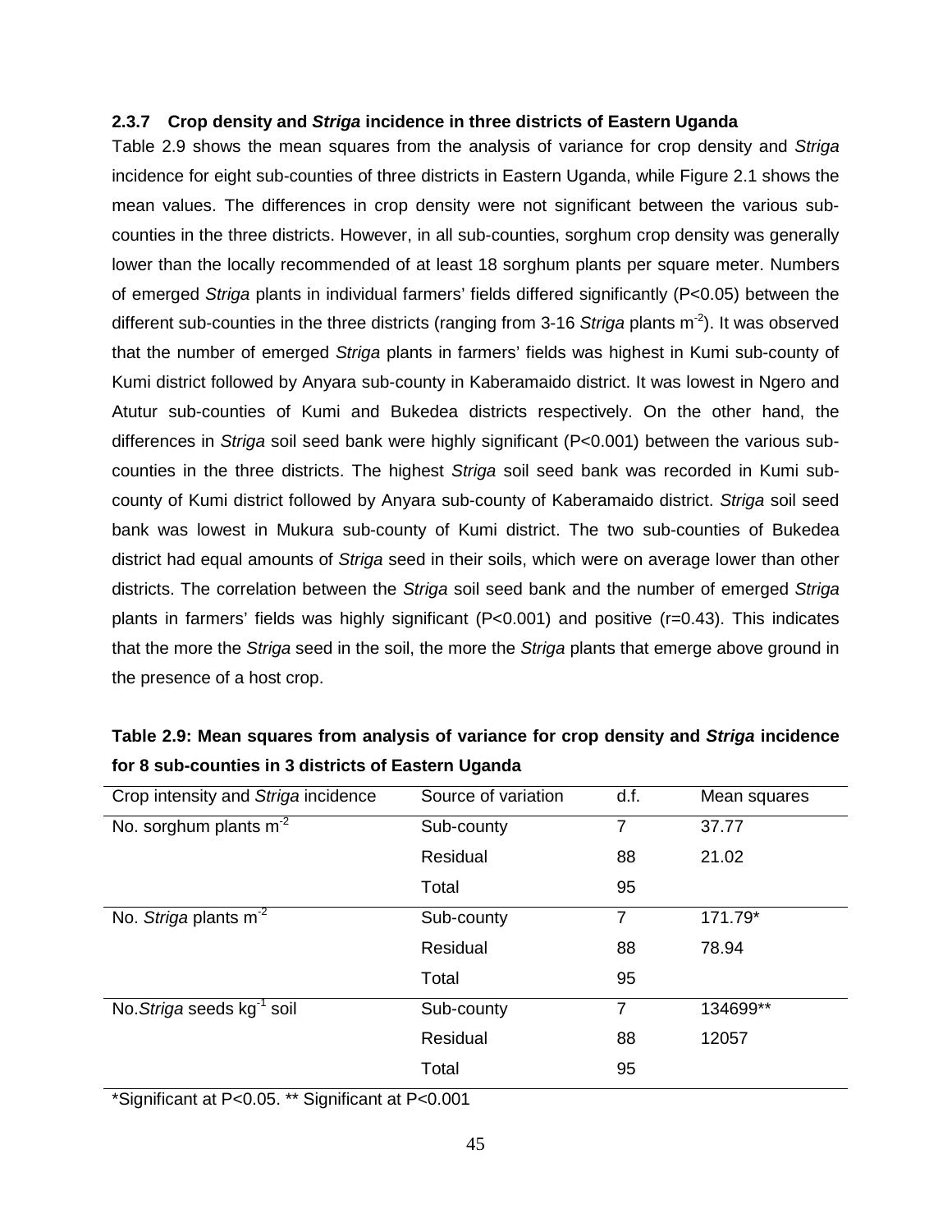### 2.3.7 Crop density and *Striga* incidence in three districts of Eastern Uganda

Table 2.9 shows the mean squares from the analysis of variance for crop density and *Striga* incidence for eight sub-counties of three districts in Eastern Uganda, while Figure 2.1 shows the mean values. The differences in crop density were not significant between the various sub-counties in the three districts. However, in all sub-counties, sorghum crop density was generally lower than the locally recommended of at least 18 sorghum plants per square meter. Numbers of emerged *Striga* plants in individual farmers' fields differed significantly ($P<0.05$) between the different sub-counties in the three districts (ranging from 3-16 *Striga* plants $m^{-2}$). It was observed that the number of emerged *Striga* plants in farmers' fields was highest in Kumi sub-county of Kumi district followed by Anyara sub-county in Kaberamaido district. It was lowest in Ngero and Atutur sub-counties of Kumi and Bukedea districts respectively. On the other hand, the differences in *Striga* soil seed bank were highly significant ($P<0.001$) between the various sub-counties in the three districts. The highest *Striga* soil seed bank was recorded in Kumi sub-county of Kumi district followed by Anyara sub-county of Kaberamaido district. *Striga* soil seed bank was lowest in Mukura sub-county of Kumi district. The two sub-counties of Bukedea district had equal amounts of *Striga* seed in their soils, which were on average lower than other districts. The correlation between the *Striga* soil seed bank and the number of emerged *Striga* plants in farmers' fields was highly significant ($P<0.001$) and positive ($r=0.43$). This indicates that the more the *Striga* seed in the soil, the more the *Striga* plants that emerge above ground in the presence of a host crop.

**Table 2.9: Mean squares from analysis of variance for crop density and *Striga* incidence for 8 sub-counties in 3 districts of Eastern Uganda**

| Crop intensity and *Striga* incidence | Source of variation | d.f. | Mean squares |
|---|---|---|---|
| No. sorghum plants $m^{-2}$ | Sub-county | 7 | 37.77 |
| | Residual | 88 | 21.02 |
| | Total | 95 | |
| No. *Striga* plants $m^{-2}$ | Sub-county | 7 | 171.79* |
| | Residual | 88 | 78.94 |
| | Total | 95 | |
| No. *Striga* seeds $kg^{-1}$ soil | Sub-county | 7 | 134699** |
| | Residual | 88 | 12057 |
| | Total | 95 | |

*Significant at $P<0.05$. ** Significant at $P<0.001$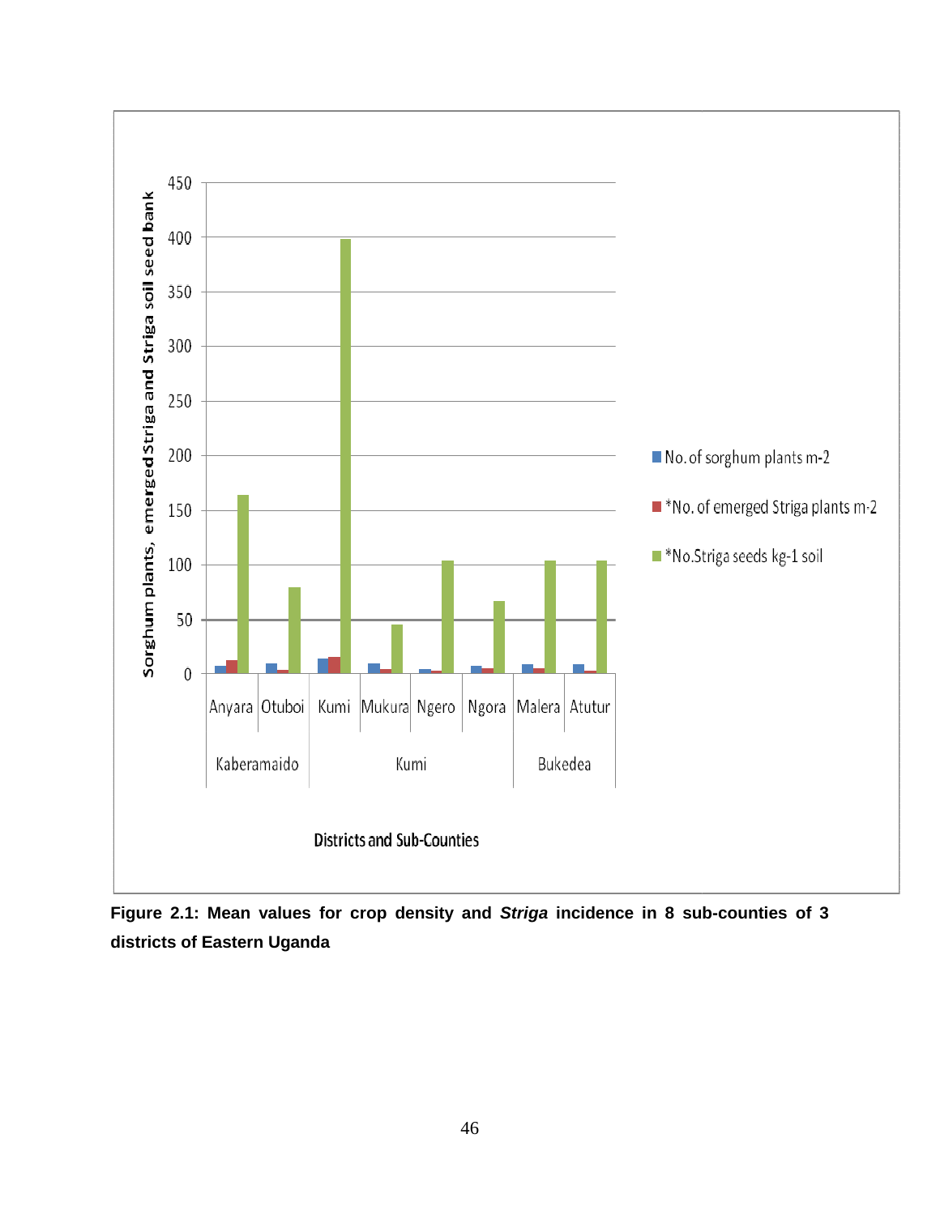**Figure 2.1: Mean values for crop density and *Striga* incidence in 8 sub-counties of 3 districts of Eastern Uganda**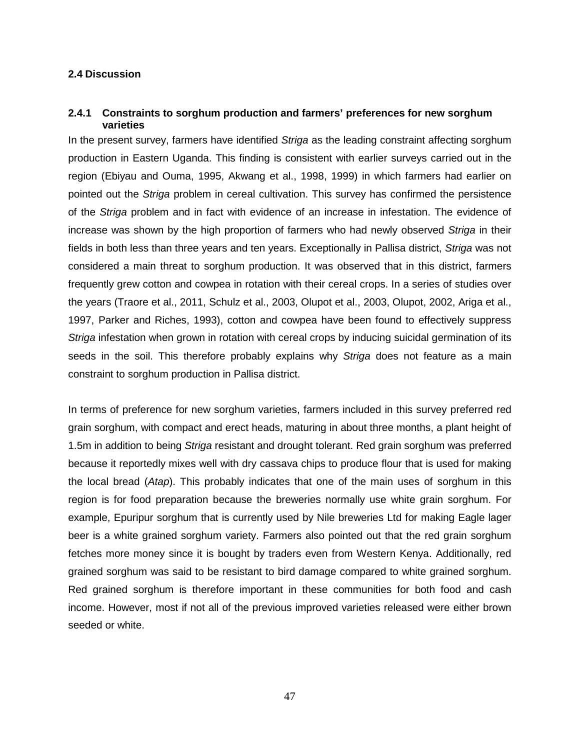## 2.4 Discussion

### 2.4.1 Constraints to sorghum production and farmers' preferences for new sorghum varieties

In the present survey, farmers have identified *Striga* as the leading constraint affecting sorghum production in Eastern Uganda. This finding is consistent with earlier surveys carried out in the region (Ebiyau and Ouma, 1995, Akwang et al., 1998, 1999) in which farmers had earlier on pointed out the *Striga* problem in cereal cultivation. This survey has confirmed the persistence of the *Striga* problem and in fact with evidence of an increase in infestation. The evidence of increase was shown by the high proportion of farmers who had newly observed *Striga* in their fields in both less than three years and ten years. Exceptionally in Pallisa district, *Striga* was not considered a main threat to sorghum production. It was observed that in this district, farmers frequently grew cotton and cowpea in rotation with their cereal crops. In a series of studies over the years (Traore et al., 2011, Schulz et al., 2003, Olupot et al., 2003, Olupot, 2002, Ariga et al., 1997, Parker and Riches, 1993), cotton and cowpea have been found to effectively suppress *Striga* infestation when grown in rotation with cereal crops by inducing suicidal germination of its seeds in the soil. This therefore probably explains why *Striga* does not feature as a main constraint to sorghum production in Pallisa district.

In terms of preference for new sorghum varieties, farmers included in this survey preferred red grain sorghum, with compact and erect heads, maturing in about three months, a plant height of 1.5m in addition to being *Striga* resistant and drought tolerant. Red grain sorghum was preferred because it reportedly mixes well with dry cassava chips to produce flour that is used for making the local bread (*Atap*). This probably indicates that one of the main uses of sorghum in this region is for food preparation because the breweries normally use white grain sorghum. For example, Epuripur sorghum that is currently used by Nile breweries Ltd for making Eagle lager beer is a white grained sorghum variety. Farmers also pointed out that the red grain sorghum fetches more money since it is bought by traders even from Western Kenya. Additionally, red grained sorghum was said to be resistant to bird damage compared to white grained sorghum. Red grained sorghum is therefore important in these communities for both food and cash income. However, most if not all of the previous improved varieties released were either brown seeded or white.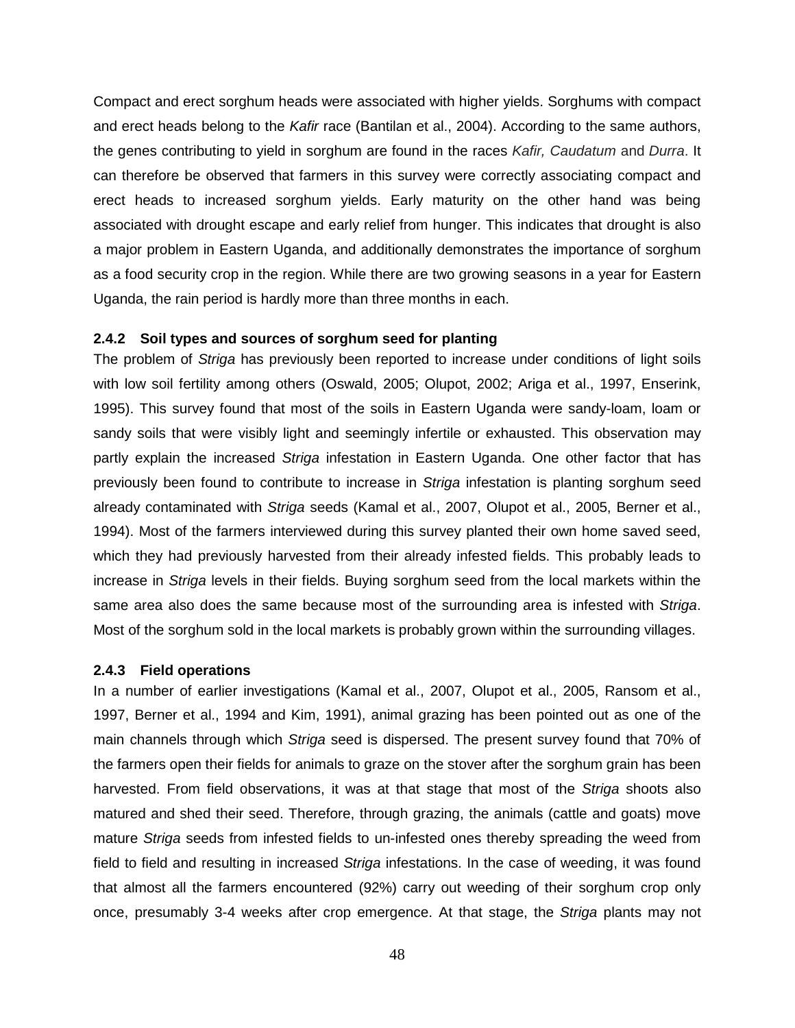Compact and erect sorghum heads were associated with higher yields. Sorghums with compact and erect heads belong to the *Kafir* race (Bantilan et al., 2004). According to the same authors, the genes contributing to yield in sorghum are found in the races *Kafir, Caudatum* and *Durra*. It can therefore be observed that farmers in this survey were correctly associating compact and erect heads to increased sorghum yields. Early maturity on the other hand was being associated with drought escape and early relief from hunger. This indicates that drought is also a major problem in Eastern Uganda, and additionally demonstrates the importance of sorghum as a food security crop in the region. While there are two growing seasons in a year for Eastern Uganda, the rain period is hardly more than three months in each.

### 2.4.2 Soil types and sources of sorghum seed for planting

The problem of *Striga* has previously been reported to increase under conditions of light soils with low soil fertility among others (Oswald, 2005; Olupot, 2002; Ariga et al., 1997, Enserink, 1995). This survey found that most of the soils in Eastern Uganda were sandy-loam, loam or sandy soils that were visibly light and seemingly infertile or exhausted. This observation may partly explain the increased *Striga* infestation in Eastern Uganda. One other factor that has previously been found to contribute to increase in *Striga* infestation is planting sorghum seed already contaminated with *Striga* seeds (Kamal et al., 2007, Olupot et al., 2005, Berner et al., 1994). Most of the farmers interviewed during this survey planted their own home saved seed, which they had previously harvested from their already infested fields. This probably leads to increase in *Striga* levels in their fields. Buying sorghum seed from the local markets within the same area also does the same because most of the surrounding area is infested with *Striga*. Most of the sorghum sold in the local markets is probably grown within the surrounding villages.

### 2.4.3 Field operations

In a number of earlier investigations (Kamal et al., 2007, Olupot et al., 2005, Ransom et al., 1997, Berner et al., 1994 and Kim, 1991), animal grazing has been pointed out as one of the main channels through which *Striga* seed is dispersed. The present survey found that 70% of the farmers open their fields for animals to graze on the stover after the sorghum grain has been harvested. From field observations, it was at that stage that most of the *Striga* shoots also matured and shed their seed. Therefore, through grazing, the animals (cattle and goats) move mature *Striga* seeds from infested fields to un-infested ones thereby spreading the weed from field to field and resulting in increased *Striga* infestations. In the case of weeding, it was found that almost all the farmers encountered (92%) carry out weeding of their sorghum crop only once, presumably 3-4 weeks after crop emergence. At that stage, the *Striga* plants may not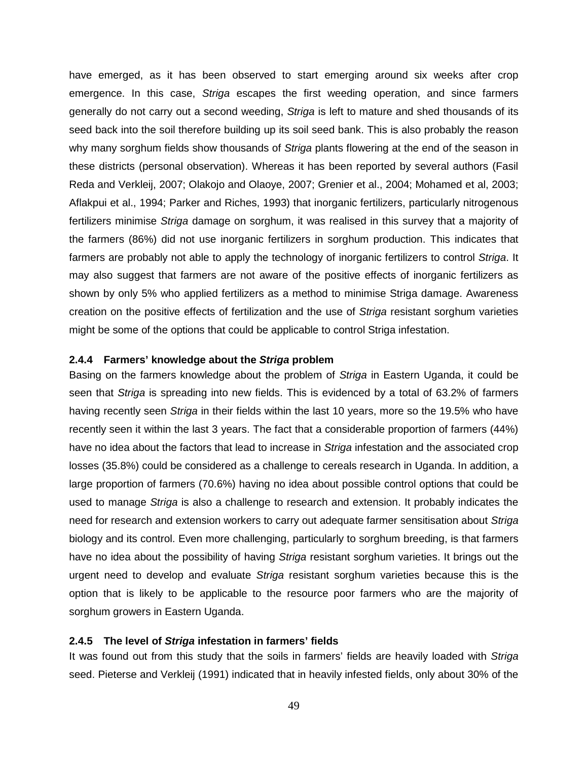have emerged, as it has been observed to start emerging around six weeks after crop emergence. In this case, *Striga* escapes the first weeding operation, and since farmers generally do not carry out a second weeding, *Striga* is left to mature and shed thousands of its seed back into the soil therefore building up its soil seed bank. This is also probably the reason why many sorghum fields show thousands of *Striga* plants flowering at the end of the season in these districts (personal observation). Whereas it has been reported by several authors (Fasil Reda and Verkleij, 2007; Olakojo and Olaoye, 2007; Grenier et al., 2004; Mohamed et al, 2003; Aflakpui et al., 1994; Parker and Riches, 1993) that inorganic fertilizers, particularly nitrogenous fertilizers minimise *Striga* damage on sorghum, it was realised in this survey that a majority of the farmers (86%) did not use inorganic fertilizers in sorghum production. This indicates that farmers are probably not able to apply the technology of inorganic fertilizers to control *Striga*. It may also suggest that farmers are not aware of the positive effects of inorganic fertilizers as shown by only 5% who applied fertilizers as a method to minimise Striga damage. Awareness creation on the positive effects of fertilization and the use of *Striga* resistant sorghum varieties might be some of the options that could be applicable to control Striga infestation.

### 2.4.4 Farmers' knowledge about the *Striga* problem

Basing on the farmers knowledge about the problem of *Striga* in Eastern Uganda, it could be seen that *Striga* is spreading into new fields. This is evidenced by a total of 63.2% of farmers having recently seen *Striga* in their fields within the last 10 years, more so the 19.5% who have recently seen it within the last 3 years. The fact that a considerable proportion of farmers (44%) have no idea about the factors that lead to increase in *Striga* infestation and the associated crop losses (35.8%) could be considered as a challenge to cereals research in Uganda. In addition, a large proportion of farmers (70.6%) having no idea about possible control options that could be used to manage *Striga* is also a challenge to research and extension. It probably indicates the need for research and extension workers to carry out adequate farmer sensitisation about *Striga* biology and its control. Even more challenging, particularly to sorghum breeding, is that farmers have no idea about the possibility of having *Striga* resistant sorghum varieties. It brings out the urgent need to develop and evaluate *Striga* resistant sorghum varieties because this is the option that is likely to be applicable to the resource poor farmers who are the majority of sorghum growers in Eastern Uganda.

### 2.4.5 The level of *Striga* infestation in farmers' fields

It was found out from this study that the soils in farmers' fields are heavily loaded with *Striga* seed. Pieterse and Verkleij (1991) indicated that in heavily infested fields, only about 30% of the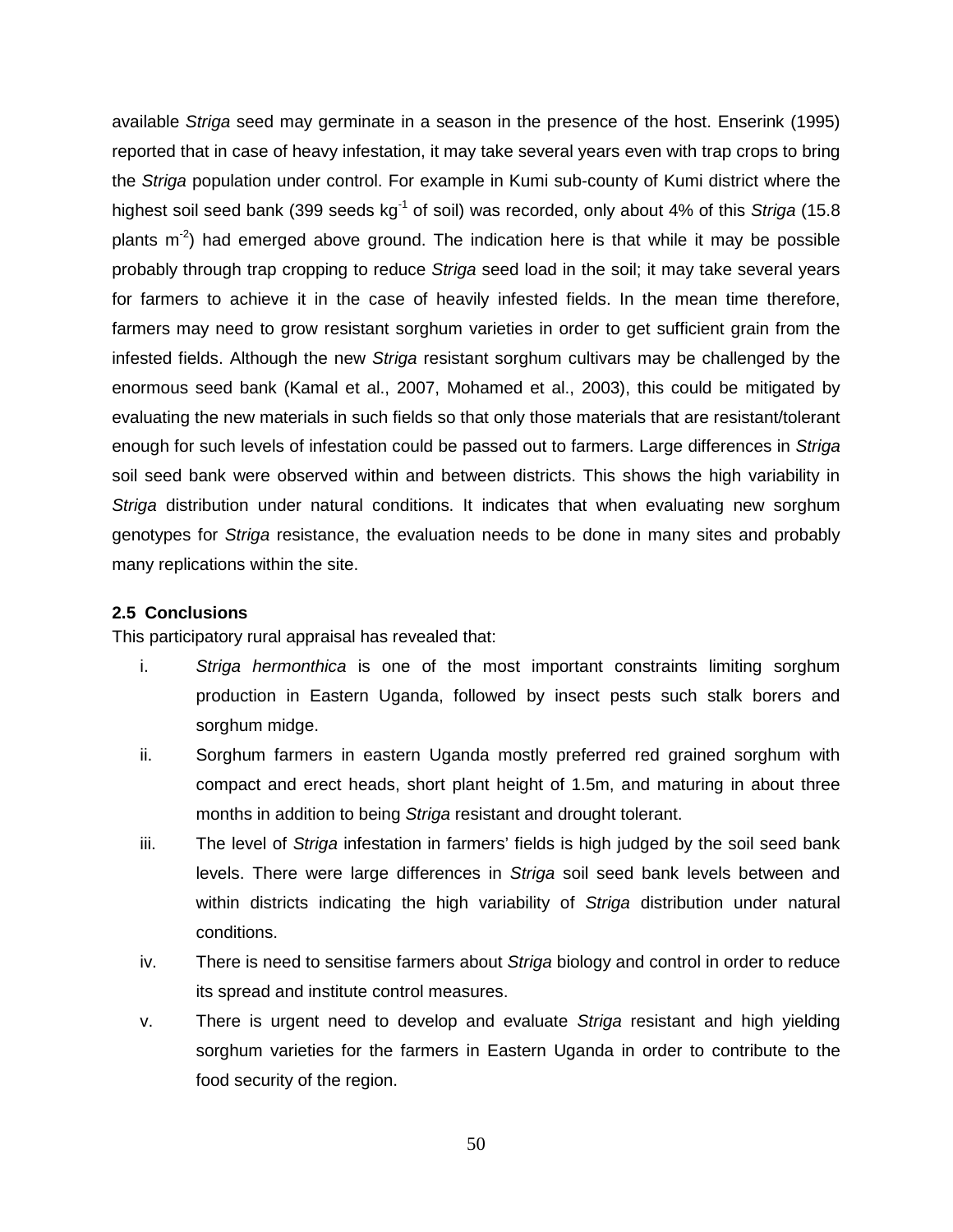available *Striga* seed may germinate in a season in the presence of the host. Enserink (1995) reported that in case of heavy infestation, it may take several years even with trap crops to bring the *Striga* population under control. For example in Kumi sub-county of Kumi district where the highest soil seed bank (399 seeds $kg^{-1}$ of soil) was recorded, only about 4% of this *Striga* (15.8 plants $m^{-2}$) had emerged above ground. The indication here is that while it may be possible probably through trap cropping to reduce *Striga* seed load in the soil; it may take several years for farmers to achieve it in the case of heavily infested fields. In the mean time therefore, farmers may need to grow resistant sorghum varieties in order to get sufficient grain from the infested fields. Although the new *Striga* resistant sorghum cultivars may be challenged by the enormous seed bank (Kamal et al., 2007, Mohamed et al., 2003), this could be mitigated by evaluating the new materials in such fields so that only those materials that are resistant/tolerant enough for such levels of infestation could be passed out to farmers. Large differences in *Striga* soil seed bank were observed within and between districts. This shows the high variability in *Striga* distribution under natural conditions. It indicates that when evaluating new sorghum genotypes for *Striga* resistance, the evaluation needs to be done in many sites and probably many replications within the site.

### 2.5 Conclusions

This participatory rural appraisal has revealed that:

i. *Striga hermonthica* is one of the most important constraints limiting sorghum production in Eastern Uganda, followed by insect pests such stalk borers and sorghum midge.

ii. Sorghum farmers in eastern Uganda mostly preferred red grained sorghum with compact and erect heads, short plant height of 1.5m, and maturing in about three months in addition to being *Striga* resistant and drought tolerant.

iii. The level of *Striga* infestation in farmers' fields is high judged by the soil seed bank levels. There were large differences in *Striga* soil seed bank levels between and within districts indicating the high variability of *Striga* distribution under natural conditions.

iv. There is need to sensitise farmers about *Striga* biology and control in order to reduce its spread and institute control measures.

v. There is urgent need to develop and evaluate *Striga* resistant and high yielding sorghum varieties for the farmers in Eastern Uganda in order to contribute to the food security of the region.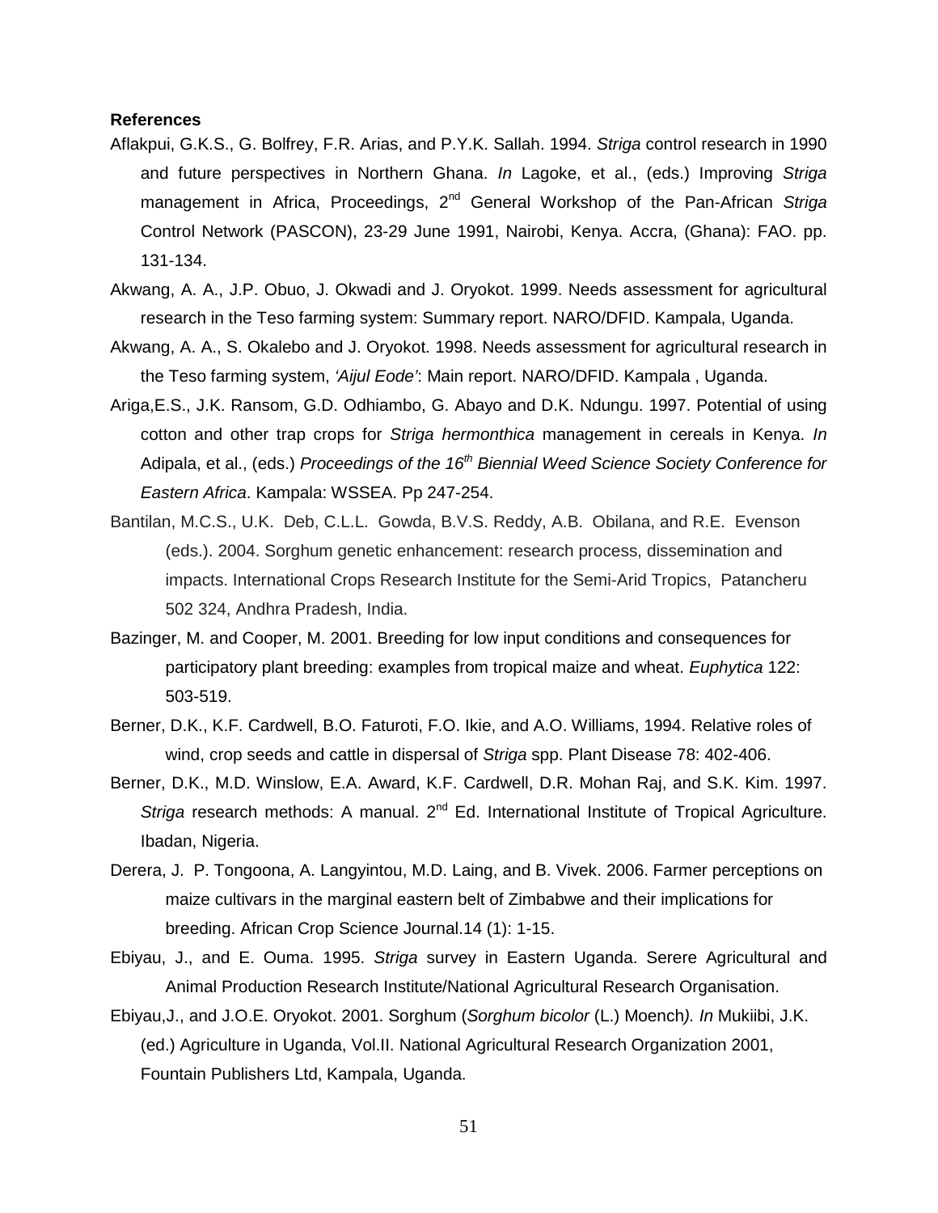**References**

Aflakpui, G.K.S., G. Bolfrey, F.R. Arias, and P.Y.K. Sallah. 1994. *Striga* control research in 1990 and future perspectives in Northern Ghana. *In* Lagoke, et al., (eds.) Improving *Striga* management in Africa, Proceedings, 2nd General Workshop of the Pan-African *Striga* Control Network (PASCON), 23-29 June 1991, Nairobi, Kenya. Accra, (Ghana): FAO. pp. 131-134.

Akwang, A. A., J.P. Obuo, J. Okwadi and J. Oryokot. 1999. Needs assessment for agricultural research in the Teso farming system: Summary report. NARO/DFID. Kampala, Uganda.

Akwang, A. A., S. Okalebo and J. Oryokot. 1998. Needs assessment for agricultural research in the Teso farming system, *'Aijul Eode'*: Main report. NARO/DFID. Kampala , Uganda.

Ariga,E.S., J.K. Ransom, G.D. Odhiambo, G. Abayo and D.K. Ndungu. 1997. Potential of using cotton and other trap crops for *Striga hermonthica* management in cereals in Kenya. *In* Adipala, et al., (eds.) *Proceedings of the 16th Biennial Weed Science Society Conference for Eastern Africa*. Kampala: WSSEA. Pp 247-254.

Bantilan, M.C.S., U.K. Deb, C.L.L. Gowda, B.V.S. Reddy, A.B. Obilana, and R.E. Evenson (eds.). 2004. Sorghum genetic enhancement: research process, dissemination and impacts. International Crops Research Institute for the Semi-Arid Tropics, Patancheru 502 324, Andhra Pradesh, India.

Bazinger, M. and Cooper, M. 2001. Breeding for low input conditions and consequences for participatory plant breeding: examples from tropical maize and wheat. *Euphytica* 122: 503-519.

Berner, D.K., K.F. Cardwell, B.O. Faturoti, F.O. Ikie, and A.O. Williams, 1994. Relative roles of wind, crop seeds and cattle in dispersal of *Striga* spp. Plant Disease 78: 402-406.

Berner, D.K., M.D. Winslow, E.A. Award, K.F. Cardwell, D.R. Mohan Raj, and S.K. Kim. 1997. *Striga* research methods: A manual. 2nd Ed. International Institute of Tropical Agriculture. Ibadan, Nigeria.

Derera, J. P. Tongoona, A. Langyintou, M.D. Laing, and B. Vivek. 2006. Farmer perceptions on maize cultivars in the marginal eastern belt of Zimbabwe and their implications for breeding. African Crop Science Journal.14 (1): 1-15.

Ebiyau, J., and E. Ouma. 1995. *Striga* survey in Eastern Uganda. Serere Agricultural and Animal Production Research Institute/National Agricultural Research Organisation.

Ebiyau,J., and J.O.E. Oryokot. 2001. Sorghum (*Sorghum bicolor* (L.) Moench*). In* Mukiibi, J.K. (ed.) Agriculture in Uganda, Vol.II. National Agricultural Research Organization 2001, Fountain Publishers Ltd, Kampala, Uganda.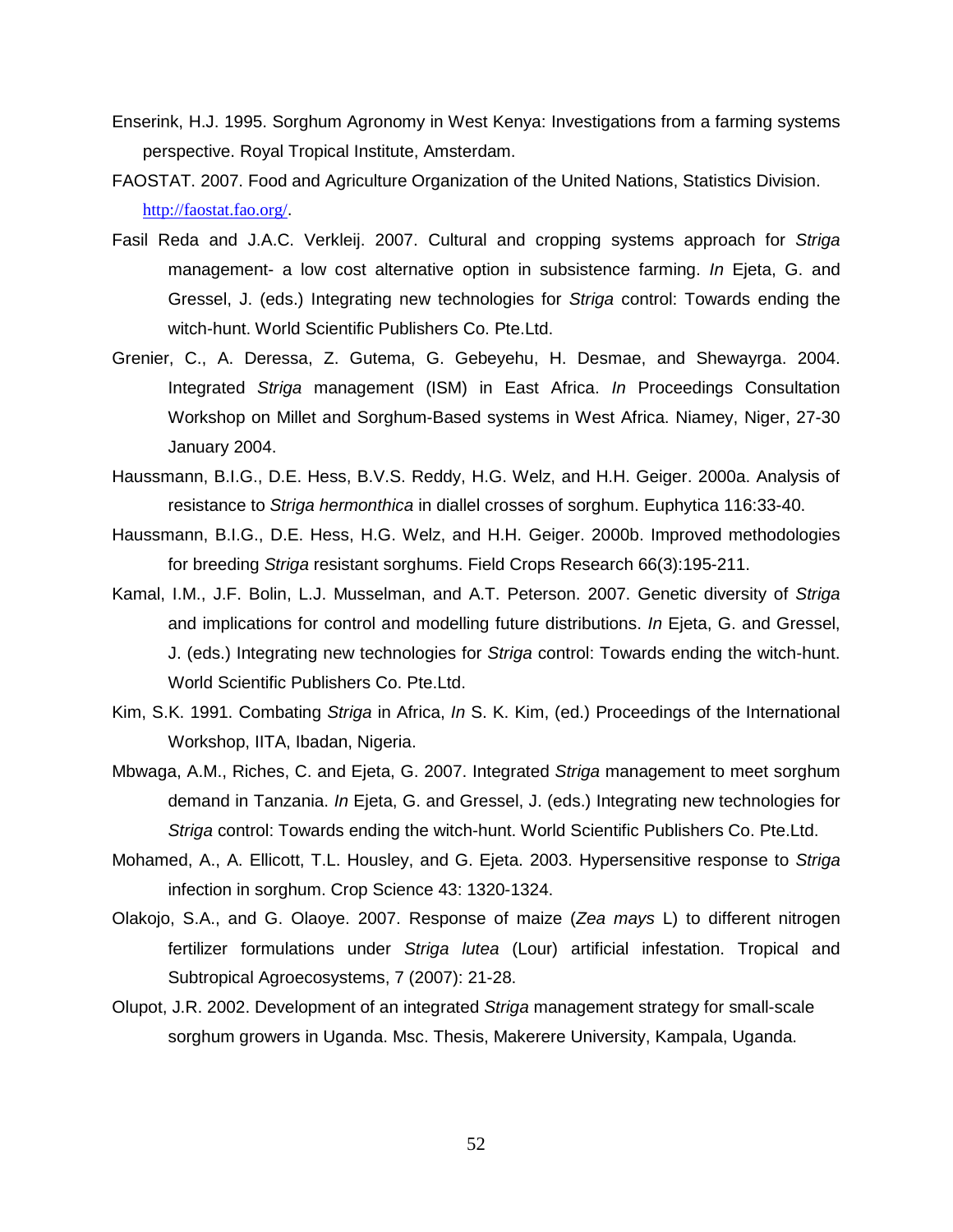Enserink, H.J. 1995. Sorghum Agronomy in West Kenya: Investigations from a farming systems perspective. Royal Tropical Institute, Amsterdam.

FAOSTAT. 2007. Food and Agriculture Organization of the United Nations, Statistics Division. http://faostat.fao.org/.

Fasil Reda and J.A.C. Verkleij. 2007. Cultural and cropping systems approach for *Striga* management- a low cost alternative option in subsistence farming. *In* Ejeta, G. and Gressel, J. (eds.) Integrating new technologies for *Striga* control: Towards ending the witch-hunt. World Scientific Publishers Co. Pte.Ltd.

Grenier, C., A. Deressa, Z. Gutema, G. Gebeyehu, H. Desmae, and Shewayrga. 2004. Integrated *Striga* management (ISM) in East Africa. *In* Proceedings Consultation Workshop on Millet and Sorghum-Based systems in West Africa. Niamey, Niger, 27-30 January 2004.

Haussmann, B.I.G., D.E. Hess, B.V.S. Reddy, H.G. Welz, and H.H. Geiger. 2000a. Analysis of resistance to *Striga hermonthica* in diallel crosses of sorghum. Euphytica 116:33-40.

Haussmann, B.I.G., D.E. Hess, H.G. Welz, and H.H. Geiger. 2000b. Improved methodologies for breeding *Striga* resistant sorghums. Field Crops Research 66(3):195-211.

Kamal, I.M., J.F. Bolin, L.J. Musselman, and A.T. Peterson. 2007. Genetic diversity of *Striga* and implications for control and modelling future distributions. *In* Ejeta, G. and Gressel, J. (eds.) Integrating new technologies for *Striga* control: Towards ending the witch-hunt. World Scientific Publishers Co. Pte.Ltd.

Kim, S.K. 1991. Combating *Striga* in Africa, *In* S. K. Kim, (ed.) Proceedings of the International Workshop, IITA, Ibadan, Nigeria.

Mbwaga, A.M., Riches, C. and Ejeta, G. 2007. Integrated *Striga* management to meet sorghum demand in Tanzania. *In* Ejeta, G. and Gressel, J. (eds.) Integrating new technologies for *Striga* control: Towards ending the witch-hunt. World Scientific Publishers Co. Pte.Ltd.

Mohamed, A., A. Ellicott, T.L. Housley, and G. Ejeta. 2003. Hypersensitive response to *Striga* infection in sorghum. Crop Science 43: 1320-1324.

Olakojo, S.A., and G. Olaoye. 2007. Response of maize (*Zea mays* L) to different nitrogen fertilizer formulations under *Striga lutea* (Lour) artificial infestation. Tropical and Subtropical Agroecosystems, 7 (2007): 21-28.

Olupot, J.R. 2002. Development of an integrated *Striga* management strategy for small-scale sorghum growers in Uganda. Msc. Thesis, Makerere University, Kampala, Uganda.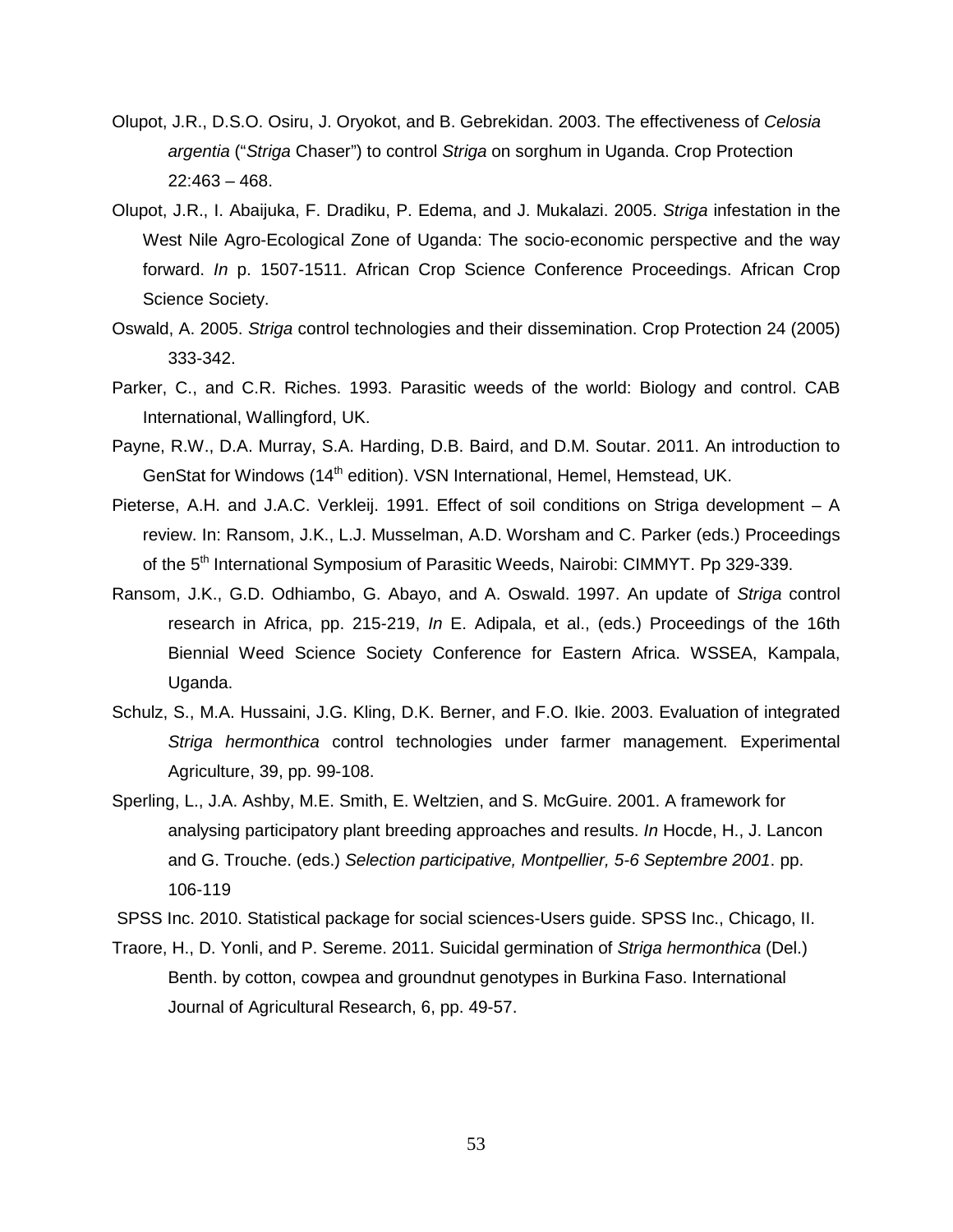Olupot, J.R., D.S.O. Osiru, J. Oryokot, and B. Gebrekidan. 2003. The effectiveness of *Celosia argentia* ("*Striga* Chaser") to control *Striga* on sorghum in Uganda. Crop Protection 22:463 – 468.

Olupot, J.R., I. Abaijuka, F. Dradiku, P. Edema, and J. Mukalazi. 2005. *Striga* infestation in the West Nile Agro-Ecological Zone of Uganda: The socio-economic perspective and the way forward. *In* p. 1507-1511. African Crop Science Conference Proceedings. African Crop Science Society.

Oswald, A. 2005. *Striga* control technologies and their dissemination. Crop Protection 24 (2005) 333-342.

Parker, C., and C.R. Riches. 1993. Parasitic weeds of the world: Biology and control. CAB International, Wallingford, UK.

Payne, R.W., D.A. Murray, S.A. Harding, D.B. Baird, and D.M. Soutar. 2011. An introduction to GenStat for Windows (14th edition). VSN International, Hemel, Hemstead, UK.

Pieterse, A.H. and J.A.C. Verkleij. 1991. Effect of soil conditions on Striga development – A review. In: Ransom, J.K., L.J. Musselman, A.D. Worsham and C. Parker (eds.) Proceedings of the 5th International Symposium of Parasitic Weeds, Nairobi: CIMMYT. Pp 329-339.

Ransom, J.K., G.D. Odhiambo, G. Abayo, and A. Oswald. 1997. An update of *Striga* control research in Africa, pp. 215-219, *In* E. Adipala, et al., (eds.) Proceedings of the 16th Biennial Weed Science Society Conference for Eastern Africa. WSSEA, Kampala, Uganda.

Schulz, S., M.A. Hussaini, J.G. Kling, D.K. Berner, and F.O. Ikie. 2003. Evaluation of integrated *Striga hermonthica* control technologies under farmer management. Experimental Agriculture, 39, pp. 99-108.

Sperling, L., J.A. Ashby, M.E. Smith, E. Weltzien, and S. McGuire. 2001. A framework for analysing participatory plant breeding approaches and results. *In* Hocde, H., J. Lancon and G. Trouche. (eds.) *Selection participative, Montpellier, 5-6 Septembre 2001*. pp. 106-119

SPSS Inc. 2010. Statistical package for social sciences-Users guide. SPSS Inc., Chicago, II.

Traore, H., D. Yonli, and P. Sereme. 2011. Suicidal germination of *Striga hermonthica* (Del.) Benth. by cotton, cowpea and groundnut genotypes in Burkina Faso. International Journal of Agricultural Research, 6, pp. 49-57.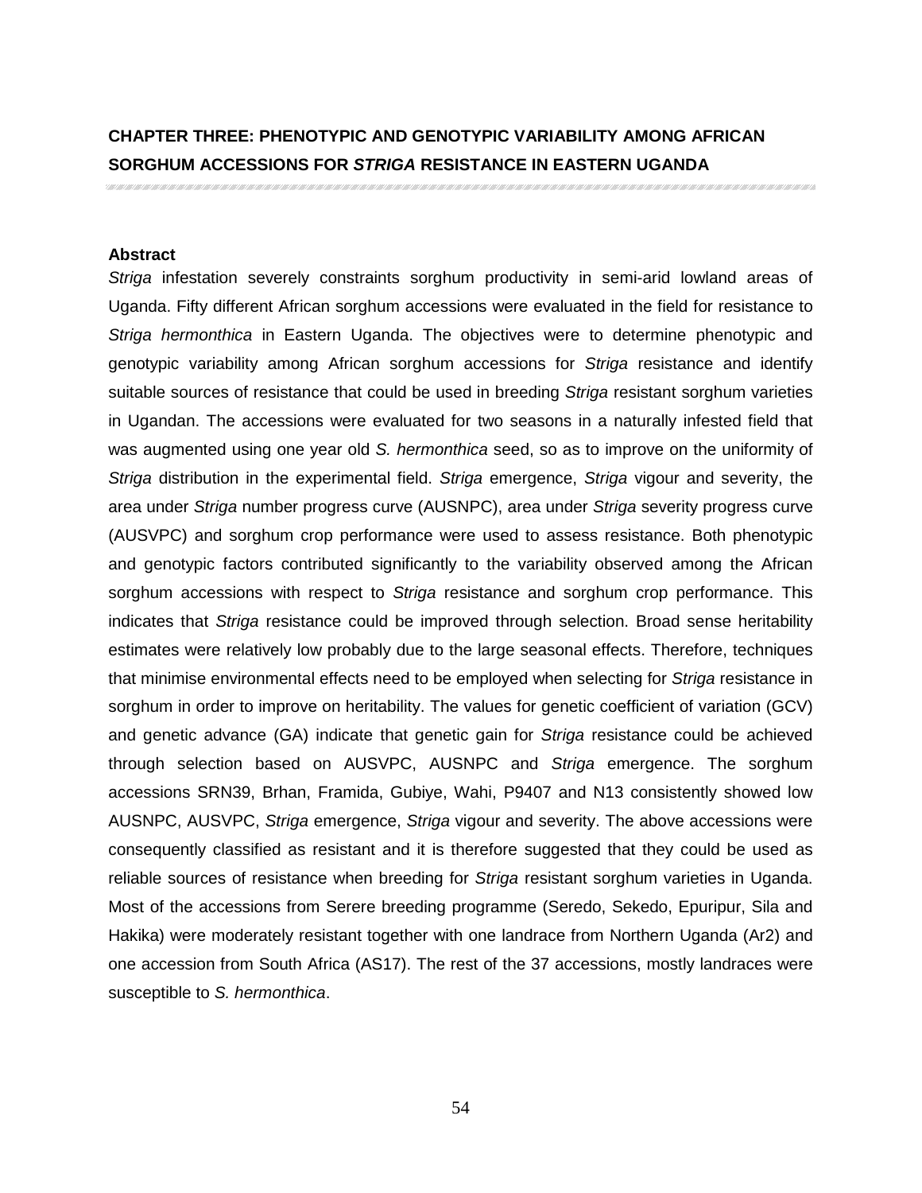# CHAPTER THREE: PHENOTYPIC AND GENOTYPIC VARIABILITY AMONG AFRICAN SORGHUM ACCESSIONS FOR *STRIGA* RESISTANCE IN EASTERN UGANDA

## Abstract

*Striga* infestation severely constraints sorghum productivity in semi-arid lowland areas of Uganda. Fifty different African sorghum accessions were evaluated in the field for resistance to *Striga hermonthica* in Eastern Uganda. The objectives were to determine phenotypic and genotypic variability among African sorghum accessions for *Striga* resistance and identify suitable sources of resistance that could be used in breeding *Striga* resistant sorghum varieties in Ugandan. The accessions were evaluated for two seasons in a naturally infested field that was augmented using one year old *S. hermonthica* seed, so as to improve on the uniformity of *Striga* distribution in the experimental field. *Striga* emergence, *Striga* vigour and severity, the area under *Striga* number progress curve (AUSNPC), area under *Striga* severity progress curve (AUSVPC) and sorghum crop performance were used to assess resistance. Both phenotypic and genotypic factors contributed significantly to the variability observed among the African sorghum accessions with respect to *Striga* resistance and sorghum crop performance. This indicates that *Striga* resistance could be improved through selection. Broad sense heritability estimates were relatively low probably due to the large seasonal effects. Therefore, techniques that minimise environmental effects need to be employed when selecting for *Striga* resistance in sorghum in order to improve on heritability. The values for genetic coefficient of variation (GCV) and genetic advance (GA) indicate that genetic gain for *Striga* resistance could be achieved through selection based on AUSVPC, AUSNPC and *Striga* emergence. The sorghum accessions SRN39, Brhan, Framida, Gubiye, Wahi, P9407 and N13 consistently showed low AUSNPC, AUSVPC, *Striga* emergence, *Striga* vigour and severity. The above accessions were consequently classified as resistant and it is therefore suggested that they could be used as reliable sources of resistance when breeding for *Striga* resistant sorghum varieties in Uganda. Most of the accessions from Serere breeding programme (Seredo, Sekedo, Epuripur, Sila and Hakika) were moderately resistant together with one landrace from Northern Uganda (Ar2) and one accession from South Africa (AS17). The rest of the 37 accessions, mostly landraces were susceptible to *S. hermonthica*.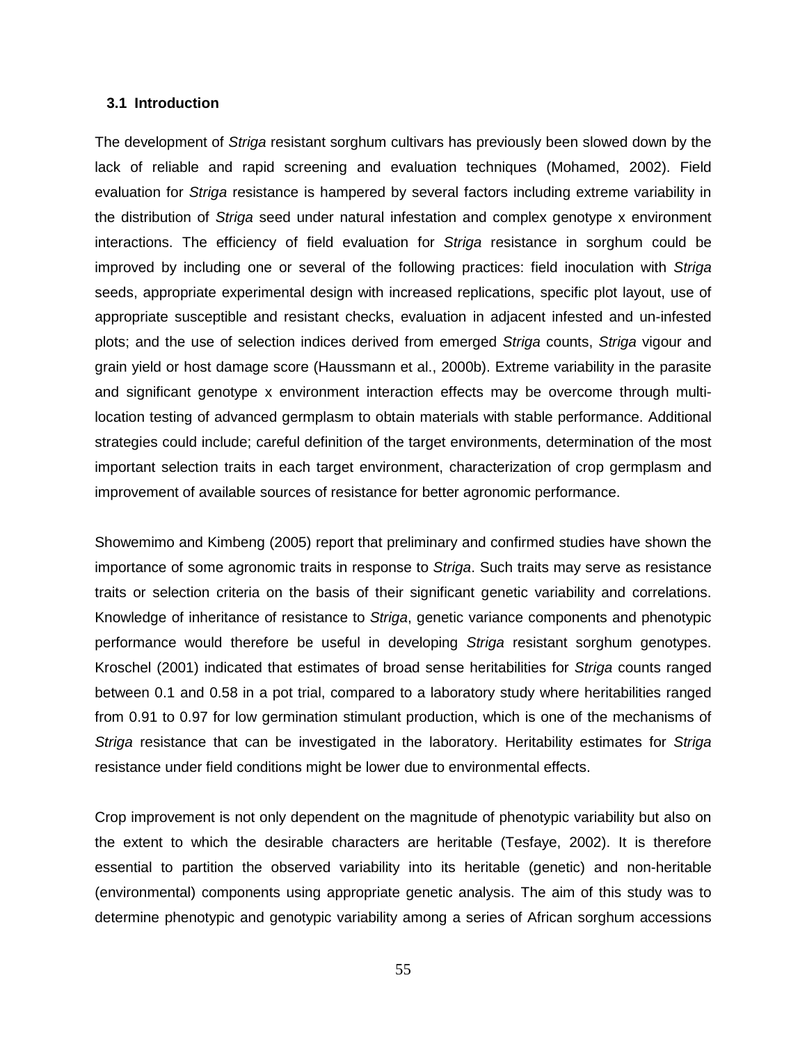## 3.1 Introduction

The development of *Striga* resistant sorghum cultivars has previously been slowed down by the lack of reliable and rapid screening and evaluation techniques (Mohamed, 2002). Field evaluation for *Striga* resistance is hampered by several factors including extreme variability in the distribution of *Striga* seed under natural infestation and complex genotype x environment interactions. The efficiency of field evaluation for *Striga* resistance in sorghum could be improved by including one or several of the following practices: field inoculation with *Striga* seeds, appropriate experimental design with increased replications, specific plot layout, use of appropriate susceptible and resistant checks, evaluation in adjacent infested and un-infested plots; and the use of selection indices derived from emerged *Striga* counts, *Striga* vigour and grain yield or host damage score (Haussmann et al., 2000b). Extreme variability in the parasite and significant genotype x environment interaction effects may be overcome through multi-location testing of advanced germplasm to obtain materials with stable performance. Additional strategies could include; careful definition of the target environments, determination of the most important selection traits in each target environment, characterization of crop germplasm and improvement of available sources of resistance for better agronomic performance.

Showemimo and Kimbeng (2005) report that preliminary and confirmed studies have shown the importance of some agronomic traits in response to *Striga*. Such traits may serve as resistance traits or selection criteria on the basis of their significant genetic variability and correlations. Knowledge of inheritance of resistance to *Striga*, genetic variance components and phenotypic performance would therefore be useful in developing *Striga* resistant sorghum genotypes. Kroschel (2001) indicated that estimates of broad sense heritabilities for *Striga* counts ranged between 0.1 and 0.58 in a pot trial, compared to a laboratory study where heritabilities ranged from 0.91 to 0.97 for low germination stimulant production, which is one of the mechanisms of *Striga* resistance that can be investigated in the laboratory. Heritability estimates for *Striga* resistance under field conditions might be lower due to environmental effects.

Crop improvement is not only dependent on the magnitude of phenotypic variability but also on the extent to which the desirable characters are heritable (Tesfaye, 2002). It is therefore essential to partition the observed variability into its heritable (genetic) and non-heritable (environmental) components using appropriate genetic analysis. The aim of this study was to determine phenotypic and genotypic variability among a series of African sorghum accessions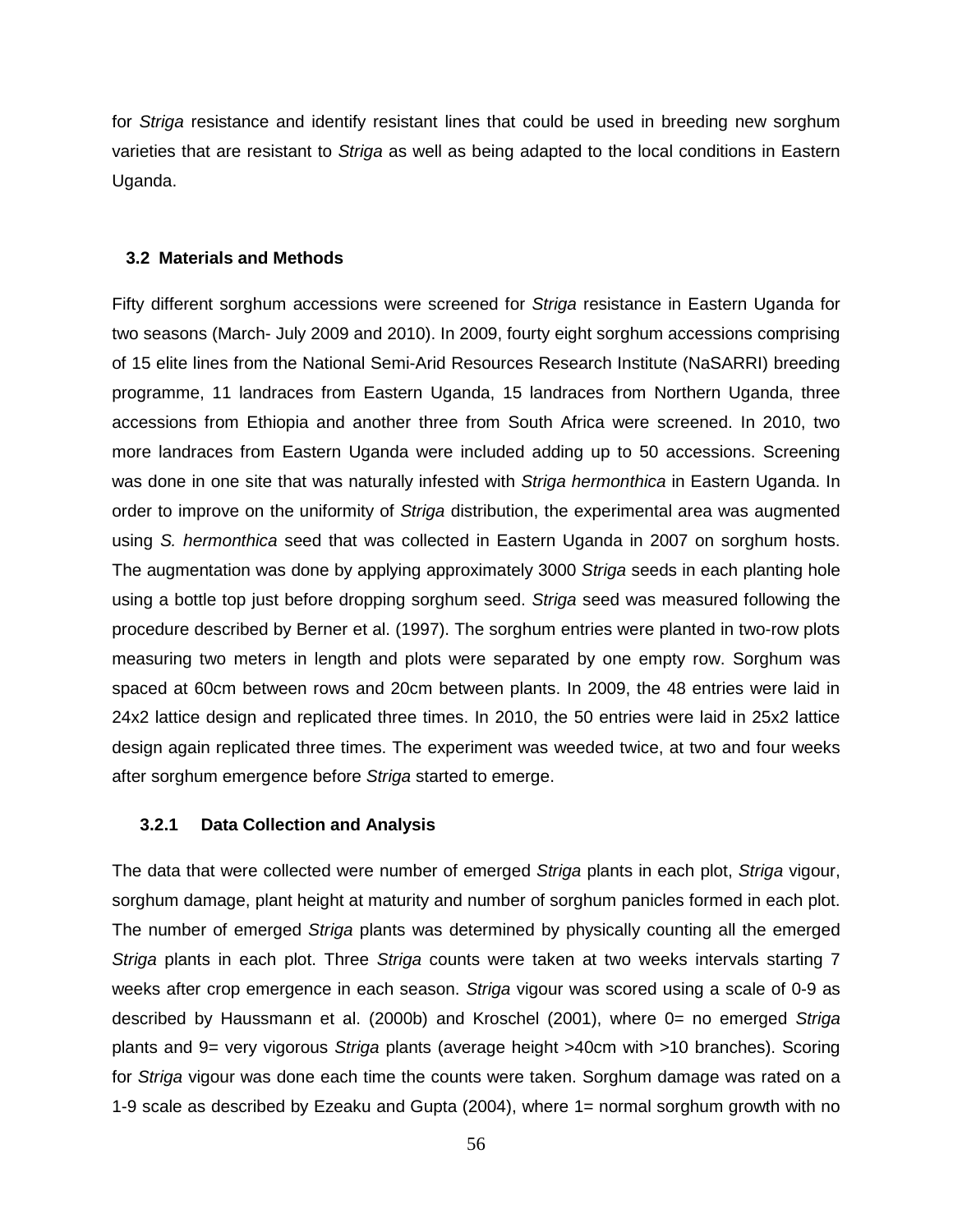for *Striga* resistance and identify resistant lines that could be used in breeding new sorghum varieties that are resistant to *Striga* as well as being adapted to the local conditions in Eastern Uganda.

## 3.2 Materials and Methods

Fifty different sorghum accessions were screened for *Striga* resistance in Eastern Uganda for two seasons (March- July 2009 and 2010). In 2009, fourty eight sorghum accessions comprising of 15 elite lines from the National Semi-Arid Resources Research Institute (NaSARRI) breeding programme, 11 landraces from Eastern Uganda, 15 landraces from Northern Uganda, three accessions from Ethiopia and another three from South Africa were screened. In 2010, two more landraces from Eastern Uganda were included adding up to 50 accessions. Screening was done in one site that was naturally infested with *Striga hermonthica* in Eastern Uganda. In order to improve on the uniformity of *Striga* distribution, the experimental area was augmented using *S. hermonthica* seed that was collected in Eastern Uganda in 2007 on sorghum hosts. The augmentation was done by applying approximately 3000 *Striga* seeds in each planting hole using a bottle top just before dropping sorghum seed. *Striga* seed was measured following the procedure described by Berner et al. (1997). The sorghum entries were planted in two-row plots measuring two meters in length and plots were separated by one empty row. Sorghum was spaced at 60cm between rows and 20cm between plants. In 2009, the 48 entries were laid in 24x2 lattice design and replicated three times. In 2010, the 50 entries were laid in 25x2 lattice design again replicated three times. The experiment was weeded twice, at two and four weeks after sorghum emergence before *Striga* started to emerge.

### 3.2.1 Data Collection and Analysis

The data that were collected were number of emerged *Striga* plants in each plot, *Striga* vigour, sorghum damage, plant height at maturity and number of sorghum panicles formed in each plot. The number of emerged *Striga* plants was determined by physically counting all the emerged *Striga* plants in each plot. Three *Striga* counts were taken at two weeks intervals starting 7 weeks after crop emergence in each season. *Striga* vigour was scored using a scale of 0-9 as described by Haussmann et al. (2000b) and Kroschel (2001), where 0= no emerged *Striga* plants and 9= very vigorous *Striga* plants (average height >40cm with >10 branches). Scoring for *Striga* vigour was done each time the counts were taken. Sorghum damage was rated on a 1-9 scale as described by Ezeaku and Gupta (2004), where 1= normal sorghum growth with no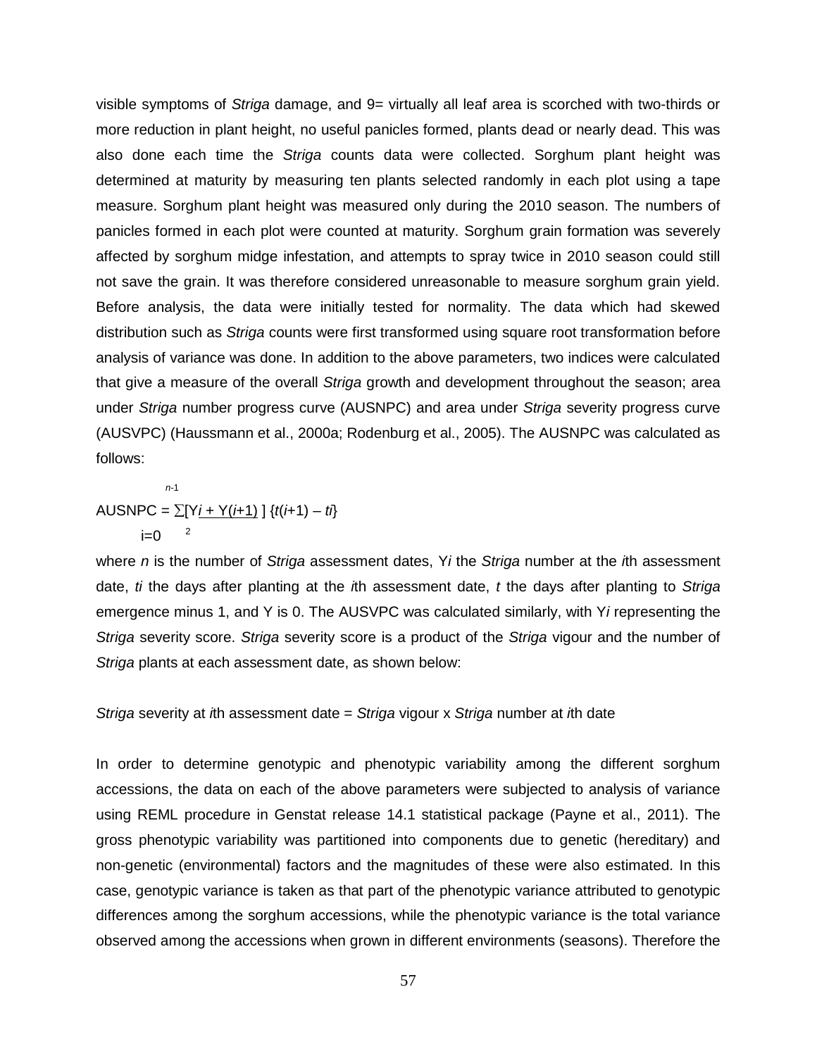visible symptoms of *Striga* damage, and 9= virtually all leaf area is scorched with two-thirds or more reduction in plant height, no useful panicles formed, plants dead or nearly dead. This was also done each time the *Striga* counts data were collected. Sorghum plant height was determined at maturity by measuring ten plants selected randomly in each plot using a tape measure. Sorghum plant height was measured only during the 2010 season. The numbers of panicles formed in each plot were counted at maturity. Sorghum grain formation was severely affected by sorghum midge infestation, and attempts to spray twice in 2010 season could still not save the grain. It was therefore considered unreasonable to measure sorghum grain yield. Before analysis, the data were initially tested for normality. The data which had skewed distribution such as *Striga* counts were first transformed using square root transformation before analysis of variance was done. In addition to the above parameters, two indices were calculated that give a measure of the overall *Striga* growth and development throughout the season; area under *Striga* number progress curve (AUSNPC) and area under *Striga* severity progress curve (AUSVPC) (Haussmann et al., 2000a; Rodenburg et al., 2005). The AUSNPC was calculated as follows:

$$AUSNPC = \sum_{i=0}^{n-1} \left[\frac{Y_i + Y_{(i+1)}}{2}\right] \{t_{(i+1)} - t_i\}$$

where *n* is the number of *Striga* assessment dates, $Y_i$ the *Striga* number at the *i*th assessment date, $t_i$ the days after planting at the *i*th assessment date, *t* the days after planting to *Striga* emergence minus 1, and Y is 0. The AUSVPC was calculated similarly, with $Y_i$ representing the *Striga* severity score. *Striga* severity score is a product of the *Striga* vigour and the number of *Striga* plants at each assessment date, as shown below:

*Striga* severity at *i*th assessment date = *Striga* vigour x *Striga* number at *i*th date

In order to determine genotypic and phenotypic variability among the different sorghum accessions, the data on each of the above parameters were subjected to analysis of variance using REML procedure in Genstat release 14.1 statistical package (Payne et al., 2011). The gross phenotypic variability was partitioned into components due to genetic (hereditary) and non-genetic (environmental) factors and the magnitudes of these were also estimated. In this case, genotypic variance is taken as that part of the phenotypic variance attributed to genotypic differences among the sorghum accessions, while the phenotypic variance is the total variance observed among the accessions when grown in different environments (seasons). Therefore the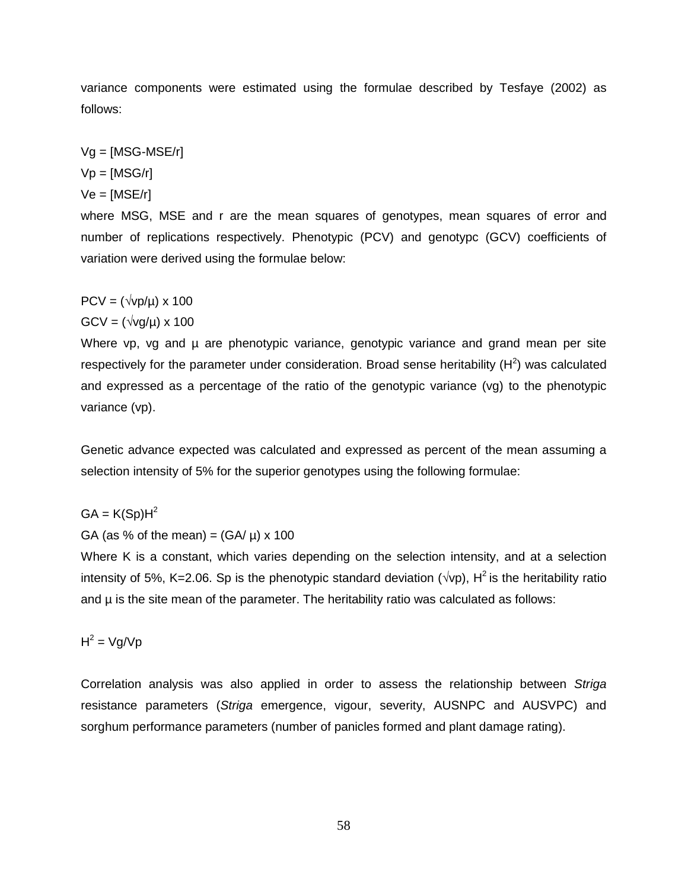variance components were estimated using the formulae described by Tesfaye (2002) as follows:

$Vg = [MSG\text{-}MSE/r]$

$Vp = [MSG/r]$

$Ve = [MSE/r]$

where MSG, MSE and r are the mean squares of genotypes, mean squares of error and number of replications respectively. Phenotypic (PCV) and genotypc (GCV) coefficients of variation were derived using the formulae below:

$PCV = (\sqrt{vp}/\mu) \times 100$

$GCV = (\sqrt{vg}/\mu) \times 100$

Where vp, vg and μ are phenotypic variance, genotypic variance and grand mean per site respectively for the parameter under consideration. Broad sense heritability ($H^2$) was calculated and expressed as a percentage of the ratio of the genotypic variance (vg) to the phenotypic variance (vp).

Genetic advance expected was calculated and expressed as percent of the mean assuming a selection intensity of 5% for the superior genotypes using the following formulae:

$GA = K(Sp)H^2$

GA (as % of the mean) = $(GA/\mu) \times 100$

Where K is a constant, which varies depending on the selection intensity, and at a selection intensity of 5%, K=2.06. Sp is the phenotypic standard deviation ($\sqrt{vp}$), $H^2$ is the heritability ratio and μ is the site mean of the parameter. The heritability ratio was calculated as follows:

$H^2 = Vg/Vp$

Correlation analysis was also applied in order to assess the relationship between *Striga* resistance parameters (*Striga* emergence, vigour, severity, AUSNPC and AUSVPC) and sorghum performance parameters (number of panicles formed and plant damage rating).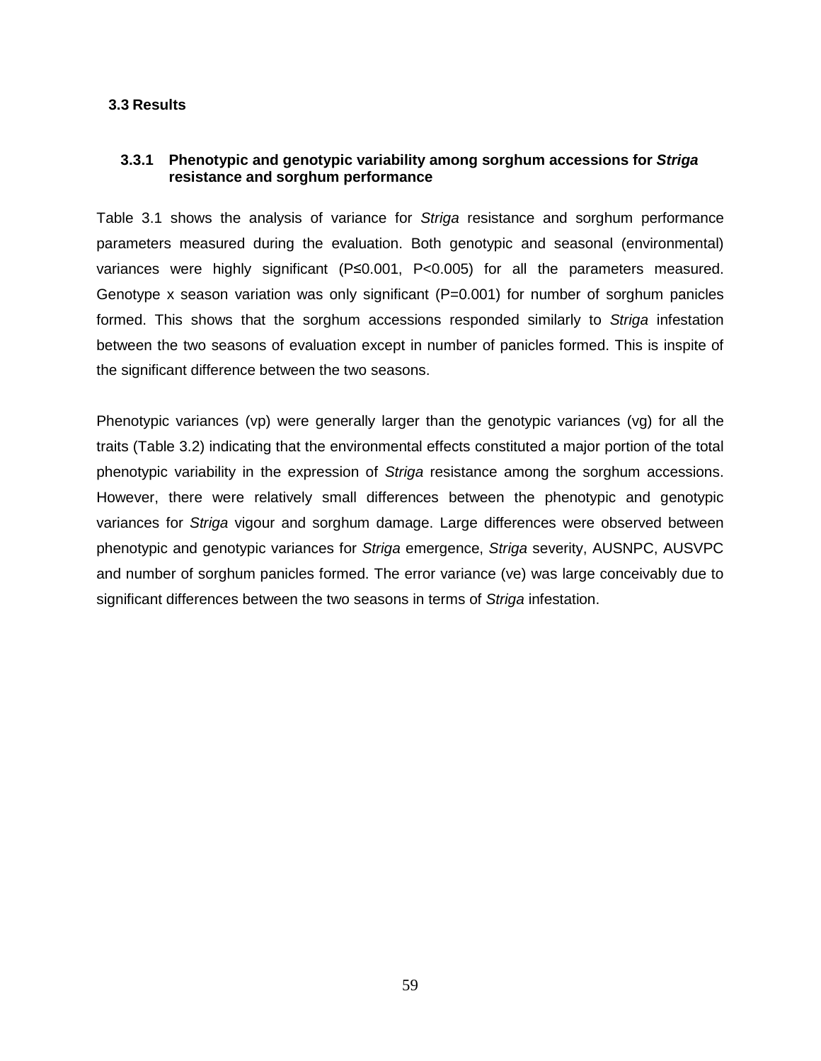## 3.3 Results

### 3.3.1 Phenotypic and genotypic variability among sorghum accessions for *Striga* resistance and sorghum performance

Table 3.1 shows the analysis of variance for *Striga* resistance and sorghum performance parameters measured during the evaluation. Both genotypic and seasonal (environmental) variances were highly significant ($P \leq 0.001$, $P < 0.005$) for all the parameters measured. Genotype x season variation was only significant ($P = 0.001$) for number of sorghum panicles formed. This shows that the sorghum accessions responded similarly to *Striga* infestation between the two seasons of evaluation except in number of panicles formed. This is inspite of the significant difference between the two seasons.

Phenotypic variances (vp) were generally larger than the genotypic variances (vg) for all the traits (Table 3.2) indicating that the environmental effects constituted a major portion of the total phenotypic variability in the expression of *Striga* resistance among the sorghum accessions. However, there were relatively small differences between the phenotypic and genotypic variances for *Striga* vigour and sorghum damage. Large differences were observed between phenotypic and genotypic variances for *Striga* emergence, *Striga* severity, AUSNPC, AUSVPC and number of sorghum panicles formed. The error variance (ve) was large conceivably due to significant differences between the two seasons in terms of *Striga* infestation.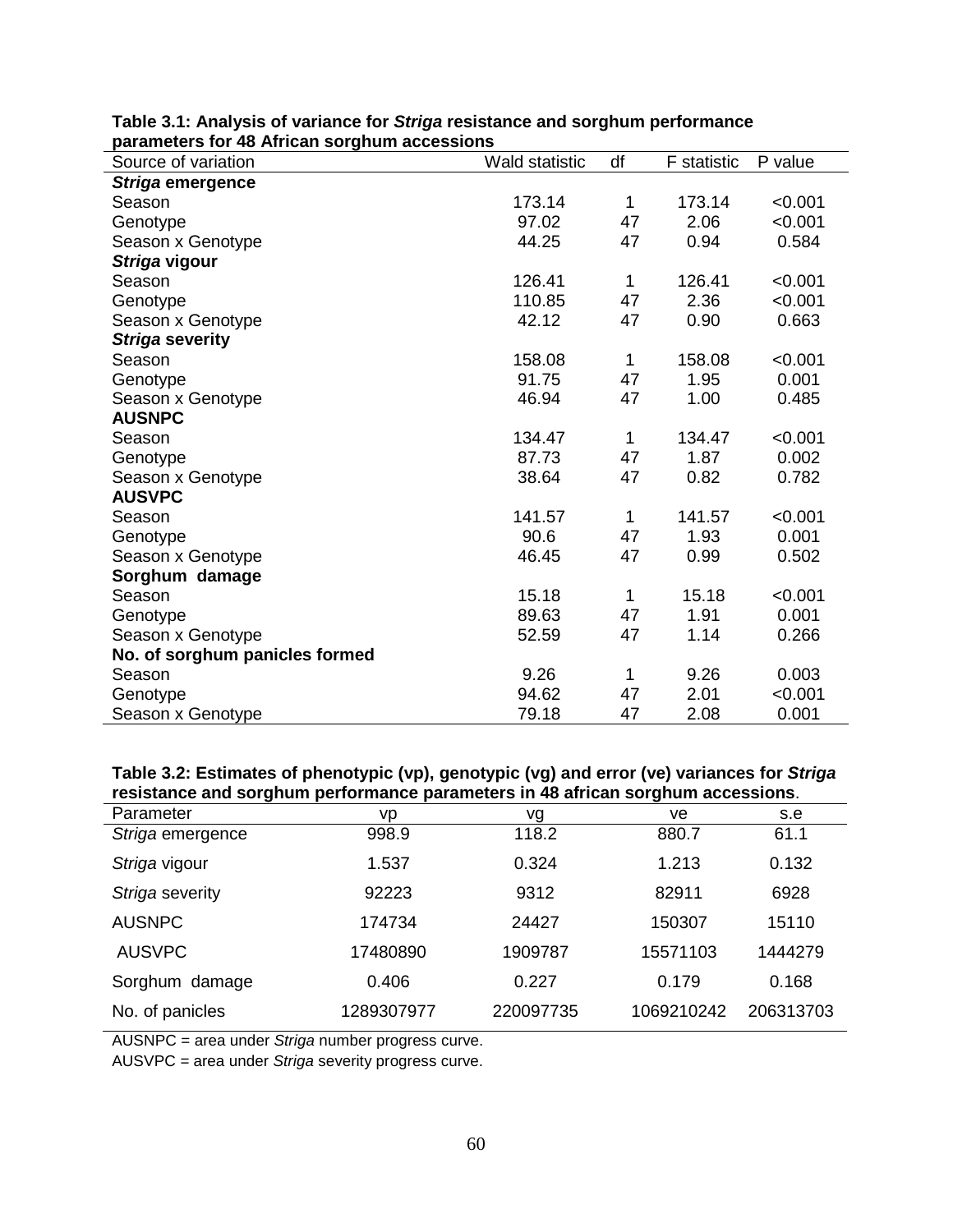**Table 3.1: Analysis of variance for *Striga* resistance and sorghum performance parameters for 48 African sorghum accessions**

| Source of variation | Wald statistic | df | F statistic | P value |
|---|---|---|---|---|
| ***Striga* emergence** | | | | |
| Season | 173.14 | 1 | 173.14 | <0.001 |
| Genotype | 97.02 | 47 | 2.06 | <0.001 |
| Season x Genotype | 44.25 | 47 | 0.94 | 0.584 |
| ***Striga* vigour** | | | | |
| Season | 126.41 | 1 | 126.41 | <0.001 |
| Genotype | 110.85 | 47 | 2.36 | <0.001 |
| Season x Genotype | 42.12 | 47 | 0.90 | 0.663 |
| ***Striga* severity** | | | | |
| Season | 158.08 | 1 | 158.08 | <0.001 |
| Genotype | 91.75 | 47 | 1.95 | 0.001 |
| Season x Genotype | 46.94 | 47 | 1.00 | 0.485 |
| **AUSNPC** | | | | |
| Season | 134.47 | 1 | 134.47 | <0.001 |
| Genotype | 87.73 | 47 | 1.87 | 0.002 |
| Season x Genotype | 38.64 | 47 | 0.82 | 0.782 |
| **AUSVPC** | | | | |
| Season | 141.57 | 1 | 141.57 | <0.001 |
| Genotype | 90.6 | 47 | 1.93 | 0.001 |
| Season x Genotype | 46.45 | 47 | 0.99 | 0.502 |
| **Sorghum damage** | | | | |
| Season | 15.18 | 1 | 15.18 | <0.001 |
| Genotype | 89.63 | 47 | 1.91 | 0.001 |
| Season x Genotype | 52.59 | 47 | 1.14 | 0.266 |
| **No. of sorghum panicles formed** | | | | |
| Season | 9.26 | 1 | 9.26 | 0.003 |
| Genotype | 94.62 | 47 | 2.01 | <0.001 |
| Season x Genotype | 79.18 | 47 | 2.08 | 0.001 |

**Table 3.2: Estimates of phenotypic (vp), genotypic (vg) and error (ve) variances for *Striga* resistance and sorghum performance parameters in 48 african sorghum accessions**.

| Parameter | vp | vg | ve | s.e |
|---|---|---|---|---|
| *Striga* emergence | 998.9 | 118.2 | 880.7 | 61.1 |
| *Striga* vigour | 1.537 | 0.324 | 1.213 | 0.132 |
| *Striga* severity | 92223 | 9312 | 82911 | 6928 |
| AUSNPC | 174734 | 24427 | 150307 | 15110 |
| AUSVPC | 17480890 | 1909787 | 15571103 | 1444279 |
| Sorghum damage | 0.406 | 0.227 | 0.179 | 0.168 |
| No. of panicles | 1289307977 | 220097735 | 1069210242 | 206313703 |

AUSNPC = area under *Striga* number progress curve.

AUSVPC = area under *Striga* severity progress curve.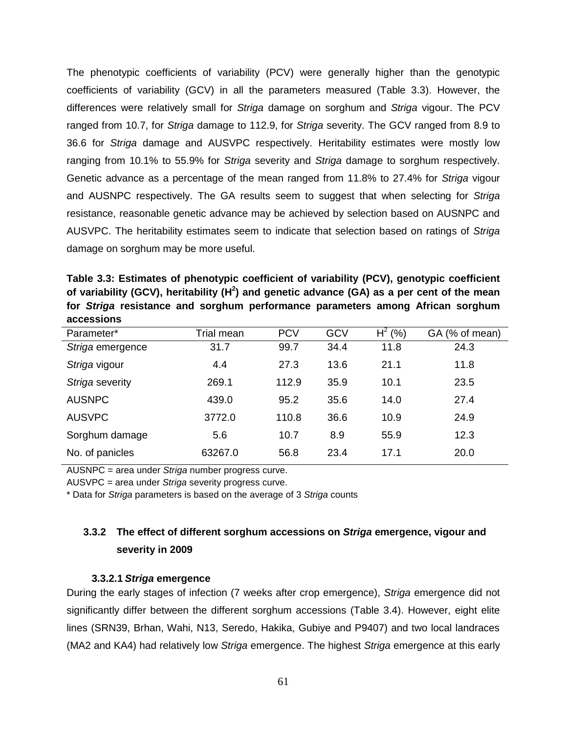The phenotypic coefficients of variability (PCV) were generally higher than the genotypic coefficients of variability (GCV) in all the parameters measured (Table 3.3). However, the differences were relatively small for *Striga* damage on sorghum and *Striga* vigour. The PCV ranged from 10.7, for *Striga* damage to 112.9, for *Striga* severity. The GCV ranged from 8.9 to 36.6 for *Striga* damage and AUSVPC respectively. Heritability estimates were mostly low ranging from 10.1% to 55.9% for *Striga* severity and *Striga* damage to sorghum respectively. Genetic advance as a percentage of the mean ranged from 11.8% to 27.4% for *Striga* vigour and AUSNPC respectively. The GA results seem to suggest that when selecting for *Striga* resistance, reasonable genetic advance may be achieved by selection based on AUSNPC and AUSVPC. The heritability estimates seem to indicate that selection based on ratings of *Striga* damage on sorghum may be more useful.

**Table 3.3: Estimates of phenotypic coefficient of variability (PCV), genotypic coefficient of variability (GCV), heritability ($H^2$) and genetic advance (GA) as a per cent of the mean for *Striga* resistance and sorghum performance parameters among African sorghum accessions**

| Parameter* | Trial mean | PCV | GCV | $H^2$ (%) | GA (% of mean) |
|---|---|---|---|---|---|
| *Striga* emergence | 31.7 | 99.7 | 34.4 | 11.8 | 24.3 |
| *Striga* vigour | 4.4 | 27.3 | 13.6 | 21.1 | 11.8 |
| *Striga* severity | 269.1 | 112.9 | 35.9 | 10.1 | 23.5 |
| AUSNPC | 439.0 | 95.2 | 35.6 | 14.0 | 27.4 |
| AUSVPC | 3772.0 | 110.8 | 36.6 | 10.9 | 24.9 |
| Sorghum damage | 5.6 | 10.7 | 8.9 | 55.9 | 12.3 |
| No. of panicles | 63267.0 | 56.8 | 23.4 | 17.1 | 20.0 |

AUSNPC = area under *Striga* number progress curve.

AUSVPC = area under *Striga* severity progress curve.

\* Data for *Striga* parameters is based on the average of 3 *Striga* counts

### 3.3.2 The effect of different sorghum accessions on *Striga* emergence, vigour and severity in 2009

#### 3.3.2.1 *Striga* emergence

During the early stages of infection (7 weeks after crop emergence), *Striga* emergence did not significantly differ between the different sorghum accessions (Table 3.4). However, eight elite lines (SRN39, Brhan, Wahi, N13, Seredo, Hakika, Gubiye and P9407) and two local landraces (MA2 and KA4) had relatively low *Striga* emergence. The highest *Striga* emergence at this early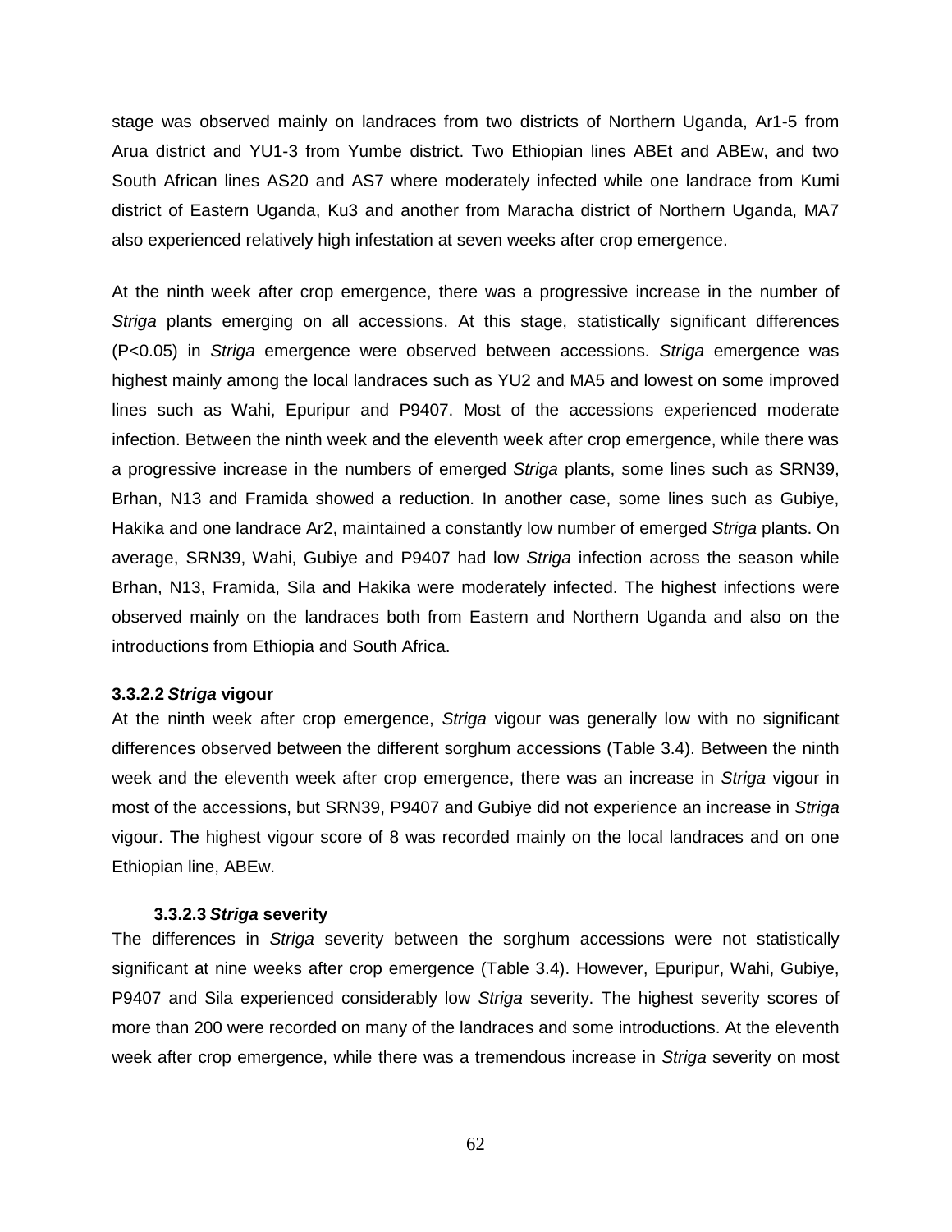stage was observed mainly on landraces from two districts of Northern Uganda, Ar1-5 from Arua district and YU1-3 from Yumbe district. Two Ethiopian lines ABEt and ABEw, and two South African lines AS20 and AS7 where moderately infected while one landrace from Kumi district of Eastern Uganda, Ku3 and another from Maracha district of Northern Uganda, MA7 also experienced relatively high infestation at seven weeks after crop emergence.

At the ninth week after crop emergence, there was a progressive increase in the number of *Striga* plants emerging on all accessions. At this stage, statistically significant differences ($P<0.05$) in *Striga* emergence were observed between accessions. *Striga* emergence was highest mainly among the local landraces such as YU2 and MA5 and lowest on some improved lines such as Wahi, Epuripur and P9407. Most of the accessions experienced moderate infection. Between the ninth week and the eleventh week after crop emergence, while there was a progressive increase in the numbers of emerged *Striga* plants, some lines such as SRN39, Brhan, N13 and Framida showed a reduction. In another case, some lines such as Gubiye, Hakika and one landrace Ar2, maintained a constantly low number of emerged *Striga* plants. On average, SRN39, Wahi, Gubiye and P9407 had low *Striga* infection across the season while Brhan, N13, Framida, Sila and Hakika were moderately infected. The highest infections were observed mainly on the landraces both from Eastern and Northern Uganda and also on the introductions from Ethiopia and South Africa.

#### 3.3.2.2 *Striga* vigour

At the ninth week after crop emergence, *Striga* vigour was generally low with no significant differences observed between the different sorghum accessions (Table 3.4). Between the ninth week and the eleventh week after crop emergence, there was an increase in *Striga* vigour in most of the accessions, but SRN39, P9407 and Gubiye did not experience an increase in *Striga* vigour. The highest vigour score of 8 was recorded mainly on the local landraces and on one Ethiopian line, ABEw.

#### 3.3.2.3 *Striga* severity

The differences in *Striga* severity between the sorghum accessions were not statistically significant at nine weeks after crop emergence (Table 3.4). However, Epuripur, Wahi, Gubiye, P9407 and Sila experienced considerably low *Striga* severity. The highest severity scores of more than 200 were recorded on many of the landraces and some introductions. At the eleventh week after crop emergence, while there was a tremendous increase in *Striga* severity on most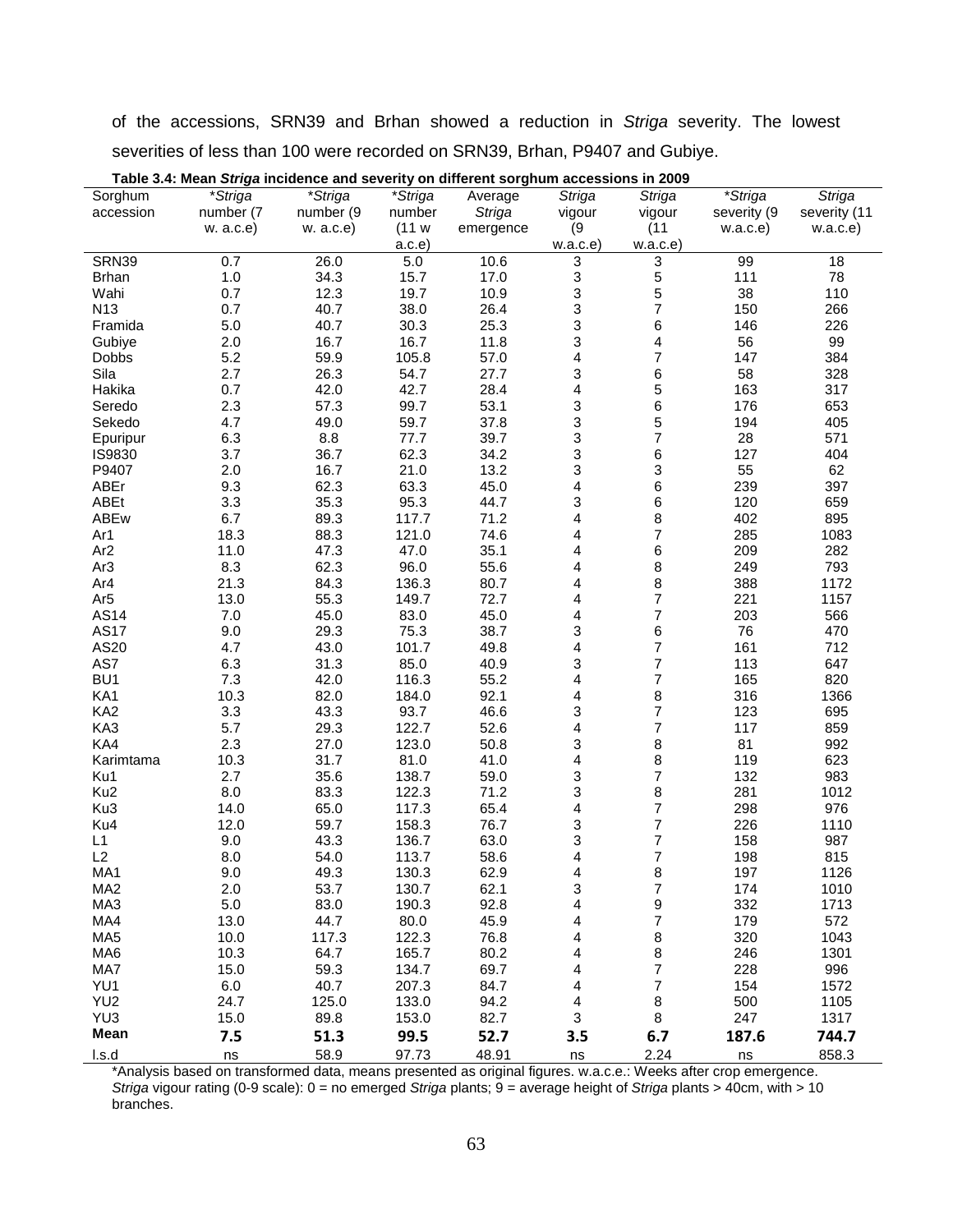of the accessions, SRN39 and Brhan showed a reduction in *Striga* severity. The lowest severities of less than 100 were recorded on SRN39, Brhan, P9407 and Gubiye.

**Table 3.4: Mean *Striga* incidence and severity on different sorghum accessions in 2009**

| Sorghum accession | \**Striga* number (7 w. a.c.e) | \**Striga* number (9 w. a.c.e) | \**Striga* number (11 w a.c.e) | Average *Striga* emergence | *Striga* vigour (9 w.a.c.e) | *Striga* vigour (11 w.a.c.e) | \**Striga* severity (9 w.a.c.e) | *Striga* severity (11 w.a.c.e) |
|---|---|---|---|---|---|---|---|---|
| SRN39 | 0.7 | 26.0 | 5.0 | 10.6 | 3 | 3 | 99 | 18 |
| Brhan | 1.0 | 34.3 | 15.7 | 17.0 | 3 | 5 | 111 | 78 |
| Wahi | 0.7 | 12.3 | 19.7 | 10.9 | 3 | 5 | 38 | 110 |
| N13 | 0.7 | 40.7 | 38.0 | 26.4 | 3 | 7 | 150 | 266 |
| Framida | 5.0 | 40.7 | 30.3 | 25.3 | 3 | 6 | 146 | 226 |
| Gubiye | 2.0 | 16.7 | 16.7 | 11.8 | 3 | 4 | 56 | 99 |
| Dobbs | 5.2 | 59.9 | 105.8 | 57.0 | 4 | 7 | 147 | 384 |
| Sila | 2.7 | 26.3 | 54.7 | 27.7 | 3 | 6 | 58 | 328 |
| Hakika | 0.7 | 42.0 | 42.7 | 28.4 | 4 | 5 | 163 | 317 |
| Seredo | 2.3 | 57.3 | 99.7 | 53.1 | 3 | 6 | 176 | 653 |
| Sekedo | 4.7 | 49.0 | 59.7 | 37.8 | 3 | 5 | 194 | 405 |
| Epuripur | 6.3 | 8.8 | 77.7 | 39.7 | 3 | 7 | 28 | 571 |
| IS9830 | 3.7 | 36.7 | 62.3 | 34.2 | 3 | 6 | 127 | 404 |
| P9407 | 2.0 | 16.7 | 21.0 | 13.2 | 3 | 3 | 55 | 62 |
| ABEr | 9.3 | 62.3 | 63.3 | 45.0 | 4 | 6 | 239 | 397 |
| ABEt | 3.3 | 35.3 | 95.3 | 44.7 | 3 | 6 | 120 | 659 |
| ABEw | 6.7 | 89.3 | 117.7 | 71.2 | 4 | 8 | 402 | 895 |
| Ar1 | 18.3 | 88.3 | 121.0 | 74.6 | 4 | 7 | 285 | 1083 |
| Ar2 | 11.0 | 47.3 | 47.0 | 35.1 | 4 | 6 | 209 | 282 |
| Ar3 | 8.3 | 62.3 | 96.0 | 55.6 | 4 | 8 | 249 | 793 |
| Ar4 | 21.3 | 84.3 | 136.3 | 80.7 | 4 | 8 | 388 | 1172 |
| Ar5 | 13.0 | 55.3 | 149.7 | 72.7 | 4 | 7 | 221 | 1157 |
| AS14 | 7.0 | 45.0 | 83.0 | 45.0 | 4 | 7 | 203 | 566 |
| AS17 | 9.0 | 29.3 | 75.3 | 38.7 | 3 | 6 | 76 | 470 |
| AS20 | 4.7 | 43.0 | 101.7 | 49.8 | 4 | 7 | 161 | 712 |
| AS7 | 6.3 | 31.3 | 85.0 | 40.9 | 3 | 7 | 113 | 647 |
| BU1 | 7.3 | 42.0 | 116.3 | 55.2 | 4 | 7 | 165 | 820 |
| KA1 | 10.3 | 82.0 | 184.0 | 92.1 | 4 | 8 | 316 | 1366 |
| KA2 | 3.3 | 43.3 | 93.7 | 46.6 | 3 | 7 | 123 | 695 |
| KA3 | 5.7 | 29.3 | 122.7 | 52.6 | 4 | 7 | 117 | 859 |
| KA4 | 2.3 | 27.0 | 123.0 | 50.8 | 3 | 8 | 81 | 992 |
| Karimtama | 10.3 | 31.7 | 81.0 | 41.0 | 4 | 8 | 119 | 623 |
| Ku1 | 2.7 | 35.6 | 138.7 | 59.0 | 3 | 7 | 132 | 983 |
| Ku2 | 8.0 | 83.3 | 122.3 | 71.2 | 3 | 8 | 281 | 1012 |
| Ku3 | 14.0 | 65.0 | 117.3 | 65.4 | 4 | 7 | 298 | 976 |
| Ku4 | 12.0 | 59.7 | 158.3 | 76.7 | 3 | 7 | 226 | 1110 |
| L1 | 9.0 | 43.3 | 136.7 | 63.0 | 3 | 7 | 158 | 987 |
| L2 | 8.0 | 54.0 | 113.7 | 58.6 | 4 | 7 | 198 | 815 |
| MA1 | 9.0 | 49.3 | 130.3 | 62.9 | 4 | 8 | 197 | 1126 |
| MA2 | 2.0 | 53.7 | 130.7 | 62.1 | 3 | 7 | 174 | 1010 |
| MA3 | 5.0 | 83.0 | 190.3 | 92.8 | 4 | 9 | 332 | 1713 |
| MA4 | 13.0 | 44.7 | 80.0 | 45.9 | 4 | 7 | 179 | 572 |
| MA5 | 10.0 | 117.3 | 122.3 | 76.8 | 4 | 8 | 320 | 1043 |
| MA6 | 10.3 | 64.7 | 165.7 | 80.2 | 4 | 8 | 246 | 1301 |
| MA7 | 15.0 | 59.3 | 134.7 | 69.7 | 4 | 7 | 228 | 996 |
| YU1 | 6.0 | 40.7 | 207.3 | 84.7 | 4 | 7 | 154 | 1572 |
| YU2 | 24.7 | 125.0 | 133.0 | 94.2 | 4 | 8 | 500 | 1105 |
| YU3 | 15.0 | 89.8 | 153.0 | 82.7 | 3 | 8 | 247 | 1317 |
| **Mean** | **7.5** | **51.3** | **99.5** | **52.7** | **3.5** | **6.7** | **187.6** | **744.7** |
| l.s.d | ns | 58.9 | 97.73 | 48.91 | ns | 2.24 | ns | 858.3 |

\*Analysis based on transformed data, means presented as original figures. w.a.c.e.: Weeks after crop emergence. *Striga* vigour rating (0-9 scale): 0 = no emerged *Striga* plants; 9 = average height of *Striga* plants > 40cm, with > 10 branches.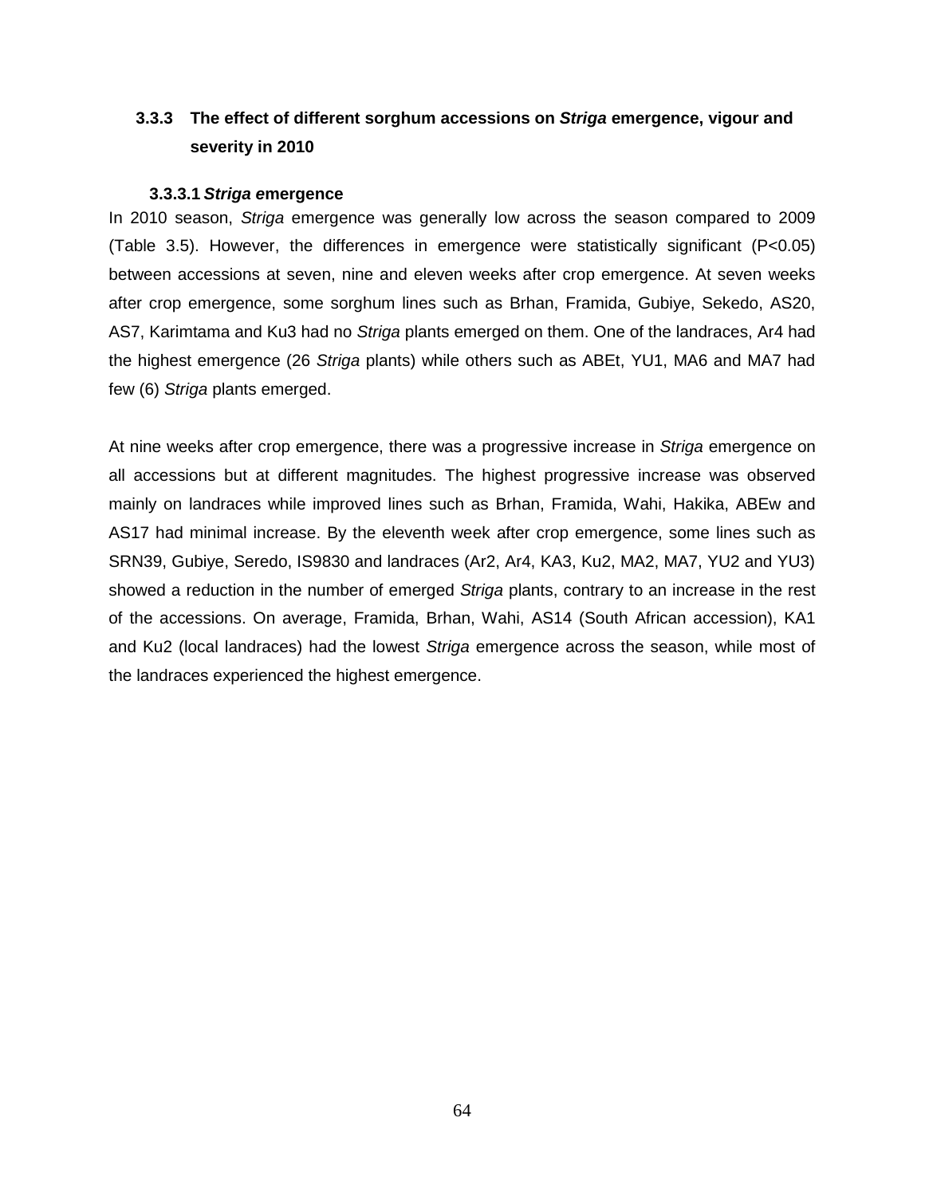### 3.3.3 The effect of different sorghum accessions on *Striga* emergence, vigour and severity in 2010

#### 3.3.3.1 *Striga e*mergence

In 2010 season, *Striga* emergence was generally low across the season compared to 2009 (Table 3.5). However, the differences in emergence were statistically significant (P<0.05) between accessions at seven, nine and eleven weeks after crop emergence. At seven weeks after crop emergence, some sorghum lines such as Brhan, Framida, Gubiye, Sekedo, AS20, AS7, Karimtama and Ku3 had no *Striga* plants emerged on them. One of the landraces, Ar4 had the highest emergence (26 *Striga* plants) while others such as ABEt, YU1, MA6 and MA7 had few (6) *Striga* plants emerged.

At nine weeks after crop emergence, there was a progressive increase in *Striga* emergence on all accessions but at different magnitudes. The highest progressive increase was observed mainly on landraces while improved lines such as Brhan, Framida, Wahi, Hakika, ABEw and AS17 had minimal increase. By the eleventh week after crop emergence, some lines such as SRN39, Gubiye, Seredo, IS9830 and landraces (Ar2, Ar4, KA3, Ku2, MA2, MA7, YU2 and YU3) showed a reduction in the number of emerged *Striga* plants, contrary to an increase in the rest of the accessions. On average, Framida, Brhan, Wahi, AS14 (South African accession), KA1 and Ku2 (local landraces) had the lowest *Striga* emergence across the season, while most of the landraces experienced the highest emergence.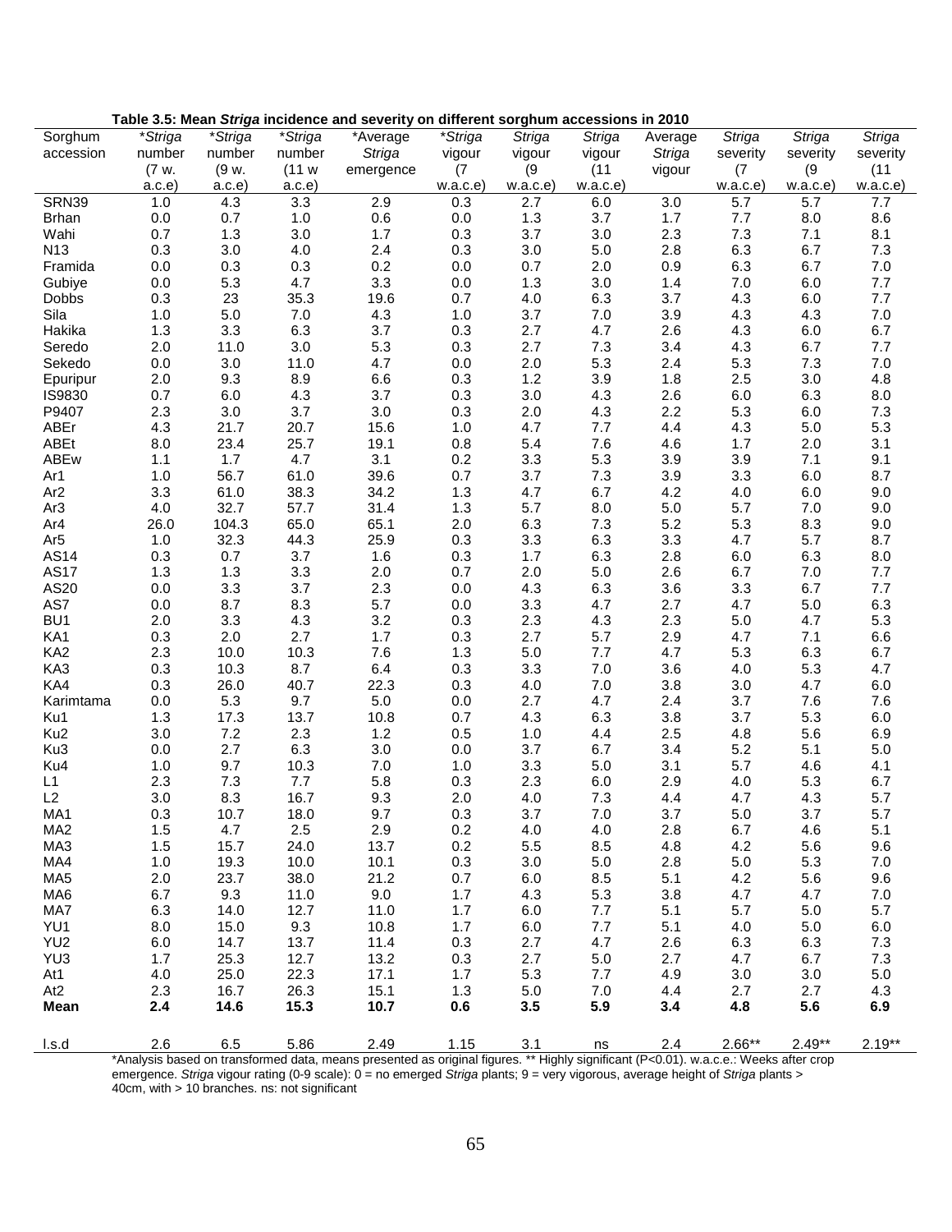**Table 3.5: Mean *Striga* incidence and severity on different sorghum accessions in 2010**

| Sorghum accession | \**Striga* number (7 w. a.c.e) | \**Striga* number (9 w. a.c.e) | \**Striga* number (11 w a.c.e) | \*Average *Striga* emergence | \**Striga* vigour (7 w.a.c.e) | *Striga* vigour (9 w.a.c.e) | *Striga* vigour (11 w.a.c.e) | Average *Striga* vigour | *Striga* severity (7 w.a.c.e) | *Striga* severity (9 w.a.c.e) | *Striga* severity (11 w.a.c.e) |
|---|---|---|---|---|---|---|---|---|---|---|---|
| SRN39 | 1.0 | 4.3 | 3.3 | 2.9 | 0.3 | 2.7 | 6.0 | 3.0 | 5.7 | 5.7 | 7.7 |
| Brhan | 0.0 | 0.7 | 1.0 | 0.6 | 0.0 | 1.3 | 3.7 | 1.7 | 7.7 | 8.0 | 8.6 |
| Wahi | 0.7 | 1.3 | 3.0 | 1.7 | 0.3 | 3.7 | 3.0 | 2.3 | 7.3 | 7.1 | 8.1 |
| N13 | 0.3 | 3.0 | 4.0 | 2.4 | 0.3 | 3.0 | 5.0 | 2.8 | 6.3 | 6.7 | 7.3 |
| Framida | 0.0 | 0.3 | 0.3 | 0.2 | 0.0 | 0.7 | 2.0 | 0.9 | 6.3 | 6.7 | 7.0 |
| Gubiye | 0.0 | 5.3 | 4.7 | 3.3 | 0.0 | 1.3 | 3.0 | 1.4 | 7.0 | 6.0 | 7.7 |
| Dobbs | 0.3 | 23 | 35.3 | 19.6 | 0.7 | 4.0 | 6.3 | 3.7 | 4.3 | 6.0 | 7.7 |
| Sila | 1.0 | 5.0 | 7.0 | 4.3 | 1.0 | 3.7 | 7.0 | 3.9 | 4.3 | 4.3 | 7.0 |
| Hakika | 1.3 | 3.3 | 6.3 | 3.7 | 0.3 | 2.7 | 4.7 | 2.6 | 4.3 | 6.0 | 6.7 |
| Seredo | 2.0 | 11.0 | 3.0 | 5.3 | 0.3 | 2.7 | 7.3 | 3.4 | 4.3 | 6.7 | 7.7 |
| Sekedo | 0.0 | 3.0 | 11.0 | 4.7 | 0.0 | 2.0 | 5.3 | 2.4 | 5.3 | 7.3 | 7.0 |
| Epuripur | 2.0 | 9.3 | 8.9 | 6.6 | 0.3 | 1.2 | 3.9 | 1.8 | 2.5 | 3.0 | 4.8 |
| IS9830 | 0.7 | 6.0 | 4.3 | 3.7 | 0.3 | 3.0 | 4.3 | 2.6 | 6.0 | 6.3 | 8.0 |
| P9407 | 2.3 | 3.0 | 3.7 | 3.0 | 0.3 | 2.0 | 4.3 | 2.2 | 5.3 | 6.0 | 7.3 |
| ABEr | 4.3 | 21.7 | 20.7 | 15.6 | 1.0 | 4.7 | 7.7 | 4.4 | 4.3 | 5.0 | 5.3 |
| ABEt | 8.0 | 23.4 | 25.7 | 19.1 | 0.8 | 5.4 | 7.6 | 4.6 | 1.7 | 2.0 | 3.1 |
| ABEw | 1.1 | 1.7 | 4.7 | 3.1 | 0.2 | 3.3 | 5.3 | 3.9 | 3.9 | 7.1 | 9.1 |
| Ar1 | 1.0 | 56.7 | 61.0 | 39.6 | 0.7 | 3.7 | 7.3 | 3.9 | 3.3 | 6.0 | 8.7 |
| Ar2 | 3.3 | 61.0 | 38.3 | 34.2 | 1.3 | 4.7 | 6.7 | 4.2 | 4.0 | 6.0 | 9.0 |
| Ar3 | 4.0 | 32.7 | 57.7 | 31.4 | 1.3 | 5.7 | 8.0 | 5.0 | 5.7 | 7.0 | 9.0 |
| Ar4 | 26.0 | 104.3 | 65.0 | 65.1 | 2.0 | 6.3 | 7.3 | 5.2 | 5.3 | 8.3 | 9.0 |
| Ar5 | 1.0 | 32.3 | 44.3 | 25.9 | 0.3 | 3.3 | 6.3 | 3.3 | 4.7 | 5.7 | 8.7 |
| AS14 | 0.3 | 0.7 | 3.7 | 1.6 | 0.3 | 1.7 | 6.3 | 2.8 | 6.0 | 6.3 | 8.0 |
| AS17 | 1.3 | 1.3 | 3.3 | 2.0 | 0.7 | 2.0 | 5.0 | 2.6 | 6.7 | 7.0 | 7.7 |
| AS20 | 0.0 | 3.3 | 3.7 | 2.3 | 0.0 | 4.3 | 6.3 | 3.6 | 3.3 | 6.7 | 7.7 |
| AS7 | 0.0 | 8.7 | 8.3 | 5.7 | 0.0 | 3.3 | 4.7 | 2.7 | 4.7 | 5.0 | 6.3 |
| BU1 | 2.0 | 3.3 | 4.3 | 3.2 | 0.3 | 2.3 | 4.3 | 2.3 | 5.0 | 4.7 | 5.3 |
| KA1 | 0.3 | 2.0 | 2.7 | 1.7 | 0.3 | 2.7 | 5.7 | 2.9 | 4.7 | 7.1 | 6.6 |
| KA2 | 2.3 | 10.0 | 10.3 | 7.6 | 1.3 | 5.0 | 7.7 | 4.7 | 5.3 | 6.3 | 6.7 |
| KA3 | 0.3 | 10.3 | 8.7 | 6.4 | 0.3 | 3.3 | 7.0 | 3.6 | 4.0 | 5.3 | 4.7 |
| KA4 | 0.3 | 26.0 | 40.7 | 22.3 | 0.3 | 4.0 | 7.0 | 3.8 | 3.0 | 4.7 | 6.0 |
| Karimtama | 0.0 | 5.3 | 9.7 | 5.0 | 0.0 | 2.7 | 4.7 | 2.4 | 3.7 | 7.6 | 7.6 |
| Ku1 | 1.3 | 17.3 | 13.7 | 10.8 | 0.7 | 4.3 | 6.3 | 3.8 | 3.7 | 5.3 | 6.0 |
| Ku2 | 3.0 | 7.2 | 2.3 | 1.2 | 0.5 | 1.0 | 4.4 | 2.5 | 4.8 | 5.6 | 6.9 |
| Ku3 | 0.0 | 2.7 | 6.3 | 3.0 | 0.0 | 3.7 | 6.7 | 3.4 | 5.2 | 5.1 | 5.0 |
| Ku4 | 1.0 | 9.7 | 10.3 | 7.0 | 1.0 | 3.3 | 5.0 | 3.1 | 5.7 | 4.6 | 4.1 |
| L1 | 2.3 | 7.3 | 7.7 | 5.8 | 0.3 | 2.3 | 6.0 | 2.9 | 4.0 | 5.3 | 6.7 |
| L2 | 3.0 | 8.3 | 16.7 | 9.3 | 2.0 | 4.0 | 7.3 | 4.4 | 4.7 | 4.3 | 5.7 |
| MA1 | 0.3 | 10.7 | 18.0 | 9.7 | 0.3 | 3.7 | 7.0 | 3.7 | 5.0 | 3.7 | 5.7 |
| MA2 | 1.5 | 4.7 | 2.5 | 2.9 | 0.2 | 4.0 | 4.0 | 2.8 | 6.7 | 4.6 | 5.1 |
| MA3 | 1.5 | 15.7 | 24.0 | 13.7 | 0.2 | 5.5 | 8.5 | 4.8 | 4.2 | 5.6 | 9.6 |
| MA4 | 1.0 | 19.3 | 10.0 | 10.1 | 0.3 | 3.0 | 5.0 | 2.8 | 5.0 | 5.3 | 7.0 |
| MA5 | 2.0 | 23.7 | 38.0 | 21.2 | 0.7 | 6.0 | 8.5 | 5.1 | 4.2 | 5.6 | 9.6 |
| MA6 | 6.7 | 9.3 | 11.0 | 9.0 | 1.7 | 4.3 | 5.3 | 3.8 | 4.7 | 4.7 | 7.0 |
| MA7 | 6.3 | 14.0 | 12.7 | 11.0 | 1.7 | 6.0 | 7.7 | 5.1 | 5.7 | 5.0 | 5.7 |
| YU1 | 8.0 | 15.0 | 9.3 | 10.8 | 1.7 | 6.0 | 7.7 | 5.1 | 4.0 | 5.0 | 6.0 |
| YU2 | 6.0 | 14.7 | 13.7 | 11.4 | 0.3 | 2.7 | 4.7 | 2.6 | 6.3 | 6.3 | 7.3 |
| YU3 | 1.7 | 25.3 | 12.7 | 13.2 | 0.3 | 2.7 | 5.0 | 2.7 | 4.7 | 6.7 | 7.3 |
| At1 | 4.0 | 25.0 | 22.3 | 17.1 | 1.7 | 5.3 | 7.7 | 4.9 | 3.0 | 3.0 | 5.0 |
| At2 | 2.3 | 16.7 | 26.3 | 15.1 | 1.3 | 5.0 | 7.0 | 4.4 | 2.7 | 2.7 | 4.3 |
| **Mean** | **2.4** | **14.6** | **15.3** | **10.7** | **0.6** | **3.5** | **5.9** | **3.4** | **4.8** | **5.6** | **6.9** |
| l.s.d | 2.6 | 6.5 | 5.86 | 2.49 | 1.15 | 3.1 | ns | 2.4 | 2.66** | 2.49** | 2.19** |

\*Analysis based on transformed data, means presented as original figures. ** Highly significant (P<0.01). w.a.c.e.: Weeks after crop emergence. *Striga* vigour rating (0-9 scale): 0 = no emerged *Striga* plants; 9 = very vigorous, average height of *Striga* plants > 40cm, with > 10 branches. ns: not significant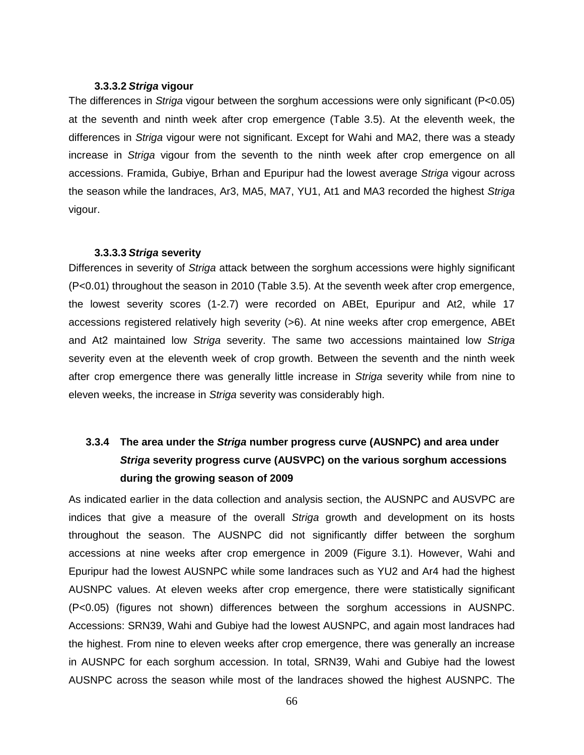#### 3.3.3.2 *Striga* vigour

The differences in *Striga* vigour between the sorghum accessions were only significant (P<0.05) at the seventh and ninth week after crop emergence (Table 3.5). At the eleventh week, the differences in *Striga* vigour were not significant. Except for Wahi and MA2, there was a steady increase in *Striga* vigour from the seventh to the ninth week after crop emergence on all accessions. Framida, Gubiye, Brhan and Epuripur had the lowest average *Striga* vigour across the season while the landraces, Ar3, MA5, MA7, YU1, At1 and MA3 recorded the highest *Striga* vigour.

#### 3.3.3.3 *Striga* severity

Differences in severity of *Striga* attack between the sorghum accessions were highly significant (P<0.01) throughout the season in 2010 (Table 3.5). At the seventh week after crop emergence, the lowest severity scores (1-2.7) were recorded on ABEt, Epuripur and At2, while 17 accessions registered relatively high severity (>6). At nine weeks after crop emergence, ABEt and At2 maintained low *Striga* severity. The same two accessions maintained low *Striga* severity even at the eleventh week of crop growth. Between the seventh and the ninth week after crop emergence there was generally little increase in *Striga* severity while from nine to eleven weeks, the increase in *Striga* severity was considerably high.

### 3.3.4 The area under the *Striga* number progress curve (AUSNPC) and area under *Striga* severity progress curve (AUSVPC) on the various sorghum accessions during the growing season of 2009

As indicated earlier in the data collection and analysis section, the AUSNPC and AUSVPC are indices that give a measure of the overall *Striga* growth and development on its hosts throughout the season. The AUSNPC did not significantly differ between the sorghum accessions at nine weeks after crop emergence in 2009 (Figure 3.1). However, Wahi and Epuripur had the lowest AUSNPC while some landraces such as YU2 and Ar4 had the highest AUSNPC values. At eleven weeks after crop emergence, there were statistically significant (P<0.05) (figures not shown) differences between the sorghum accessions in AUSNPC. Accessions: SRN39, Wahi and Gubiye had the lowest AUSNPC, and again most landraces had the highest. From nine to eleven weeks after crop emergence, there was generally an increase in AUSNPC for each sorghum accession. In total, SRN39, Wahi and Gubiye had the lowest AUSNPC across the season while most of the landraces showed the highest AUSNPC. The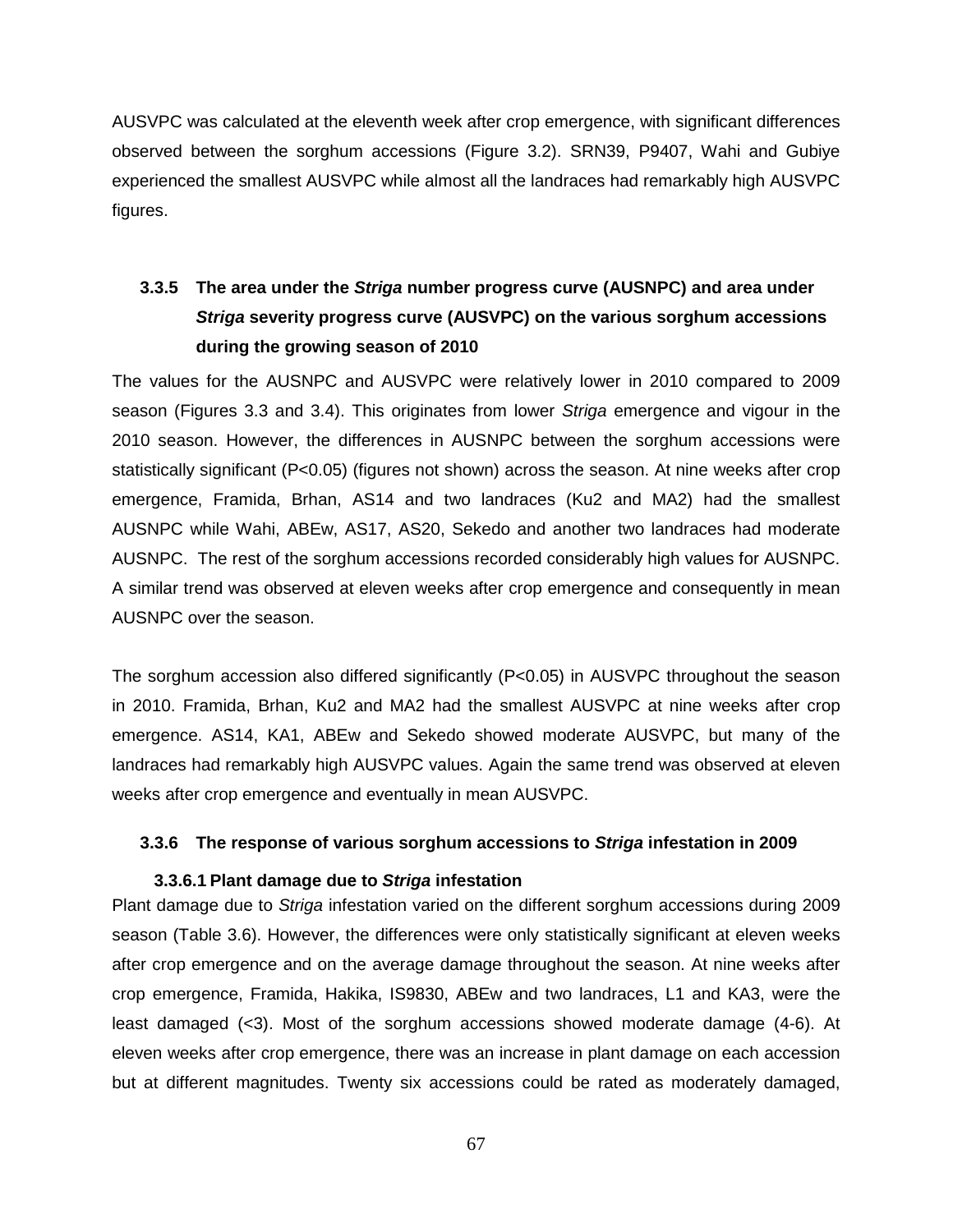AUSVPC was calculated at the eleventh week after crop emergence, with significant differences observed between the sorghum accessions (Figure 3.2). SRN39, P9407, Wahi and Gubiye experienced the smallest AUSVPC while almost all the landraces had remarkably high AUSVPC figures.

### 3.3.5 The area under the *Striga* number progress curve (AUSNPC) and area under *Striga* severity progress curve (AUSVPC) on the various sorghum accessions during the growing season of 2010

The values for the AUSNPC and AUSVPC were relatively lower in 2010 compared to 2009 season (Figures 3.3 and 3.4). This originates from lower *Striga* emergence and vigour in the 2010 season. However, the differences in AUSNPC between the sorghum accessions were statistically significant ($P<0.05$) (figures not shown) across the season. At nine weeks after crop emergence, Framida, Brhan, AS14 and two landraces (Ku2 and MA2) had the smallest AUSNPC while Wahi, ABEw, AS17, AS20, Sekedo and another two landraces had moderate AUSNPC. The rest of the sorghum accessions recorded considerably high values for AUSNPC. A similar trend was observed at eleven weeks after crop emergence and consequently in mean AUSNPC over the season.

The sorghum accession also differed significantly ($P<0.05$) in AUSVPC throughout the season in 2010. Framida, Brhan, Ku2 and MA2 had the smallest AUSVPC at nine weeks after crop emergence. AS14, KA1, ABEw and Sekedo showed moderate AUSVPC, but many of the landraces had remarkably high AUSVPC values. Again the same trend was observed at eleven weeks after crop emergence and eventually in mean AUSVPC.

### 3.3.6 The response of various sorghum accessions to *Striga* infestation in 2009

#### 3.3.6.1 Plant damage due to *Striga* infestation

Plant damage due to *Striga* infestation varied on the different sorghum accessions during 2009 season (Table 3.6). However, the differences were only statistically significant at eleven weeks after crop emergence and on the average damage throughout the season. At nine weeks after crop emergence, Framida, Hakika, IS9830, ABEw and two landraces, L1 and KA3, were the least damaged (<3). Most of the sorghum accessions showed moderate damage (4-6). At eleven weeks after crop emergence, there was an increase in plant damage on each accession but at different magnitudes. Twenty six accessions could be rated as moderately damaged,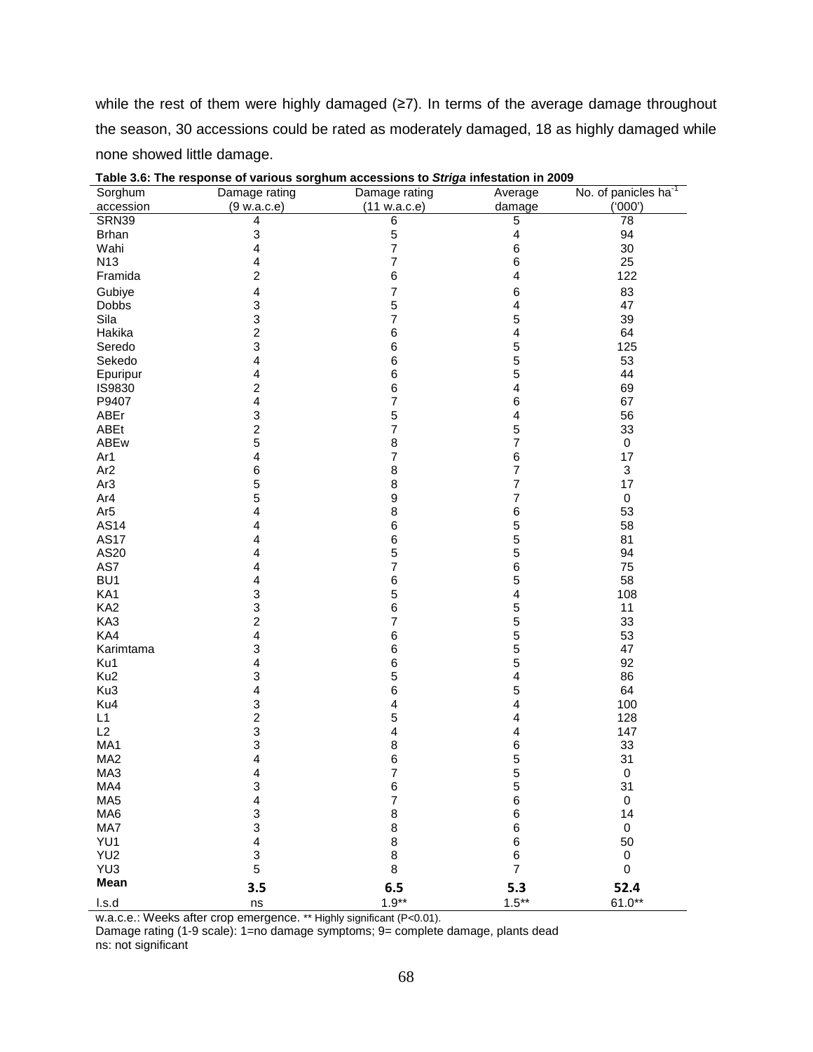while the rest of them were highly damaged (≥7). In terms of the average damage throughout the season, 30 accessions could be rated as moderately damaged, 18 as highly damaged while none showed little damage.

**Table 3.6: The response of various sorghum accessions to *Striga* infestation in 2009**

| Sorghum accession | Damage rating (9 w.a.c.e) | Damage rating (11 w.a.c.e) | Average damage | No. of panicles ha$^{-1}$ ('000') |
|---|---|---|---|---|
| SRN39 | 4 | 6 | 5 | 78 |
| Brhan | 3 | 5 | 4 | 94 |
| Wahi | 4 | 7 | 6 | 30 |
| N13 | 4 | 7 | 6 | 25 |
| Framida | 2 | 6 | 4 | 122 |
| Gubiye | 4 | 7 | 6 | 83 |
| Dobbs | 3 | 5 | 4 | 47 |
| Sila | 3 | 7 | 5 | 39 |
| Hakika | 2 | 6 | 4 | 64 |
| Seredo | 3 | 6 | 5 | 125 |
| Sekedo | 4 | 6 | 5 | 53 |
| Epuripur | 4 | 6 | 5 | 44 |
| IS9830 | 2 | 6 | 4 | 69 |
| P9407 | 4 | 7 | 6 | 67 |
| ABEr | 3 | 5 | 4 | 56 |
| ABEt | 2 | 7 | 5 | 33 |
| ABEw | 5 | 8 | 7 | 0 |
| Ar1 | 4 | 7 | 6 | 17 |
| Ar2 | 6 | 8 | 7 | 3 |
| Ar3 | 5 | 8 | 7 | 17 |
| Ar4 | 5 | 9 | 7 | 0 |
| Ar5 | 4 | 8 | 6 | 53 |
| AS14 | 4 | 6 | 5 | 58 |
| AS17 | 4 | 6 | 5 | 81 |
| AS20 | 4 | 5 | 5 | 94 |
| AS7 | 4 | 7 | 6 | 75 |
| BU1 | 4 | 6 | 5 | 58 |
| KA1 | 3 | 5 | 4 | 108 |
| KA2 | 3 | 6 | 5 | 11 |
| KA3 | 2 | 7 | 5 | 33 |
| KA4 | 4 | 6 | 5 | 53 |
| Karimtama | 3 | 6 | 5 | 47 |
| Ku1 | 4 | 6 | 5 | 92 |
| Ku2 | 3 | 5 | 4 | 86 |
| Ku3 | 4 | 6 | 5 | 64 |
| Ku4 | 3 | 4 | 4 | 100 |
| L1 | 2 | 5 | 4 | 128 |
| L2 | 3 | 4 | 4 | 147 |
| MA1 | 3 | 8 | 6 | 33 |
| MA2 | 4 | 6 | 5 | 31 |
| MA3 | 4 | 7 | 5 | 0 |
| MA4 | 3 | 6 | 5 | 31 |
| MA5 | 4 | 7 | 6 | 0 |
| MA6 | 3 | 8 | 6 | 14 |
| MA7 | 3 | 8 | 6 | 0 |
| YU1 | 4 | 8 | 6 | 50 |
| YU2 | 3 | 8 | 6 | 0 |
| YU3 | 5 | 8 | 7 | 0 |
| **Mean** | **3.5** | **6.5** | **5.3** | **52.4** |
| l.s.d | ns | 1.9** | 1.5** | 61.0** |

w.a.c.e.: Weeks after crop emergence. ** Highly significant ($P<0.01$).
Damage rating (1-9 scale): 1=no damage symptoms; 9= complete damage, plants dead
ns: not significant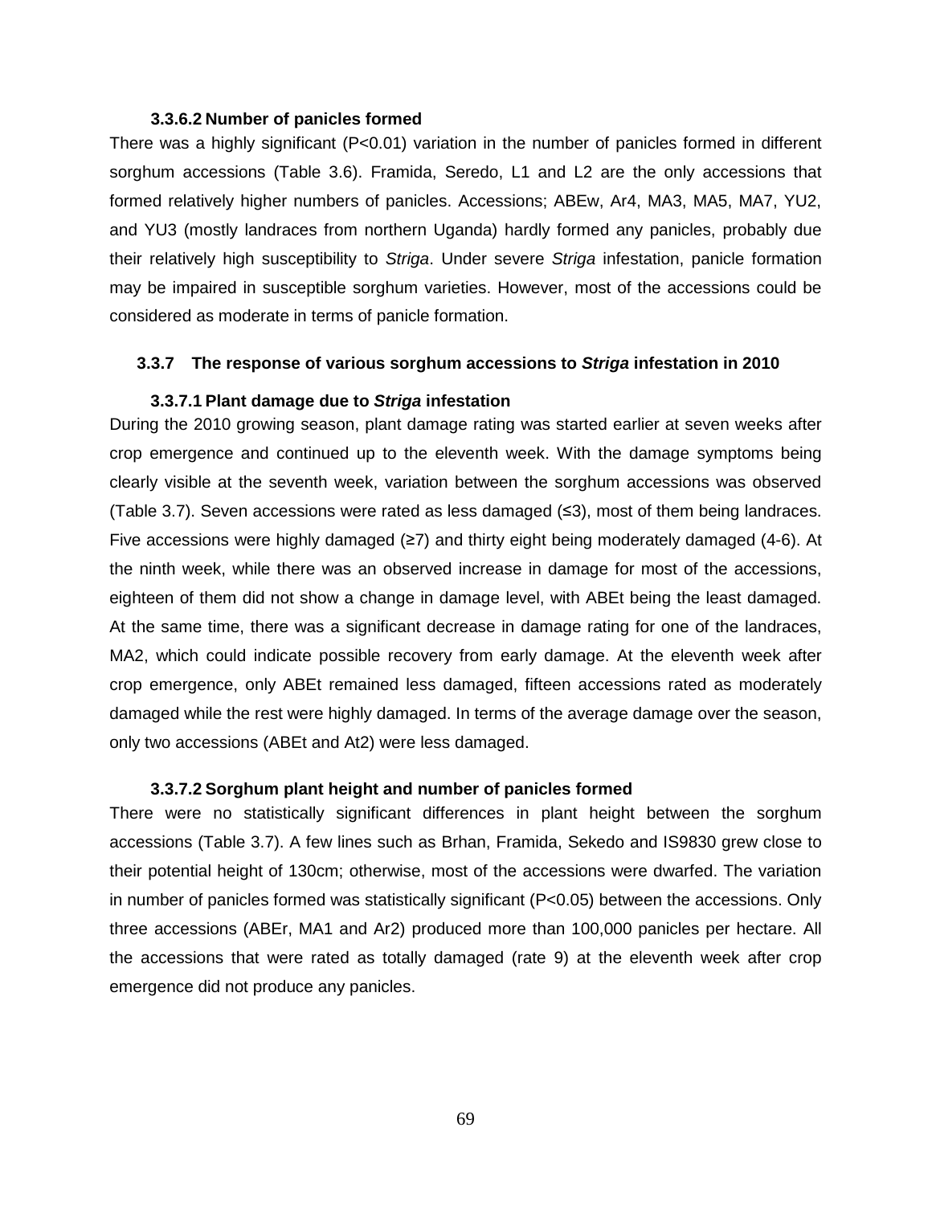#### 3.3.6.2 Number of panicles formed

There was a highly significant (P<0.01) variation in the number of panicles formed in different sorghum accessions (Table 3.6). Framida, Seredo, L1 and L2 are the only accessions that formed relatively higher numbers of panicles. Accessions; ABEw, Ar4, MA3, MA5, MA7, YU2, and YU3 (mostly landraces from northern Uganda) hardly formed any panicles, probably due their relatively high susceptibility to *Striga*. Under severe *Striga* infestation, panicle formation may be impaired in susceptible sorghum varieties. However, most of the accessions could be considered as moderate in terms of panicle formation.

### 3.3.7 The response of various sorghum accessions to *Striga* infestation in 2010

#### 3.3.7.1 Plant damage due to *Striga* infestation

During the 2010 growing season, plant damage rating was started earlier at seven weeks after crop emergence and continued up to the eleventh week. With the damage symptoms being clearly visible at the seventh week, variation between the sorghum accessions was observed (Table 3.7). Seven accessions were rated as less damaged (≤3), most of them being landraces. Five accessions were highly damaged (≥7) and thirty eight being moderately damaged (4-6). At the ninth week, while there was an observed increase in damage for most of the accessions, eighteen of them did not show a change in damage level, with ABEt being the least damaged. At the same time, there was a significant decrease in damage rating for one of the landraces, MA2, which could indicate possible recovery from early damage. At the eleventh week after crop emergence, only ABEt remained less damaged, fifteen accessions rated as moderately damaged while the rest were highly damaged. In terms of the average damage over the season, only two accessions (ABEt and At2) were less damaged.

#### 3.3.7.2 Sorghum plant height and number of panicles formed

There were no statistically significant differences in plant height between the sorghum accessions (Table 3.7). A few lines such as Brhan, Framida, Sekedo and IS9830 grew close to their potential height of 130cm; otherwise, most of the accessions were dwarfed. The variation in number of panicles formed was statistically significant (P<0.05) between the accessions. Only three accessions (ABEr, MA1 and Ar2) produced more than 100,000 panicles per hectare. All the accessions that were rated as totally damaged (rate 9) at the eleventh week after crop emergence did not produce any panicles.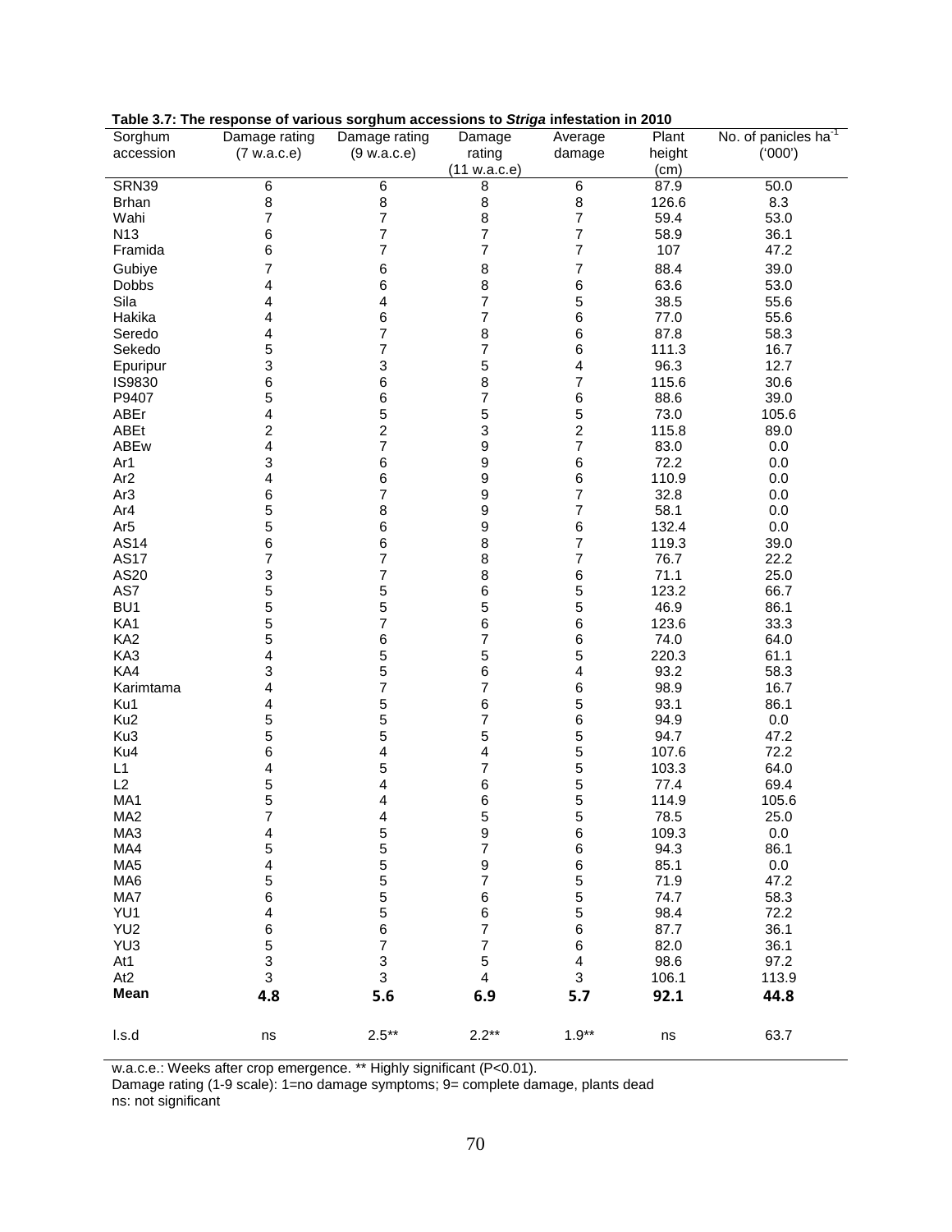**Table 3.7: The response of various sorghum accessions to *Striga* infestation in 2010**

| Sorghum accession | Damage rating (7 w.a.c.e) | Damage rating (9 w.a.c.e) | Damage rating (11 w.a.c.e) | Average damage | Plant height (cm) | No. of panicles $ha^{-1}$ ('000') |
|---|---|---|---|---|---|---|
| SRN39 | 6 | 6 | 8 | 6 | 87.9 | 50.0 |
| Brhan | 8 | 8 | 8 | 8 | 126.6 | 8.3 |
| Wahi | 7 | 7 | 8 | 7 | 59.4 | 53.0 |
| N13 | 6 | 7 | 7 | 7 | 58.9 | 36.1 |
| Framida | 6 | 7 | 7 | 7 | 107 | 47.2 |
| Gubiye | 7 | 6 | 8 | 7 | 88.4 | 39.0 |
| Dobbs | 4 | 6 | 8 | 6 | 63.6 | 53.0 |
| Sila | 4 | 4 | 7 | 5 | 38.5 | 55.6 |
| Hakika | 4 | 6 | 7 | 6 | 77.0 | 55.6 |
| Seredo | 4 | 7 | 8 | 6 | 87.8 | 58.3 |
| Sekedo | 5 | 7 | 7 | 6 | 111.3 | 16.7 |
| Epuripur | 3 | 3 | 5 | 4 | 96.3 | 12.7 |
| IS9830 | 6 | 6 | 8 | 7 | 115.6 | 30.6 |
| P9407 | 5 | 6 | 7 | 6 | 88.6 | 39.0 |
| ABEr | 4 | 5 | 5 | 5 | 73.0 | 105.6 |
| ABEt | 2 | 2 | 3 | 2 | 115.8 | 89.0 |
| ABEw | 4 | 7 | 9 | 7 | 83.0 | 0.0 |
| Ar1 | 3 | 6 | 9 | 6 | 72.2 | 0.0 |
| Ar2 | 4 | 6 | 9 | 6 | 110.9 | 0.0 |
| Ar3 | 6 | 7 | 9 | 7 | 32.8 | 0.0 |
| Ar4 | 5 | 8 | 9 | 7 | 58.1 | 0.0 |
| Ar5 | 5 | 6 | 9 | 6 | 132.4 | 0.0 |
| AS14 | 6 | 6 | 8 | 7 | 119.3 | 39.0 |
| AS17 | 7 | 7 | 8 | 7 | 76.7 | 22.2 |
| AS20 | 3 | 7 | 8 | 6 | 71.1 | 25.0 |
| AS7 | 5 | 5 | 6 | 5 | 123.2 | 66.7 |
| BU1 | 5 | 5 | 5 | 5 | 46.9 | 86.1 |
| KA1 | 5 | 7 | 6 | 6 | 123.6 | 33.3 |
| KA2 | 5 | 6 | 7 | 6 | 74.0 | 64.0 |
| KA3 | 4 | 5 | 5 | 5 | 220.3 | 61.1 |
| KA4 | 3 | 5 | 6 | 4 | 93.2 | 58.3 |
| Karimtama | 4 | 7 | 7 | 6 | 98.9 | 16.7 |
| Ku1 | 4 | 5 | 6 | 5 | 93.1 | 86.1 |
| Ku2 | 5 | 5 | 7 | 6 | 94.9 | 0.0 |
| Ku3 | 5 | 5 | 5 | 5 | 94.7 | 47.2 |
| Ku4 | 6 | 4 | 4 | 5 | 107.6 | 72.2 |
| L1 | 4 | 5 | 7 | 5 | 103.3 | 64.0 |
| L2 | 5 | 4 | 6 | 5 | 77.4 | 69.4 |
| MA1 | 5 | 4 | 6 | 5 | 114.9 | 105.6 |
| MA2 | 7 | 4 | 5 | 5 | 78.5 | 25.0 |
| MA3 | 4 | 5 | 9 | 6 | 109.3 | 0.0 |
| MA4 | 5 | 5 | 7 | 6 | 94.3 | 86.1 |
| MA5 | 4 | 5 | 9 | 6 | 85.1 | 0.0 |
| MA6 | 5 | 5 | 7 | 5 | 71.9 | 47.2 |
| MA7 | 6 | 5 | 6 | 5 | 74.7 | 58.3 |
| YU1 | 4 | 5 | 6 | 5 | 98.4 | 72.2 |
| YU2 | 6 | 6 | 7 | 6 | 87.7 | 36.1 |
| YU3 | 5 | 7 | 7 | 6 | 82.0 | 36.1 |
| At1 | 3 | 3 | 5 | 4 | 98.6 | 97.2 |
| At2 | 3 | 3 | 4 | 3 | 106.1 | 113.9 |
| **Mean** | **4.8** | **5.6** | **6.9** | **5.7** | **92.1** | **44.8** |
| l.s.d | ns | 2.5** | 2.2** | 1.9** | ns | 63.7 |

w.a.c.e.: Weeks after crop emergence. ** Highly significant (P<0.01).
Damage rating (1-9 scale): 1=no damage symptoms; 9= complete damage, plants dead
ns: not significant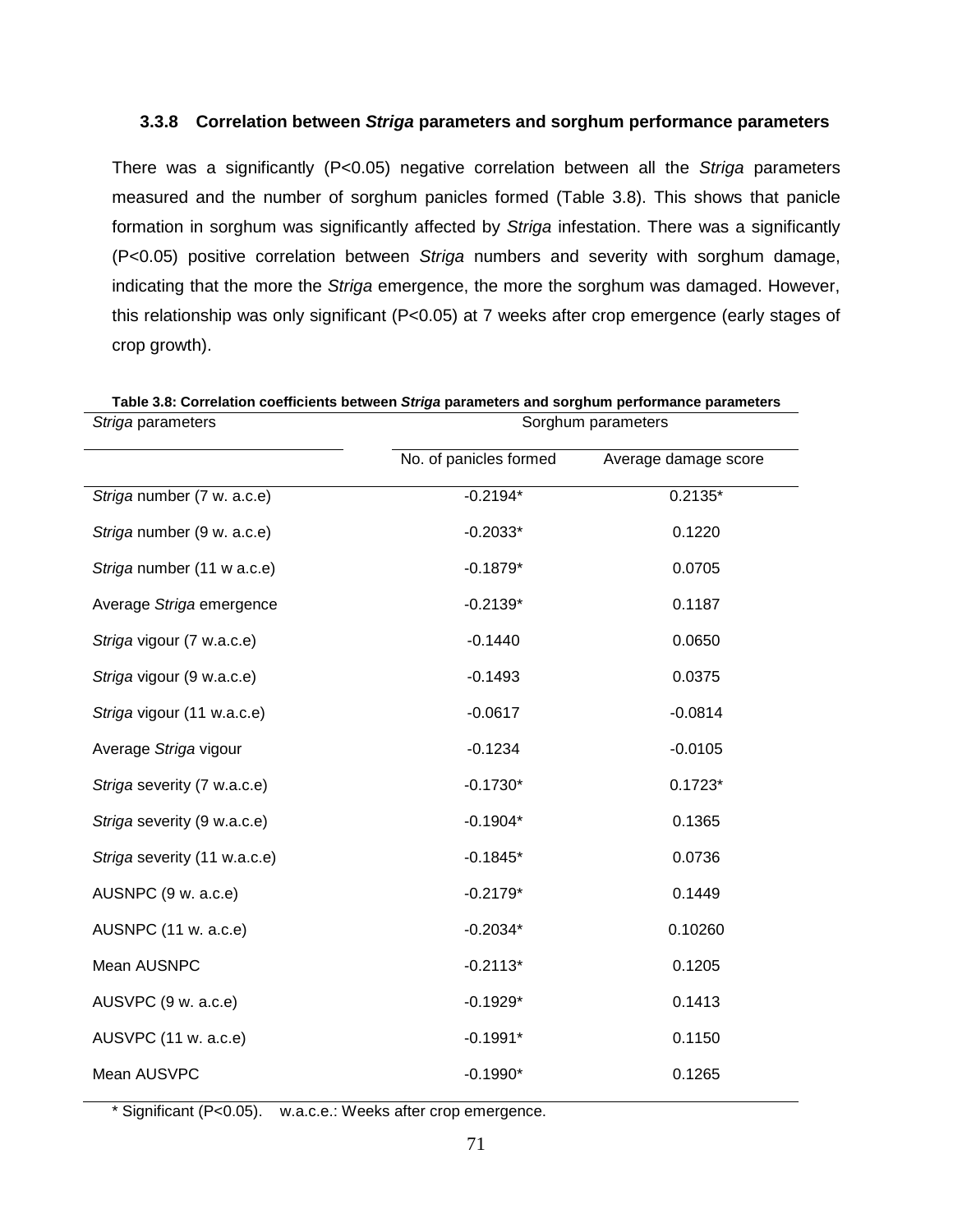### 3.3.8 Correlation between *Striga* parameters and sorghum performance parameters

There was a significantly (P<0.05) negative correlation between all the *Striga* parameters measured and the number of sorghum panicles formed (Table 3.8). This shows that panicle formation in sorghum was significantly affected by *Striga* infestation. There was a significantly (P<0.05) positive correlation between *Striga* numbers and severity with sorghum damage, indicating that the more the *Striga* emergence, the more the sorghum was damaged. However, this relationship was only significant (P<0.05) at 7 weeks after crop emergence (early stages of crop growth).

**Table 3.8: Correlation coefficients between *Striga* parameters and sorghum performance parameters**

| *Striga* parameters | Sorghum parameters | |
|---|---|---|
| | No. of panicles formed | Average damage score |
| *Striga* number (7 w. a.c.e) | -0.2194* | 0.2135* |
| *Striga* number (9 w. a.c.e) | -0.2033* | 0.1220 |
| *Striga* number (11 w a.c.e) | -0.1879* | 0.0705 |
| Average *Striga* emergence | -0.2139* | 0.1187 |
| *Striga* vigour (7 w.a.c.e) | -0.1440 | 0.0650 |
| *Striga* vigour (9 w.a.c.e) | -0.1493 | 0.0375 |
| *Striga* vigour (11 w.a.c.e) | -0.0617 | -0.0814 |
| Average *Striga* vigour | -0.1234 | -0.0105 |
| *Striga* severity (7 w.a.c.e) | -0.1730* | 0.1723* |
| *Striga* severity (9 w.a.c.e) | -0.1904* | 0.1365 |
| *Striga* severity (11 w.a.c.e) | -0.1845* | 0.0736 |
| AUSNPC (9 w. a.c.e) | -0.2179* | 0.1449 |
| AUSNPC (11 w. a.c.e) | -0.2034* | 0.10260 |
| Mean AUSNPC | -0.2113* | 0.1205 |
| AUSVPC (9 w. a.c.e) | -0.1929* | 0.1413 |
| AUSVPC (11 w. a.c.e) | -0.1991* | 0.1150 |
| Mean AUSVPC | -0.1990* | 0.1265 |

* Significant (P<0.05). w.a.c.e.: Weeks after crop emergence.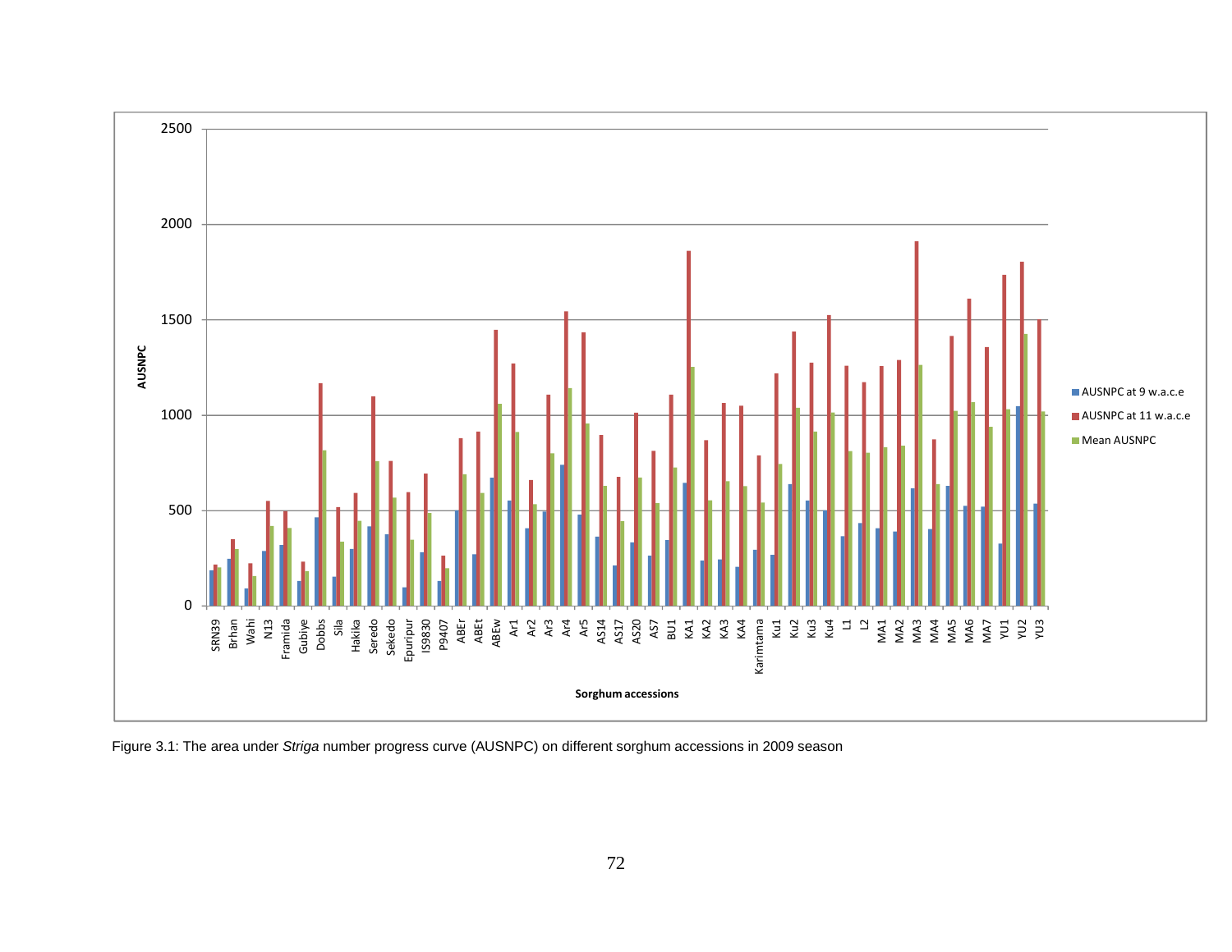Figure 3.1: The area under *Striga* number progress curve (AUSNPC) on different sorghum accessions in 2009 season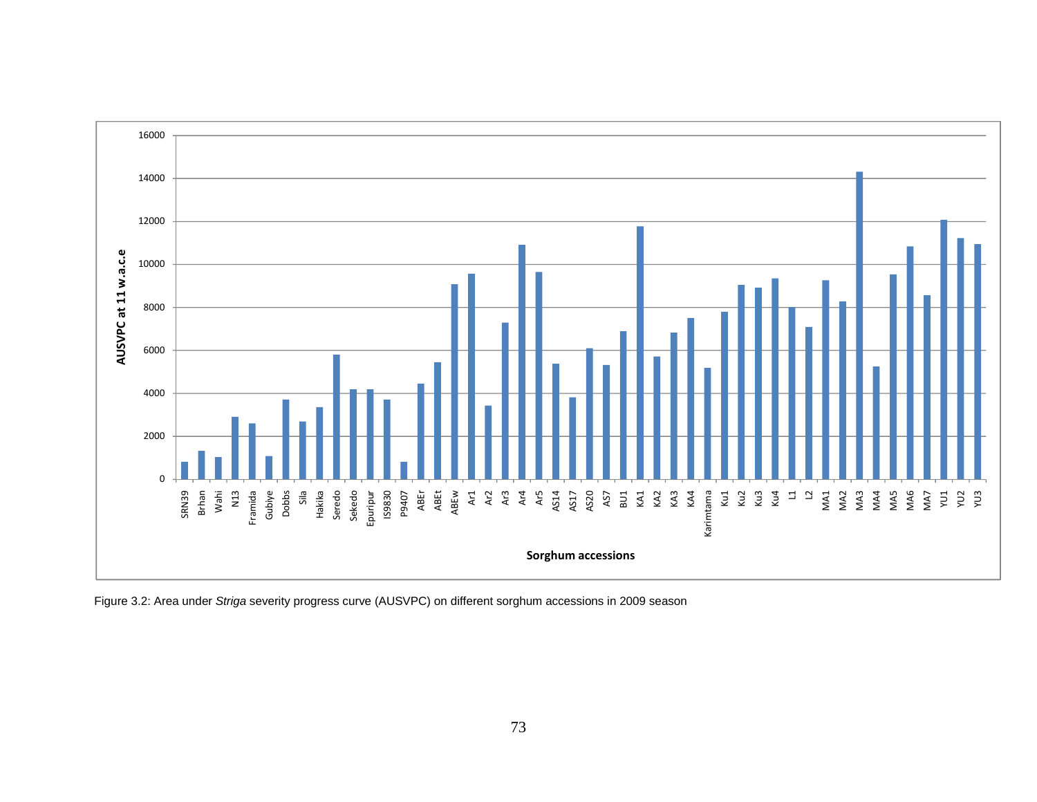Figure 3.2: Area under *Striga* severity progress curve (AUSVPC) on different sorghum accessions in 2009 season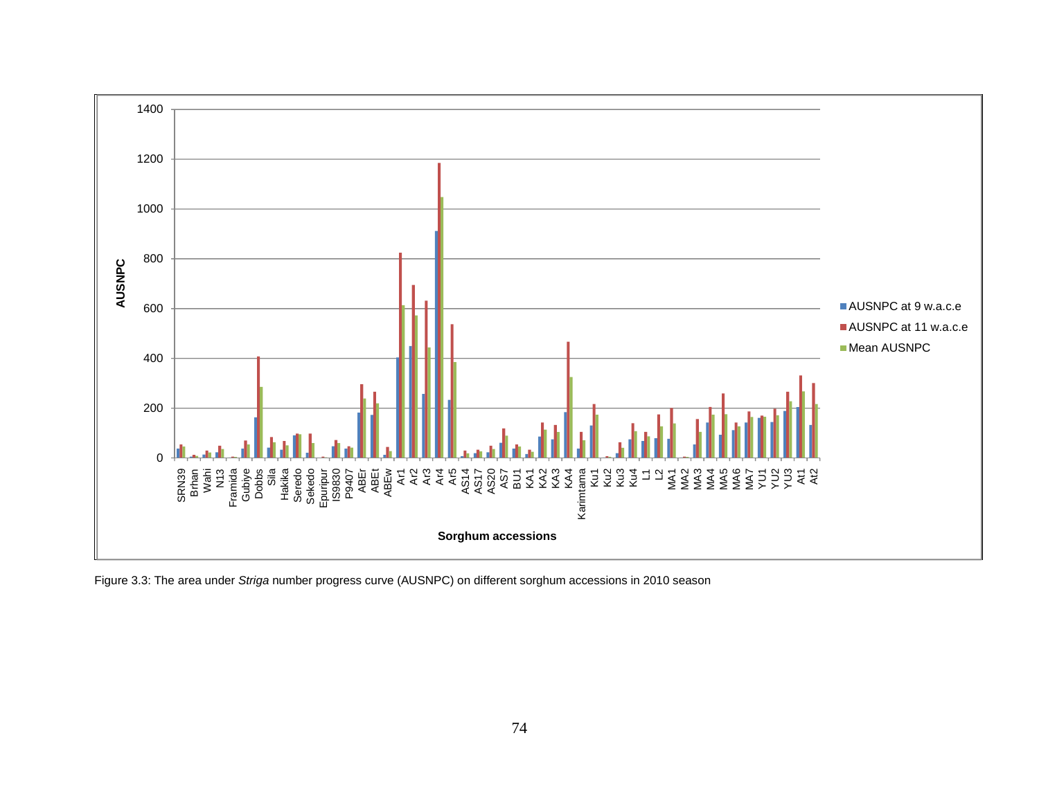Figure 3.3: The area under *Striga* number progress curve (AUSNPC) on different sorghum accessions in 2010 season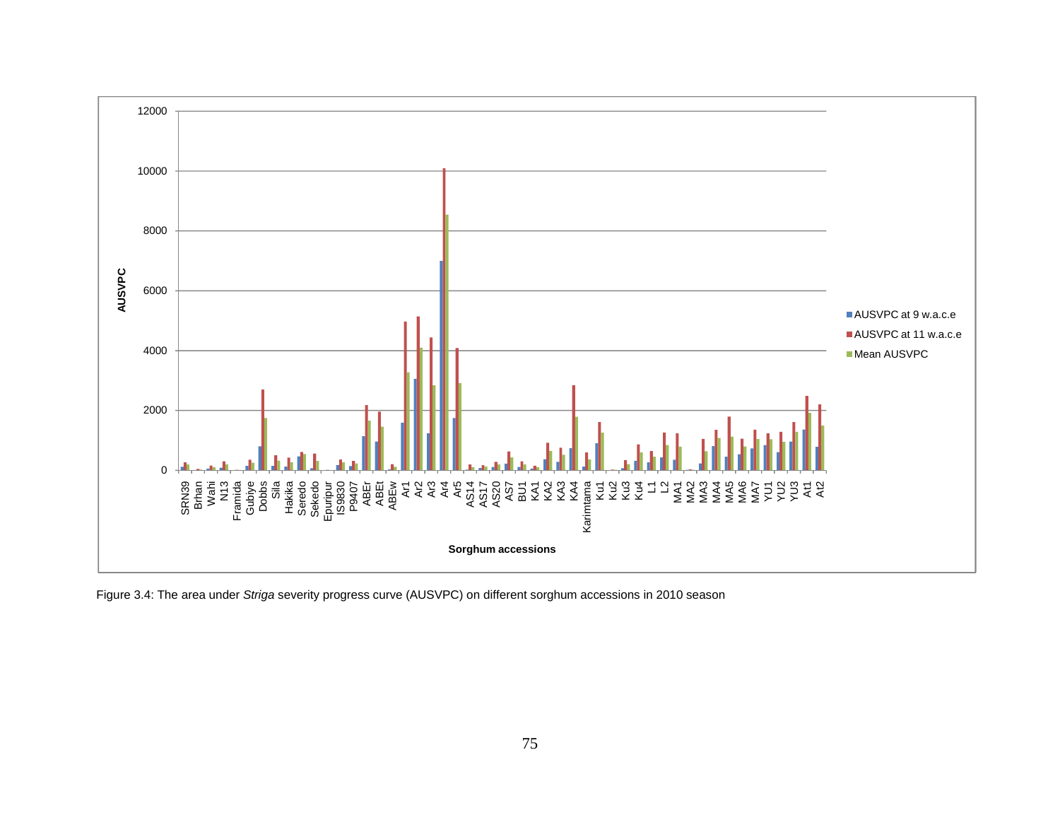Figure 3.4: The area under *Striga* severity progress curve (AUSVPC) on different sorghum accessions in 2010 season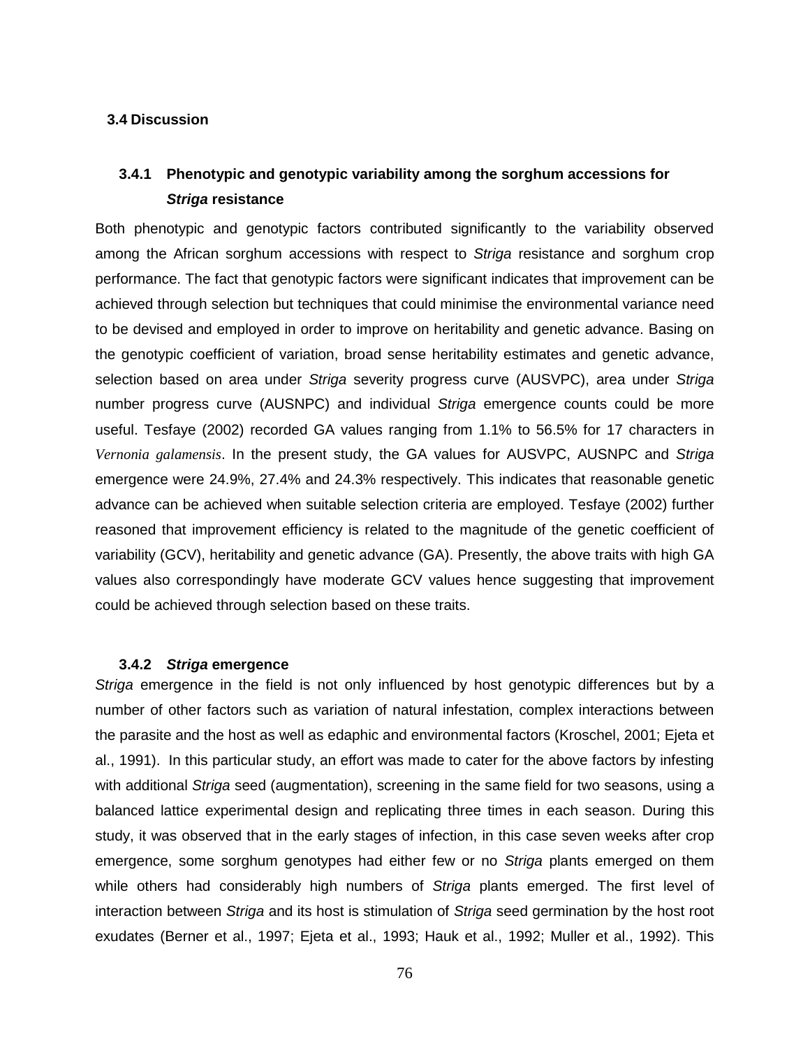## 3.4 Discussion

### 3.4.1 Phenotypic and genotypic variability among the sorghum accessions for *Striga* resistance

Both phenotypic and genotypic factors contributed significantly to the variability observed among the African sorghum accessions with respect to *Striga* resistance and sorghum crop performance. The fact that genotypic factors were significant indicates that improvement can be achieved through selection but techniques that could minimise the environmental variance need to be devised and employed in order to improve on heritability and genetic advance. Basing on the genotypic coefficient of variation, broad sense heritability estimates and genetic advance, selection based on area under *Striga* severity progress curve (AUSVPC), area under *Striga* number progress curve (AUSNPC) and individual *Striga* emergence counts could be more useful. Tesfaye (2002) recorded GA values ranging from 1.1% to 56.5% for 17 characters in *Vernonia galamensis*. In the present study, the GA values for AUSVPC, AUSNPC and *Striga* emergence were 24.9%, 27.4% and 24.3% respectively. This indicates that reasonable genetic advance can be achieved when suitable selection criteria are employed. Tesfaye (2002) further reasoned that improvement efficiency is related to the magnitude of the genetic coefficient of variability (GCV), heritability and genetic advance (GA). Presently, the above traits with high GA values also correspondingly have moderate GCV values hence suggesting that improvement could be achieved through selection based on these traits.

### 3.4.2 *Striga* emergence

*Striga* emergence in the field is not only influenced by host genotypic differences but by a number of other factors such as variation of natural infestation, complex interactions between the parasite and the host as well as edaphic and environmental factors (Kroschel, 2001; Ejeta et al., 1991). In this particular study, an effort was made to cater for the above factors by infesting with additional *Striga* seed (augmentation), screening in the same field for two seasons, using a balanced lattice experimental design and replicating three times in each season. During this study, it was observed that in the early stages of infection, in this case seven weeks after crop emergence, some sorghum genotypes had either few or no *Striga* plants emerged on them while others had considerably high numbers of *Striga* plants emerged. The first level of interaction between *Striga* and its host is stimulation of *Striga* seed germination by the host root exudates (Berner et al., 1997; Ejeta et al., 1993; Hauk et al., 1992; Muller et al., 1992). This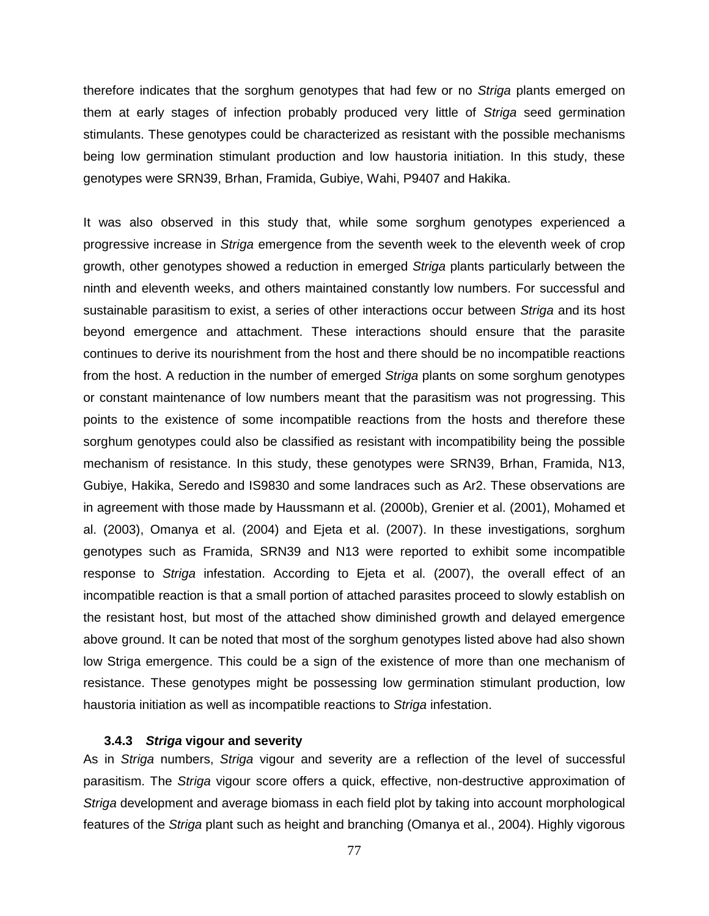therefore indicates that the sorghum genotypes that had few or no *Striga* plants emerged on them at early stages of infection probably produced very little of *Striga* seed germination stimulants. These genotypes could be characterized as resistant with the possible mechanisms being low germination stimulant production and low haustoria initiation. In this study, these genotypes were SRN39, Brhan, Framida, Gubiye, Wahi, P9407 and Hakika.

It was also observed in this study that, while some sorghum genotypes experienced a progressive increase in *Striga* emergence from the seventh week to the eleventh week of crop growth, other genotypes showed a reduction in emerged *Striga* plants particularly between the ninth and eleventh weeks, and others maintained constantly low numbers. For successful and sustainable parasitism to exist, a series of other interactions occur between *Striga* and its host beyond emergence and attachment. These interactions should ensure that the parasite continues to derive its nourishment from the host and there should be no incompatible reactions from the host. A reduction in the number of emerged *Striga* plants on some sorghum genotypes or constant maintenance of low numbers meant that the parasitism was not progressing. This points to the existence of some incompatible reactions from the hosts and therefore these sorghum genotypes could also be classified as resistant with incompatibility being the possible mechanism of resistance. In this study, these genotypes were SRN39, Brhan, Framida, N13, Gubiye, Hakika, Seredo and IS9830 and some landraces such as Ar2. These observations are in agreement with those made by Haussmann et al. (2000b), Grenier et al. (2001), Mohamed et al. (2003), Omanya et al. (2004) and Ejeta et al. (2007). In these investigations, sorghum genotypes such as Framida, SRN39 and N13 were reported to exhibit some incompatible response to *Striga* infestation. According to Ejeta et al. (2007), the overall effect of an incompatible reaction is that a small portion of attached parasites proceed to slowly establish on the resistant host, but most of the attached show diminished growth and delayed emergence above ground. It can be noted that most of the sorghum genotypes listed above had also shown low Striga emergence. This could be a sign of the existence of more than one mechanism of resistance. These genotypes might be possessing low germination stimulant production, low haustoria initiation as well as incompatible reactions to *Striga* infestation.

### 3.4.3 *Striga* vigour and severity

As in *Striga* numbers, *Striga* vigour and severity are a reflection of the level of successful parasitism. The *Striga* vigour score offers a quick, effective, non-destructive approximation of *Striga* development and average biomass in each field plot by taking into account morphological features of the *Striga* plant such as height and branching (Omanya et al., 2004). Highly vigorous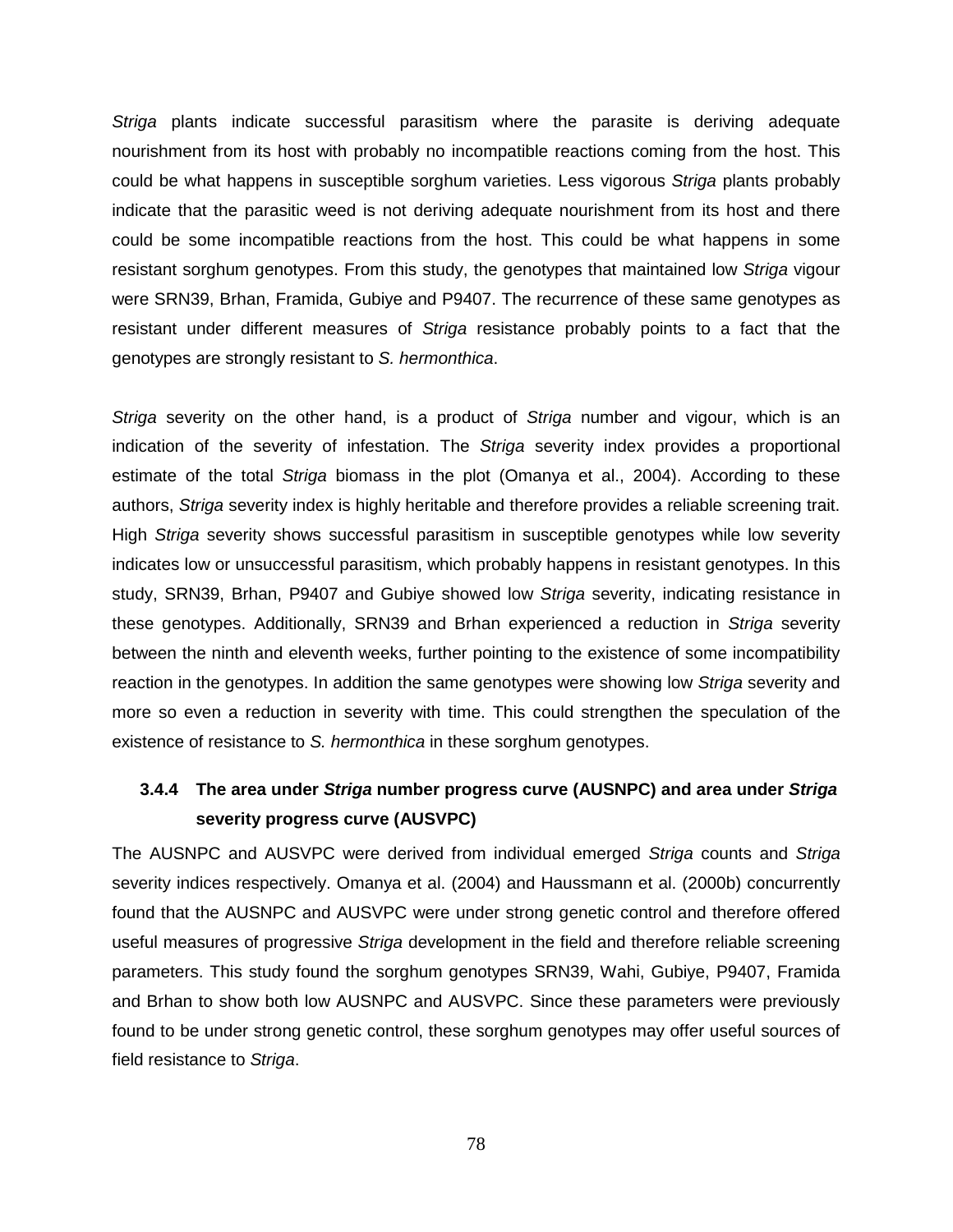*Striga* plants indicate successful parasitism where the parasite is deriving adequate nourishment from its host with probably no incompatible reactions coming from the host. This could be what happens in susceptible sorghum varieties. Less vigorous *Striga* plants probably indicate that the parasitic weed is not deriving adequate nourishment from its host and there could be some incompatible reactions from the host. This could be what happens in some resistant sorghum genotypes. From this study, the genotypes that maintained low *Striga* vigour were SRN39, Brhan, Framida, Gubiye and P9407. The recurrence of these same genotypes as resistant under different measures of *Striga* resistance probably points to a fact that the genotypes are strongly resistant to *S. hermonthica*.

*Striga* severity on the other hand, is a product of *Striga* number and vigour, which is an indication of the severity of infestation. The *Striga* severity index provides a proportional estimate of the total *Striga* biomass in the plot (Omanya et al., 2004). According to these authors, *Striga* severity index is highly heritable and therefore provides a reliable screening trait. High *Striga* severity shows successful parasitism in susceptible genotypes while low severity indicates low or unsuccessful parasitism, which probably happens in resistant genotypes. In this study, SRN39, Brhan, P9407 and Gubiye showed low *Striga* severity, indicating resistance in these genotypes. Additionally, SRN39 and Brhan experienced a reduction in *Striga* severity between the ninth and eleventh weeks, further pointing to the existence of some incompatibility reaction in the genotypes. In addition the same genotypes were showing low *Striga* severity and more so even a reduction in severity with time. This could strengthen the speculation of the existence of resistance to *S. hermonthica* in these sorghum genotypes.

### 3.4.4 The area under *Striga* number progress curve (AUSNPC) and area under *Striga* severity progress curve (AUSVPC)

The AUSNPC and AUSVPC were derived from individual emerged *Striga* counts and *Striga* severity indices respectively. Omanya et al. (2004) and Haussmann et al. (2000b) concurrently found that the AUSNPC and AUSVPC were under strong genetic control and therefore offered useful measures of progressive *Striga* development in the field and therefore reliable screening parameters. This study found the sorghum genotypes SRN39, Wahi, Gubiye, P9407, Framida and Brhan to show both low AUSNPC and AUSVPC. Since these parameters were previously found to be under strong genetic control, these sorghum genotypes may offer useful sources of field resistance to *Striga*.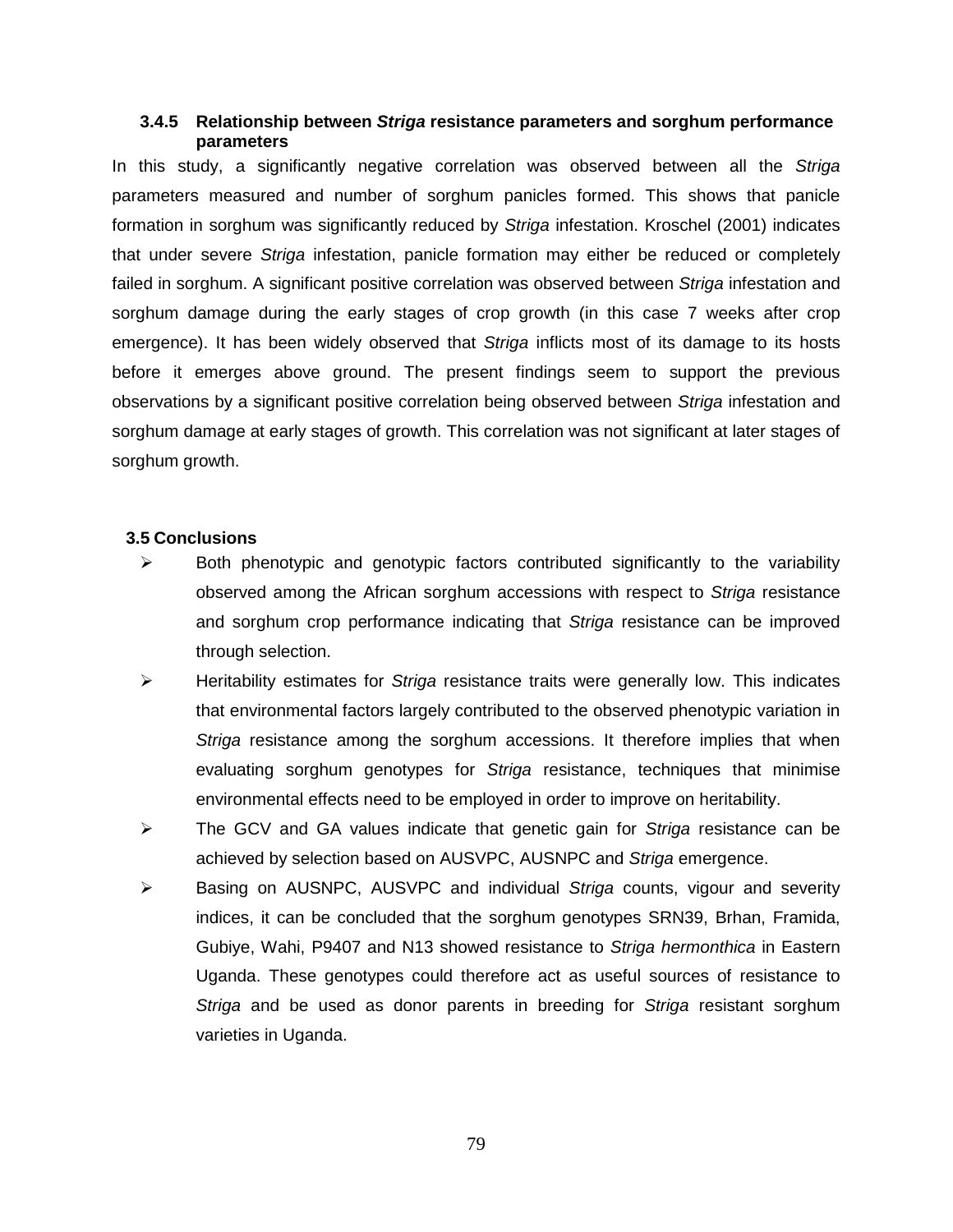### 3.4.5 Relationship between *Striga* resistance parameters and sorghum performance parameters

In this study, a significantly negative correlation was observed between all the *Striga* parameters measured and number of sorghum panicles formed. This shows that panicle formation in sorghum was significantly reduced by *Striga* infestation. Kroschel (2001) indicates that under severe *Striga* infestation, panicle formation may either be reduced or completely failed in sorghum. A significant positive correlation was observed between *Striga* infestation and sorghum damage during the early stages of crop growth (in this case 7 weeks after crop emergence). It has been widely observed that *Striga* inflicts most of its damage to its hosts before it emerges above ground. The present findings seem to support the previous observations by a significant positive correlation being observed between *Striga* infestation and sorghum damage at early stages of growth. This correlation was not significant at later stages of sorghum growth.

## 3.5 Conclusions

- Both phenotypic and genotypic factors contributed significantly to the variability observed among the African sorghum accessions with respect to *Striga* resistance and sorghum crop performance indicating that *Striga* resistance can be improved through selection.
- Heritability estimates for *Striga* resistance traits were generally low. This indicates that environmental factors largely contributed to the observed phenotypic variation in *Striga* resistance among the sorghum accessions. It therefore implies that when evaluating sorghum genotypes for *Striga* resistance, techniques that minimise environmental effects need to be employed in order to improve on heritability.
- The GCV and GA values indicate that genetic gain for *Striga* resistance can be achieved by selection based on AUSVPC, AUSNPC and *Striga* emergence.
- Basing on AUSNPC, AUSVPC and individual *Striga* counts, vigour and severity indices, it can be concluded that the sorghum genotypes SRN39, Brhan, Framida, Gubiye, Wahi, P9407 and N13 showed resistance to *Striga hermonthica* in Eastern Uganda. These genotypes could therefore act as useful sources of resistance to *Striga* and be used as donor parents in breeding for *Striga* resistant sorghum varieties in Uganda.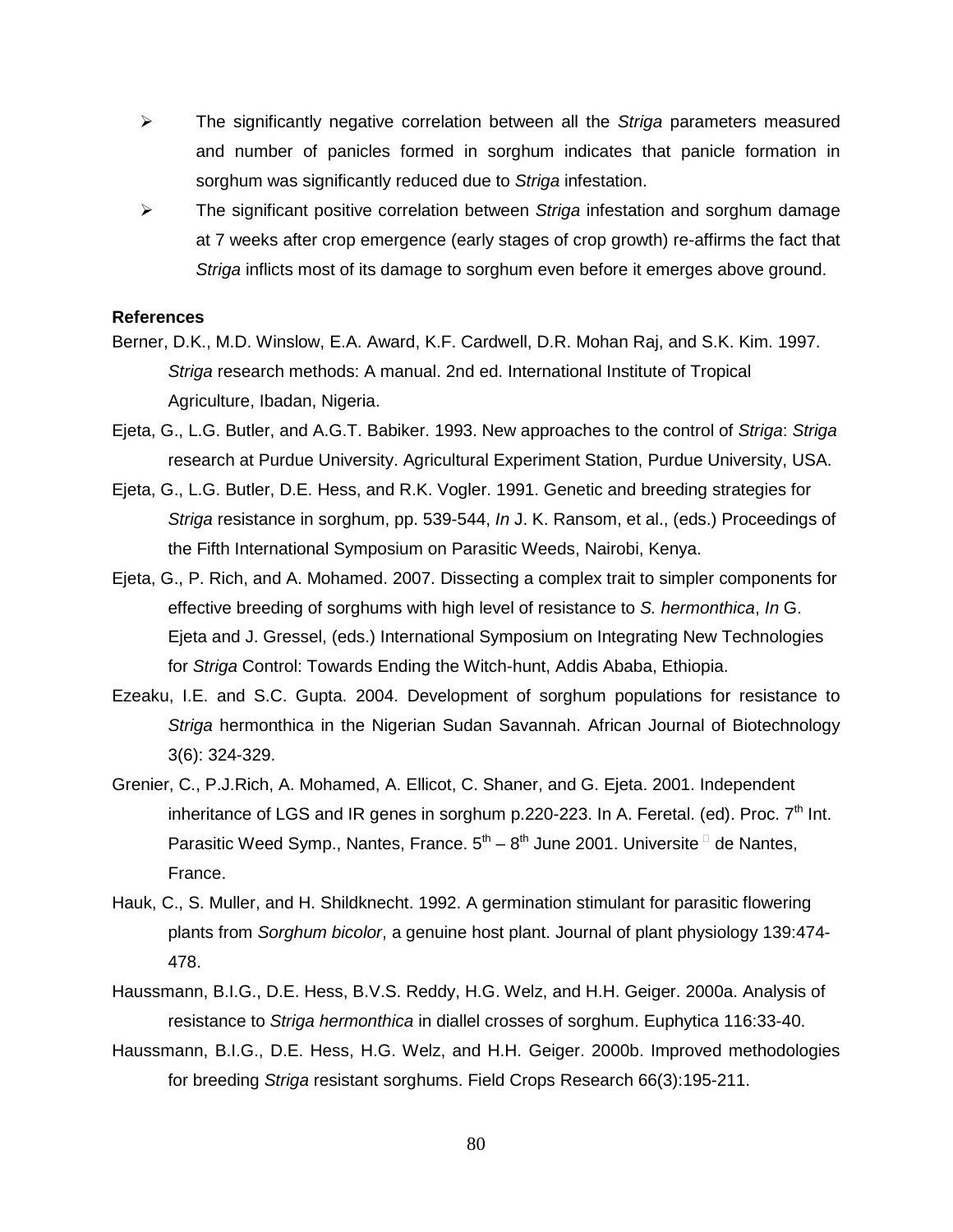- The significantly negative correlation between all the *Striga* parameters measured and number of panicles formed in sorghum indicates that panicle formation in sorghum was significantly reduced due to *Striga* infestation.
- The significant positive correlation between *Striga* infestation and sorghum damage at 7 weeks after crop emergence (early stages of crop growth) re-affirms the fact that *Striga* inflicts most of its damage to sorghum even before it emerges above ground.

**References**

Berner, D.K., M.D. Winslow, E.A. Award, K.F. Cardwell, D.R. Mohan Raj, and S.K. Kim. 1997. *Striga* research methods: A manual. 2nd ed. International Institute of Tropical Agriculture, Ibadan, Nigeria.

Ejeta, G., L.G. Butler, and A.G.T. Babiker. 1993. New approaches to the control of *Striga*: *Striga* research at Purdue University. Agricultural Experiment Station, Purdue University, USA.

Ejeta, G., L.G. Butler, D.E. Hess, and R.K. Vogler. 1991. Genetic and breeding strategies for *Striga* resistance in sorghum, pp. 539-544, *In* J. K. Ransom, et al., (eds.) Proceedings of the Fifth International Symposium on Parasitic Weeds, Nairobi, Kenya.

Ejeta, G., P. Rich, and A. Mohamed. 2007. Dissecting a complex trait to simpler components for effective breeding of sorghums with high level of resistance to *S. hermonthica*, *In* G. Ejeta and J. Gressel, (eds.) International Symposium on Integrating New Technologies for *Striga* Control: Towards Ending the Witch-hunt, Addis Ababa, Ethiopia.

Ezeaku, I.E. and S.C. Gupta. 2004. Development of sorghum populations for resistance to *Striga* hermonthica in the Nigerian Sudan Savannah. African Journal of Biotechnology 3(6): 324-329.

Grenier, C., P.J.Rich, A. Mohamed, A. Ellicot, C. Shaner, and G. Ejeta. 2001. Independent inheritance of LGS and IR genes in sorghum p.220-223. In A. Feretal. (ed). Proc. 7th Int. Parasitic Weed Symp., Nantes, France. 5th – 8th June 2001. Universite de Nantes, France.

Hauk, C., S. Muller, and H. Shildknecht. 1992. A germination stimulant for parasitic flowering plants from *Sorghum bicolor*, a genuine host plant. Journal of plant physiology 139:474-478.

Haussmann, B.I.G., D.E. Hess, B.V.S. Reddy, H.G. Welz, and H.H. Geiger. 2000a. Analysis of resistance to *Striga hermonthica* in diallel crosses of sorghum. Euphytica 116:33-40.

Haussmann, B.I.G., D.E. Hess, H.G. Welz, and H.H. Geiger. 2000b. Improved methodologies for breeding *Striga* resistant sorghums. Field Crops Research 66(3):195-211.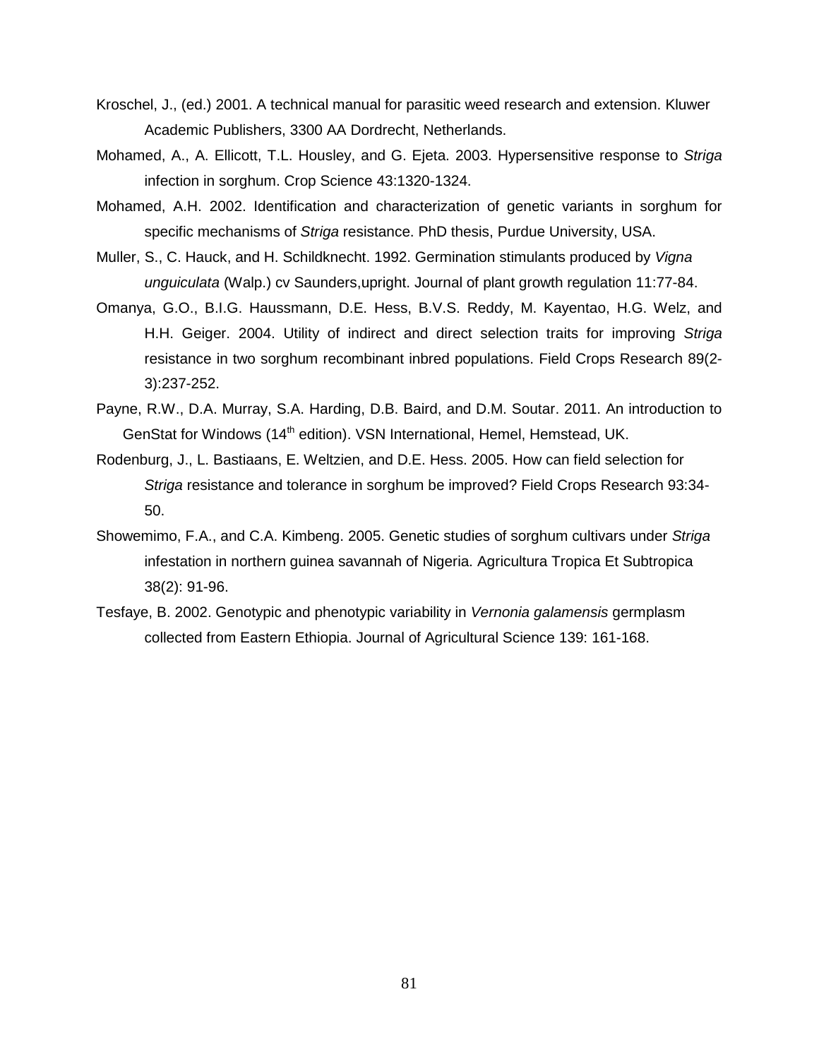Kroschel, J., (ed.) 2001. A technical manual for parasitic weed research and extension. Kluwer Academic Publishers, 3300 AA Dordrecht, Netherlands.

Mohamed, A., A. Ellicott, T.L. Housley, and G. Ejeta. 2003. Hypersensitive response to *Striga* infection in sorghum. Crop Science 43:1320-1324.

Mohamed, A.H. 2002. Identification and characterization of genetic variants in sorghum for specific mechanisms of *Striga* resistance. PhD thesis, Purdue University, USA.

Muller, S., C. Hauck, and H. Schildknecht. 1992. Germination stimulants produced by *Vigna unguiculata* (Walp.) cv Saunders,upright. Journal of plant growth regulation 11:77-84.

Omanya, G.O., B.I.G. Haussmann, D.E. Hess, B.V.S. Reddy, M. Kayentao, H.G. Welz, and H.H. Geiger. 2004. Utility of indirect and direct selection traits for improving *Striga* resistance in two sorghum recombinant inbred populations. Field Crops Research 89(2-3):237-252.

Payne, R.W., D.A. Murray, S.A. Harding, D.B. Baird, and D.M. Soutar. 2011. An introduction to GenStat for Windows (14th edition). VSN International, Hemel, Hemstead, UK.

Rodenburg, J., L. Bastiaans, E. Weltzien, and D.E. Hess. 2005. How can field selection for *Striga* resistance and tolerance in sorghum be improved? Field Crops Research 93:34-50.

Showemimo, F.A., and C.A. Kimbeng. 2005. Genetic studies of sorghum cultivars under *Striga* infestation in northern guinea savannah of Nigeria. Agricultura Tropica Et Subtropica 38(2): 91-96.

Tesfaye, B. 2002. Genotypic and phenotypic variability in *Vernonia galamensis* germplasm collected from Eastern Ethiopia. Journal of Agricultural Science 139: 161-168.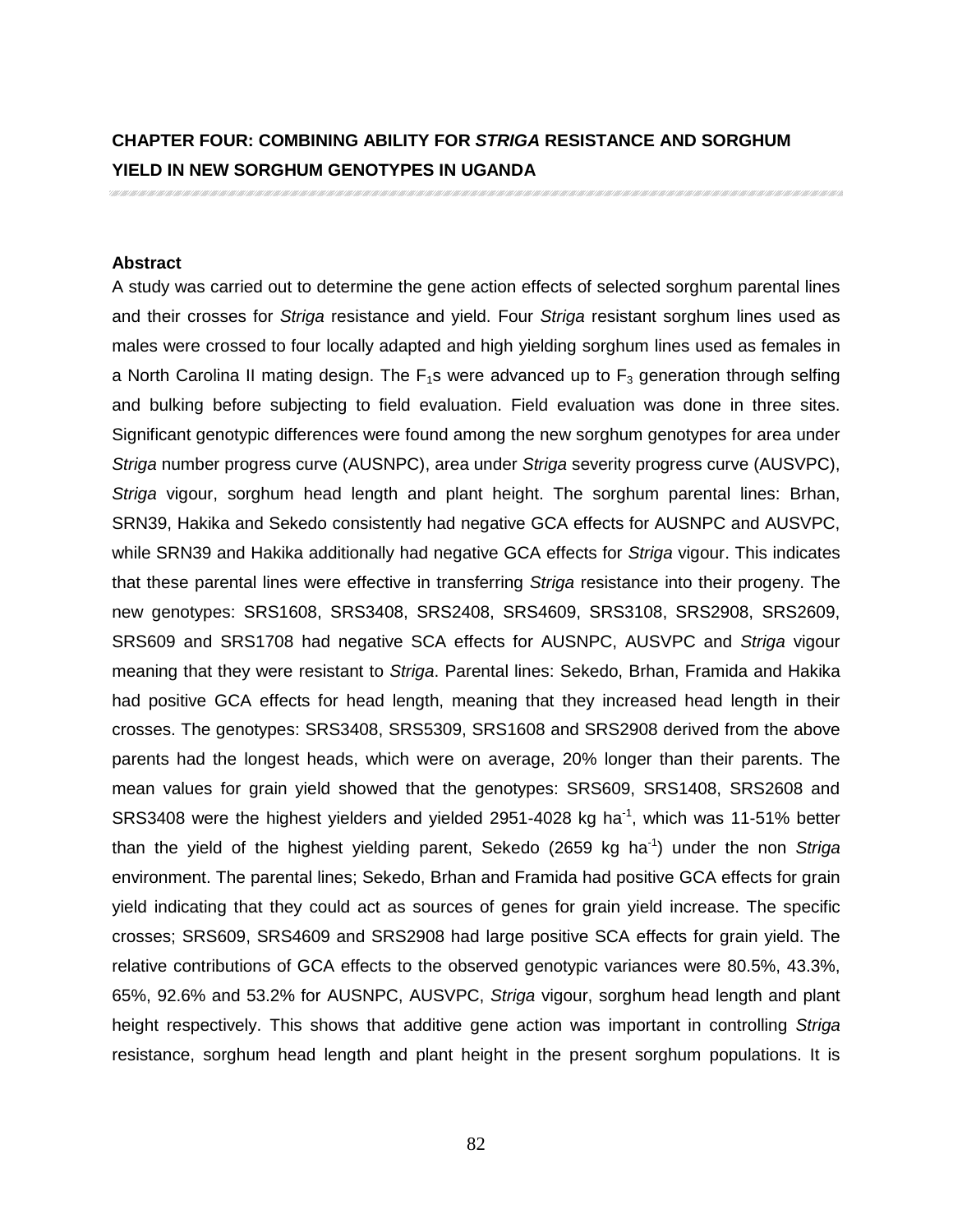# CHAPTER FOUR: COMBINING ABILITY FOR *STRIGA* RESISTANCE AND SORGHUM YIELD IN NEW SORGHUM GENOTYPES IN UGANDA

**Abstract**

A study was carried out to determine the gene action effects of selected sorghum parental lines and their crosses for *Striga* resistance and yield. Four *Striga* resistant sorghum lines used as males were crossed to four locally adapted and high yielding sorghum lines used as females in a North Carolina II mating design. The $F_1$s were advanced up to $F_3$ generation through selfing and bulking before subjecting to field evaluation. Field evaluation was done in three sites. Significant genotypic differences were found among the new sorghum genotypes for area under *Striga* number progress curve (AUSNPC), area under *Striga* severity progress curve (AUSVPC), *Striga* vigour, sorghum head length and plant height. The sorghum parental lines: Brhan, SRN39, Hakika and Sekedo consistently had negative GCA effects for AUSNPC and AUSVPC, while SRN39 and Hakika additionally had negative GCA effects for *Striga* vigour. This indicates that these parental lines were effective in transferring *Striga* resistance into their progeny. The new genotypes: SRS1608, SRS3408, SRS2408, SRS4609, SRS3108, SRS2908, SRS2609, SRS609 and SRS1708 had negative SCA effects for AUSNPC, AUSVPC and *Striga* vigour meaning that they were resistant to *Striga*. Parental lines: Sekedo, Brhan, Framida and Hakika had positive GCA effects for head length, meaning that they increased head length in their crosses. The genotypes: SRS3408, SRS5309, SRS1608 and SRS2908 derived from the above parents had the longest heads, which were on average, 20% longer than their parents. The mean values for grain yield showed that the genotypes: SRS609, SRS1408, SRS2608 and SRS3408 were the highest yielders and yielded 2951-4028 kg ha$^{-1}$, which was 11-51% better than the yield of the highest yielding parent, Sekedo (2659 kg ha$^{-1}$) under the non *Striga* environment. The parental lines; Sekedo, Brhan and Framida had positive GCA effects for grain yield indicating that they could act as sources of genes for grain yield increase. The specific crosses; SRS609, SRS4609 and SRS2908 had large positive SCA effects for grain yield. The relative contributions of GCA effects to the observed genotypic variances were 80.5%, 43.3%, 65%, 92.6% and 53.2% for AUSNPC, AUSVPC, *Striga* vigour, sorghum head length and plant height respectively. This shows that additive gene action was important in controlling *Striga* resistance, sorghum head length and plant height in the present sorghum populations. It is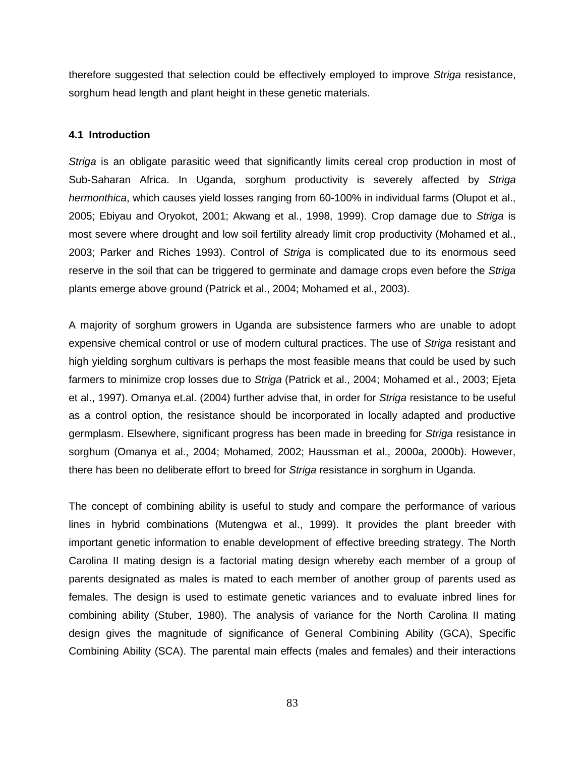therefore suggested that selection could be effectively employed to improve *Striga* resistance, sorghum head length and plant height in these genetic materials.

### 4.1 Introduction

*Striga* is an obligate parasitic weed that significantly limits cereal crop production in most of Sub-Saharan Africa. In Uganda, sorghum productivity is severely affected by *Striga hermonthica*, which causes yield losses ranging from 60-100% in individual farms (Olupot et al., 2005; Ebiyau and Oryokot, 2001; Akwang et al., 1998, 1999). Crop damage due to *Striga* is most severe where drought and low soil fertility already limit crop productivity (Mohamed et al., 2003; Parker and Riches 1993). Control of *Striga* is complicated due to its enormous seed reserve in the soil that can be triggered to germinate and damage crops even before the *Striga* plants emerge above ground (Patrick et al., 2004; Mohamed et al., 2003).

A majority of sorghum growers in Uganda are subsistence farmers who are unable to adopt expensive chemical control or use of modern cultural practices. The use of *Striga* resistant and high yielding sorghum cultivars is perhaps the most feasible means that could be used by such farmers to minimize crop losses due to *Striga* (Patrick et al., 2004; Mohamed et al., 2003; Ejeta et al., 1997). Omanya et.al. (2004) further advise that, in order for *Striga* resistance to be useful as a control option, the resistance should be incorporated in locally adapted and productive germplasm. Elsewhere, significant progress has been made in breeding for *Striga* resistance in sorghum (Omanya et al., 2004; Mohamed, 2002; Haussman et al., 2000a, 2000b). However, there has been no deliberate effort to breed for *Striga* resistance in sorghum in Uganda.

The concept of combining ability is useful to study and compare the performance of various lines in hybrid combinations (Mutengwa et al., 1999). It provides the plant breeder with important genetic information to enable development of effective breeding strategy. The North Carolina II mating design is a factorial mating design whereby each member of a group of parents designated as males is mated to each member of another group of parents used as females. The design is used to estimate genetic variances and to evaluate inbred lines for combining ability (Stuber, 1980). The analysis of variance for the North Carolina II mating design gives the magnitude of significance of General Combining Ability (GCA), Specific Combining Ability (SCA). The parental main effects (males and females) and their interactions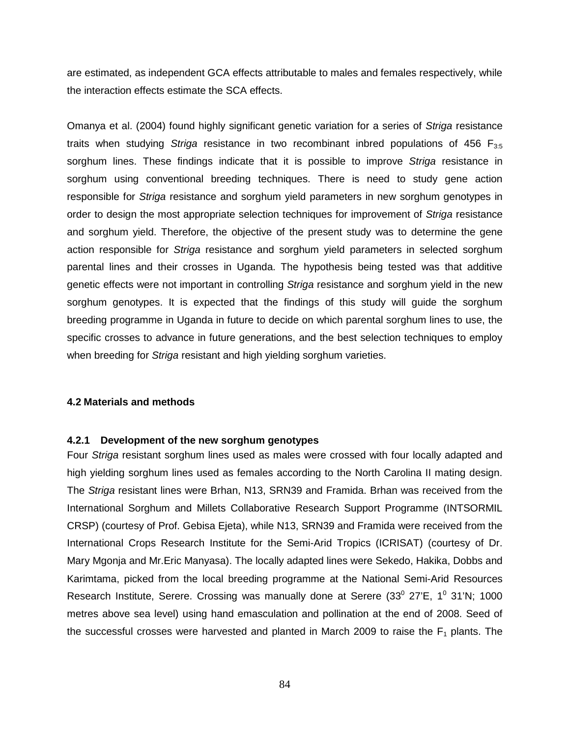are estimated, as independent GCA effects attributable to males and females respectively, while the interaction effects estimate the SCA effects.

Omanya et al. (2004) found highly significant genetic variation for a series of *Striga* resistance traits when studying *Striga* resistance in two recombinant inbred populations of 456 $F_{3:5}$ sorghum lines. These findings indicate that it is possible to improve *Striga* resistance in sorghum using conventional breeding techniques. There is need to study gene action responsible for *Striga* resistance and sorghum yield parameters in new sorghum genotypes in order to design the most appropriate selection techniques for improvement of *Striga* resistance and sorghum yield. Therefore, the objective of the present study was to determine the gene action responsible for *Striga* resistance and sorghum yield parameters in selected sorghum parental lines and their crosses in Uganda. The hypothesis being tested was that additive genetic effects were not important in controlling *Striga* resistance and sorghum yield in the new sorghum genotypes. It is expected that the findings of this study will guide the sorghum breeding programme in Uganda in future to decide on which parental sorghum lines to use, the specific crosses to advance in future generations, and the best selection techniques to employ when breeding for *Striga* resistant and high yielding sorghum varieties.

## 4.2 Materials and methods

### 4.2.1 Development of the new sorghum genotypes

Four *Striga* resistant sorghum lines used as males were crossed with four locally adapted and high yielding sorghum lines used as females according to the North Carolina II mating design. The *Striga* resistant lines were Brhan, N13, SRN39 and Framida. Brhan was received from the International Sorghum and Millets Collaborative Research Support Programme (INTSORMIL CRSP) (courtesy of Prof. Gebisa Ejeta), while N13, SRN39 and Framida were received from the International Crops Research Institute for the Semi-Arid Tropics (ICRISAT) (courtesy of Dr. Mary Mgonja and Mr.Eric Manyasa). The locally adapted lines were Sekedo, Hakika, Dobbs and Karimtama, picked from the local breeding programme at the National Semi-Arid Resources Research Institute, Serere. Crossing was manually done at Serere ($33^0$ 27'E, $1^0$ 31'N; 1000 metres above sea level) using hand emasculation and pollination at the end of 2008. Seed of the successful crosses were harvested and planted in March 2009 to raise the $F_1$ plants. The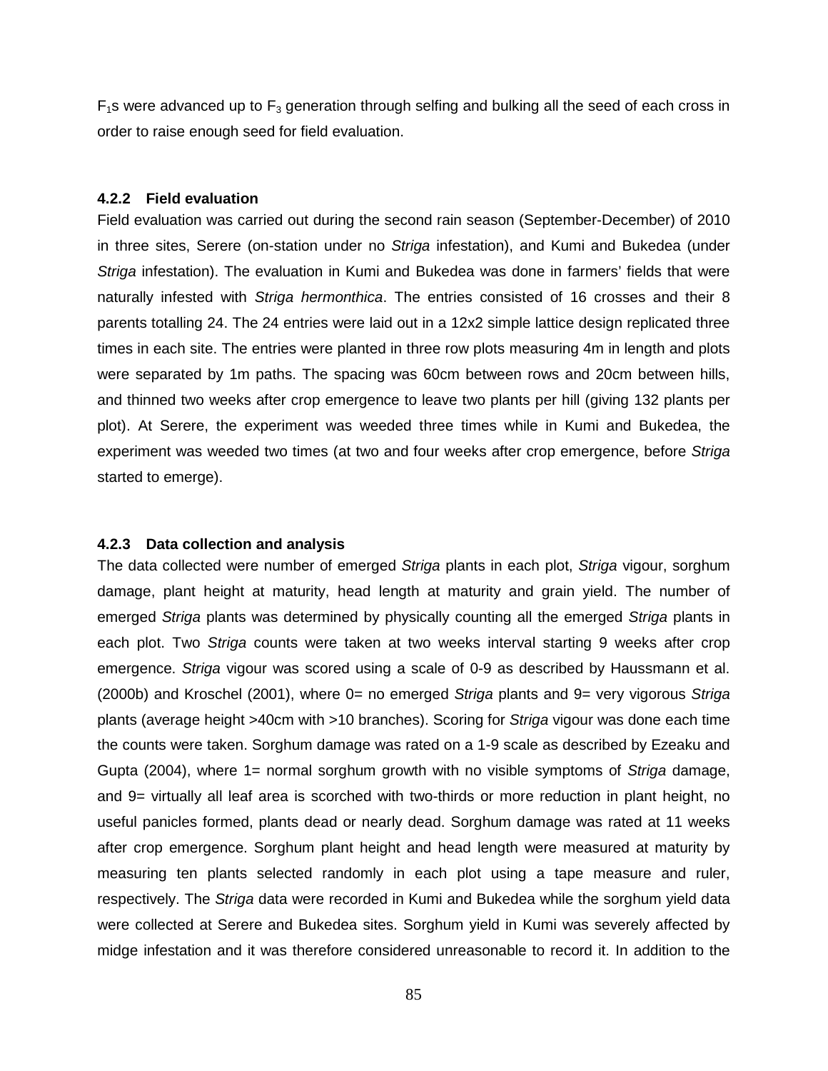$F_1$s were advanced up to $F_3$ generation through selfing and bulking all the seed of each cross in order to raise enough seed for field evaluation.

### 4.2.2 Field evaluation

Field evaluation was carried out during the second rain season (September-December) of 2010 in three sites, Serere (on-station under no *Striga* infestation), and Kumi and Bukedea (under *Striga* infestation). The evaluation in Kumi and Bukedea was done in farmers' fields that were naturally infested with *Striga hermonthica*. The entries consisted of 16 crosses and their 8 parents totalling 24. The 24 entries were laid out in a 12x2 simple lattice design replicated three times in each site. The entries were planted in three row plots measuring 4m in length and plots were separated by 1m paths. The spacing was 60cm between rows and 20cm between hills, and thinned two weeks after crop emergence to leave two plants per hill (giving 132 plants per plot). At Serere, the experiment was weeded three times while in Kumi and Bukedea, the experiment was weeded two times (at two and four weeks after crop emergence, before *Striga* started to emerge).

### 4.2.3 Data collection and analysis

The data collected were number of emerged *Striga* plants in each plot, *Striga* vigour, sorghum damage, plant height at maturity, head length at maturity and grain yield. The number of emerged *Striga* plants was determined by physically counting all the emerged *Striga* plants in each plot. Two *Striga* counts were taken at two weeks interval starting 9 weeks after crop emergence. *Striga* vigour was scored using a scale of 0-9 as described by Haussmann et al. (2000b) and Kroschel (2001), where 0= no emerged *Striga* plants and 9= very vigorous *Striga* plants (average height >40cm with >10 branches). Scoring for *Striga* vigour was done each time the counts were taken. Sorghum damage was rated on a 1-9 scale as described by Ezeaku and Gupta (2004), where 1= normal sorghum growth with no visible symptoms of *Striga* damage, and 9= virtually all leaf area is scorched with two-thirds or more reduction in plant height, no useful panicles formed, plants dead or nearly dead. Sorghum damage was rated at 11 weeks after crop emergence. Sorghum plant height and head length were measured at maturity by measuring ten plants selected randomly in each plot using a tape measure and ruler, respectively. The *Striga* data were recorded in Kumi and Bukedea while the sorghum yield data were collected at Serere and Bukedea sites. Sorghum yield in Kumi was severely affected by midge infestation and it was therefore considered unreasonable to record it. In addition to the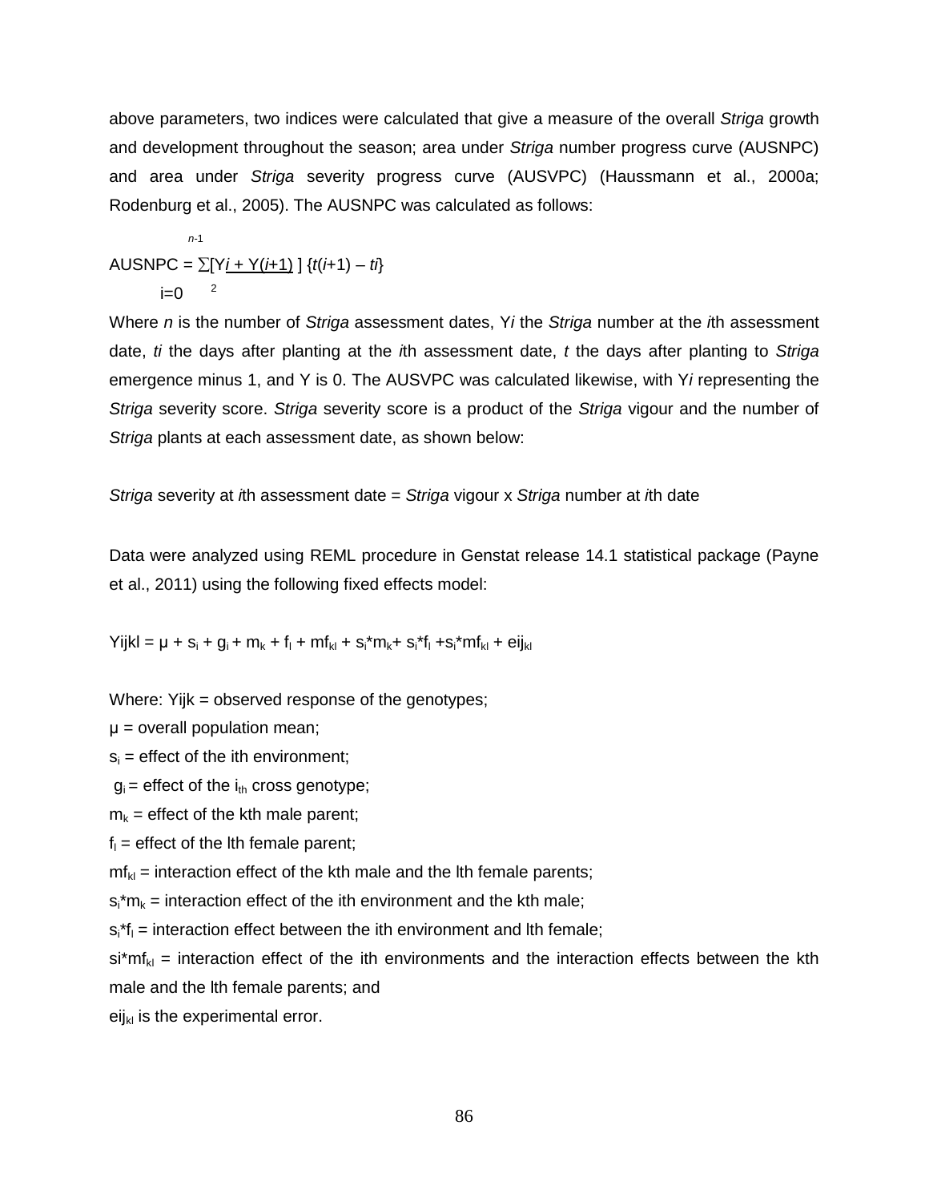above parameters, two indices were calculated that give a measure of the overall *Striga* growth and development throughout the season; area under *Striga* number progress curve (AUSNPC) and area under *Striga* severity progress curve (AUSVPC) (Haussmann et al., 2000a; Rodenburg et al., 2005). The AUSNPC was calculated as follows:

$$\text{AUSNPC} = \sum_{i=0}^{n-1} \left[\frac{Y_i + Y_{(i+1)}}{2}\right] \{t_{(i+1)} - t_i\}$$

Where *n* is the number of *Striga* assessment dates, $Y_i$ the *Striga* number at the *i*th assessment date, $t_i$ the days after planting at the *i*th assessment date, *t* the days after planting to *Striga* emergence minus 1, and Y is 0. The AUSVPC was calculated likewise, with $Y_i$ representing the *Striga* severity score. *Striga* severity score is a product of the *Striga* vigour and the number of *Striga* plants at each assessment date, as shown below:

*Striga* severity at *i*th assessment date = *Striga* vigour x *Striga* number at *i*th date

Data were analyzed using REML procedure in Genstat release 14.1 statistical package (Payne et al., 2011) using the following fixed effects model:

$$Y_{ijkl} = \mu + s_i + g_i + m_k + f_l + mf_{kl} + s_i{*}m_k + s_i{*}f_l + s_i{*}mf_{kl} + e_{ijkl}$$

Where: $Y_{ijk}$ = observed response of the genotypes;

$\mu$ = overall population mean;

$s_i$ = effect of the ith environment;

$g_i$ = effect of the $i_{th}$ cross genotype;

$m_k$ = effect of the kth male parent;

$f_l$ = effect of the lth female parent;

$mf_{kl}$ = interaction effect of the kth male and the lth female parents;

$s_i{*}m_k$ = interaction effect of the ith environment and the kth male;

$s_i{*}f_l$ = interaction effect between the ith environment and lth female;

$s_i{*}mf_{kl}$ = interaction effect of the ith environments and the interaction effects between the kth male and the lth female parents; and

$e_{ijkl}$ is the experimental error.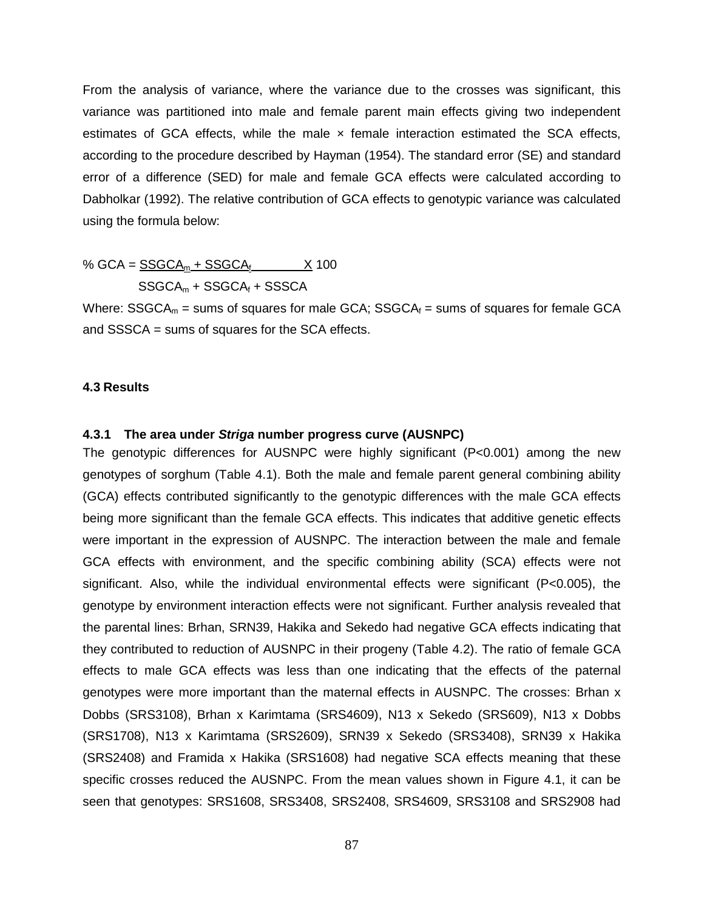From the analysis of variance, where the variance due to the crosses was significant, this variance was partitioned into male and female parent main effects giving two independent estimates of GCA effects, while the male × female interaction estimated the SCA effects, according to the procedure described by Hayman (1954). The standard error (SE) and standard error of a difference (SED) for male and female GCA effects were calculated according to Dabholkar (1992). The relative contribution of GCA effects to genotypic variance was calculated using the formula below:

$$\% \text{ GCA} = \frac{SSGCA_m + SSGCA_f}{SSGCA_m + SSGCA_f + SSSCA} \times 100$$

Where: $SSGCA_m$ = sums of squares for male GCA; $SSGCA_f$ = sums of squares for female GCA and SSSCA = sums of squares for the SCA effects.

## 4.3 Results

### 4.3.1 The area under *Striga* number progress curve (AUSNPC)

The genotypic differences for AUSNPC were highly significant (P<0.001) among the new genotypes of sorghum (Table 4.1). Both the male and female parent general combining ability (GCA) effects contributed significantly to the genotypic differences with the male GCA effects being more significant than the female GCA effects. This indicates that additive genetic effects were important in the expression of AUSNPC. The interaction between the male and female GCA effects with environment, and the specific combining ability (SCA) effects were not significant. Also, while the individual environmental effects were significant (P<0.005), the genotype by environment interaction effects were not significant. Further analysis revealed that the parental lines: Brhan, SRN39, Hakika and Sekedo had negative GCA effects indicating that they contributed to reduction of AUSNPC in their progeny (Table 4.2). The ratio of female GCA effects to male GCA effects was less than one indicating that the effects of the paternal genotypes were more important than the maternal effects in AUSNPC. The crosses: Brhan x Dobbs (SRS3108), Brhan x Karimtama (SRS4609), N13 x Sekedo (SRS609), N13 x Dobbs (SRS1708), N13 x Karimtama (SRS2609), SRN39 x Sekedo (SRS3408), SRN39 x Hakika (SRS2408) and Framida x Hakika (SRS1608) had negative SCA effects meaning that these specific crosses reduced the AUSNPC. From the mean values shown in Figure 4.1, it can be seen that genotypes: SRS1608, SRS3408, SRS2408, SRS4609, SRS3108 and SRS2908 had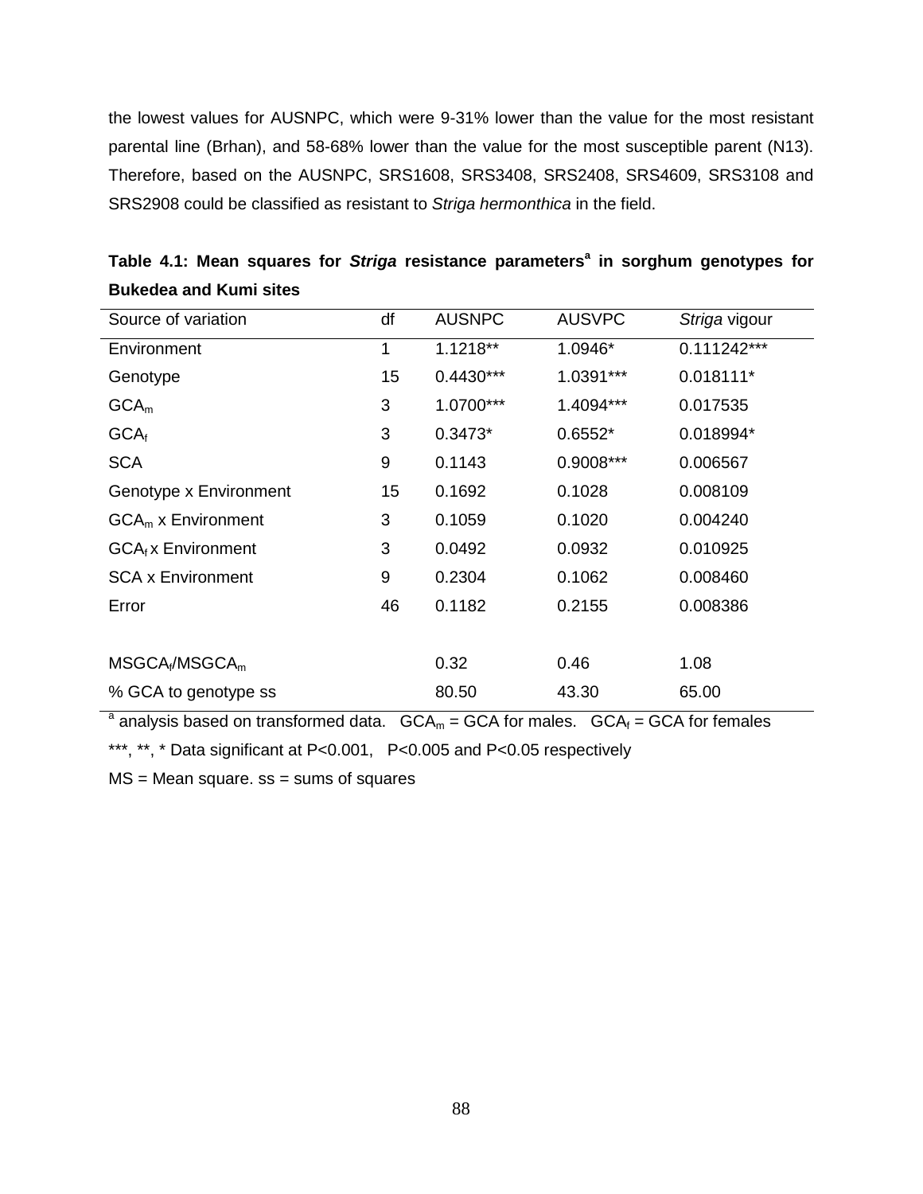the lowest values for AUSNPC, which were 9-31% lower than the value for the most resistant parental line (Brhan), and 58-68% lower than the value for the most susceptible parent (N13). Therefore, based on the AUSNPC, SRS1608, SRS3408, SRS2408, SRS4609, SRS3108 and SRS2908 could be classified as resistant to *Striga hermonthica* in the field.

**Table 4.1: Mean squares for *Striga* resistance parameters[a] in sorghum genotypes for Bukedea and Kumi sites**

| Source of variation | df | AUSNPC | AUSVPC | *Striga* vigour |
|---|---|---|---|---|
| Environment | 1 | 1.1218** | 1.0946* | 0.111242*** |
| Genotype | 15 | 0.4430*** | 1.0391*** | 0.018111* |
| $GCA_m$ | 3 | 1.0700*** | 1.4094*** | 0.017535 |
| $GCA_f$ | 3 | 0.3473* | 0.6552* | 0.018994* |
| SCA | 9 | 0.1143 | 0.9008*** | 0.006567 |
| Genotype x Environment | 15 | 0.1692 | 0.1028 | 0.008109 |
| $GCA_m$ x Environment | 3 | 0.1059 | 0.1020 | 0.004240 |
| $GCA_f$ x Environment | 3 | 0.0492 | 0.0932 | 0.010925 |
| SCA x Environment | 9 | 0.2304 | 0.1062 | 0.008460 |
| Error | 46 | 0.1182 | 0.2155 | 0.008386 |
| | | | | |
| $MSGCA_f/MSGCA_m$ | | 0.32 | 0.46 | 1.08 |
| % GCA to genotype ss | | 80.50 | 43.30 | 65.00 |

[a] analysis based on transformed data. $GCA_m$ = GCA for males. $GCA_f$ = GCA for females

***, **, * Data significant at P<0.001, P<0.005 and P<0.05 respectively

MS = Mean square. ss = sums of squares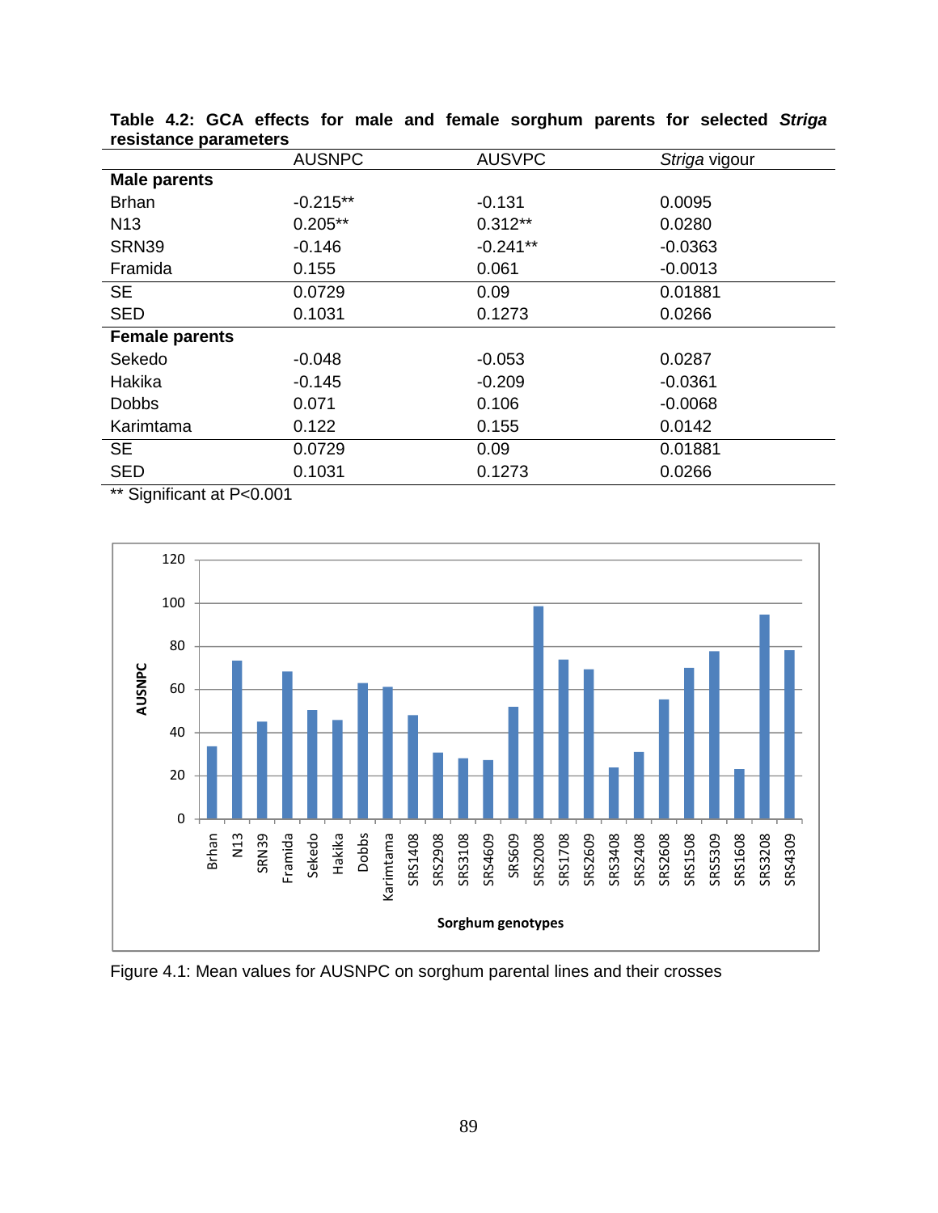**Table 4.2: GCA effects for male and female sorghum parents for selected *Striga* resistance parameters**

| | AUSNPC | AUSVPC | *Striga* vigour |
|---|---|---|---|
| **Male parents** | | | |
| Brhan | -0.215** | -0.131 | 0.0095 |
| N13 | 0.205** | 0.312** | 0.0280 |
| SRN39 | -0.146 | -0.241** | -0.0363 |
| Framida | 0.155 | 0.061 | -0.0013 |
| SE | 0.0729 | 0.09 | 0.01881 |
| SED | 0.1031 | 0.1273 | 0.0266 |
| **Female parents** | | | |
| Sekedo | -0.048 | -0.053 | 0.0287 |
| Hakika | -0.145 | -0.209 | -0.0361 |
| Dobbs | 0.071 | 0.106 | -0.0068 |
| Karimtama | 0.122 | 0.155 | 0.0142 |
| SE | 0.0729 | 0.09 | 0.01881 |
| SED | 0.1031 | 0.1273 | 0.0266 |

** Significant at P<0.001

Figure 4.1: Mean values for AUSNPC on sorghum parental lines and their crosses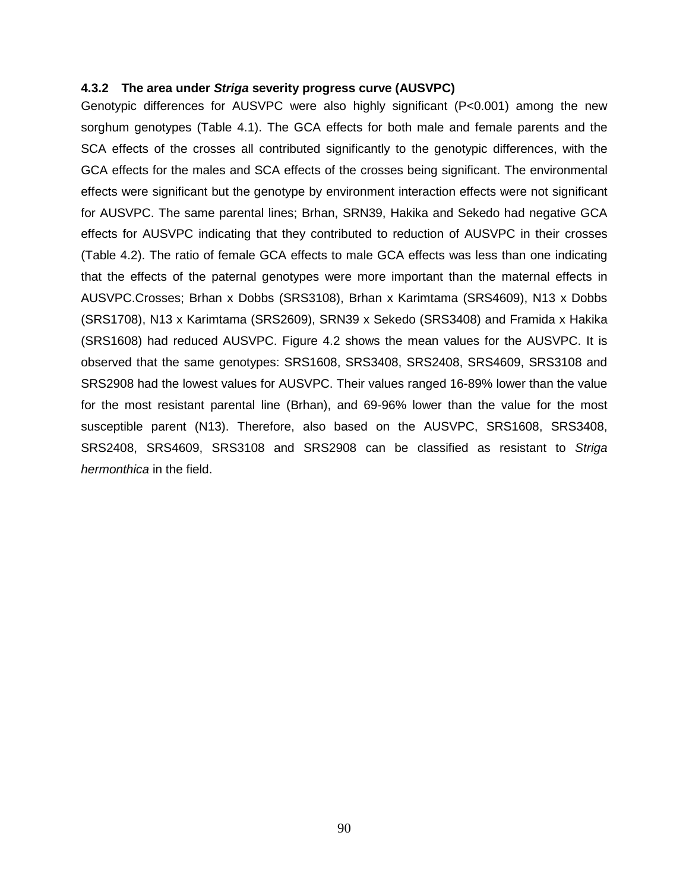### 4.3.2 The area under *Striga* severity progress curve (AUSVPC)

Genotypic differences for AUSVPC were also highly significant (P<0.001) among the new sorghum genotypes (Table 4.1). The GCA effects for both male and female parents and the SCA effects of the crosses all contributed significantly to the genotypic differences, with the GCA effects for the males and SCA effects of the crosses being significant. The environmental effects were significant but the genotype by environment interaction effects were not significant for AUSVPC. The same parental lines; Brhan, SRN39, Hakika and Sekedo had negative GCA effects for AUSVPC indicating that they contributed to reduction of AUSVPC in their crosses (Table 4.2). The ratio of female GCA effects to male GCA effects was less than one indicating that the effects of the paternal genotypes were more important than the maternal effects in AUSVPC.Crosses; Brhan x Dobbs (SRS3108), Brhan x Karimtama (SRS4609), N13 x Dobbs (SRS1708), N13 x Karimtama (SRS2609), SRN39 x Sekedo (SRS3408) and Framida x Hakika (SRS1608) had reduced AUSVPC. Figure 4.2 shows the mean values for the AUSVPC. It is observed that the same genotypes: SRS1608, SRS3408, SRS2408, SRS4609, SRS3108 and SRS2908 had the lowest values for AUSVPC. Their values ranged 16-89% lower than the value for the most resistant parental line (Brhan), and 69-96% lower than the value for the most susceptible parent (N13). Therefore, also based on the AUSVPC, SRS1608, SRS3408, SRS2408, SRS4609, SRS3108 and SRS2908 can be classified as resistant to *Striga hermonthica* in the field.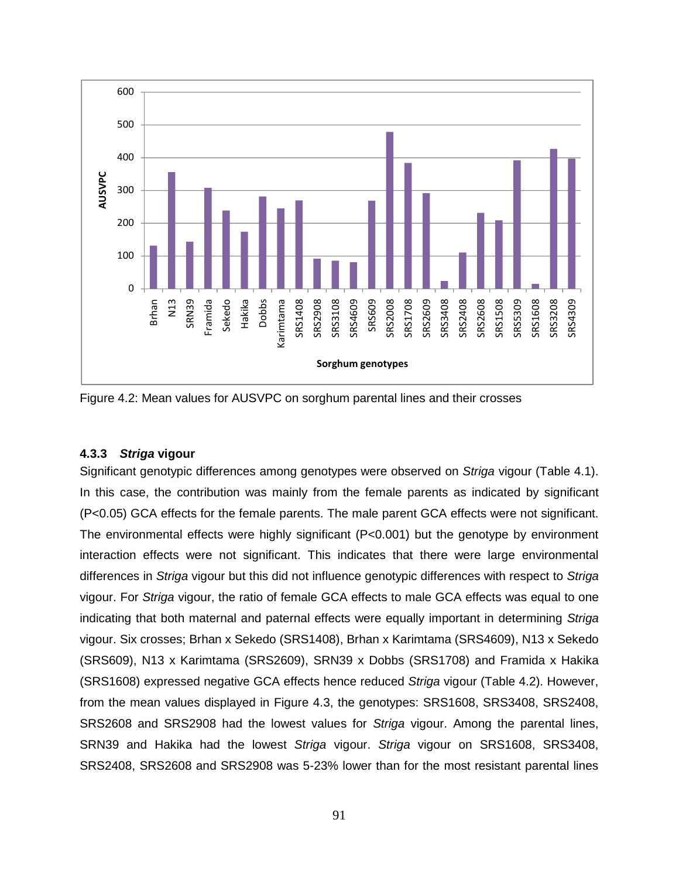Figure 4.2: Mean values for AUSVPC on sorghum parental lines and their crosses

### 4.3.3 *Striga* vigour

Significant genotypic differences among genotypes were observed on *Striga* vigour (Table 4.1). In this case, the contribution was mainly from the female parents as indicated by significant ($P<0.05$) GCA effects for the female parents. The male parent GCA effects were not significant. The environmental effects were highly significant ($P<0.001$) but the genotype by environment interaction effects were not significant. This indicates that there were large environmental differences in *Striga* vigour but this did not influence genotypic differences with respect to *Striga* vigour. For *Striga* vigour, the ratio of female GCA effects to male GCA effects was equal to one indicating that both maternal and paternal effects were equally important in determining *Striga* vigour. Six crosses; Brhan x Sekedo (SRS1408), Brhan x Karimtama (SRS4609), N13 x Sekedo (SRS609), N13 x Karimtama (SRS2609), SRN39 x Dobbs (SRS1708) and Framida x Hakika (SRS1608) expressed negative GCA effects hence reduced *Striga* vigour (Table 4.2). However, from the mean values displayed in Figure 4.3, the genotypes: SRS1608, SRS3408, SRS2408, SRS2608 and SRS2908 had the lowest values for *Striga* vigour. Among the parental lines, SRN39 and Hakika had the lowest *Striga* vigour. *Striga* vigour on SRS1608, SRS3408, SRS2408, SRS2608 and SRS2908 was 5-23% lower than for the most resistant parental lines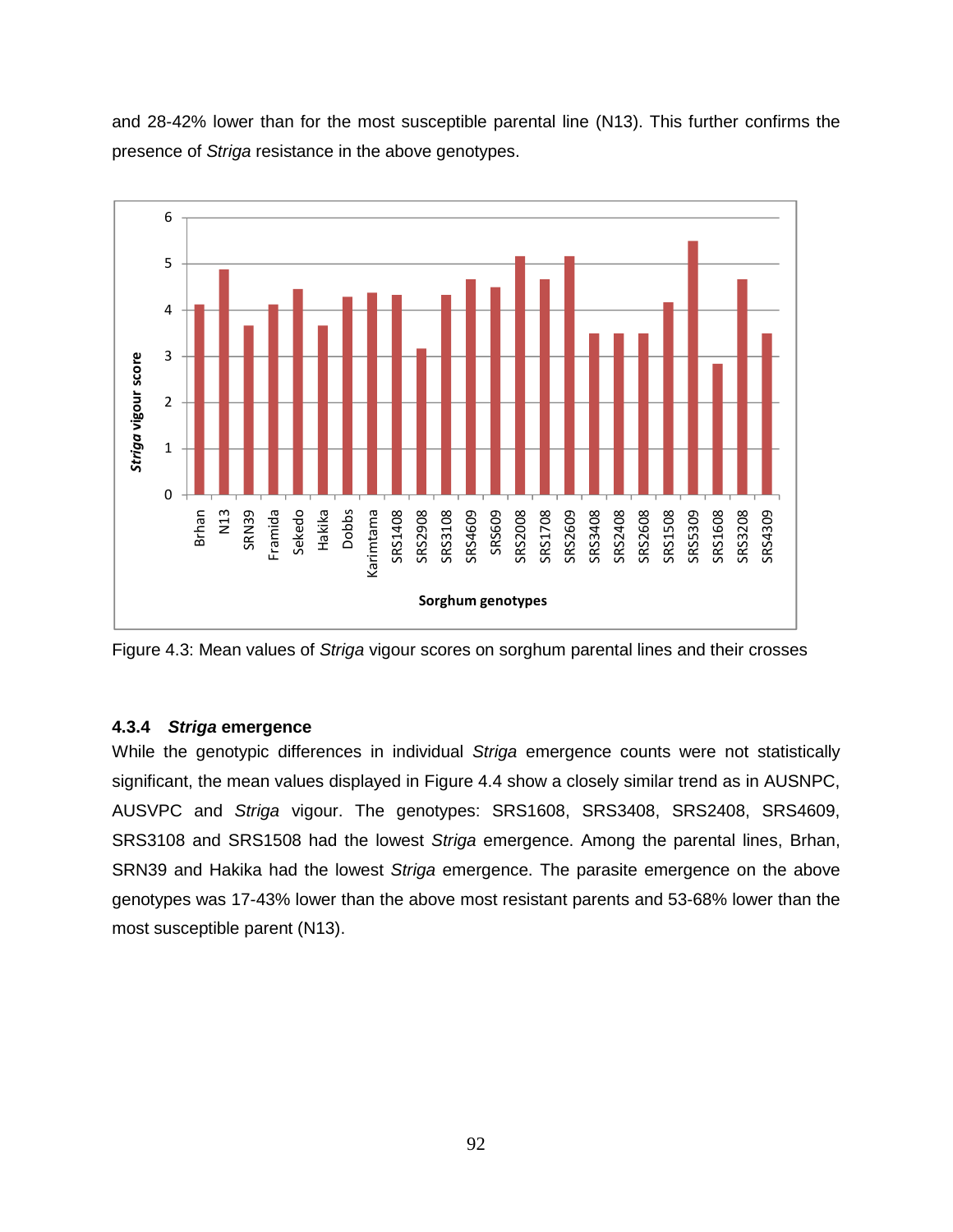and 28-42% lower than for the most susceptible parental line (N13). This further confirms the presence of *Striga* resistance in the above genotypes.

Figure 4.3: Mean values of *Striga* vigour scores on sorghum parental lines and their crosses

### 4.3.4 *Striga* emergence

While the genotypic differences in individual *Striga* emergence counts were not statistically significant, the mean values displayed in Figure 4.4 show a closely similar trend as in AUSNPC, AUSVPC and *Striga* vigour. The genotypes: SRS1608, SRS3408, SRS2408, SRS4609, SRS3108 and SRS1508 had the lowest *Striga* emergence. Among the parental lines, Brhan, SRN39 and Hakika had the lowest *Striga* emergence. The parasite emergence on the above genotypes was 17-43% lower than the above most resistant parents and 53-68% lower than the most susceptible parent (N13).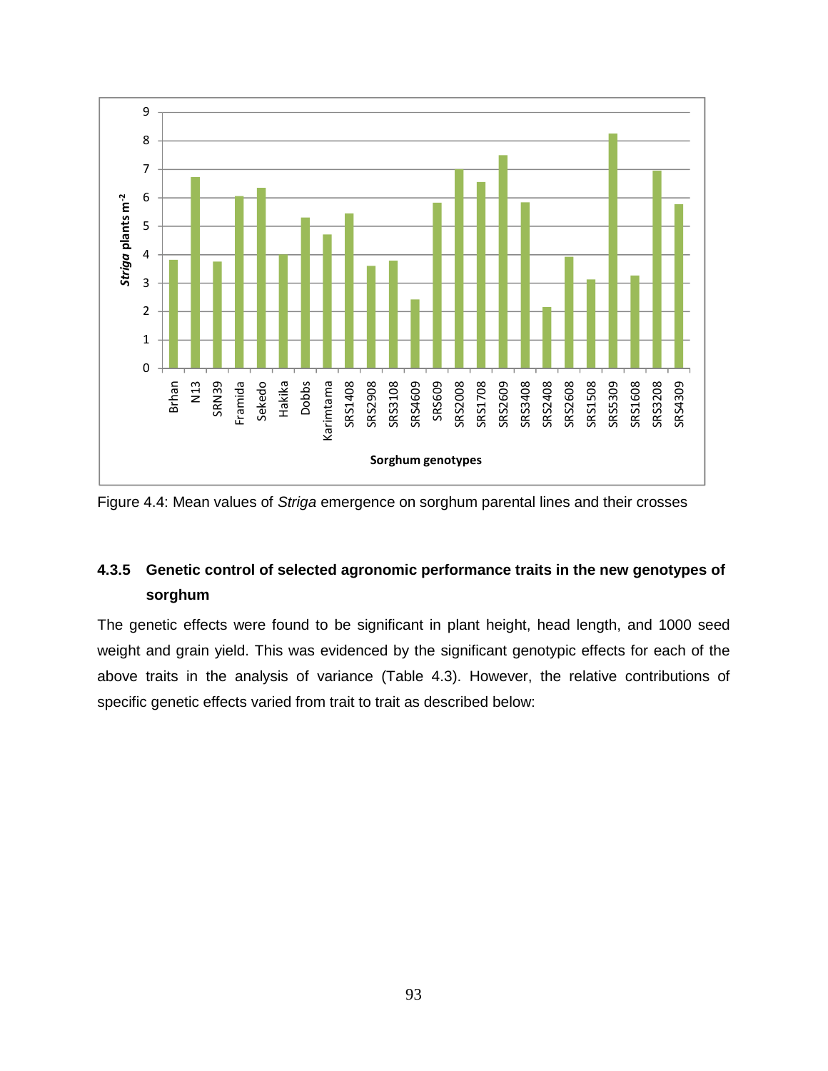Figure 4.4: Mean values of *Striga* emergence on sorghum parental lines and their crosses

### 4.3.5 Genetic control of selected agronomic performance traits in the new genotypes of sorghum

The genetic effects were found to be significant in plant height, head length, and 1000 seed weight and grain yield. This was evidenced by the significant genotypic effects for each of the above traits in the analysis of variance (Table 4.3). However, the relative contributions of specific genetic effects varied from trait to trait as described below: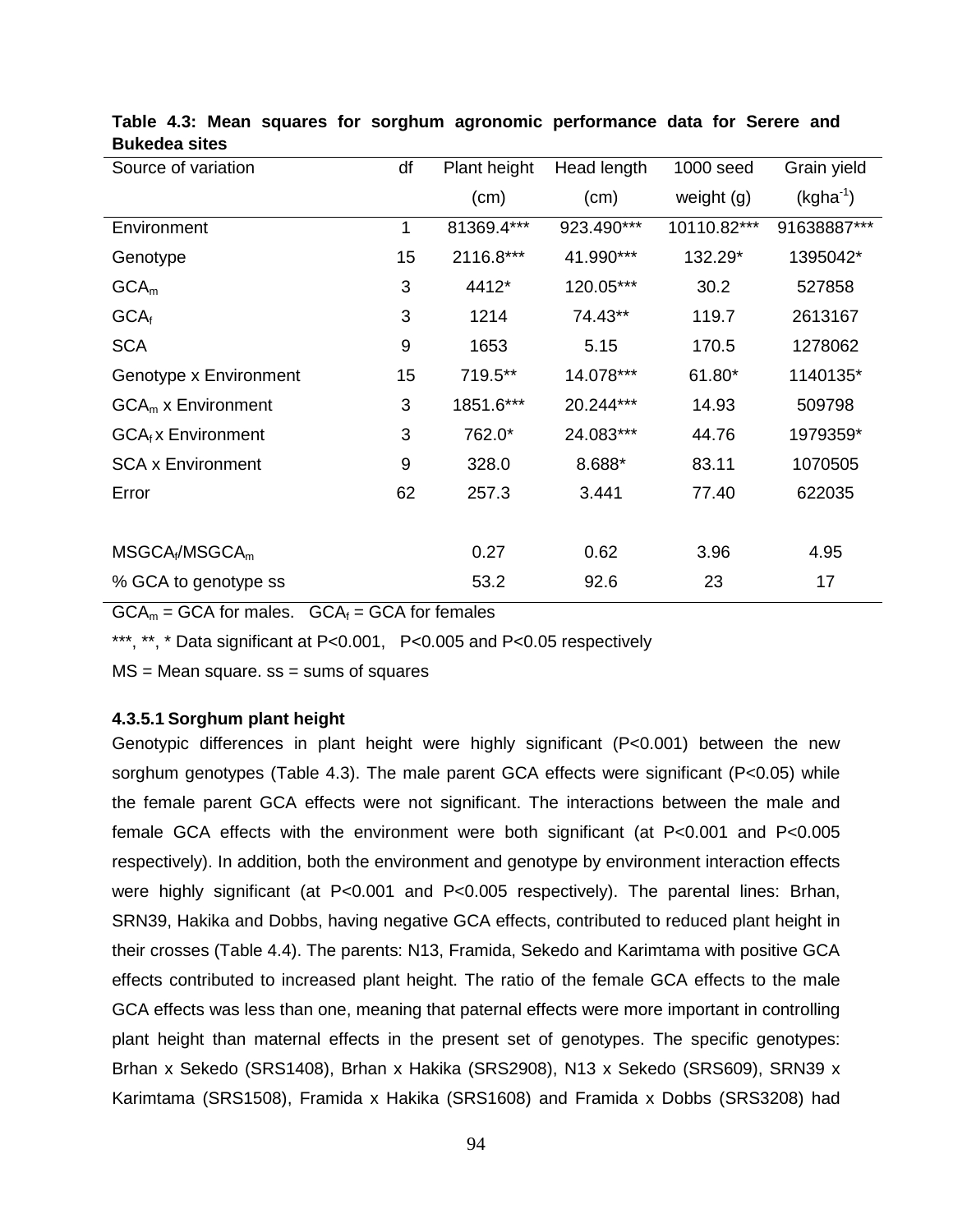**Table 4.3: Mean squares for sorghum agronomic performance data for Serere and Bukedea sites**

| Source of variation | df | Plant height (cm) | Head length (cm) | 1000 seed weight (g) | Grain yield ($kgha^{-1}$) |
|---|---|---|---|---|---|
| Environment | 1 | 81369.4*** | 923.490*** | 10110.82*** | 91638887*** |
| Genotype | 15 | 2116.8*** | 41.990*** | 132.29* | 1395042* |
| $GCA_m$ | 3 | 4412* | 120.05*** | 30.2 | 527858 |
| $GCA_f$ | 3 | 1214 | 74.43** | 119.7 | 2613167 |
| SCA | 9 | 1653 | 5.15 | 170.5 | 1278062 |
| Genotype x Environment | 15 | 719.5** | 14.078*** | 61.80* | 1140135* |
| $GCA_m$ x Environment | 3 | 1851.6*** | 20.244*** | 14.93 | 509798 |
| $GCA_f$ x Environment | 3 | 762.0* | 24.083*** | 44.76 | 1979359* |
| SCA x Environment | 9 | 328.0 | 8.688* | 83.11 | 1070505 |
| Error | 62 | 257.3 | 3.441 | 77.40 | 622035 |
| $MSGCA_f/MSGCA_m$ | | 0.27 | 0.62 | 3.96 | 4.95 |
| % GCA to genotype ss | | 53.2 | 92.6 | 23 | 17 |

$GCA_m$ = GCA for males. $GCA_f$ = GCA for females

***, **, * Data significant at P<0.001, P<0.005 and P<0.05 respectively

MS = Mean square. ss = sums of squares

#### 4.3.5.1 Sorghum plant height

Genotypic differences in plant height were highly significant (P<0.001) between the new sorghum genotypes (Table 4.3). The male parent GCA effects were significant (P<0.05) while the female parent GCA effects were not significant. The interactions between the male and female GCA effects with the environment were both significant (at P<0.001 and P<0.005 respectively). In addition, both the environment and genotype by environment interaction effects were highly significant (at P<0.001 and P<0.005 respectively). The parental lines: Brhan, SRN39, Hakika and Dobbs, having negative GCA effects, contributed to reduced plant height in their crosses (Table 4.4). The parents: N13, Framida, Sekedo and Karimtama with positive GCA effects contributed to increased plant height. The ratio of the female GCA effects to the male GCA effects was less than one, meaning that paternal effects were more important in controlling plant height than maternal effects in the present set of genotypes. The specific genotypes: Brhan x Sekedo (SRS1408), Brhan x Hakika (SRS2908), N13 x Sekedo (SRS609), SRN39 x Karimtama (SRS1508), Framida x Hakika (SRS1608) and Framida x Dobbs (SRS3208) had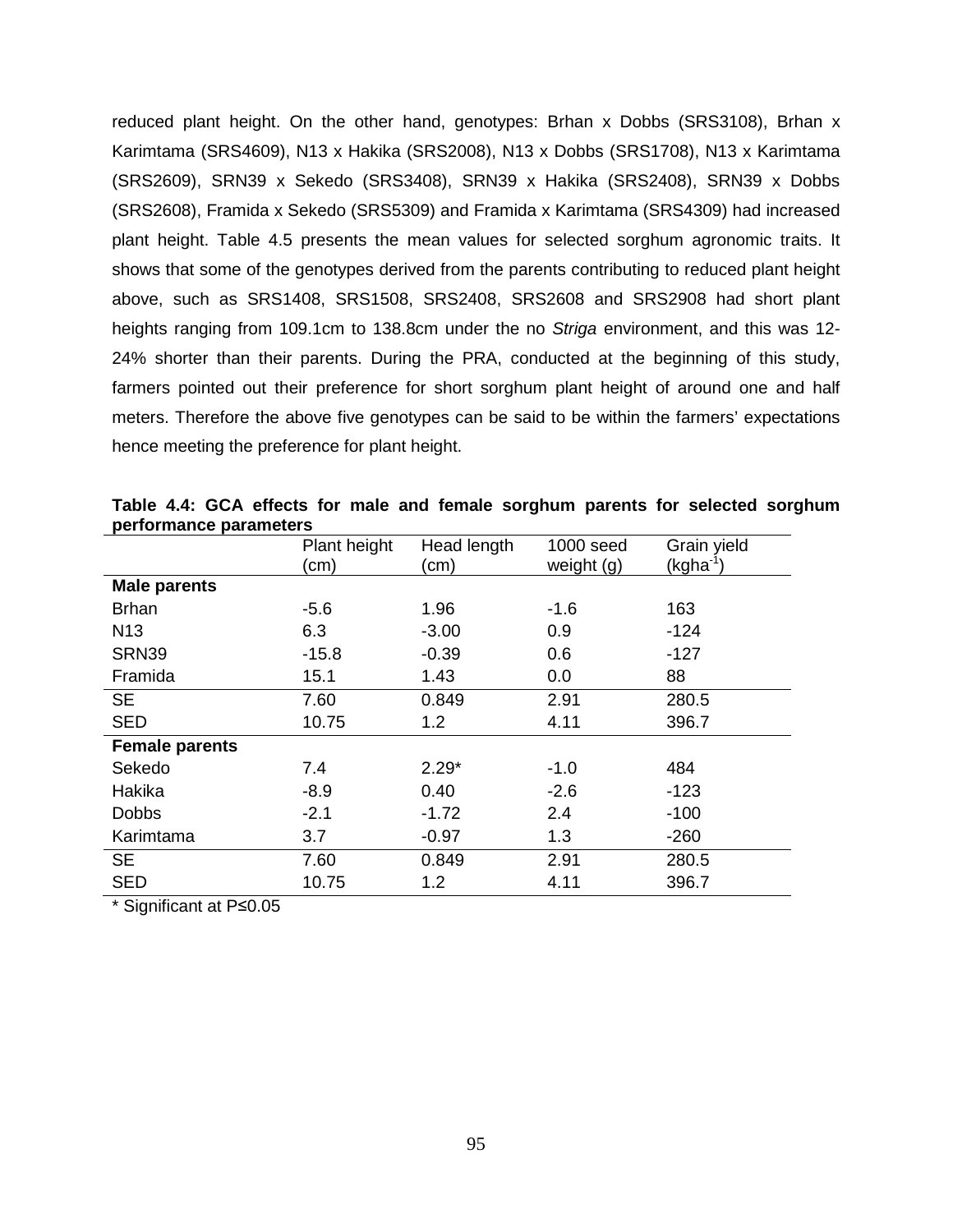reduced plant height. On the other hand, genotypes: Brhan x Dobbs (SRS3108), Brhan x Karimtama (SRS4609), N13 x Hakika (SRS2008), N13 x Dobbs (SRS1708), N13 x Karimtama (SRS2609), SRN39 x Sekedo (SRS3408), SRN39 x Hakika (SRS2408), SRN39 x Dobbs (SRS2608), Framida x Sekedo (SRS5309) and Framida x Karimtama (SRS4309) had increased plant height. Table 4.5 presents the mean values for selected sorghum agronomic traits. It shows that some of the genotypes derived from the parents contributing to reduced plant height above, such as SRS1408, SRS1508, SRS2408, SRS2608 and SRS2908 had short plant heights ranging from 109.1cm to 138.8cm under the no *Striga* environment, and this was 12-24% shorter than their parents. During the PRA, conducted at the beginning of this study, farmers pointed out their preference for short sorghum plant height of around one and half meters. Therefore the above five genotypes can be said to be within the farmers' expectations hence meeting the preference for plant height.

**Table 4.4: GCA effects for male and female sorghum parents for selected sorghum performance parameters**

| | Plant height (cm) | Head length (cm) | 1000 seed weight (g) | Grain yield (kgha$^{-1}$) |
|---|---|---|---|---|
| **Male parents** | | | | |
| Brhan | -5.6 | 1.96 | -1.6 | 163 |
| N13 | 6.3 | -3.00 | 0.9 | -124 |
| SRN39 | -15.8 | -0.39 | 0.6 | -127 |
| Framida | 15.1 | 1.43 | 0.0 | 88 |
| SE | 7.60 | 0.849 | 2.91 | 280.5 |
| SED | 10.75 | 1.2 | 4.11 | 396.7 |
| **Female parents** | | | | |
| Sekedo | 7.4 | 2.29* | -1.0 | 484 |
| Hakika | -8.9 | 0.40 | -2.6 | -123 |
| Dobbs | -2.1 | -1.72 | 2.4 | -100 |
| Karimtama | 3.7 | -0.97 | 1.3 | -260 |
| SE | 7.60 | 0.849 | 2.91 | 280.5 |
| SED | 10.75 | 1.2 | 4.11 | 396.7 |

* Significant at P≤0.05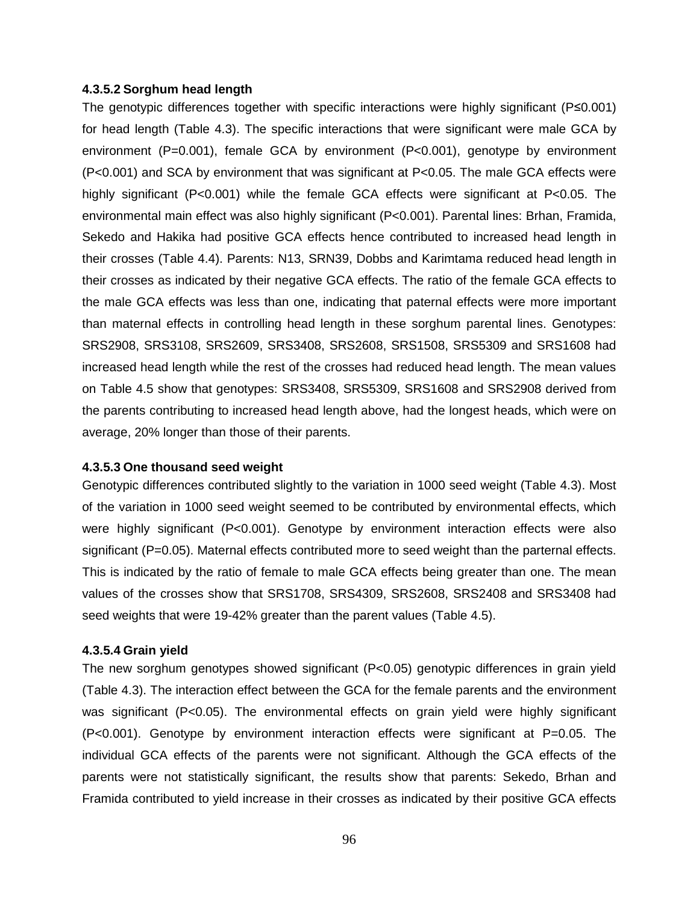#### 4.3.5.2 Sorghum head length

The genotypic differences together with specific interactions were highly significant ($P \leq 0.001$) for head length (Table 4.3). The specific interactions that were significant were male GCA by environment ($P=0.001$), female GCA by environment ($P<0.001$), genotype by environment ($P<0.001$) and SCA by environment that was significant at $P<0.05$. The male GCA effects were highly significant ($P<0.001$) while the female GCA effects were significant at $P<0.05$. The environmental main effect was also highly significant ($P<0.001$). Parental lines: Brhan, Framida, Sekedo and Hakika had positive GCA effects hence contributed to increased head length in their crosses (Table 4.4). Parents: N13, SRN39, Dobbs and Karimtama reduced head length in their crosses as indicated by their negative GCA effects. The ratio of the female GCA effects to the male GCA effects was less than one, indicating that paternal effects were more important than maternal effects in controlling head length in these sorghum parental lines. Genotypes: SRS2908, SRS3108, SRS2609, SRS3408, SRS2608, SRS1508, SRS5309 and SRS1608 had increased head length while the rest of the crosses had reduced head length. The mean values on Table 4.5 show that genotypes: SRS3408, SRS5309, SRS1608 and SRS2908 derived from the parents contributing to increased head length above, had the longest heads, which were on average, 20% longer than those of their parents.

#### 4.3.5.3 One thousand seed weight

Genotypic differences contributed slightly to the variation in 1000 seed weight (Table 4.3). Most of the variation in 1000 seed weight seemed to be contributed by environmental effects, which were highly significant ($P<0.001$). Genotype by environment interaction effects were also significant ($P=0.05$). Maternal effects contributed more to seed weight than the parternal effects. This is indicated by the ratio of female to male GCA effects being greater than one. The mean values of the crosses show that SRS1708, SRS4309, SRS2608, SRS2408 and SRS3408 had seed weights that were 19-42% greater than the parent values (Table 4.5).

#### 4.3.5.4 Grain yield

The new sorghum genotypes showed significant ($P<0.05$) genotypic differences in grain yield (Table 4.3). The interaction effect between the GCA for the female parents and the environment was significant ($P<0.05$). The environmental effects on grain yield were highly significant ($P<0.001$). Genotype by environment interaction effects were significant at $P=0.05$. The individual GCA effects of the parents were not significant. Although the GCA effects of the parents were not statistically significant, the results show that parents: Sekedo, Brhan and Framida contributed to yield increase in their crosses as indicated by their positive GCA effects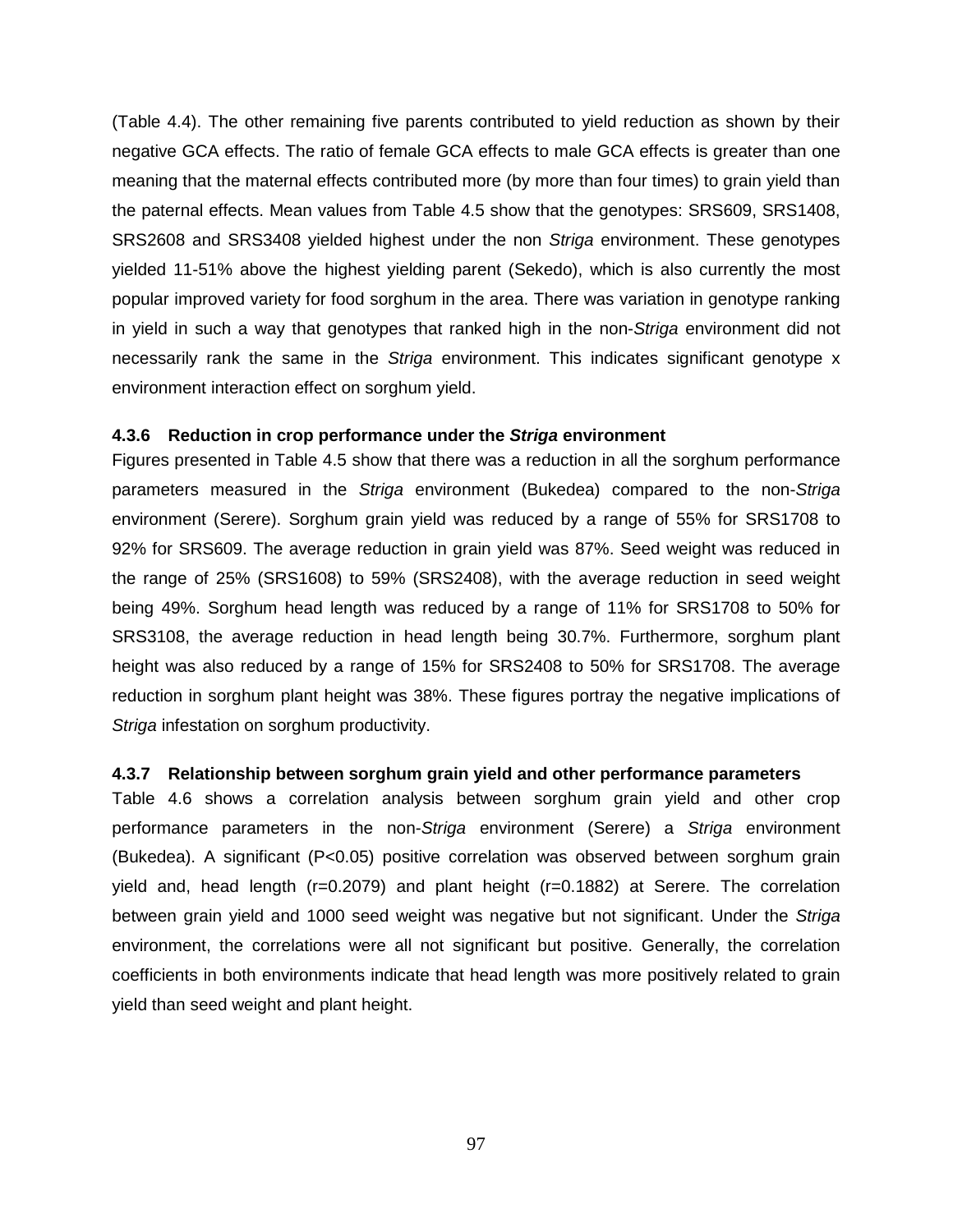(Table 4.4). The other remaining five parents contributed to yield reduction as shown by their negative GCA effects. The ratio of female GCA effects to male GCA effects is greater than one meaning that the maternal effects contributed more (by more than four times) to grain yield than the paternal effects. Mean values from Table 4.5 show that the genotypes: SRS609, SRS1408, SRS2608 and SRS3408 yielded highest under the non *Striga* environment. These genotypes yielded 11-51% above the highest yielding parent (Sekedo), which is also currently the most popular improved variety for food sorghum in the area. There was variation in genotype ranking in yield in such a way that genotypes that ranked high in the non-*Striga* environment did not necessarily rank the same in the *Striga* environment. This indicates significant genotype x environment interaction effect on sorghum yield.

#### 4.3.6 Reduction in crop performance under the *Striga* environment

Figures presented in Table 4.5 show that there was a reduction in all the sorghum performance parameters measured in the *Striga* environment (Bukedea) compared to the non-*Striga* environment (Serere). Sorghum grain yield was reduced by a range of 55% for SRS1708 to 92% for SRS609. The average reduction in grain yield was 87%. Seed weight was reduced in the range of 25% (SRS1608) to 59% (SRS2408), with the average reduction in seed weight being 49%. Sorghum head length was reduced by a range of 11% for SRS1708 to 50% for SRS3108, the average reduction in head length being 30.7%. Furthermore, sorghum plant height was also reduced by a range of 15% for SRS2408 to 50% for SRS1708. The average reduction in sorghum plant height was 38%. These figures portray the negative implications of *Striga* infestation on sorghum productivity.

#### 4.3.7 Relationship between sorghum grain yield and other performance parameters

Table 4.6 shows a correlation analysis between sorghum grain yield and other crop performance parameters in the non-*Striga* environment (Serere) a *Striga* environment (Bukedea). A significant ($P<0.05$) positive correlation was observed between sorghum grain yield and, head length ($r=0.2079$) and plant height ($r=0.1882$) at Serere. The correlation between grain yield and 1000 seed weight was negative but not significant. Under the *Striga* environment, the correlations were all not significant but positive. Generally, the correlation coefficients in both environments indicate that head length was more positively related to grain yield than seed weight and plant height.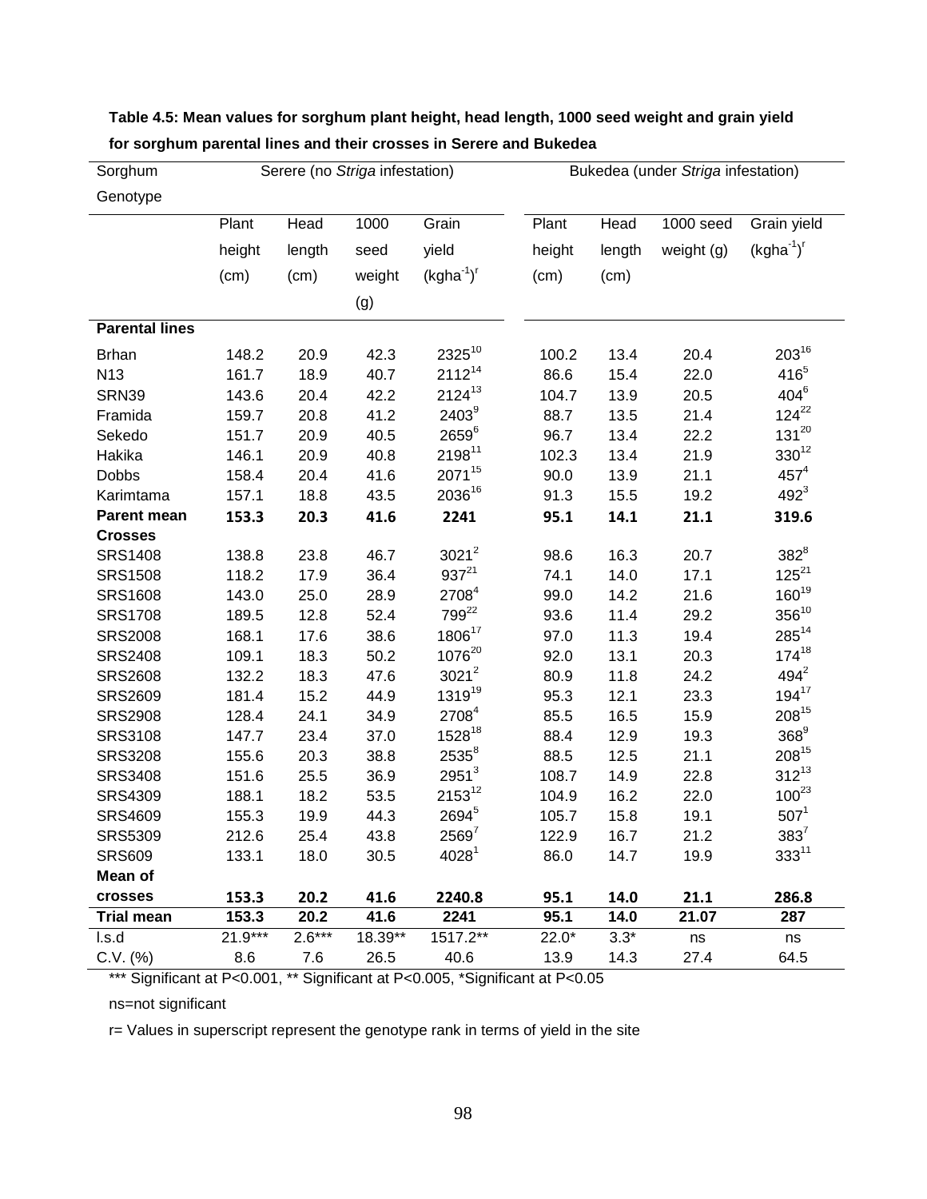**Table 4.5: Mean values for sorghum plant height, head length, 1000 seed weight and grain yield for sorghum parental lines and their crosses in Serere and Bukedea**

| Sorghum Genotype | Serere (no *Striga* infestation) | | | | Bukedea (under *Striga* infestation) | | | |
|---|---|---|---|---|---|---|---|---|
| | Plant height (cm) | Head length (cm) | 1000 seed weight (g) | Grain yield $(kgha^{-1})^{r}$ | Plant height (cm) | Head length (cm) | 1000 seed weight (g) | Grain yield $(kgha^{-1})^{r}$ |
| **Parental lines** | | | | | | | | |
| Brhan | 148.2 | 20.9 | 42.3 | $2325^{10}$ | 100.2 | 13.4 | 20.4 | $203^{16}$ |
| N13 | 161.7 | 18.9 | 40.7 | $2112^{14}$ | 86.6 | 15.4 | 22.0 | $416^{5}$ |
| SRN39 | 143.6 | 20.4 | 42.2 | $2124^{13}$ | 104.7 | 13.9 | 20.5 | $404^{6}$ |
| Framida | 159.7 | 20.8 | 41.2 | $2403^{9}$ | 88.7 | 13.5 | 21.4 | $124^{22}$ |
| Sekedo | 151.7 | 20.9 | 40.5 | $2659^{6}$ | 96.7 | 13.4 | 22.2 | $131^{20}$ |
| Hakika | 146.1 | 20.9 | 40.8 | $2198^{11}$ | 102.3 | 13.4 | 21.9 | $330^{12}$ |
| Dobbs | 158.4 | 20.4 | 41.6 | $2071^{15}$ | 90.0 | 13.9 | 21.1 | $457^{4}$ |
| Karimtama | 157.1 | 18.8 | 43.5 | $2036^{16}$ | 91.3 | 15.5 | 19.2 | $492^{3}$ |
| **Parent mean** | **153.3** | **20.3** | **41.6** | **2241** | **95.1** | **14.1** | **21.1** | **319.6** |
| **Crosses** | | | | | | | | |
| SRS1408 | 138.8 | 23.8 | 46.7 | $3021^{2}$ | 98.6 | 16.3 | 20.7 | $382^{8}$ |
| SRS1508 | 118.2 | 17.9 | 36.4 | $937^{21}$ | 74.1 | 14.0 | 17.1 | $125^{21}$ |
| SRS1608 | 143.0 | 25.0 | 28.9 | $2708^{4}$ | 99.0 | 14.2 | 21.6 | $160^{19}$ |
| SRS1708 | 189.5 | 12.8 | 52.4 | $799^{22}$ | 93.6 | 11.4 | 29.2 | $356^{10}$ |
| SRS2008 | 168.1 | 17.6 | 38.6 | $1806^{17}$ | 97.0 | 11.3 | 19.4 | $285^{14}$ |
| SRS2408 | 109.1 | 18.3 | 50.2 | $1076^{20}$ | 92.0 | 13.1 | 20.3 | $174^{18}$ |
| SRS2608 | 132.2 | 18.3 | 47.6 | $3021^{2}$ | 80.9 | 11.8 | 24.2 | $494^{2}$ |
| SRS2609 | 181.4 | 15.2 | 44.9 | $1319^{19}$ | 95.3 | 12.1 | 23.3 | $194^{17}$ |
| SRS2908 | 128.4 | 24.1 | 34.9 | $2708^{4}$ | 85.5 | 16.5 | 15.9 | $208^{15}$ |
| SRS3108 | 147.7 | 23.4 | 37.0 | $1528^{18}$ | 88.4 | 12.9 | 19.3 | $368^{9}$ |
| SRS3208 | 155.6 | 20.3 | 38.8 | $2535^{8}$ | 88.5 | 12.5 | 21.1 | $208^{15}$ |
| SRS3408 | 151.6 | 25.5 | 36.9 | $2951^{3}$ | 108.7 | 14.9 | 22.8 | $312^{13}$ |
| SRS4309 | 188.1 | 18.2 | 53.5 | $2153^{12}$ | 104.9 | 16.2 | 22.0 | $100^{23}$ |
| SRS4609 | 155.3 | 19.9 | 44.3 | $2694^{5}$ | 105.7 | 15.8 | 19.1 | $507^{1}$ |
| SRS5309 | 212.6 | 25.4 | 43.8 | $2569^{7}$ | 122.9 | 16.7 | 21.2 | $383^{7}$ |
| SRS609 | 133.1 | 18.0 | 30.5 | $4028^{1}$ | 86.0 | 14.7 | 19.9 | $333^{11}$ |
| **Mean of crosses** | **153.3** | **20.2** | **41.6** | **2240.8** | **95.1** | **14.0** | **21.1** | **286.8** |
| **Trial mean** | **153.3** | **20.2** | **41.6** | **2241** | **95.1** | **14.0** | **21.07** | **287** |
| l.s.d | 21.9*** | 2.6*** | 18.39** | 1517.2** | 22.0* | 3.3* | ns | ns |
| C.V. (%) | 8.6 | 7.6 | 26.5 | 40.6 | 13.9 | 14.3 | 27.4 | 64.5 |

*** Significant at P<0.001, ** Significant at P<0.005, *Significant at P<0.05

ns=not significant

r= Values in superscript represent the genotype rank in terms of yield in the site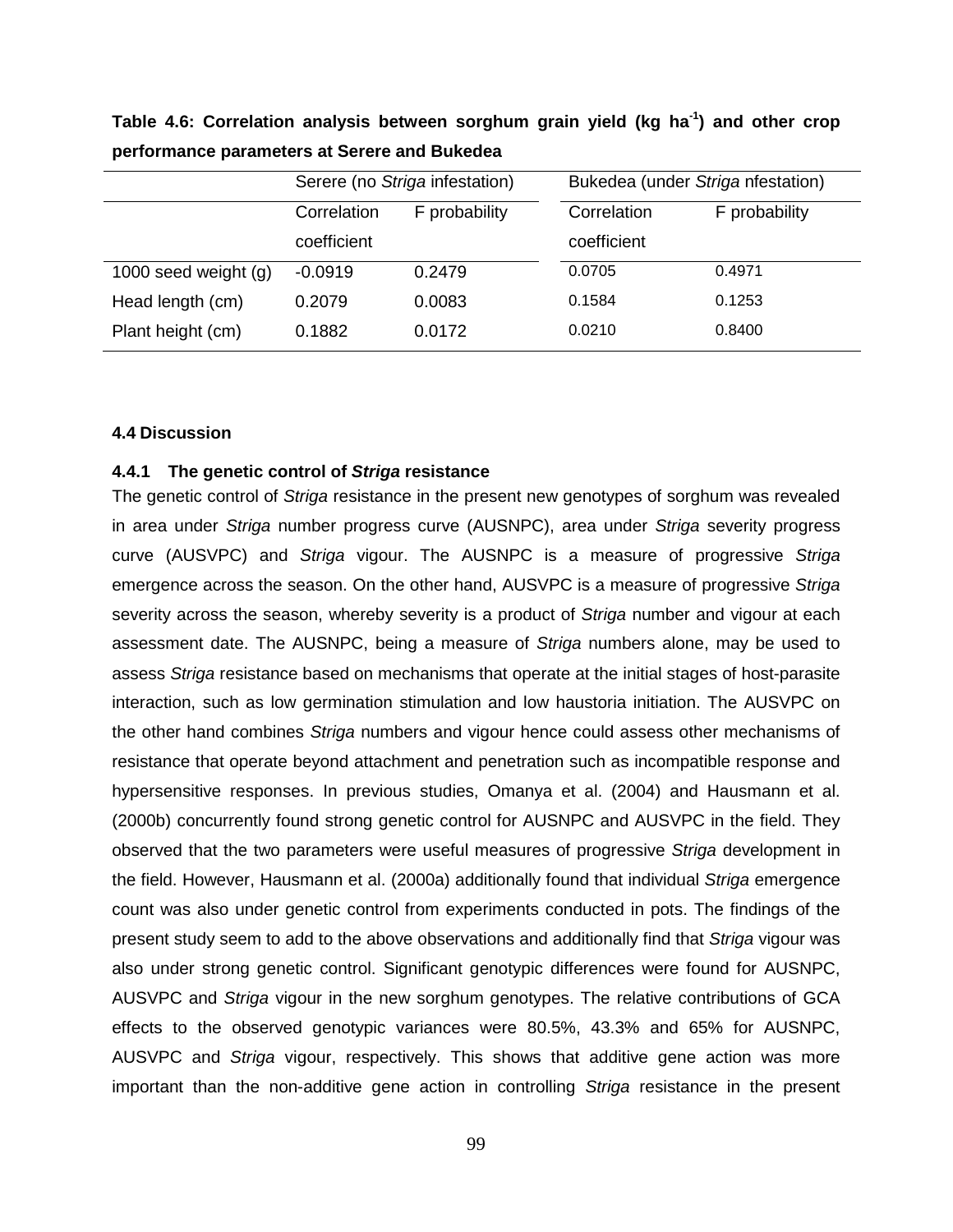**Table 4.6: Correlation analysis between sorghum grain yield (kg ha$^{-1}$) and other crop performance parameters at Serere and Bukedea**

| | Serere (no *Striga* infestation) | | Bukedea (under *Striga* nfestation) | |
|---|---|---|---|---|
| | Correlation coefficient | F probability | Correlation coefficient | F probability |
| 1000 seed weight (g) | -0.0919 | 0.2479 | 0.0705 | 0.4971 |
| Head length (cm) | 0.2079 | 0.0083 | 0.1584 | 0.1253 |
| Plant height (cm) | 0.1882 | 0.0172 | 0.0210 | 0.8400 |

### 4.4 Discussion

#### 4.4.1 The genetic control of *Striga* resistance

The genetic control of *Striga* resistance in the present new genotypes of sorghum was revealed in area under *Striga* number progress curve (AUSNPC), area under *Striga* severity progress curve (AUSVPC) and *Striga* vigour. The AUSNPC is a measure of progressive *Striga* emergence across the season. On the other hand, AUSVPC is a measure of progressive *Striga* severity across the season, whereby severity is a product of *Striga* number and vigour at each assessment date. The AUSNPC, being a measure of *Striga* numbers alone, may be used to assess *Striga* resistance based on mechanisms that operate at the initial stages of host-parasite interaction, such as low germination stimulation and low haustoria initiation. The AUSVPC on the other hand combines *Striga* numbers and vigour hence could assess other mechanisms of resistance that operate beyond attachment and penetration such as incompatible response and hypersensitive responses. In previous studies, Omanya et al. (2004) and Hausmann et al. (2000b) concurrently found strong genetic control for AUSNPC and AUSVPC in the field. They observed that the two parameters were useful measures of progressive *Striga* development in the field. However, Hausmann et al. (2000a) additionally found that individual *Striga* emergence count was also under genetic control from experiments conducted in pots. The findings of the present study seem to add to the above observations and additionally find that *Striga* vigour was also under strong genetic control. Significant genotypic differences were found for AUSNPC, AUSVPC and *Striga* vigour in the new sorghum genotypes. The relative contributions of GCA effects to the observed genotypic variances were 80.5%, 43.3% and 65% for AUSNPC, AUSVPC and *Striga* vigour, respectively. This shows that additive gene action was more important than the non-additive gene action in controlling *Striga* resistance in the present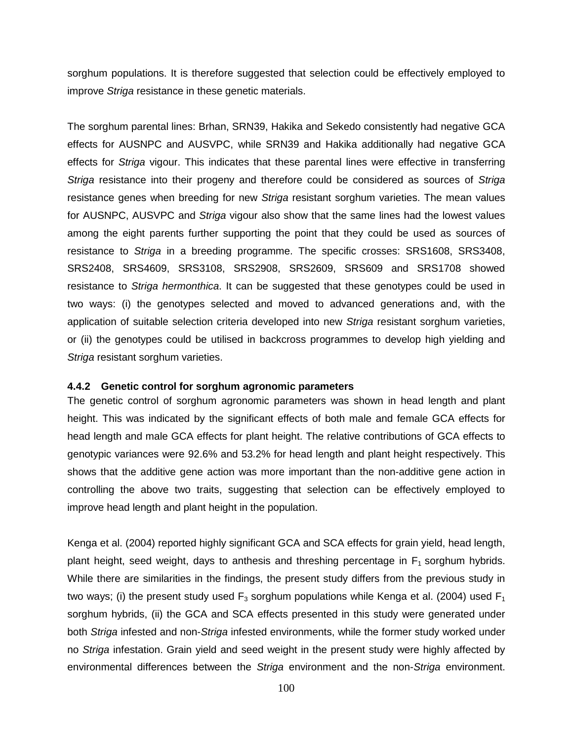sorghum populations. It is therefore suggested that selection could be effectively employed to improve *Striga* resistance in these genetic materials.

The sorghum parental lines: Brhan, SRN39, Hakika and Sekedo consistently had negative GCA effects for AUSNPC and AUSVPC, while SRN39 and Hakika additionally had negative GCA effects for *Striga* vigour. This indicates that these parental lines were effective in transferring *Striga* resistance into their progeny and therefore could be considered as sources of *Striga* resistance genes when breeding for new *Striga* resistant sorghum varieties. The mean values for AUSNPC, AUSVPC and *Striga* vigour also show that the same lines had the lowest values among the eight parents further supporting the point that they could be used as sources of resistance to *Striga* in a breeding programme. The specific crosses: SRS1608, SRS3408, SRS2408, SRS4609, SRS3108, SRS2908, SRS2609, SRS609 and SRS1708 showed resistance to *Striga hermonthica*. It can be suggested that these genotypes could be used in two ways: (i) the genotypes selected and moved to advanced generations and, with the application of suitable selection criteria developed into new *Striga* resistant sorghum varieties, or (ii) the genotypes could be utilised in backcross programmes to develop high yielding and *Striga* resistant sorghum varieties.

#### 4.4.2 Genetic control for sorghum agronomic parameters

The genetic control of sorghum agronomic parameters was shown in head length and plant height. This was indicated by the significant effects of both male and female GCA effects for head length and male GCA effects for plant height. The relative contributions of GCA effects to genotypic variances were 92.6% and 53.2% for head length and plant height respectively. This shows that the additive gene action was more important than the non-additive gene action in controlling the above two traits, suggesting that selection can be effectively employed to improve head length and plant height in the population.

Kenga et al. (2004) reported highly significant GCA and SCA effects for grain yield, head length, plant height, seed weight, days to anthesis and threshing percentage in $F_1$ sorghum hybrids. While there are similarities in the findings, the present study differs from the previous study in two ways; (i) the present study used $F_3$ sorghum populations while Kenga et al. (2004) used $F_1$ sorghum hybrids, (ii) the GCA and SCA effects presented in this study were generated under both *Striga* infested and non-*Striga* infested environments, while the former study worked under no *Striga* infestation. Grain yield and seed weight in the present study were highly affected by environmental differences between the *Striga* environment and the non-*Striga* environment.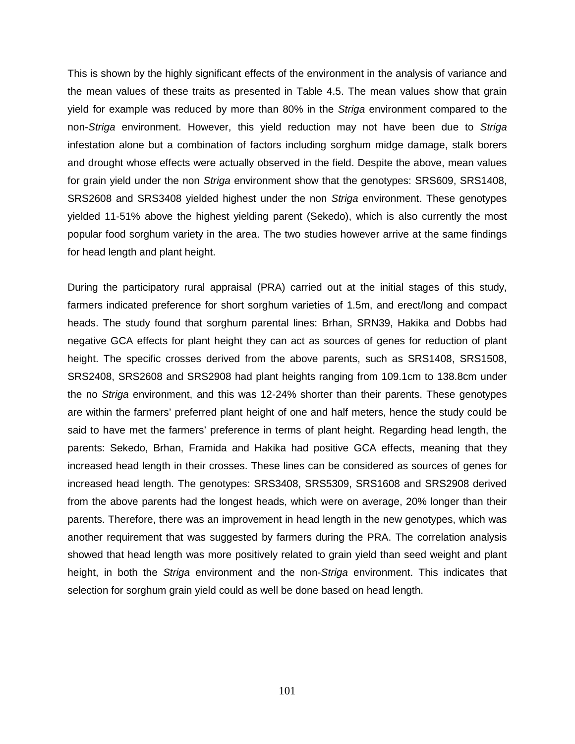This is shown by the highly significant effects of the environment in the analysis of variance and the mean values of these traits as presented in Table 4.5. The mean values show that grain yield for example was reduced by more than 80% in the *Striga* environment compared to the non-*Striga* environment. However, this yield reduction may not have been due to *Striga* infestation alone but a combination of factors including sorghum midge damage, stalk borers and drought whose effects were actually observed in the field. Despite the above, mean values for grain yield under the non *Striga* environment show that the genotypes: SRS609, SRS1408, SRS2608 and SRS3408 yielded highest under the non *Striga* environment. These genotypes yielded 11-51% above the highest yielding parent (Sekedo), which is also currently the most popular food sorghum variety in the area. The two studies however arrive at the same findings for head length and plant height.

During the participatory rural appraisal (PRA) carried out at the initial stages of this study, farmers indicated preference for short sorghum varieties of 1.5m, and erect/long and compact heads. The study found that sorghum parental lines: Brhan, SRN39, Hakika and Dobbs had negative GCA effects for plant height they can act as sources of genes for reduction of plant height. The specific crosses derived from the above parents, such as SRS1408, SRS1508, SRS2408, SRS2608 and SRS2908 had plant heights ranging from 109.1cm to 138.8cm under the no *Striga* environment, and this was 12-24% shorter than their parents. These genotypes are within the farmers' preferred plant height of one and half meters, hence the study could be said to have met the farmers' preference in terms of plant height. Regarding head length, the parents: Sekedo, Brhan, Framida and Hakika had positive GCA effects, meaning that they increased head length in their crosses. These lines can be considered as sources of genes for increased head length. The genotypes: SRS3408, SRS5309, SRS1608 and SRS2908 derived from the above parents had the longest heads, which were on average, 20% longer than their parents. Therefore, there was an improvement in head length in the new genotypes, which was another requirement that was suggested by farmers during the PRA. The correlation analysis showed that head length was more positively related to grain yield than seed weight and plant height, in both the *Striga* environment and the non-*Striga* environment. This indicates that selection for sorghum grain yield could as well be done based on head length.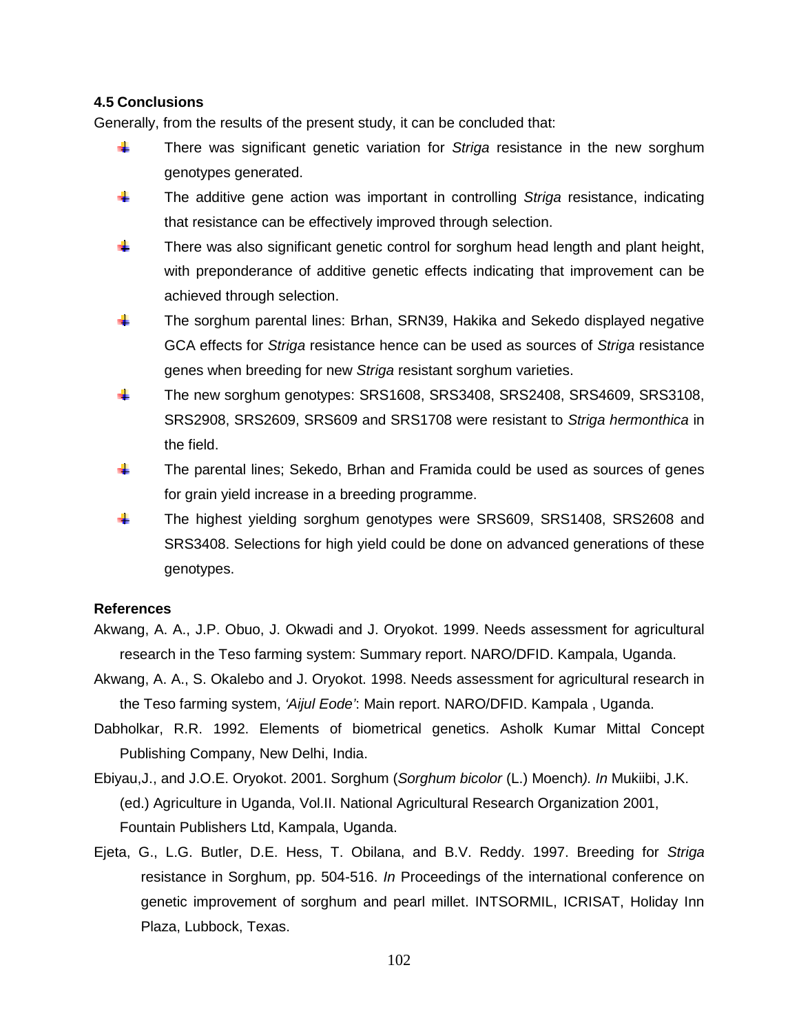### 4.5 Conclusions

Generally, from the results of the present study, it can be concluded that:

- There was significant genetic variation for *Striga* resistance in the new sorghum genotypes generated.
- The additive gene action was important in controlling *Striga* resistance, indicating that resistance can be effectively improved through selection.
- There was also significant genetic control for sorghum head length and plant height, with preponderance of additive genetic effects indicating that improvement can be achieved through selection.
- The sorghum parental lines: Brhan, SRN39, Hakika and Sekedo displayed negative GCA effects for *Striga* resistance hence can be used as sources of *Striga* resistance genes when breeding for new *Striga* resistant sorghum varieties.
- The new sorghum genotypes: SRS1608, SRS3408, SRS2408, SRS4609, SRS3108, SRS2908, SRS2609, SRS609 and SRS1708 were resistant to *Striga hermonthica* in the field.
- The parental lines; Sekedo, Brhan and Framida could be used as sources of genes for grain yield increase in a breeding programme.
- The highest yielding sorghum genotypes were SRS609, SRS1408, SRS2608 and SRS3408. Selections for high yield could be done on advanced generations of these genotypes.

### References

Akwang, A. A., J.P. Obuo, J. Okwadi and J. Oryokot. 1999. Needs assessment for agricultural research in the Teso farming system: Summary report. NARO/DFID. Kampala, Uganda.

Akwang, A. A., S. Okalebo and J. Oryokot. 1998. Needs assessment for agricultural research in the Teso farming system, *'Aijul Eode'*: Main report. NARO/DFID. Kampala , Uganda.

Dabholkar, R.R. 1992. Elements of biometrical genetics. Asholk Kumar Mittal Concept Publishing Company, New Delhi, India.

Ebiyau,J., and J.O.E. Oryokot. 2001. Sorghum (*Sorghum bicolor* (L.) Moench*). In* Mukiibi, J.K. (ed.) Agriculture in Uganda, Vol.II. National Agricultural Research Organization 2001, Fountain Publishers Ltd, Kampala, Uganda.

Ejeta, G., L.G. Butler, D.E. Hess, T. Obilana, and B.V. Reddy. 1997. Breeding for *Striga* resistance in Sorghum, pp. 504-516. *In* Proceedings of the international conference on genetic improvement of sorghum and pearl millet. INTSORMIL, ICRISAT, Holiday Inn Plaza, Lubbock, Texas.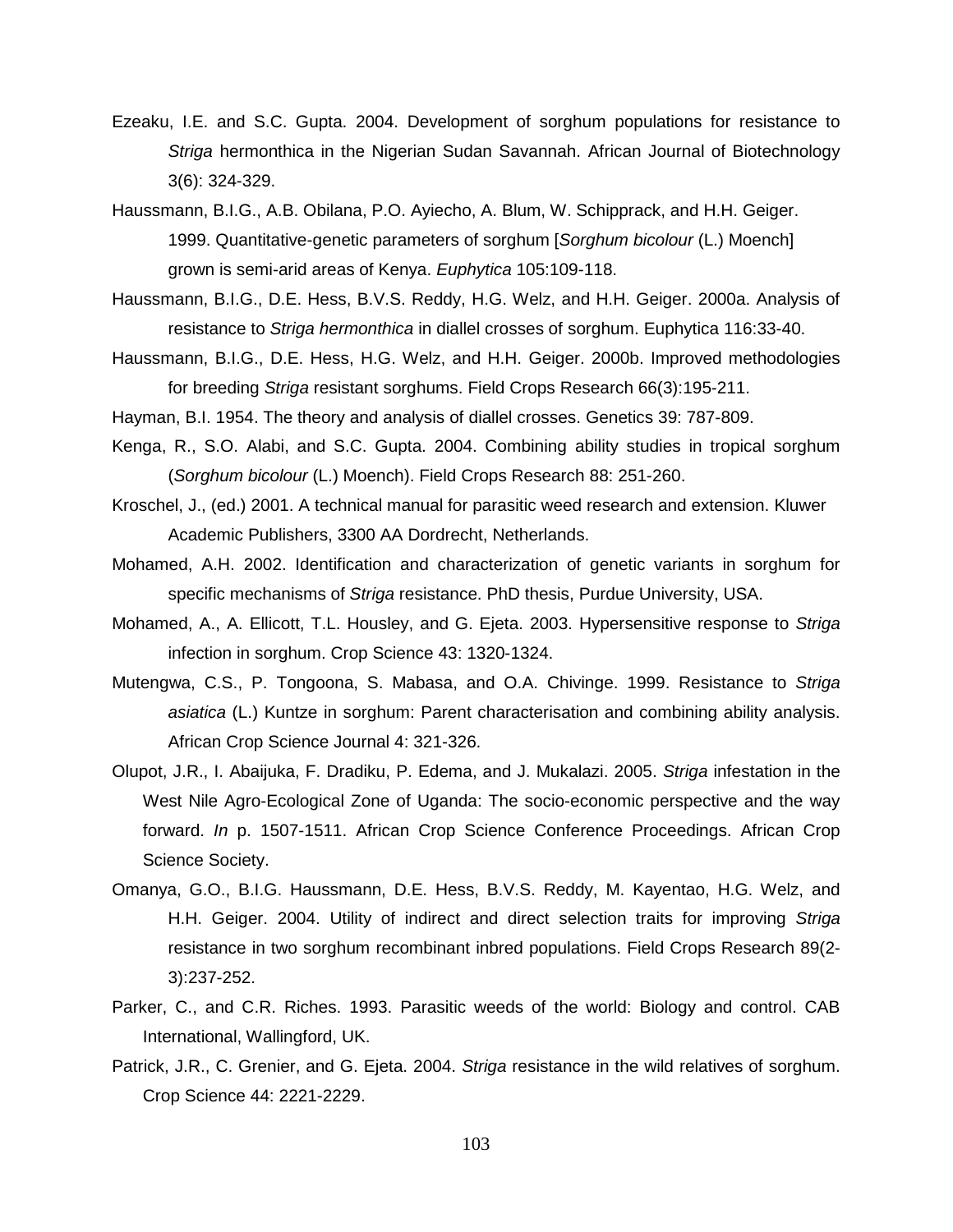Ezeaku, I.E. and S.C. Gupta. 2004. Development of sorghum populations for resistance to *Striga* hermonthica in the Nigerian Sudan Savannah. African Journal of Biotechnology 3(6): 324-329.

Haussmann, B.I.G., A.B. Obilana, P.O. Ayiecho, A. Blum, W. Schipprack, and H.H. Geiger. 1999. Quantitative-genetic parameters of sorghum [*Sorghum bicolour* (L.) Moench] grown is semi-arid areas of Kenya. *Euphytica* 105:109-118.

Haussmann, B.I.G., D.E. Hess, B.V.S. Reddy, H.G. Welz, and H.H. Geiger. 2000a. Analysis of resistance to *Striga hermonthica* in diallel crosses of sorghum. Euphytica 116:33-40.

Haussmann, B.I.G., D.E. Hess, H.G. Welz, and H.H. Geiger. 2000b. Improved methodologies for breeding *Striga* resistant sorghums. Field Crops Research 66(3):195-211.

Hayman, B.I. 1954. The theory and analysis of diallel crosses. Genetics 39: 787-809.

Kenga, R., S.O. Alabi, and S.C. Gupta. 2004. Combining ability studies in tropical sorghum (*Sorghum bicolour* (L.) Moench). Field Crops Research 88: 251-260.

Kroschel, J., (ed.) 2001. A technical manual for parasitic weed research and extension. Kluwer Academic Publishers, 3300 AA Dordrecht, Netherlands.

Mohamed, A.H. 2002. Identification and characterization of genetic variants in sorghum for specific mechanisms of *Striga* resistance. PhD thesis, Purdue University, USA.

Mohamed, A., A. Ellicott, T.L. Housley, and G. Ejeta. 2003. Hypersensitive response to *Striga* infection in sorghum. Crop Science 43: 1320-1324.

Mutengwa, C.S., P. Tongoona, S. Mabasa, and O.A. Chivinge. 1999. Resistance to *Striga asiatica* (L.) Kuntze in sorghum: Parent characterisation and combining ability analysis. African Crop Science Journal 4: 321-326.

Olupot, J.R., I. Abaijuka, F. Dradiku, P. Edema, and J. Mukalazi. 2005. *Striga* infestation in the West Nile Agro-Ecological Zone of Uganda: The socio-economic perspective and the way forward. *In* p. 1507-1511. African Crop Science Conference Proceedings. African Crop Science Society.

Omanya, G.O., B.I.G. Haussmann, D.E. Hess, B.V.S. Reddy, M. Kayentao, H.G. Welz, and H.H. Geiger. 2004. Utility of indirect and direct selection traits for improving *Striga* resistance in two sorghum recombinant inbred populations. Field Crops Research 89(2-3):237-252.

Parker, C., and C.R. Riches. 1993. Parasitic weeds of the world: Biology and control. CAB International, Wallingford, UK.

Patrick, J.R., C. Grenier, and G. Ejeta. 2004. *Striga* resistance in the wild relatives of sorghum. Crop Science 44: 2221-2229.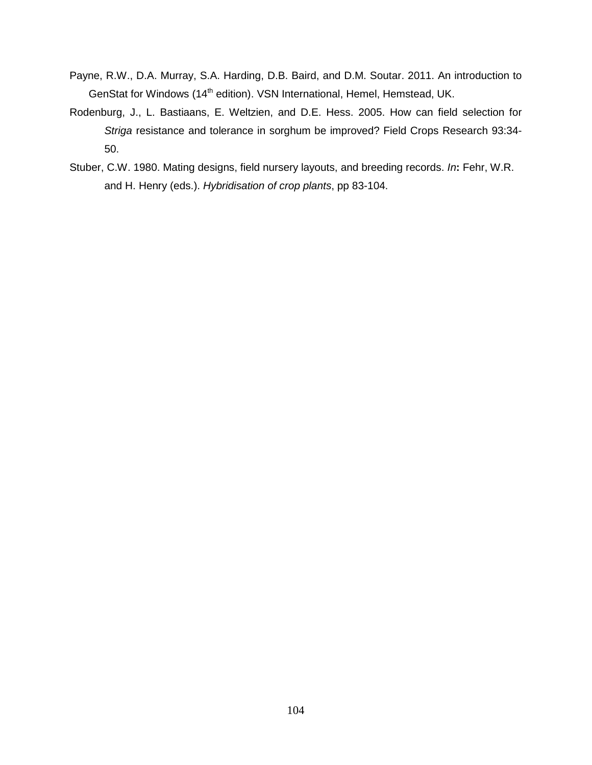Payne, R.W., D.A. Murray, S.A. Harding, D.B. Baird, and D.M. Soutar. 2011. An introduction to GenStat for Windows (14$^{th}$ edition). VSN International, Hemel, Hemstead, UK.

Rodenburg, J., L. Bastiaans, E. Weltzien, and D.E. Hess. 2005. How can field selection for *Striga* resistance and tolerance in sorghum be improved? Field Crops Research 93:34-50.

Stuber, C.W. 1980. Mating designs, field nursery layouts, and breeding records. *In***:** Fehr, W.R. and H. Henry (eds.). *Hybridisation of crop plants*, pp 83-104.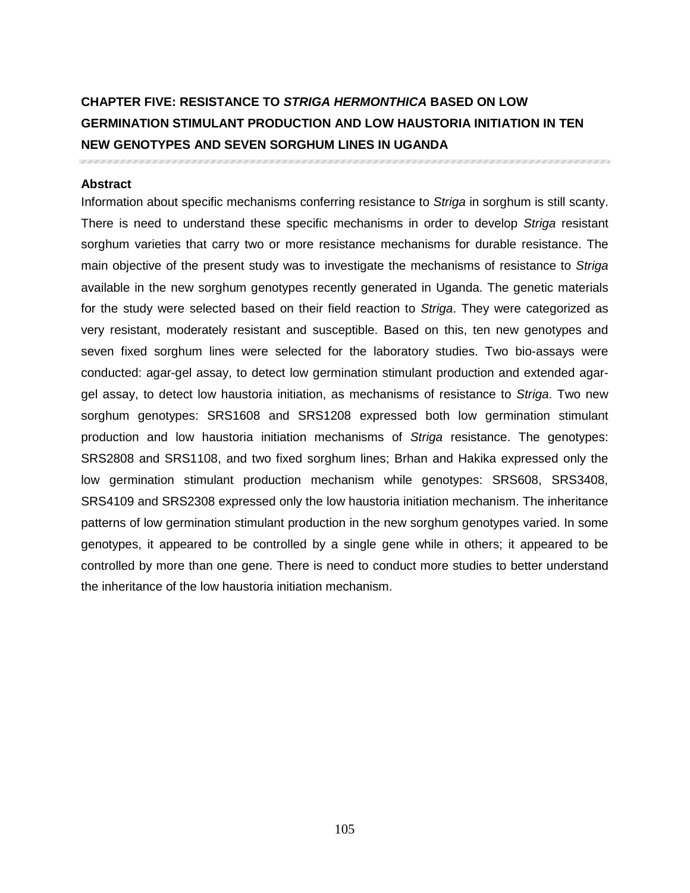# CHAPTER FIVE: RESISTANCE TO *STRIGA HERMONTHICA* BASED ON LOW GERMINATION STIMULANT PRODUCTION AND LOW HAUSTORIA INITIATION IN TEN NEW GENOTYPES AND SEVEN SORGHUM LINES IN UGANDA

### Abstract

Information about specific mechanisms conferring resistance to *Striga* in sorghum is still scanty. There is need to understand these specific mechanisms in order to develop *Striga* resistant sorghum varieties that carry two or more resistance mechanisms for durable resistance. The main objective of the present study was to investigate the mechanisms of resistance to *Striga* available in the new sorghum genotypes recently generated in Uganda. The genetic materials for the study were selected based on their field reaction to *Striga*. They were categorized as very resistant, moderately resistant and susceptible. Based on this, ten new genotypes and seven fixed sorghum lines were selected for the laboratory studies. Two bio-assays were conducted: agar-gel assay, to detect low germination stimulant production and extended agar-gel assay, to detect low haustoria initiation, as mechanisms of resistance to *Striga*. Two new sorghum genotypes: SRS1608 and SRS1208 expressed both low germination stimulant production and low haustoria initiation mechanisms of *Striga* resistance. The genotypes: SRS2808 and SRS1108, and two fixed sorghum lines; Brhan and Hakika expressed only the low germination stimulant production mechanism while genotypes: SRS608, SRS3408, SRS4109 and SRS2308 expressed only the low haustoria initiation mechanism. The inheritance patterns of low germination stimulant production in the new sorghum genotypes varied. In some genotypes, it appeared to be controlled by a single gene while in others; it appeared to be controlled by more than one gene. There is need to conduct more studies to better understand the inheritance of the low haustoria initiation mechanism.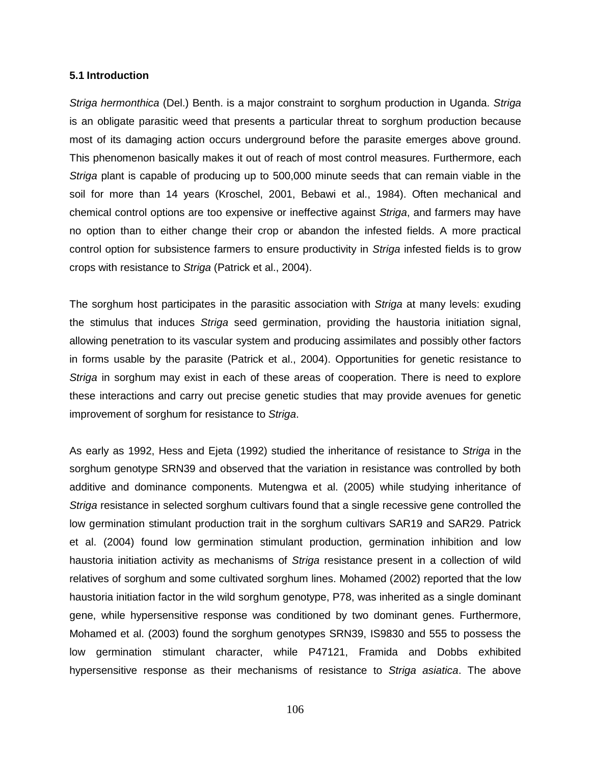**5.1 Introduction**

*Striga hermonthica* (Del.) Benth. is a major constraint to sorghum production in Uganda. *Striga* is an obligate parasitic weed that presents a particular threat to sorghum production because most of its damaging action occurs underground before the parasite emerges above ground. This phenomenon basically makes it out of reach of most control measures. Furthermore, each *Striga* plant is capable of producing up to 500,000 minute seeds that can remain viable in the soil for more than 14 years (Kroschel, 2001, Bebawi et al., 1984). Often mechanical and chemical control options are too expensive or ineffective against *Striga*, and farmers may have no option than to either change their crop or abandon the infested fields. A more practical control option for subsistence farmers to ensure productivity in *Striga* infested fields is to grow crops with resistance to *Striga* (Patrick et al., 2004).

The sorghum host participates in the parasitic association with *Striga* at many levels: exuding the stimulus that induces *Striga* seed germination, providing the haustoria initiation signal, allowing penetration to its vascular system and producing assimilates and possibly other factors in forms usable by the parasite (Patrick et al., 2004). Opportunities for genetic resistance to *Striga* in sorghum may exist in each of these areas of cooperation. There is need to explore these interactions and carry out precise genetic studies that may provide avenues for genetic improvement of sorghum for resistance to *Striga*.

As early as 1992, Hess and Ejeta (1992) studied the inheritance of resistance to *Striga* in the sorghum genotype SRN39 and observed that the variation in resistance was controlled by both additive and dominance components. Mutengwa et al. (2005) while studying inheritance of *Striga* resistance in selected sorghum cultivars found that a single recessive gene controlled the low germination stimulant production trait in the sorghum cultivars SAR19 and SAR29. Patrick et al. (2004) found low germination stimulant production, germination inhibition and low haustoria initiation activity as mechanisms of *Striga* resistance present in a collection of wild relatives of sorghum and some cultivated sorghum lines. Mohamed (2002) reported that the low haustoria initiation factor in the wild sorghum genotype, P78, was inherited as a single dominant gene, while hypersensitive response was conditioned by two dominant genes. Furthermore, Mohamed et al. (2003) found the sorghum genotypes SRN39, IS9830 and 555 to possess the low germination stimulant character, while P47121, Framida and Dobbs exhibited hypersensitive response as their mechanisms of resistance to *Striga asiatica*. The above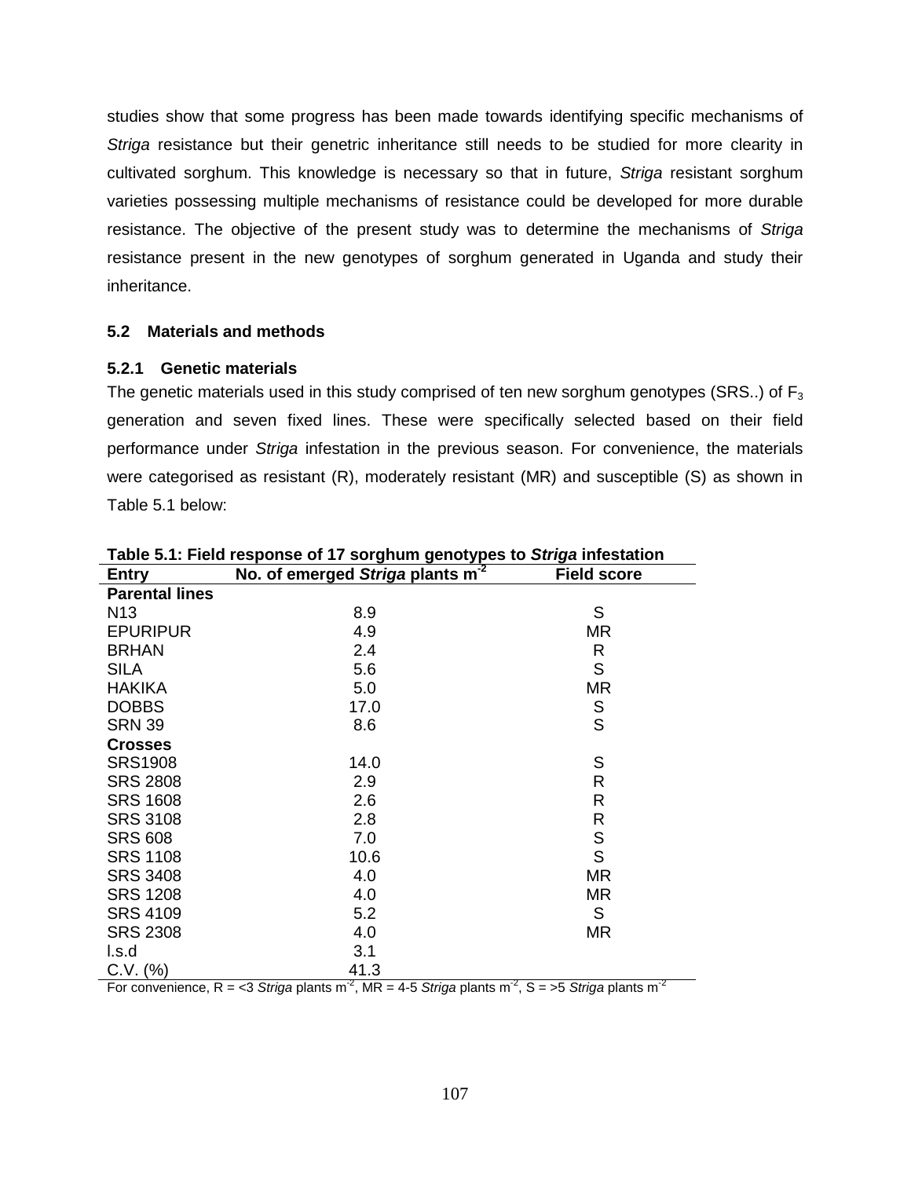studies show that some progress has been made towards identifying specific mechanisms of *Striga* resistance but their genetric inheritance still needs to be studied for more clearity in cultivated sorghum. This knowledge is necessary so that in future, *Striga* resistant sorghum varieties possessing multiple mechanisms of resistance could be developed for more durable resistance. The objective of the present study was to determine the mechanisms of *Striga* resistance present in the new genotypes of sorghum generated in Uganda and study their inheritance.

## 5.2 Materials and methods

### 5.2.1 Genetic materials

The genetic materials used in this study comprised of ten new sorghum genotypes (SRS..) of $F_3$ generation and seven fixed lines. These were specifically selected based on their field performance under *Striga* infestation in the previous season. For convenience, the materials were categorised as resistant (R), moderately resistant (MR) and susceptible (S) as shown in Table 5.1 below:

**Table 5.1: Field response of 17 sorghum genotypes to *Striga* infestation**

| Entry | No. of emerged *Striga* plants $m^{-2}$ | Field score |
|---|---|---|
| **Parental lines** | | |
| N13 | 8.9 | S |
| EPURIPUR | 4.9 | MR |
| BRHAN | 2.4 | R |
| SILA | 5.6 | S |
| HAKIKA | 5.0 | MR |
| DOBBS | 17.0 | S |
| SRN 39 | 8.6 | S |
| **Crosses** | | |
| SRS1908 | 14.0 | S |
| SRS 2808 | 2.9 | R |
| SRS 1608 | 2.6 | R |
| SRS 3108 | 2.8 | R |
| SRS 608 | 7.0 | S |
| SRS 1108 | 10.6 | S |
| SRS 3408 | 4.0 | MR |
| SRS 1208 | 4.0 | MR |
| SRS 4109 | 5.2 | S |
| SRS 2308 | 4.0 | MR |
| l.s.d | 3.1 | |
| C.V. (%) | 41.3 | |

For convenience, R = <3 *Striga* plants $m^{-2}$, MR = 4-5 *Striga* plants $m^{-2}$, S = >5 *Striga* plants $m^{-2}$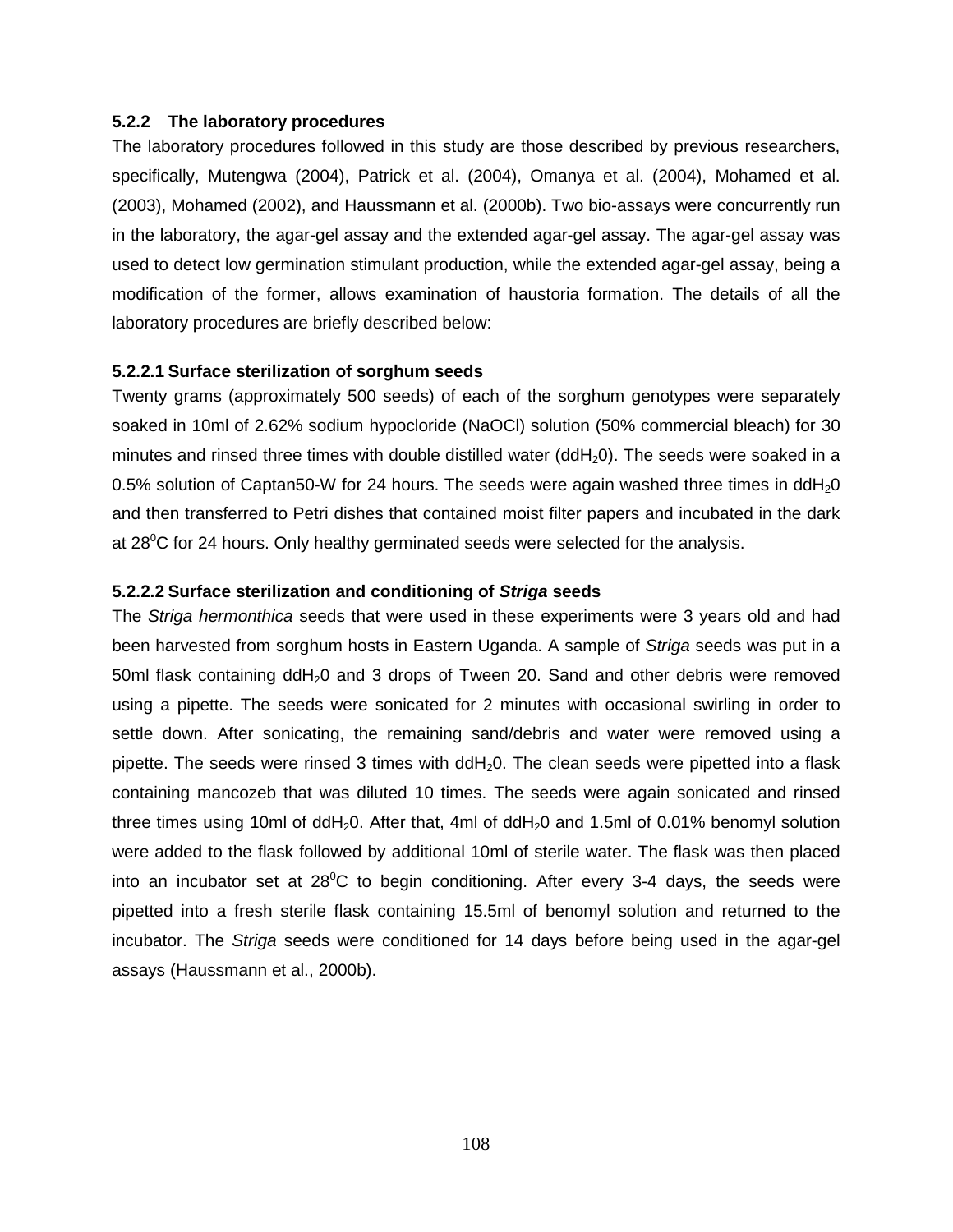### 5.2.2 The laboratory procedures

The laboratory procedures followed in this study are those described by previous researchers, specifically, Mutengwa (2004), Patrick et al. (2004), Omanya et al. (2004), Mohamed et al. (2003), Mohamed (2002), and Haussmann et al. (2000b). Two bio-assays were concurrently run in the laboratory, the agar-gel assay and the extended agar-gel assay. The agar-gel assay was used to detect low germination stimulant production, while the extended agar-gel assay, being a modification of the former, allows examination of haustoria formation. The details of all the laboratory procedures are briefly described below:

#### 5.2.2.1 Surface sterilization of sorghum seeds

Twenty grams (approximately 500 seeds) of each of the sorghum genotypes were separately soaked in 10ml of 2.62% sodium hypocloride (NaOCl) solution (50% commercial bleach) for 30 minutes and rinsed three times with double distilled water ($ddH_20$). The seeds were soaked in a 0.5% solution of Captan50-W for 24 hours. The seeds were again washed three times in $ddH_20$ and then transferred to Petri dishes that contained moist filter papers and incubated in the dark at $28^0$C for 24 hours. Only healthy germinated seeds were selected for the analysis.

#### 5.2.2.2 Surface sterilization and conditioning of *Striga* seeds

The *Striga hermonthica* seeds that were used in these experiments were 3 years old and had been harvested from sorghum hosts in Eastern Uganda. A sample of *Striga* seeds was put in a 50ml flask containing $ddH_20$ and 3 drops of Tween 20. Sand and other debris were removed using a pipette. The seeds were sonicated for 2 minutes with occasional swirling in order to settle down. After sonicating, the remaining sand/debris and water were removed using a pipette. The seeds were rinsed 3 times with $ddH_20$. The clean seeds were pipetted into a flask containing mancozeb that was diluted 10 times. The seeds were again sonicated and rinsed three times using 10ml of $ddH_20$. After that, 4ml of $ddH_20$ and 1.5ml of 0.01% benomyl solution were added to the flask followed by additional 10ml of sterile water. The flask was then placed into an incubator set at $28^0$C to begin conditioning. After every 3-4 days, the seeds were pipetted into a fresh sterile flask containing 15.5ml of benomyl solution and returned to the incubator. The *Striga* seeds were conditioned for 14 days before being used in the agar-gel assays (Haussmann et al., 2000b).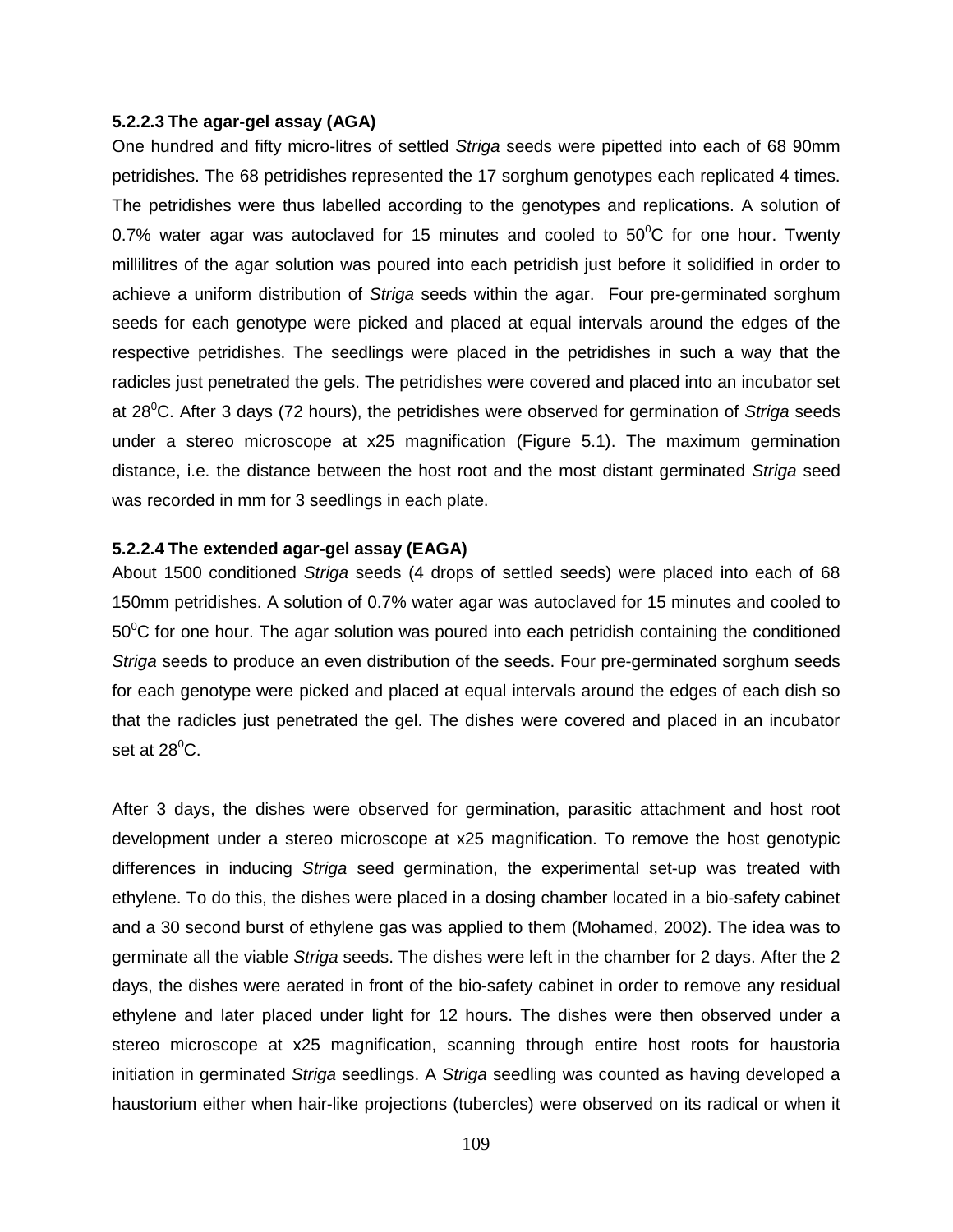#### 5.2.2.3 The agar-gel assay (AGA)

One hundred and fifty micro-litres of settled *Striga* seeds were pipetted into each of 68 90mm petridishes. The 68 petridishes represented the 17 sorghum genotypes each replicated 4 times. The petridishes were thus labelled according to the genotypes and replications. A solution of 0.7% water agar was autoclaved for 15 minutes and cooled to $50^{0}$C for one hour. Twenty millilitres of the agar solution was poured into each petridish just before it solidified in order to achieve a uniform distribution of *Striga* seeds within the agar. Four pre-germinated sorghum seeds for each genotype were picked and placed at equal intervals around the edges of the respective petridishes. The seedlings were placed in the petridishes in such a way that the radicles just penetrated the gels. The petridishes were covered and placed into an incubator set at $28^{0}$C. After 3 days (72 hours), the petridishes were observed for germination of *Striga* seeds under a stereo microscope at x25 magnification (Figure 5.1). The maximum germination distance, i.e. the distance between the host root and the most distant germinated *Striga* seed was recorded in mm for 3 seedlings in each plate.

#### 5.2.2.4 The extended agar-gel assay (EAGA)

About 1500 conditioned *Striga* seeds (4 drops of settled seeds) were placed into each of 68 150mm petridishes. A solution of 0.7% water agar was autoclaved for 15 minutes and cooled to $50^{0}$C for one hour. The agar solution was poured into each petridish containing the conditioned *Striga* seeds to produce an even distribution of the seeds. Four pre-germinated sorghum seeds for each genotype were picked and placed at equal intervals around the edges of each dish so that the radicles just penetrated the gel. The dishes were covered and placed in an incubator set at $28^{0}$C.

After 3 days, the dishes were observed for germination, parasitic attachment and host root development under a stereo microscope at x25 magnification. To remove the host genotypic differences in inducing *Striga* seed germination, the experimental set-up was treated with ethylene. To do this, the dishes were placed in a dosing chamber located in a bio-safety cabinet and a 30 second burst of ethylene gas was applied to them (Mohamed, 2002). The idea was to germinate all the viable *Striga* seeds. The dishes were left in the chamber for 2 days. After the 2 days, the dishes were aerated in front of the bio-safety cabinet in order to remove any residual ethylene and later placed under light for 12 hours. The dishes were then observed under a stereo microscope at x25 magnification, scanning through entire host roots for haustoria initiation in germinated *Striga* seedlings. A *Striga* seedling was counted as having developed a haustorium either when hair-like projections (tubercles) were observed on its radical or when it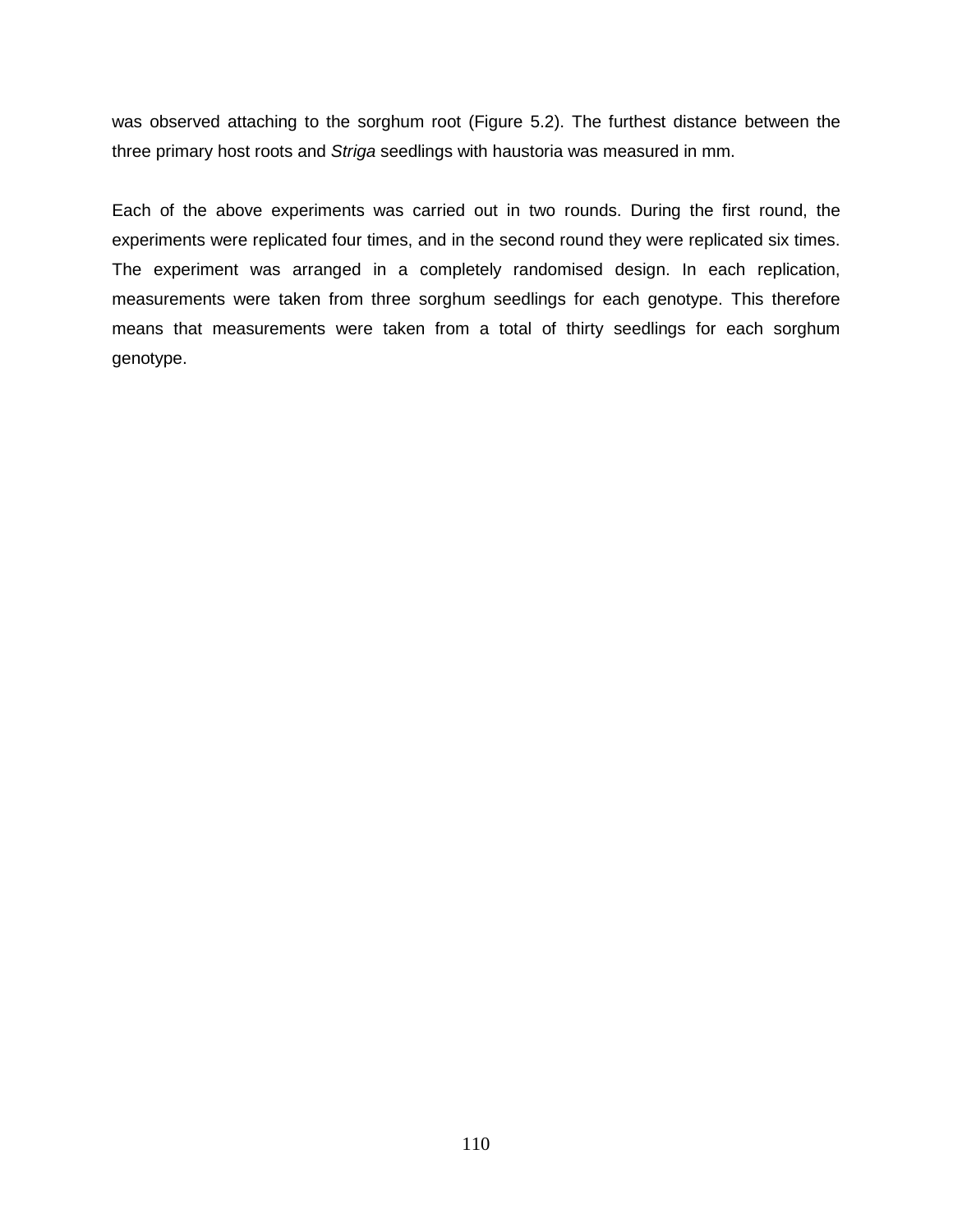was observed attaching to the sorghum root (Figure 5.2). The furthest distance between the three primary host roots and *Striga* seedlings with haustoria was measured in mm.

Each of the above experiments was carried out in two rounds. During the first round, the experiments were replicated four times, and in the second round they were replicated six times. The experiment was arranged in a completely randomised design. In each replication, measurements were taken from three sorghum seedlings for each genotype. This therefore means that measurements were taken from a total of thirty seedlings for each sorghum genotype.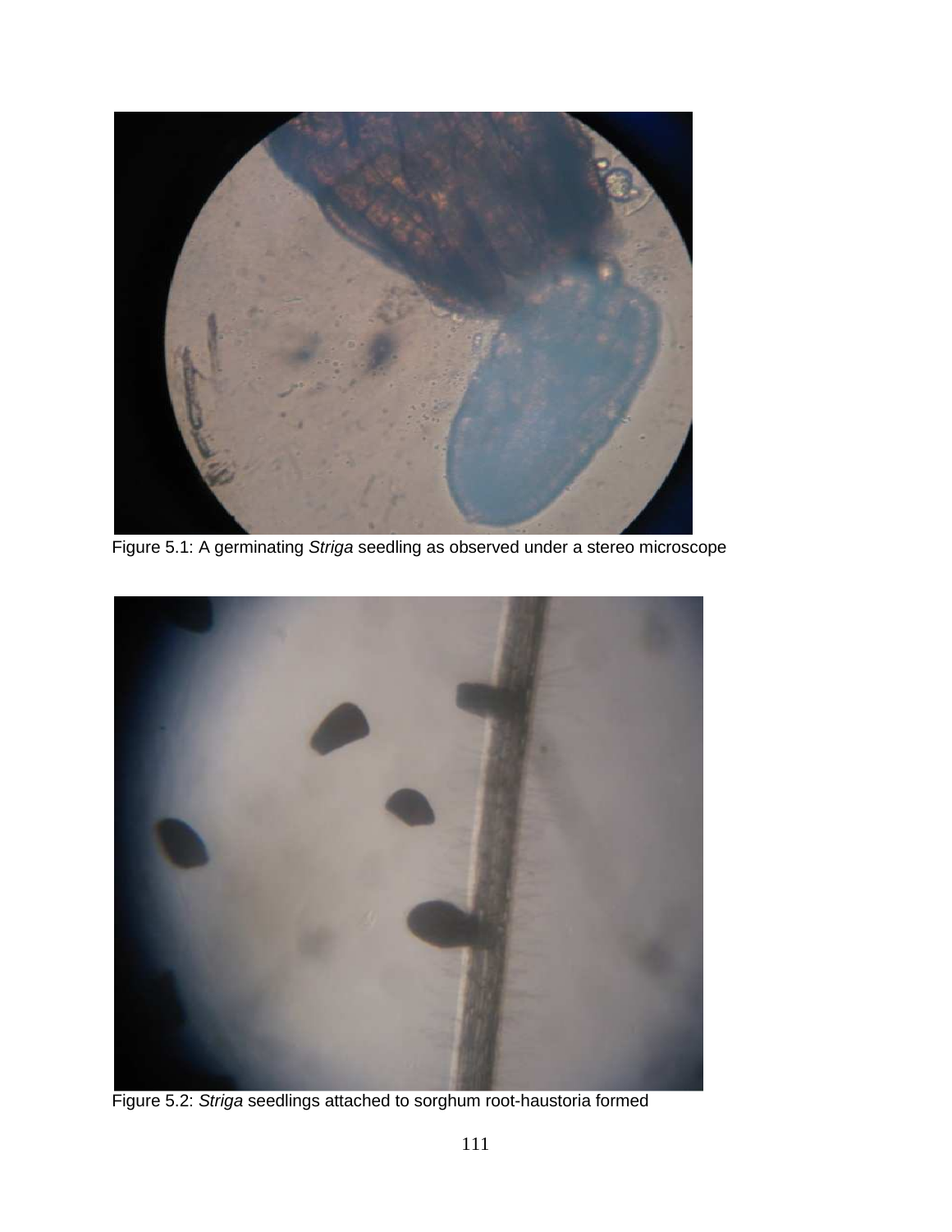Figure 5.1: A germinating *Striga* seedling as observed under a stereo microscope

Figure 5.2: *Striga* seedlings attached to sorghum root-haustoria formed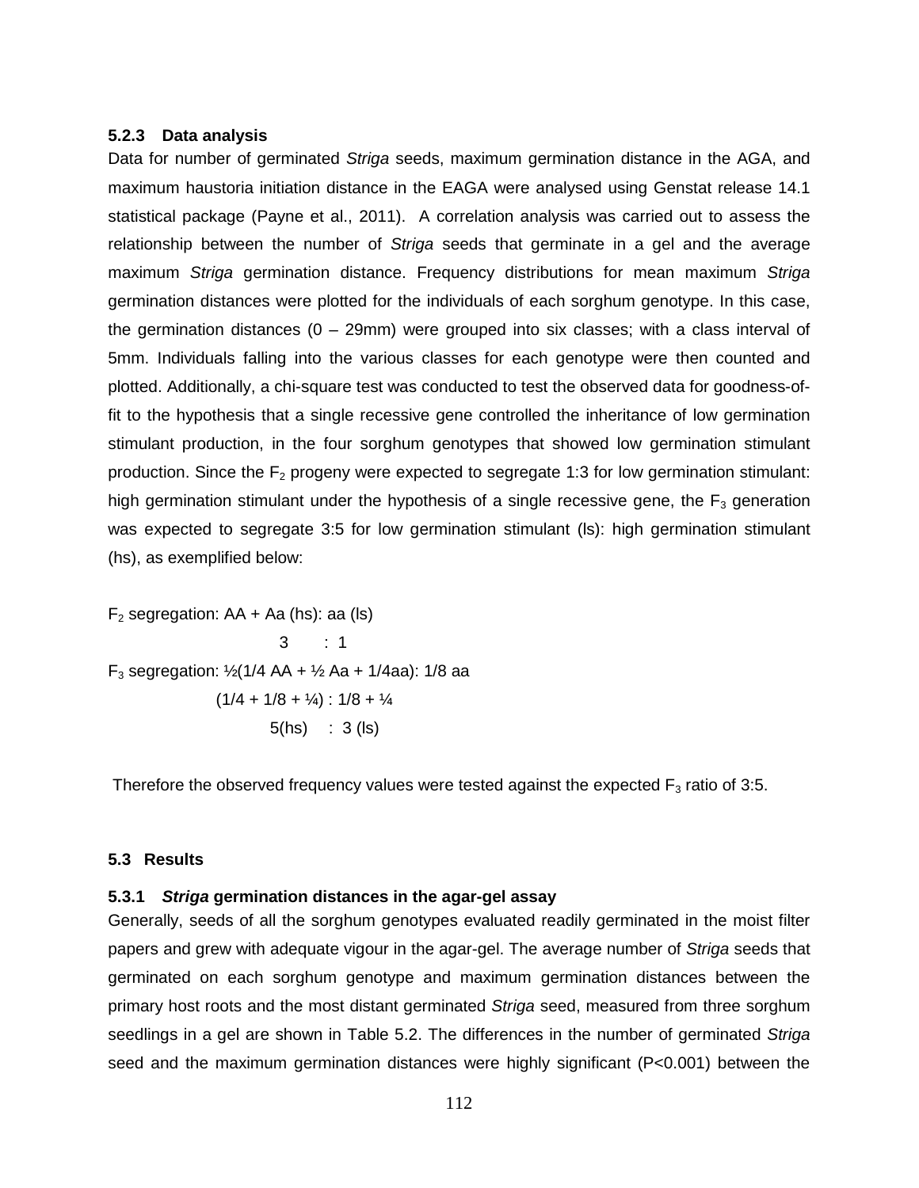### 5.2.3 Data analysis

Data for number of germinated *Striga* seeds, maximum germination distance in the AGA, and maximum haustoria initiation distance in the EAGA were analysed using Genstat release 14.1 statistical package (Payne et al., 2011). A correlation analysis was carried out to assess the relationship between the number of *Striga* seeds that germinate in a gel and the average maximum *Striga* germination distance. Frequency distributions for mean maximum *Striga* germination distances were plotted for the individuals of each sorghum genotype. In this case, the germination distances (0 – 29mm) were grouped into six classes; with a class interval of 5mm. Individuals falling into the various classes for each genotype were then counted and plotted. Additionally, a chi-square test was conducted to test the observed data for goodness-of-fit to the hypothesis that a single recessive gene controlled the inheritance of low germination stimulant production, in the four sorghum genotypes that showed low germination stimulant production. Since the $F_2$ progeny were expected to segregate 1:3 for low germination stimulant: high germination stimulant under the hypothesis of a single recessive gene, the $F_3$ generation was expected to segregate 3:5 for low germination stimulant (ls): high germination stimulant (hs), as exemplified below:

$F_2$ segregation: AA + Aa (hs): aa (ls)

3 : 1

$F_3$ segregation: ½(1/4 AA + ½ Aa + 1/4aa): 1/8 aa

(1/4 + 1/8 + ¼) : 1/8 + ¼

5(hs) : 3 (ls)

Therefore the observed frequency values were tested against the expected $F_3$ ratio of 3:5.

## 5.3 Results

### 5.3.1 *Striga* germination distances in the agar-gel assay

Generally, seeds of all the sorghum genotypes evaluated readily germinated in the moist filter papers and grew with adequate vigour in the agar-gel. The average number of *Striga* seeds that germinated on each sorghum genotype and maximum germination distances between the primary host roots and the most distant germinated *Striga* seed, measured from three sorghum seedlings in a gel are shown in Table 5.2. The differences in the number of germinated *Striga* seed and the maximum germination distances were highly significant ($P<0.001$) between the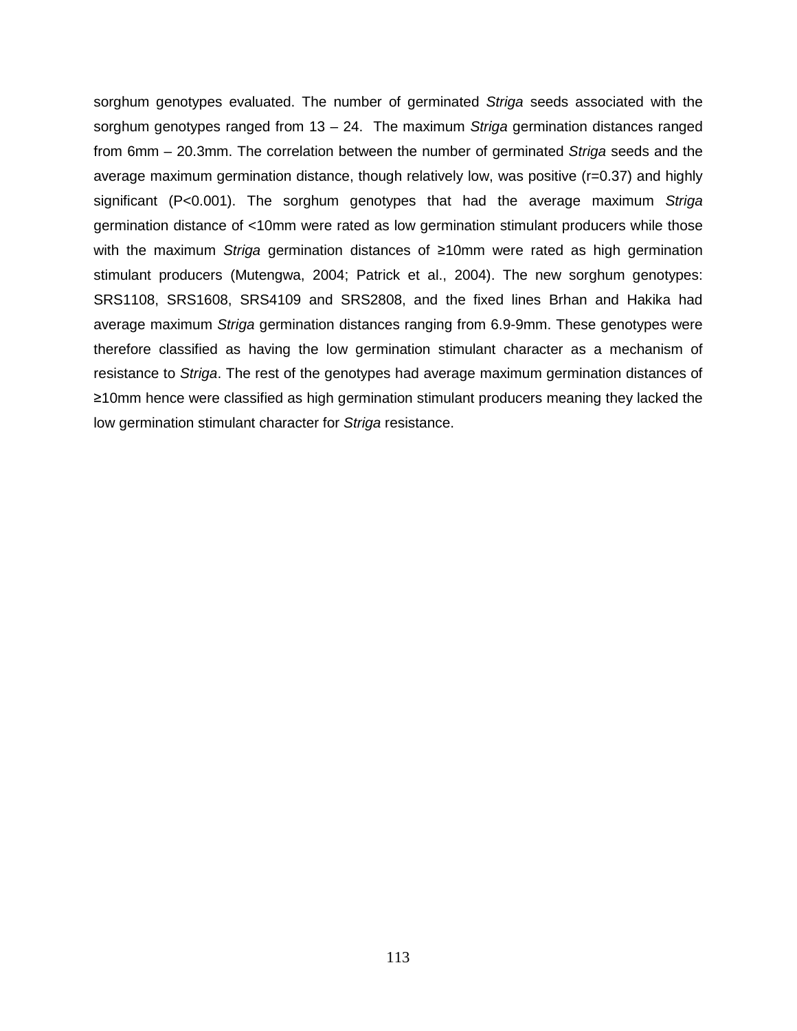sorghum genotypes evaluated. The number of germinated *Striga* seeds associated with the sorghum genotypes ranged from 13 – 24. The maximum *Striga* germination distances ranged from 6mm – 20.3mm. The correlation between the number of germinated *Striga* seeds and the average maximum germination distance, though relatively low, was positive ($r=0.37$) and highly significant ($P<0.001$). The sorghum genotypes that had the average maximum *Striga* germination distance of <10mm were rated as low germination stimulant producers while those with the maximum *Striga* germination distances of ≥10mm were rated as high germination stimulant producers (Mutengwa, 2004; Patrick et al., 2004). The new sorghum genotypes: SRS1108, SRS1608, SRS4109 and SRS2808, and the fixed lines Brhan and Hakika had average maximum *Striga* germination distances ranging from 6.9-9mm. These genotypes were therefore classified as having the low germination stimulant character as a mechanism of resistance to *Striga*. The rest of the genotypes had average maximum germination distances of ≥10mm hence were classified as high germination stimulant producers meaning they lacked the low germination stimulant character for *Striga* resistance.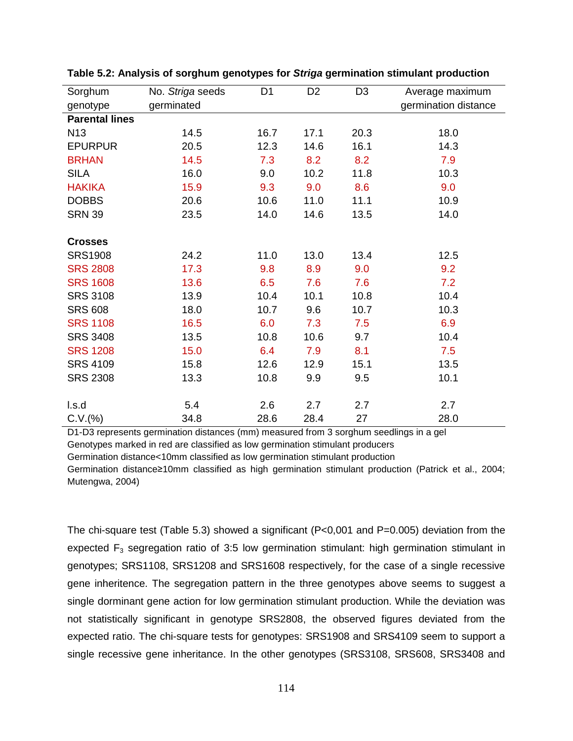**Table 5.2: Analysis of sorghum genotypes for *Striga* germination stimulant production**

| Sorghum genotype | No. *Striga* seeds germinated | D1 | D2 | D3 | Average maximum germination distance |
|---|---|---|---|---|---|
| **Parental lines** | | | | | |
| N13 | 14.5 | 16.7 | 17.1 | 20.3 | 18.0 |
| EPURPUR | 20.5 | 12.3 | 14.6 | 16.1 | 14.3 |
| BRHAN | 14.5 | 7.3 | 8.2 | 8.2 | 7.9 |
| SILA | 16.0 | 9.0 | 10.2 | 11.8 | 10.3 |
| HAKIKA | 15.9 | 9.3 | 9.0 | 8.6 | 9.0 |
| DOBBS | 20.6 | 10.6 | 11.0 | 11.1 | 10.9 |
| SRN 39 | 23.5 | 14.0 | 14.6 | 13.5 | 14.0 |
| **Crosses** | | | | | |
| SRS1908 | 24.2 | 11.0 | 13.0 | 13.4 | 12.5 |
| SRS 2808 | 17.3 | 9.8 | 8.9 | 9.0 | 9.2 |
| SRS 1608 | 13.6 | 6.5 | 7.6 | 7.6 | 7.2 |
| SRS 3108 | 13.9 | 10.4 | 10.1 | 10.8 | 10.4 |
| SRS 608 | 18.0 | 10.7 | 9.6 | 10.7 | 10.3 |
| SRS 1108 | 16.5 | 6.0 | 7.3 | 7.5 | 6.9 |
| SRS 3408 | 13.5 | 10.8 | 10.6 | 9.7 | 10.4 |
| SRS 1208 | 15.0 | 6.4 | 7.9 | 8.1 | 7.5 |
| SRS 4109 | 15.8 | 12.6 | 12.9 | 15.1 | 13.5 |
| SRS 2308 | 13.3 | 10.8 | 9.9 | 9.5 | 10.1 |
| l.s.d | 5.4 | 2.6 | 2.7 | 2.7 | 2.7 |
| C.V.(%) | 34.8 | 28.6 | 28.4 | 27 | 28.0 |

D1-D3 represents germination distances (mm) measured from 3 sorghum seedlings in a gel
Genotypes marked in red are classified as low germination stimulant producers
Germination distance<10mm classified as low germination stimulant production
Germination distance≥10mm classified as high germination stimulant production (Patrick et al., 2004; Mutengwa, 2004)

The chi-square test (Table 5.3) showed a significant (P<0,001 and P=0.005) deviation from the expected $F_3$ segregation ratio of 3:5 low germination stimulant: high germination stimulant in genotypes; SRS1108, SRS1208 and SRS1608 respectively, for the case of a single recessive gene inheritence. The segregation pattern in the three genotypes above seems to suggest a single dorminant gene action for low germination stimulant production. While the deviation was not statistically significant in genotype SRS2808, the observed figures deviated from the expected ratio. The chi-square tests for genotypes: SRS1908 and SRS4109 seem to support a single recessive gene inheritance. In the other genotypes (SRS3108, SRS608, SRS3408 and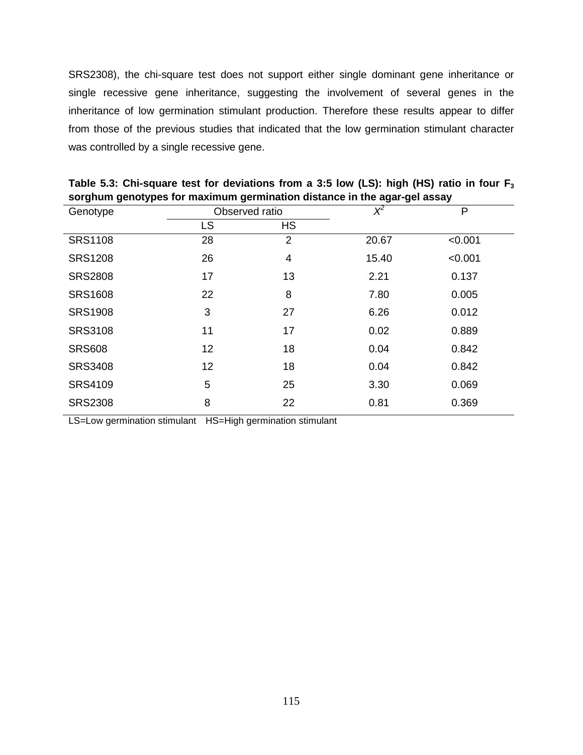SRS2308), the chi-square test does not support either single dominant gene inheritance or single recessive gene inheritance, suggesting the involvement of several genes in the inheritance of low germination stimulant production. Therefore these results appear to differ from those of the previous studies that indicated that the low germination stimulant character was controlled by a single recessive gene.

**Table 5.3: Chi-square test for deviations from a 3:5 low (LS): high (HS) ratio in four $F_3$ sorghum genotypes for maximum germination distance in the agar-gel assay**

| Genotype | Observed ratio | | $X^2$ | P |
|---|---|---|---|---|
| | LS | HS | | |
| SRS1108 | 28 | 2 | 20.67 | <0.001 |
| SRS1208 | 26 | 4 | 15.40 | <0.001 |
| SRS2808 | 17 | 13 | 2.21 | 0.137 |
| SRS1608 | 22 | 8 | 7.80 | 0.005 |
| SRS1908 | 3 | 27 | 6.26 | 0.012 |
| SRS3108 | 11 | 17 | 0.02 | 0.889 |
| SRS608 | 12 | 18 | 0.04 | 0.842 |
| SRS3408 | 12 | 18 | 0.04 | 0.842 |
| SRS4109 | 5 | 25 | 3.30 | 0.069 |
| SRS2308 | 8 | 22 | 0.81 | 0.369 |

LS=Low germination stimulant HS=High germination stimulant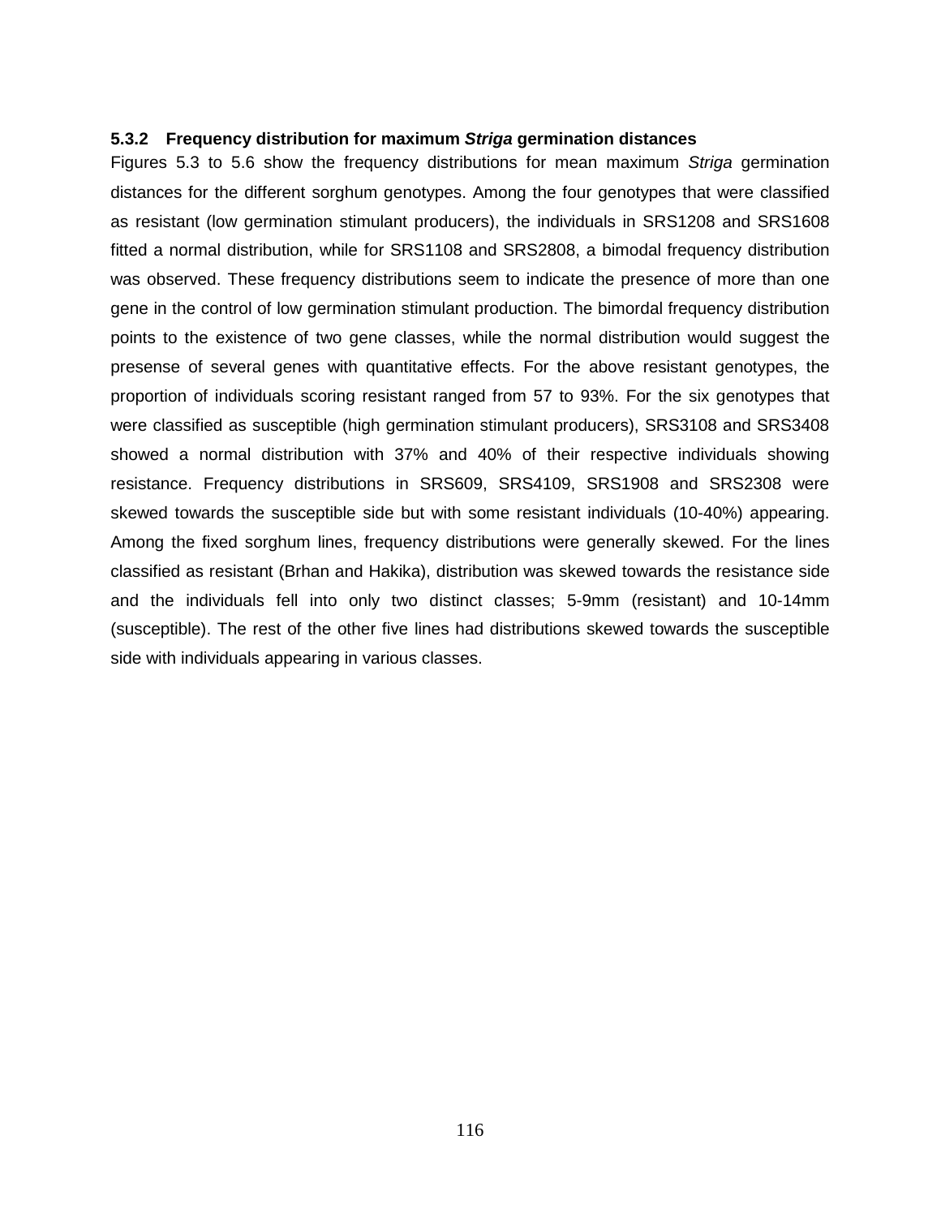### 5.3.2 Frequency distribution for maximum *Striga* germination distances

Figures 5.3 to 5.6 show the frequency distributions for mean maximum *Striga* germination distances for the different sorghum genotypes. Among the four genotypes that were classified as resistant (low germination stimulant producers), the individuals in SRS1208 and SRS1608 fitted a normal distribution, while for SRS1108 and SRS2808, a bimodal frequency distribution was observed. These frequency distributions seem to indicate the presence of more than one gene in the control of low germination stimulant production. The bimordal frequency distribution points to the existence of two gene classes, while the normal distribution would suggest the presense of several genes with quantitative effects. For the above resistant genotypes, the proportion of individuals scoring resistant ranged from 57 to 93%. For the six genotypes that were classified as susceptible (high germination stimulant producers), SRS3108 and SRS3408 showed a normal distribution with 37% and 40% of their respective individuals showing resistance. Frequency distributions in SRS609, SRS4109, SRS1908 and SRS2308 were skewed towards the susceptible side but with some resistant individuals (10-40%) appearing. Among the fixed sorghum lines, frequency distributions were generally skewed. For the lines classified as resistant (Brhan and Hakika), distribution was skewed towards the resistance side and the individuals fell into only two distinct classes; 5-9mm (resistant) and 10-14mm (susceptible). The rest of the other five lines had distributions skewed towards the susceptible side with individuals appearing in various classes.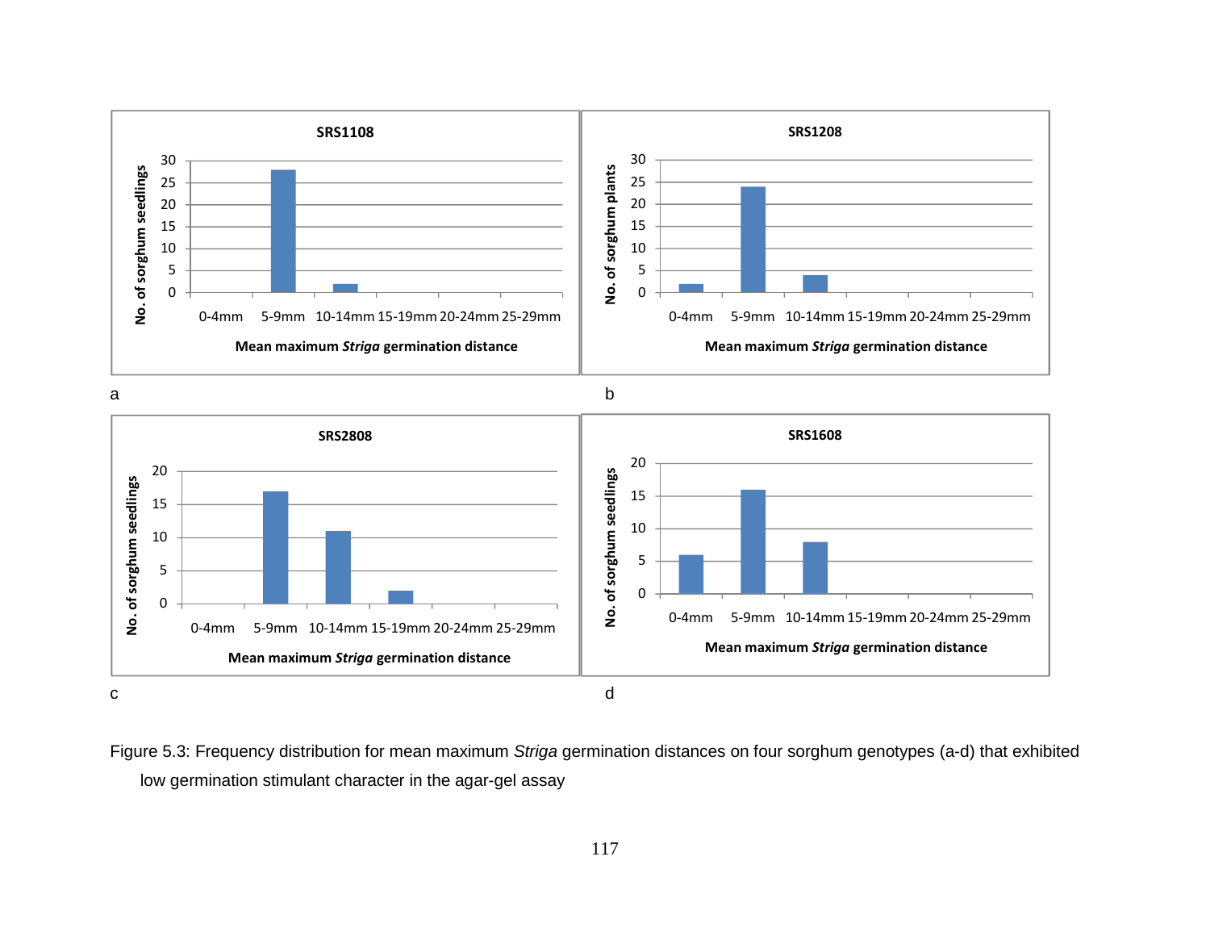Figure 5.3: Frequency distribution for mean maximum *Striga* germination distances on four sorghum genotypes (a-d) that exhibited low germination stimulant character in the agar-gel assay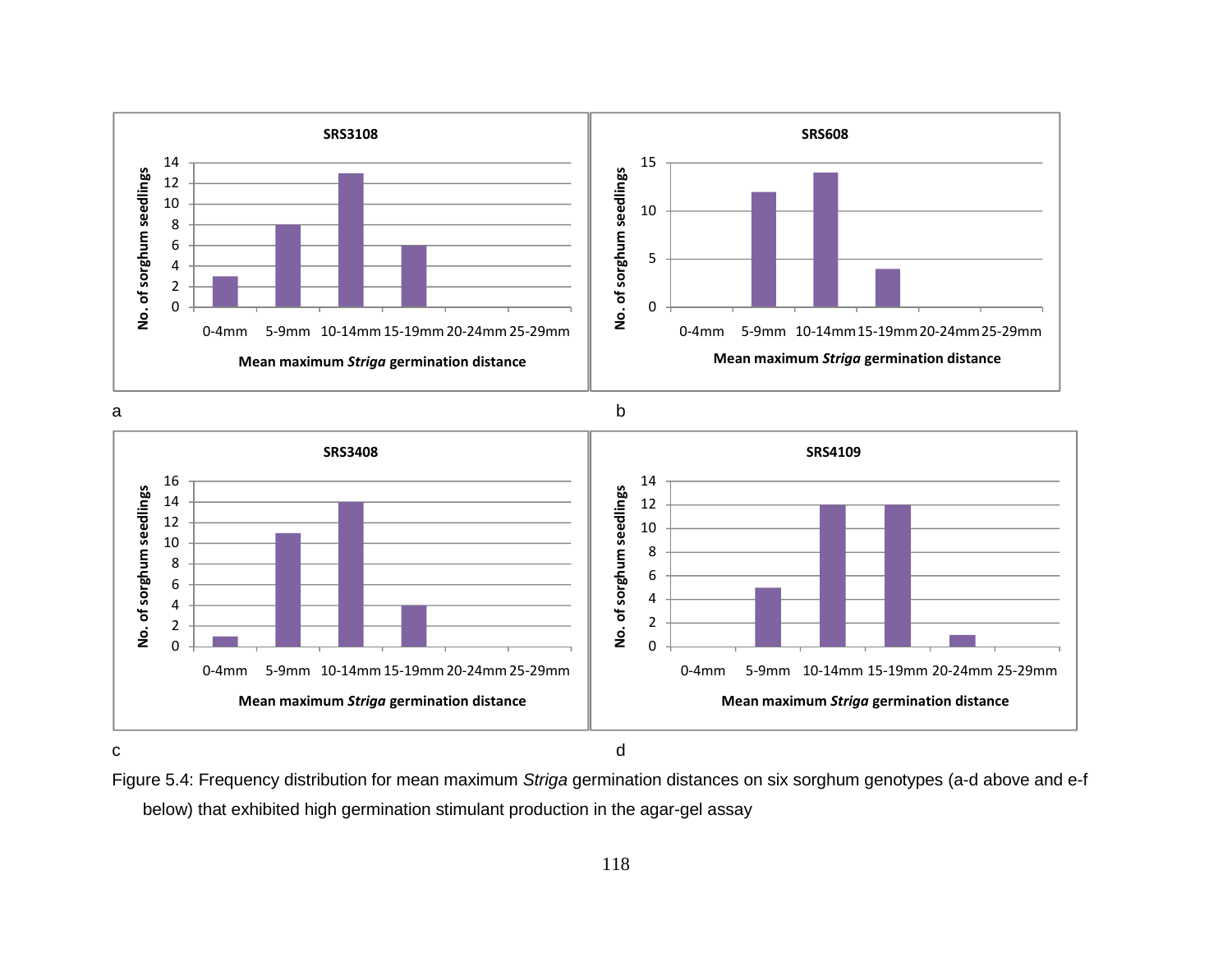Figure 5.4: Frequency distribution for mean maximum *Striga* germination distances on six sorghum genotypes (a-d above and e-f below) that exhibited high germination stimulant production in the agar-gel assay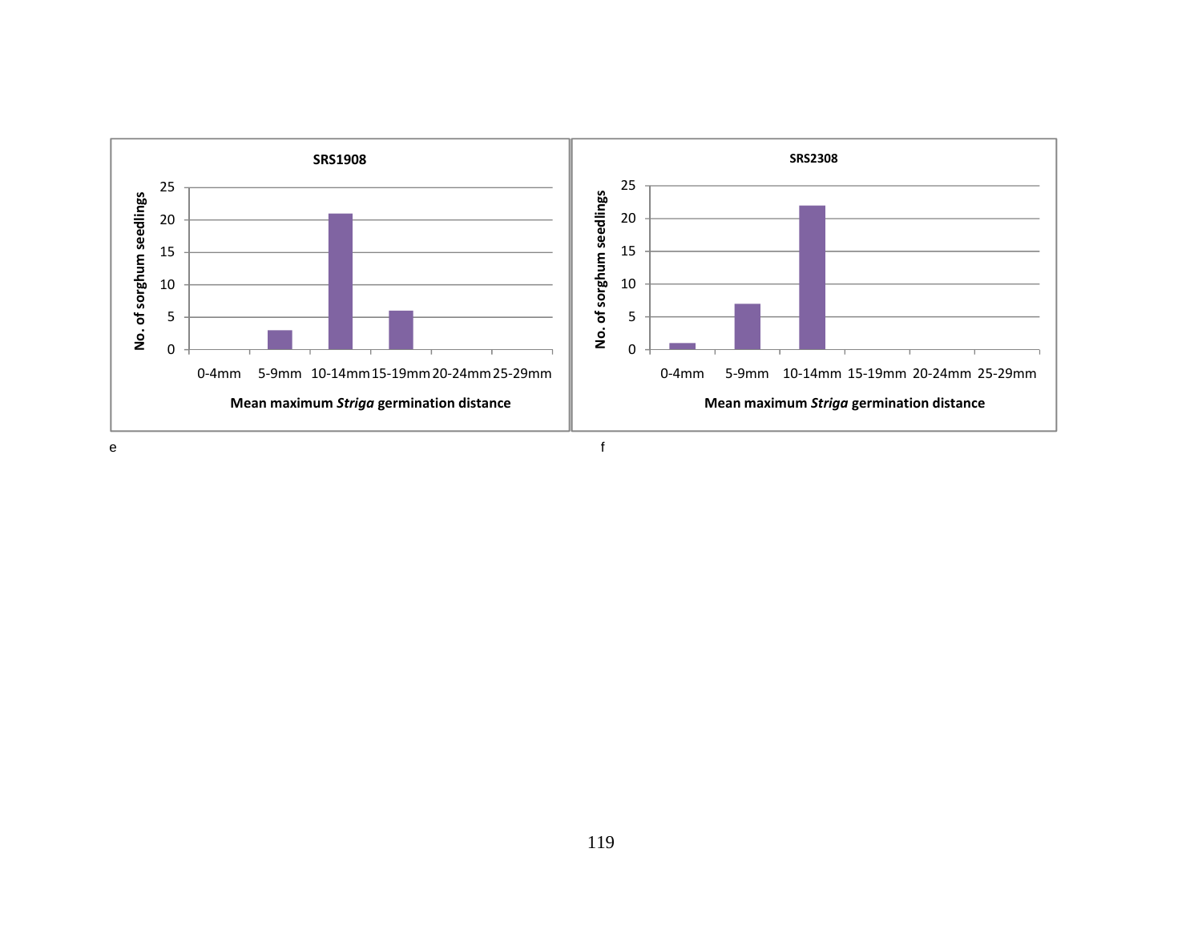**SRS1908**

| Mean maximum *Striga* germination distance | No. of sorghum seedlings |
|---|---|
| 0-4mm | 0 |
| 5-9mm | 3 |
| 10-14mm | 21 |
| 15-19mm | 6 |
| 20-24mm | 0 |
| 25-29mm | 0 |

e

**SRS2308**

| Mean maximum *Striga* germination distance | No. of sorghum seedlings |
|---|---|
| 0-4mm | 1 |
| 5-9mm | 7 |
| 10-14mm | 22 |
| 15-19mm | 0 |
| 20-24mm | 0 |
| 25-29mm | 0 |

f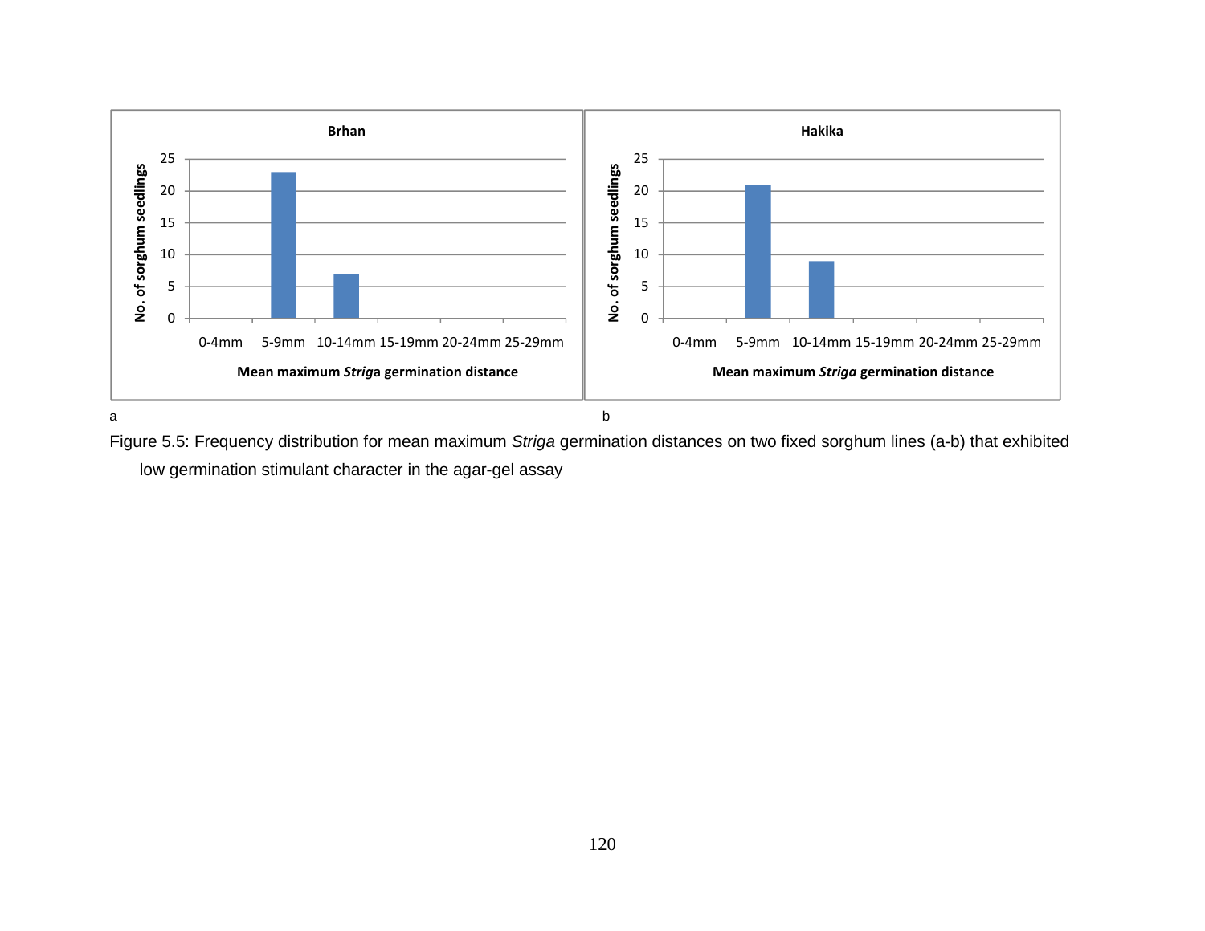**Brhan**

| Mean maximum *Striga* germination distance | No. of sorghum seedlings |
|---|---|
| 0-4mm | 0 |
| 5-9mm | 23 |
| 10-14mm | 7 |
| 15-19mm | 0 |
| 20-24mm | 0 |
| 25-29mm | 0 |

a

**Hakika**

| Mean maximum *Striga* germination distance | No. of sorghum seedlings |
|---|---|
| 0-4mm | 0 |
| 5-9mm | 21 |
| 10-14mm | 9 |
| 15-19mm | 0 |
| 20-24mm | 0 |
| 25-29mm | 0 |

b

Figure 5.5: Frequency distribution for mean maximum *Striga* germination distances on two fixed sorghum lines (a-b) that exhibited low germination stimulant character in the agar-gel assay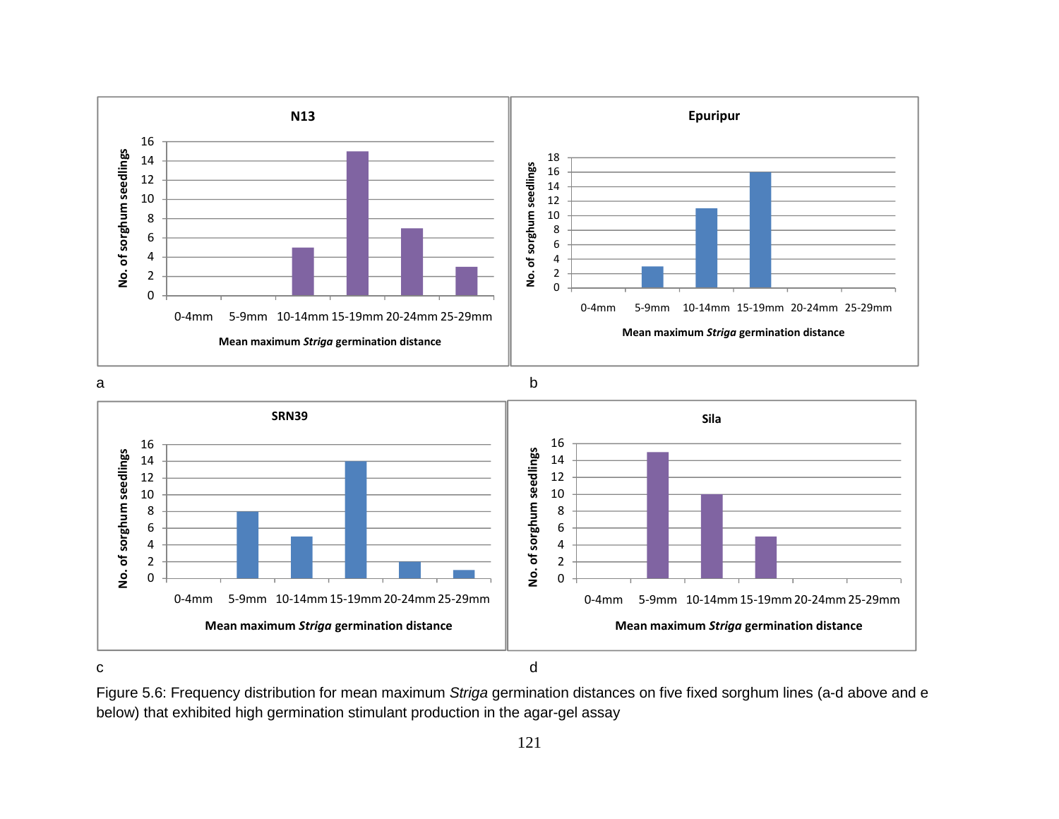**N13**

| Mean maximum *Striga* germination distance | 0-4mm | 5-9mm | 10-14mm | 15-19mm | 20-24mm | 25-29mm |
|---|---|---|---|---|---|---|
| No. of sorghum seedlings | 0 | 0 | 5 | 15 | 7 | 3 |

a

**Epuripur**

| Mean maximum *Striga* germination distance | 0-4mm | 5-9mm | 10-14mm | 15-19mm | 20-24mm | 25-29mm |
|---|---|---|---|---|---|---|
| No. of sorghum seedlings | 0 | 3 | 11 | 16 | 0 | 0 |

b

**SRN39**

| Mean maximum *Striga* germination distance | 0-4mm | 5-9mm | 10-14mm | 15-19mm | 20-24mm | 25-29mm |
|---|---|---|---|---|---|---|
| No. of sorghum seedlings | 0 | 8 | 5 | 14 | 2 | 1 |

c

**Sila**

| Mean maximum *Striga* germination distance | 0-4mm | 5-9mm | 10-14mm | 15-19mm | 20-24mm | 25-29mm |
|---|---|---|---|---|---|---|
| No. of sorghum seedlings | 0 | 15 | 10 | 5 | 0 | 0 |

d

Figure 5.6: Frequency distribution for mean maximum *Striga* germination distances on five fixed sorghum lines (a-d above and e below) that exhibited high germination stimulant production in the agar-gel assay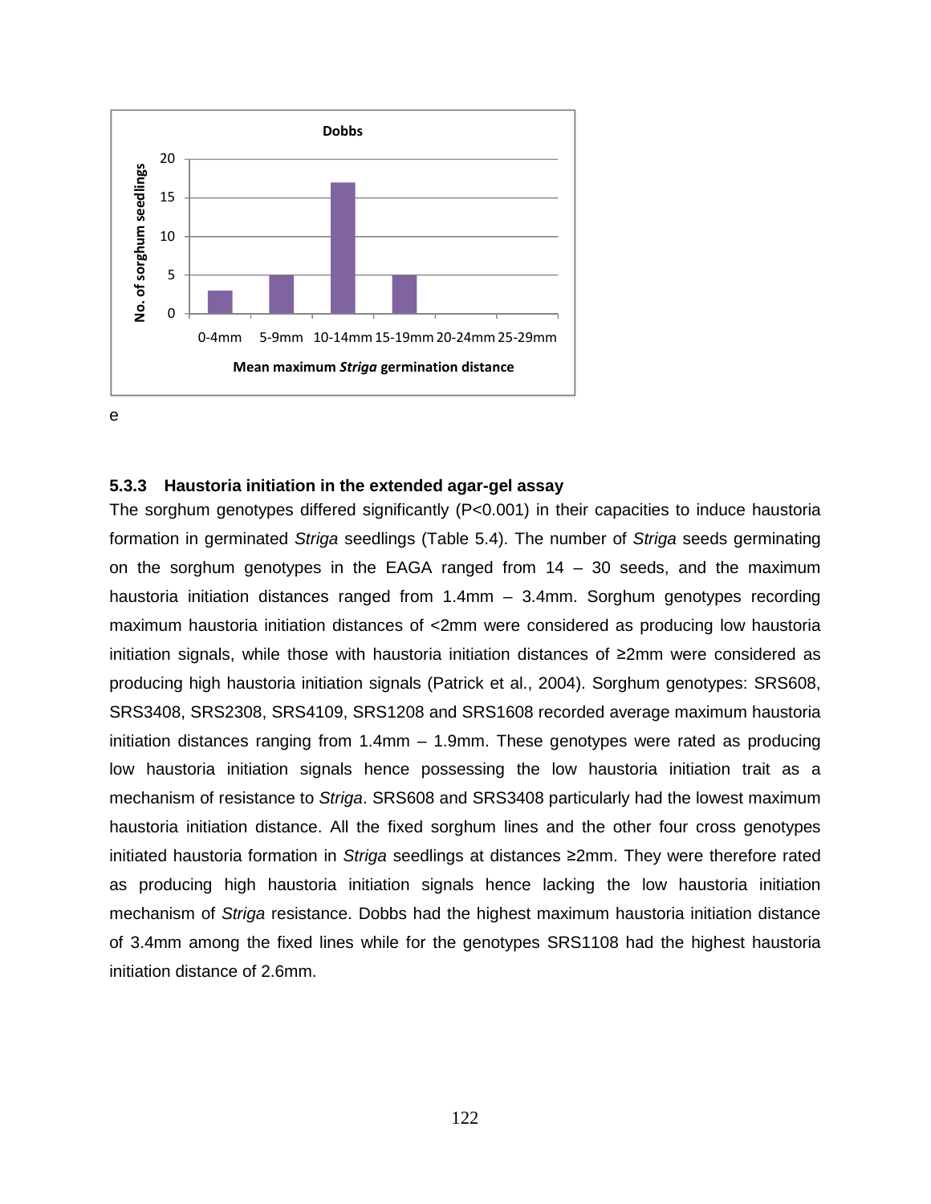**Dobbs**

| Mean maximum *Striga* germination distance | No. of sorghum seedlings |
|---|---|
| 0-4mm | 3 |
| 5-9mm | 5 |
| 10-14mm | 17 |
| 15-19mm | 5 |
| 20-24mm | 0 |
| 25-29mm | 0 |

e

### 5.3.3 Haustoria initiation in the extended agar-gel assay

The sorghum genotypes differed significantly (P<0.001) in their capacities to induce haustoria formation in germinated *Striga* seedlings (Table 5.4). The number of *Striga* seeds germinating on the sorghum genotypes in the EAGA ranged from 14 – 30 seeds, and the maximum haustoria initiation distances ranged from 1.4mm – 3.4mm. Sorghum genotypes recording maximum haustoria initiation distances of <2mm were considered as producing low haustoria initiation signals, while those with haustoria initiation distances of ≥2mm were considered as producing high haustoria initiation signals (Patrick et al., 2004). Sorghum genotypes: SRS608, SRS3408, SRS2308, SRS4109, SRS1208 and SRS1608 recorded average maximum haustoria initiation distances ranging from 1.4mm – 1.9mm. These genotypes were rated as producing low haustoria initiation signals hence possessing the low haustoria initiation trait as a mechanism of resistance to *Striga*. SRS608 and SRS3408 particularly had the lowest maximum haustoria initiation distance. All the fixed sorghum lines and the other four cross genotypes initiated haustoria formation in *Striga* seedlings at distances ≥2mm. They were therefore rated as producing high haustoria initiation signals hence lacking the low haustoria initiation mechanism of *Striga* resistance. Dobbs had the highest maximum haustoria initiation distance of 3.4mm among the fixed lines while for the genotypes SRS1108 had the highest haustoria initiation distance of 2.6mm.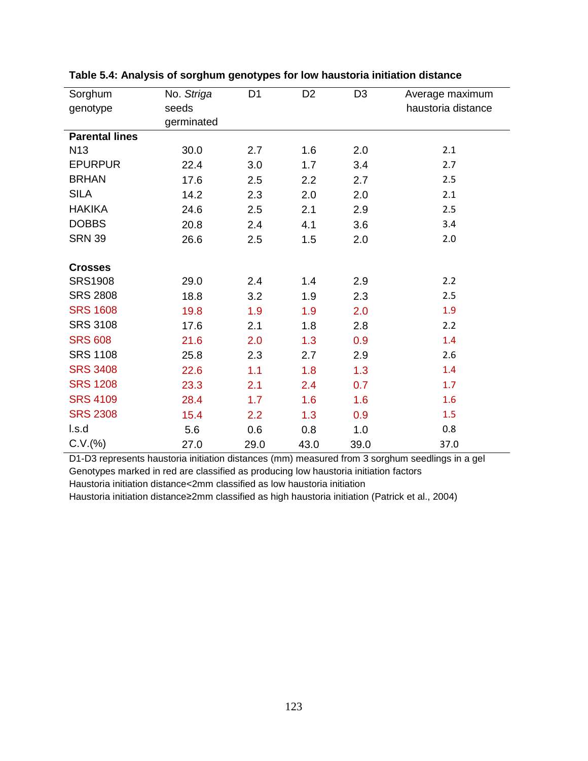**Table 5.4: Analysis of sorghum genotypes for low haustoria initiation distance**

| Sorghum genotype | No. *Striga* seeds germinated | D1 | D2 | D3 | Average maximum haustoria distance |
|---|---|---|---|---|---|
| **Parental lines** | | | | | |
| N13 | 30.0 | 2.7 | 1.6 | 2.0 | 2.1 |
| EPURPUR | 22.4 | 3.0 | 1.7 | 3.4 | 2.7 |
| BRHAN | 17.6 | 2.5 | 2.2 | 2.7 | 2.5 |
| SILA | 14.2 | 2.3 | 2.0 | 2.0 | 2.1 |
| HAKIKA | 24.6 | 2.5 | 2.1 | 2.9 | 2.5 |
| DOBBS | 20.8 | 2.4 | 4.1 | 3.6 | 3.4 |
| SRN 39 | 26.6 | 2.5 | 1.5 | 2.0 | 2.0 |
| **Crosses** | | | | | |
| SRS1908 | 29.0 | 2.4 | 1.4 | 2.9 | 2.2 |
| SRS 2808 | 18.8 | 3.2 | 1.9 | 2.3 | 2.5 |
| SRS 1608 | 19.8 | 1.9 | 1.9 | 2.0 | 1.9 |
| SRS 3108 | 17.6 | 2.1 | 1.8 | 2.8 | 2.2 |
| SRS 608 | 21.6 | 2.0 | 1.3 | 0.9 | 1.4 |
| SRS 1108 | 25.8 | 2.3 | 2.7 | 2.9 | 2.6 |
| SRS 3408 | 22.6 | 1.1 | 1.8 | 1.3 | 1.4 |
| SRS 1208 | 23.3 | 2.1 | 2.4 | 0.7 | 1.7 |
| SRS 4109 | 28.4 | 1.7 | 1.6 | 1.6 | 1.6 |
| SRS 2308 | 15.4 | 2.2 | 1.3 | 0.9 | 1.5 |
| l.s.d | 5.6 | 0.6 | 0.8 | 1.0 | 0.8 |
| C.V.(%) | 27.0 | 29.0 | 43.0 | 39.0 | 37.0 |

D1-D3 represents haustoria initiation distances (mm) measured from 3 sorghum seedlings in a gel
Genotypes marked in red are classified as producing low haustoria initiation factors
Haustoria initiation distance<2mm classified as low haustoria initiation
Haustoria initiation distance≥2mm classified as high haustoria initiation (Patrick et al., 2004)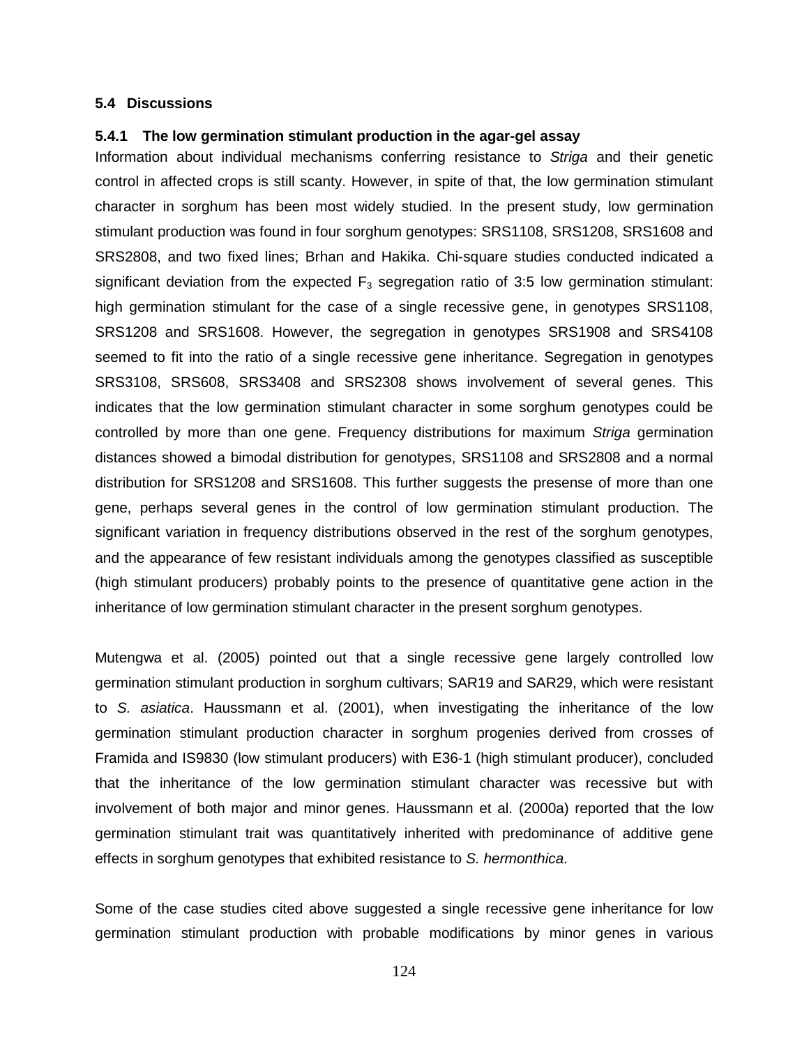## 5.4 Discussions

### 5.4.1 The low germination stimulant production in the agar-gel assay

Information about individual mechanisms conferring resistance to *Striga* and their genetic control in affected crops is still scanty. However, in spite of that, the low germination stimulant character in sorghum has been most widely studied. In the present study, low germination stimulant production was found in four sorghum genotypes: SRS1108, SRS1208, SRS1608 and SRS2808, and two fixed lines; Brhan and Hakika. Chi-square studies conducted indicated a significant deviation from the expected $F_3$ segregation ratio of 3:5 low germination stimulant: high germination stimulant for the case of a single recessive gene, in genotypes SRS1108, SRS1208 and SRS1608. However, the segregation in genotypes SRS1908 and SRS4108 seemed to fit into the ratio of a single recessive gene inheritance. Segregation in genotypes SRS3108, SRS608, SRS3408 and SRS2308 shows involvement of several genes. This indicates that the low germination stimulant character in some sorghum genotypes could be controlled by more than one gene. Frequency distributions for maximum *Striga* germination distances showed a bimodal distribution for genotypes, SRS1108 and SRS2808 and a normal distribution for SRS1208 and SRS1608. This further suggests the presense of more than one gene, perhaps several genes in the control of low germination stimulant production. The significant variation in frequency distributions observed in the rest of the sorghum genotypes, and the appearance of few resistant individuals among the genotypes classified as susceptible (high stimulant producers) probably points to the presence of quantitative gene action in the inheritance of low germination stimulant character in the present sorghum genotypes.

Mutengwa et al. (2005) pointed out that a single recessive gene largely controlled low germination stimulant production in sorghum cultivars; SAR19 and SAR29, which were resistant to *S. asiatica*. Haussmann et al. (2001), when investigating the inheritance of the low germination stimulant production character in sorghum progenies derived from crosses of Framida and IS9830 (low stimulant producers) with E36-1 (high stimulant producer), concluded that the inheritance of the low germination stimulant character was recessive but with involvement of both major and minor genes. Haussmann et al. (2000a) reported that the low germination stimulant trait was quantitatively inherited with predominance of additive gene effects in sorghum genotypes that exhibited resistance to *S. hermonthica*.

Some of the case studies cited above suggested a single recessive gene inheritance for low germination stimulant production with probable modifications by minor genes in various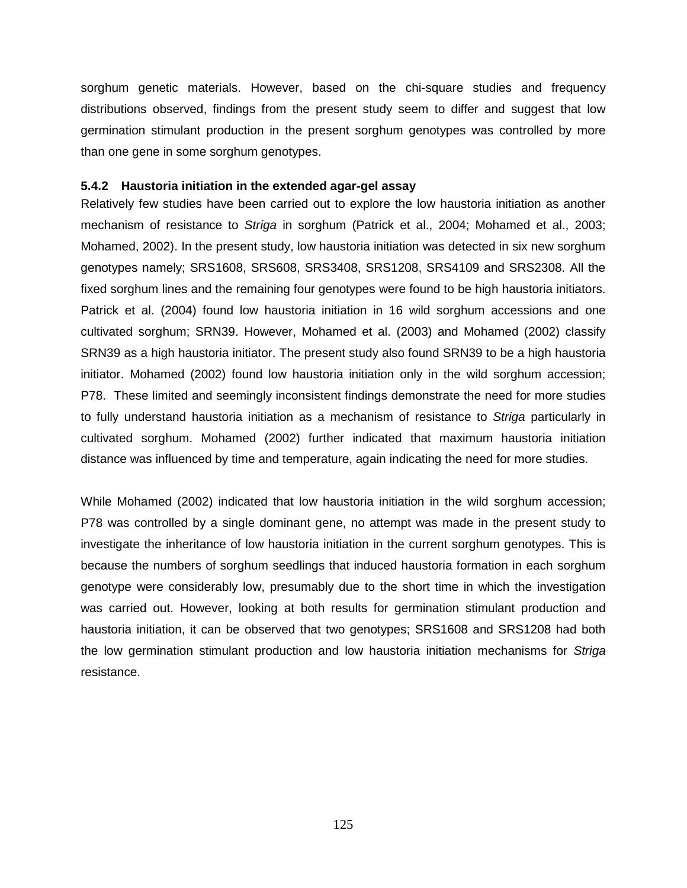sorghum genetic materials. However, based on the chi-square studies and frequency distributions observed, findings from the present study seem to differ and suggest that low germination stimulant production in the present sorghum genotypes was controlled by more than one gene in some sorghum genotypes.

### 5.4.2 Haustoria initiation in the extended agar-gel assay

Relatively few studies have been carried out to explore the low haustoria initiation as another mechanism of resistance to *Striga* in sorghum (Patrick et al., 2004; Mohamed et al., 2003; Mohamed, 2002). In the present study, low haustoria initiation was detected in six new sorghum genotypes namely; SRS1608, SRS608, SRS3408, SRS1208, SRS4109 and SRS2308. All the fixed sorghum lines and the remaining four genotypes were found to be high haustoria initiators. Patrick et al. (2004) found low haustoria initiation in 16 wild sorghum accessions and one cultivated sorghum; SRN39. However, Mohamed et al. (2003) and Mohamed (2002) classify SRN39 as a high haustoria initiator. The present study also found SRN39 to be a high haustoria initiator. Mohamed (2002) found low haustoria initiation only in the wild sorghum accession; P78. These limited and seemingly inconsistent findings demonstrate the need for more studies to fully understand haustoria initiation as a mechanism of resistance to *Striga* particularly in cultivated sorghum. Mohamed (2002) further indicated that maximum haustoria initiation distance was influenced by time and temperature, again indicating the need for more studies.

While Mohamed (2002) indicated that low haustoria initiation in the wild sorghum accession; P78 was controlled by a single dominant gene, no attempt was made in the present study to investigate the inheritance of low haustoria initiation in the current sorghum genotypes. This is because the numbers of sorghum seedlings that induced haustoria formation in each sorghum genotype were considerably low, presumably due to the short time in which the investigation was carried out. However, looking at both results for germination stimulant production and haustoria initiation, it can be observed that two genotypes; SRS1608 and SRS1208 had both the low germination stimulant production and low haustoria initiation mechanisms for *Striga* resistance.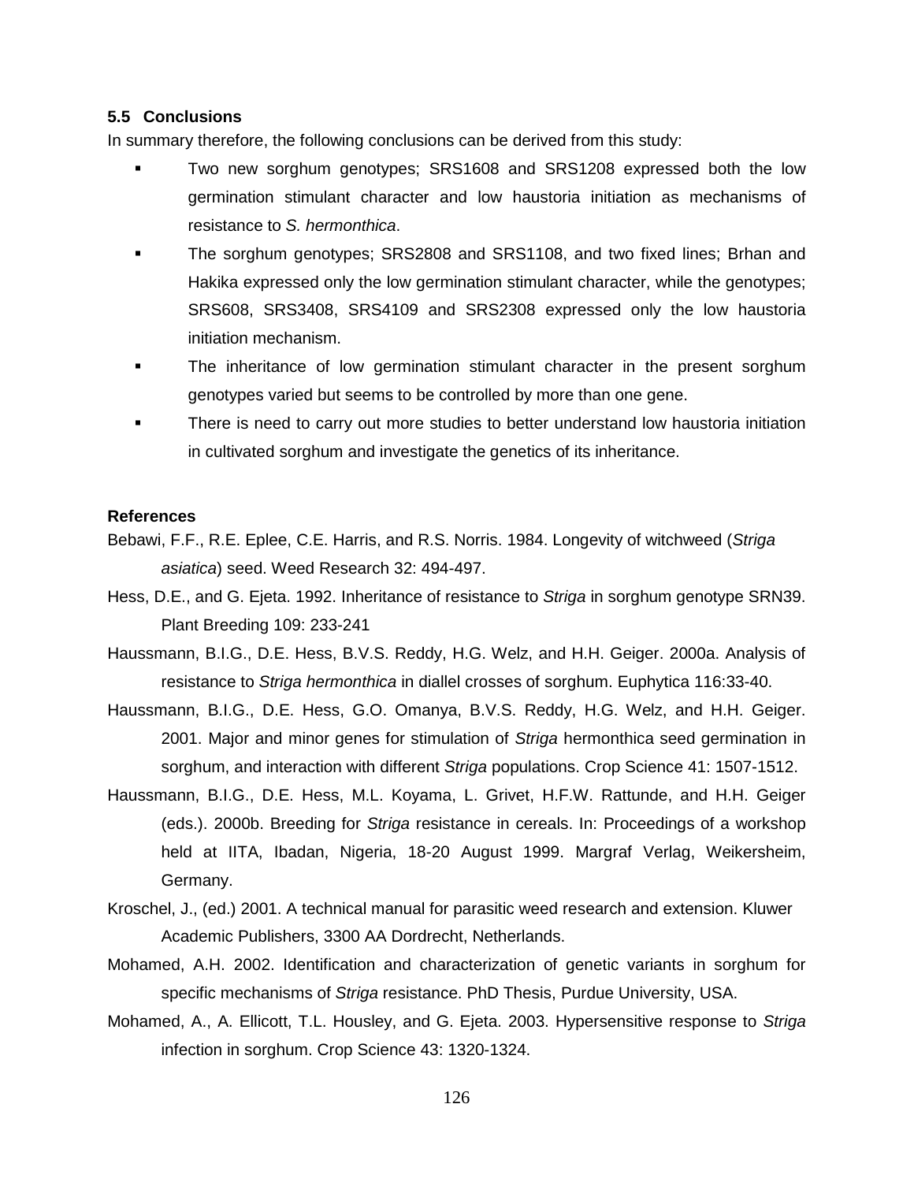### 5.5 Conclusions

In summary therefore, the following conclusions can be derived from this study:

- Two new sorghum genotypes; SRS1608 and SRS1208 expressed both the low germination stimulant character and low haustoria initiation as mechanisms of resistance to *S. hermonthica*.
- The sorghum genotypes; SRS2808 and SRS1108, and two fixed lines; Brhan and Hakika expressed only the low germination stimulant character, while the genotypes; SRS608, SRS3408, SRS4109 and SRS2308 expressed only the low haustoria initiation mechanism.
- The inheritance of low germination stimulant character in the present sorghum genotypes varied but seems to be controlled by more than one gene.
- There is need to carry out more studies to better understand low haustoria initiation in cultivated sorghum and investigate the genetics of its inheritance.

**References**

Bebawi, F.F., R.E. Eplee, C.E. Harris, and R.S. Norris. 1984. Longevity of witchweed (*Striga asiatica*) seed. Weed Research 32: 494-497.

Hess, D.E., and G. Ejeta. 1992. Inheritance of resistance to *Striga* in sorghum genotype SRN39. Plant Breeding 109: 233-241

Haussmann, B.I.G., D.E. Hess, B.V.S. Reddy, H.G. Welz, and H.H. Geiger. 2000a. Analysis of resistance to *Striga hermonthica* in diallel crosses of sorghum. Euphytica 116:33-40.

Haussmann, B.I.G., D.E. Hess, G.O. Omanya, B.V.S. Reddy, H.G. Welz, and H.H. Geiger. 2001. Major and minor genes for stimulation of *Striga* hermonthica seed germination in sorghum, and interaction with different *Striga* populations. Crop Science 41: 1507-1512.

Haussmann, B.I.G., D.E. Hess, M.L. Koyama, L. Grivet, H.F.W. Rattunde, and H.H. Geiger (eds.). 2000b. Breeding for *Striga* resistance in cereals. In: Proceedings of a workshop held at IITA, Ibadan, Nigeria, 18-20 August 1999. Margraf Verlag, Weikersheim, Germany.

Kroschel, J., (ed.) 2001. A technical manual for parasitic weed research and extension. Kluwer Academic Publishers, 3300 AA Dordrecht, Netherlands.

Mohamed, A.H. 2002. Identification and characterization of genetic variants in sorghum for specific mechanisms of *Striga* resistance. PhD Thesis, Purdue University, USA.

Mohamed, A., A. Ellicott, T.L. Housley, and G. Ejeta. 2003. Hypersensitive response to *Striga* infection in sorghum. Crop Science 43: 1320-1324.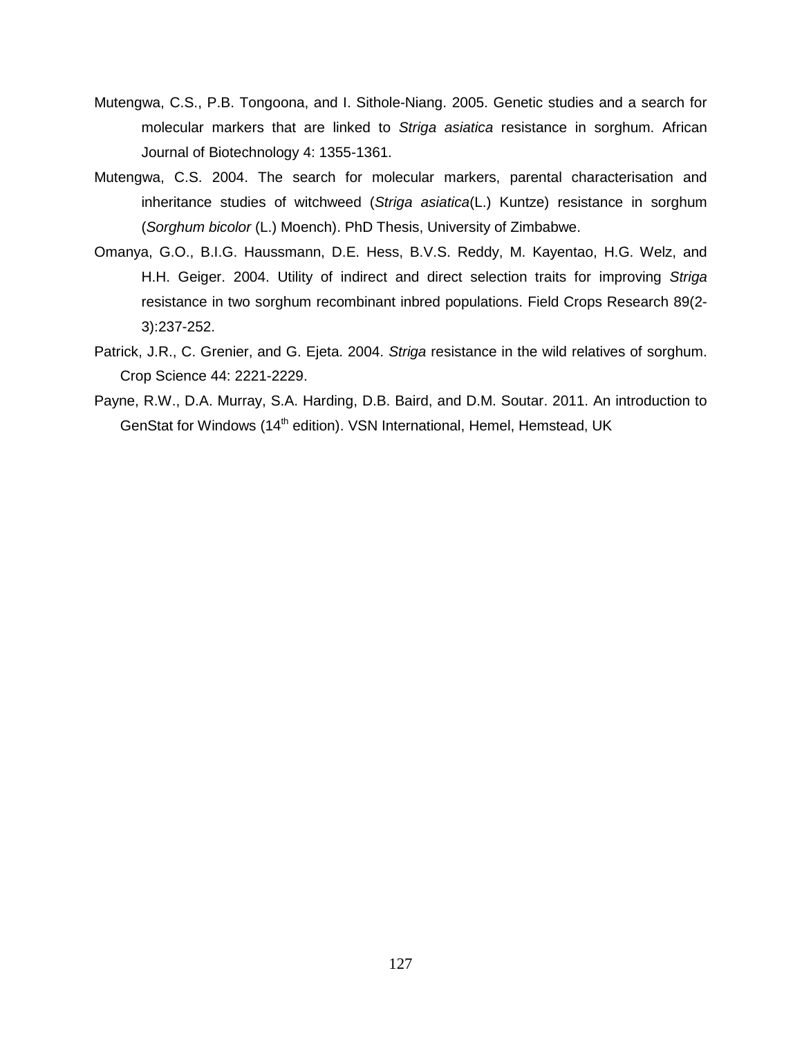Mutengwa, C.S., P.B. Tongoona, and I. Sithole-Niang. 2005. Genetic studies and a search for molecular markers that are linked to *Striga asiatica* resistance in sorghum. African Journal of Biotechnology 4: 1355-1361.

Mutengwa, C.S. 2004. The search for molecular markers, parental characterisation and inheritance studies of witchweed (*Striga asiatica*(L.) Kuntze) resistance in sorghum (*Sorghum bicolor* (L.) Moench). PhD Thesis, University of Zimbabwe.

Omanya, G.O., B.I.G. Haussmann, D.E. Hess, B.V.S. Reddy, M. Kayentao, H.G. Welz, and H.H. Geiger. 2004. Utility of indirect and direct selection traits for improving *Striga* resistance in two sorghum recombinant inbred populations. Field Crops Research 89(2-3):237-252.

Patrick, J.R., C. Grenier, and G. Ejeta. 2004. *Striga* resistance in the wild relatives of sorghum. Crop Science 44: 2221-2229.

Payne, R.W., D.A. Murray, S.A. Harding, D.B. Baird, and D.M. Soutar. 2011. An introduction to GenStat for Windows (14th edition). VSN International, Hemel, Hemstead, UK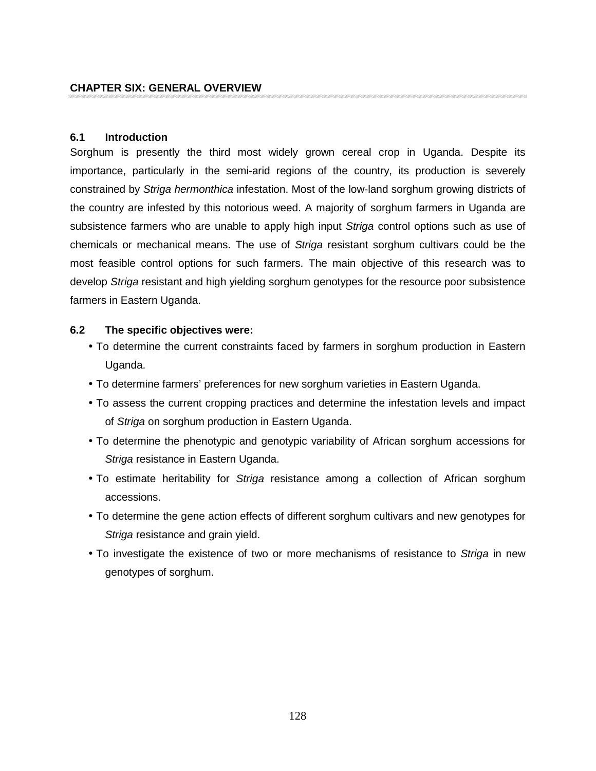# CHAPTER SIX: GENERAL OVERVIEW

## 6.1 Introduction

Sorghum is presently the third most widely grown cereal crop in Uganda. Despite its importance, particularly in the semi-arid regions of the country, its production is severely constrained by *Striga hermonthica* infestation. Most of the low-land sorghum growing districts of the country are infested by this notorious weed. A majority of sorghum farmers in Uganda are subsistence farmers who are unable to apply high input *Striga* control options such as use of chemicals or mechanical means. The use of *Striga* resistant sorghum cultivars could be the most feasible control options for such farmers. The main objective of this research was to develop *Striga* resistant and high yielding sorghum genotypes for the resource poor subsistence farmers in Eastern Uganda.

## 6.2 The specific objectives were:

- To determine the current constraints faced by farmers in sorghum production in Eastern Uganda.
- To determine farmers' preferences for new sorghum varieties in Eastern Uganda.
- To assess the current cropping practices and determine the infestation levels and impact of *Striga* on sorghum production in Eastern Uganda.
- To determine the phenotypic and genotypic variability of African sorghum accessions for *Striga* resistance in Eastern Uganda.
- To estimate heritability for *Striga* resistance among a collection of African sorghum accessions.
- To determine the gene action effects of different sorghum cultivars and new genotypes for *Striga* resistance and grain yield.
- To investigate the existence of two or more mechanisms of resistance to *Striga* in new genotypes of sorghum.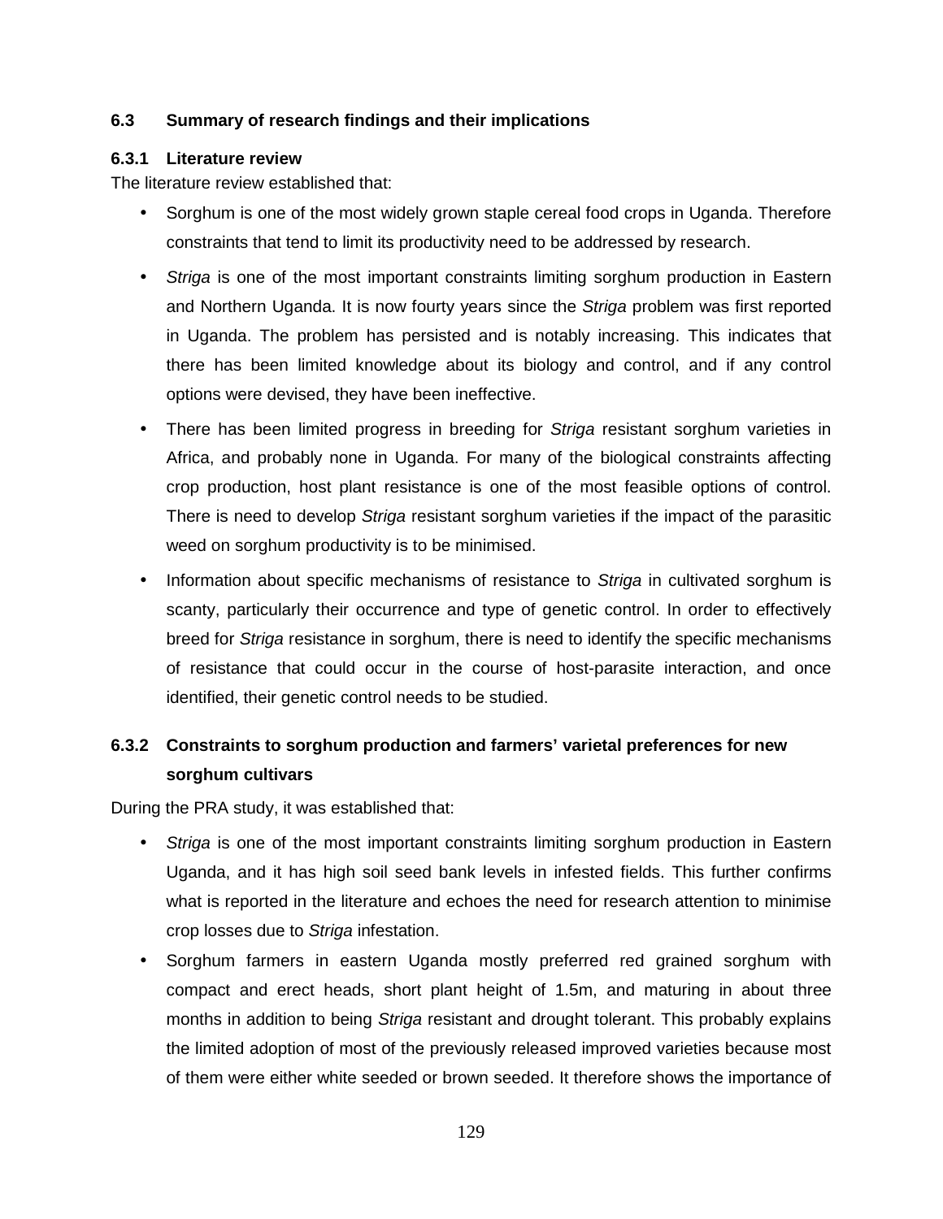### 6.3 Summary of research findings and their implications

#### 6.3.1 Literature review

The literature review established that:

- Sorghum is one of the most widely grown staple cereal food crops in Uganda. Therefore constraints that tend to limit its productivity need to be addressed by research.
- *Striga* is one of the most important constraints limiting sorghum production in Eastern and Northern Uganda. It is now fourty years since the *Striga* problem was first reported in Uganda. The problem has persisted and is notably increasing. This indicates that there has been limited knowledge about its biology and control, and if any control options were devised, they have been ineffective.
- There has been limited progress in breeding for *Striga* resistant sorghum varieties in Africa, and probably none in Uganda. For many of the biological constraints affecting crop production, host plant resistance is one of the most feasible options of control. There is need to develop *Striga* resistant sorghum varieties if the impact of the parasitic weed on sorghum productivity is to be minimised.
- Information about specific mechanisms of resistance to *Striga* in cultivated sorghum is scanty, particularly their occurrence and type of genetic control. In order to effectively breed for *Striga* resistance in sorghum, there is need to identify the specific mechanisms of resistance that could occur in the course of host-parasite interaction, and once identified, their genetic control needs to be studied.

#### 6.3.2 Constraints to sorghum production and farmers' varietal preferences for new sorghum cultivars

During the PRA study, it was established that:

- *Striga* is one of the most important constraints limiting sorghum production in Eastern Uganda, and it has high soil seed bank levels in infested fields. This further confirms what is reported in the literature and echoes the need for research attention to minimise crop losses due to *Striga* infestation.
- Sorghum farmers in eastern Uganda mostly preferred red grained sorghum with compact and erect heads, short plant height of 1.5m, and maturing in about three months in addition to being *Striga* resistant and drought tolerant. This probably explains the limited adoption of most of the previously released improved varieties because most of them were either white seeded or brown seeded. It therefore shows the importance of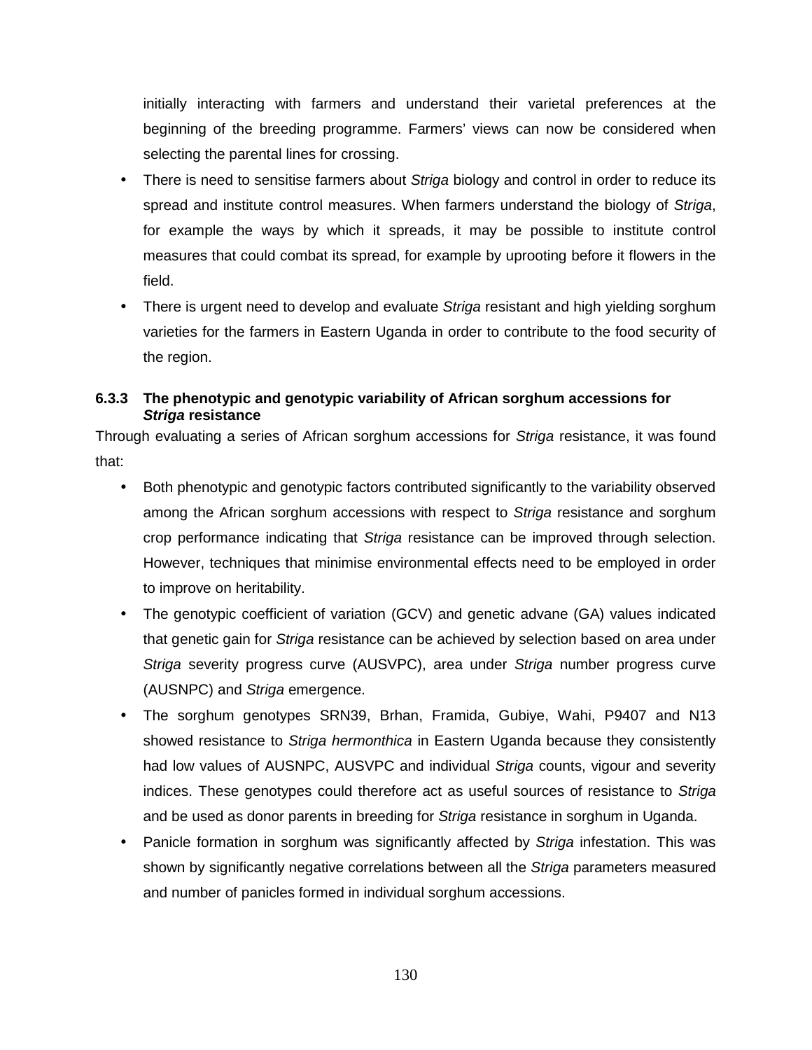initially interacting with farmers and understand their varietal preferences at the beginning of the breeding programme. Farmers' views can now be considered when selecting the parental lines for crossing.

- There is need to sensitise farmers about *Striga* biology and control in order to reduce its spread and institute control measures. When farmers understand the biology of *Striga*, for example the ways by which it spreads, it may be possible to institute control measures that could combat its spread, for example by uprooting before it flowers in the field.
- There is urgent need to develop and evaluate *Striga* resistant and high yielding sorghum varieties for the farmers in Eastern Uganda in order to contribute to the food security of the region.

### 6.3.3 The phenotypic and genotypic variability of African sorghum accessions for *Striga* resistance

Through evaluating a series of African sorghum accessions for *Striga* resistance, it was found that:

- Both phenotypic and genotypic factors contributed significantly to the variability observed among the African sorghum accessions with respect to *Striga* resistance and sorghum crop performance indicating that *Striga* resistance can be improved through selection. However, techniques that minimise environmental effects need to be employed in order to improve on heritability.
- The genotypic coefficient of variation (GCV) and genetic advane (GA) values indicated that genetic gain for *Striga* resistance can be achieved by selection based on area under *Striga* severity progress curve (AUSVPC), area under *Striga* number progress curve (AUSNPC) and *Striga* emergence.
- The sorghum genotypes SRN39, Brhan, Framida, Gubiye, Wahi, P9407 and N13 showed resistance to *Striga hermonthica* in Eastern Uganda because they consistently had low values of AUSNPC, AUSVPC and individual *Striga* counts, vigour and severity indices. These genotypes could therefore act as useful sources of resistance to *Striga* and be used as donor parents in breeding for *Striga* resistance in sorghum in Uganda.
- Panicle formation in sorghum was significantly affected by *Striga* infestation. This was shown by significantly negative correlations between all the *Striga* parameters measured and number of panicles formed in individual sorghum accessions.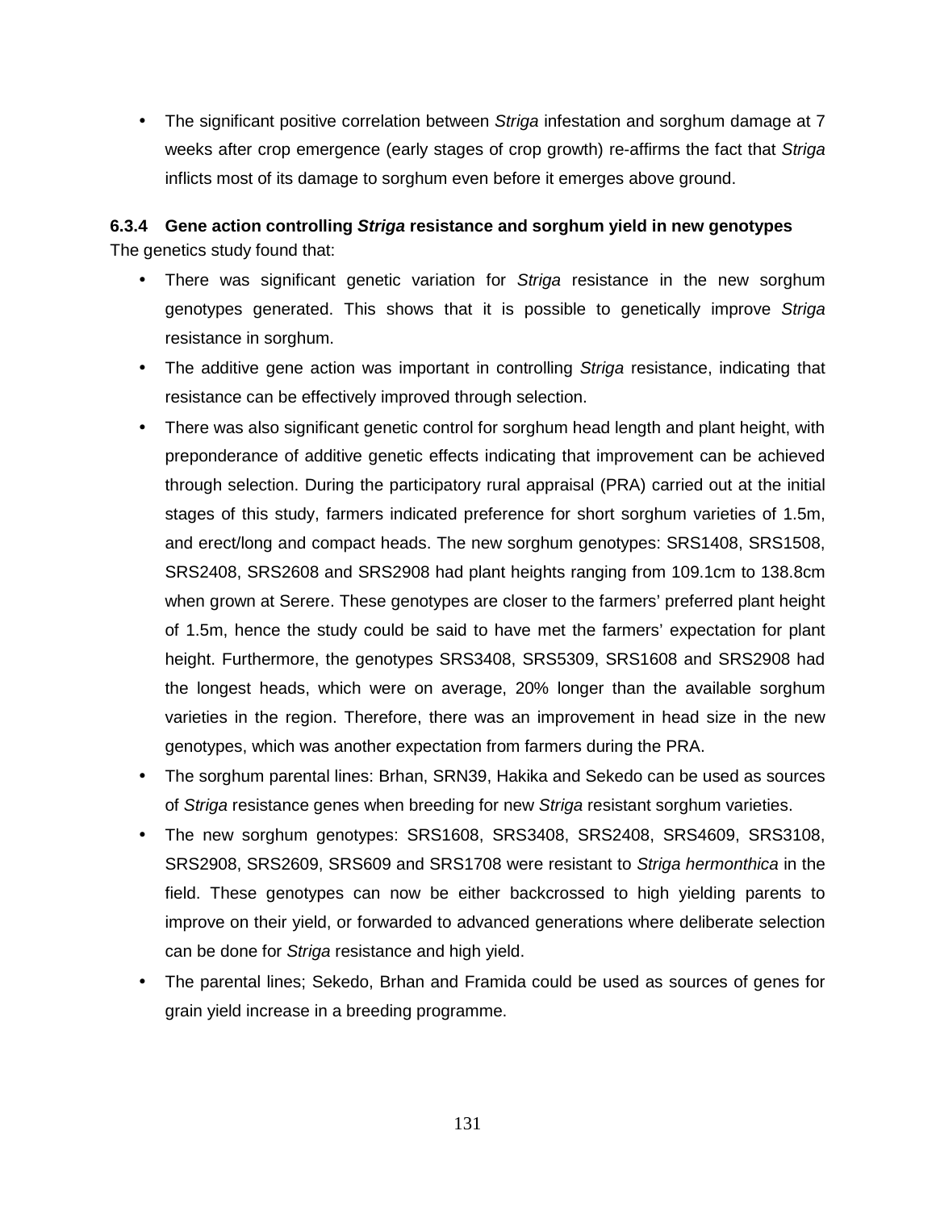- The significant positive correlation between *Striga* infestation and sorghum damage at 7 weeks after crop emergence (early stages of crop growth) re-affirms the fact that *Striga* inflicts most of its damage to sorghum even before it emerges above ground.

### 6.3.4 Gene action controlling *Striga* resistance and sorghum yield in new genotypes

The genetics study found that:

- There was significant genetic variation for *Striga* resistance in the new sorghum genotypes generated. This shows that it is possible to genetically improve *Striga* resistance in sorghum.
- The additive gene action was important in controlling *Striga* resistance, indicating that resistance can be effectively improved through selection.
- There was also significant genetic control for sorghum head length and plant height, with preponderance of additive genetic effects indicating that improvement can be achieved through selection. During the participatory rural appraisal (PRA) carried out at the initial stages of this study, farmers indicated preference for short sorghum varieties of 1.5m, and erect/long and compact heads. The new sorghum genotypes: SRS1408, SRS1508, SRS2408, SRS2608 and SRS2908 had plant heights ranging from 109.1cm to 138.8cm when grown at Serere. These genotypes are closer to the farmers' preferred plant height of 1.5m, hence the study could be said to have met the farmers' expectation for plant height. Furthermore, the genotypes SRS3408, SRS5309, SRS1608 and SRS2908 had the longest heads, which were on average, 20% longer than the available sorghum varieties in the region. Therefore, there was an improvement in head size in the new genotypes, which was another expectation from farmers during the PRA.
- The sorghum parental lines: Brhan, SRN39, Hakika and Sekedo can be used as sources of *Striga* resistance genes when breeding for new *Striga* resistant sorghum varieties.
- The new sorghum genotypes: SRS1608, SRS3408, SRS2408, SRS4609, SRS3108, SRS2908, SRS2609, SRS609 and SRS1708 were resistant to *Striga hermonthica* in the field. These genotypes can now be either backcrossed to high yielding parents to improve on their yield, or forwarded to advanced generations where deliberate selection can be done for *Striga* resistance and high yield.
- The parental lines; Sekedo, Brhan and Framida could be used as sources of genes for grain yield increase in a breeding programme.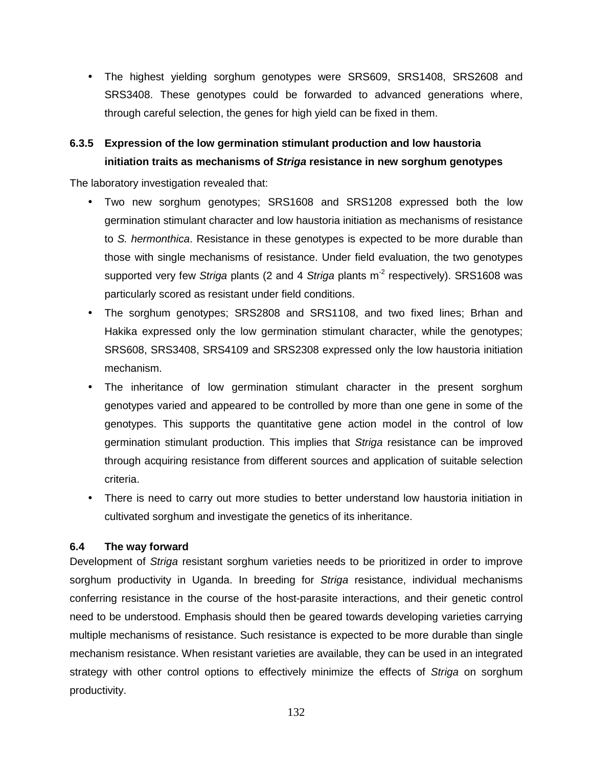- The highest yielding sorghum genotypes were SRS609, SRS1408, SRS2608 and SRS3408. These genotypes could be forwarded to advanced generations where, through careful selection, the genes for high yield can be fixed in them.

### 6.3.5 Expression of the low germination stimulant production and low haustoria initiation traits as mechanisms of *Striga* resistance in new sorghum genotypes

The laboratory investigation revealed that:

- Two new sorghum genotypes; SRS1608 and SRS1208 expressed both the low germination stimulant character and low haustoria initiation as mechanisms of resistance to *S. hermonthica*. Resistance in these genotypes is expected to be more durable than those with single mechanisms of resistance. Under field evaluation, the two genotypes supported very few *Striga* plants (2 and 4 *Striga* plants $m^{-2}$ respectively). SRS1608 was particularly scored as resistant under field conditions.
- The sorghum genotypes; SRS2808 and SRS1108, and two fixed lines; Brhan and Hakika expressed only the low germination stimulant character, while the genotypes; SRS608, SRS3408, SRS4109 and SRS2308 expressed only the low haustoria initiation mechanism.
- The inheritance of low germination stimulant character in the present sorghum genotypes varied and appeared to be controlled by more than one gene in some of the genotypes. This supports the quantitative gene action model in the control of low germination stimulant production. This implies that *Striga* resistance can be improved through acquiring resistance from different sources and application of suitable selection criteria.
- There is need to carry out more studies to better understand low haustoria initiation in cultivated sorghum and investigate the genetics of its inheritance.

## 6.4 The way forward

Development of *Striga* resistant sorghum varieties needs to be prioritized in order to improve sorghum productivity in Uganda. In breeding for *Striga* resistance, individual mechanisms conferring resistance in the course of the host-parasite interactions, and their genetic control need to be understood. Emphasis should then be geared towards developing varieties carrying multiple mechanisms of resistance. Such resistance is expected to be more durable than single mechanism resistance. When resistant varieties are available, they can be used in an integrated strategy with other control options to effectively minimize the effects of *Striga* on sorghum productivity.